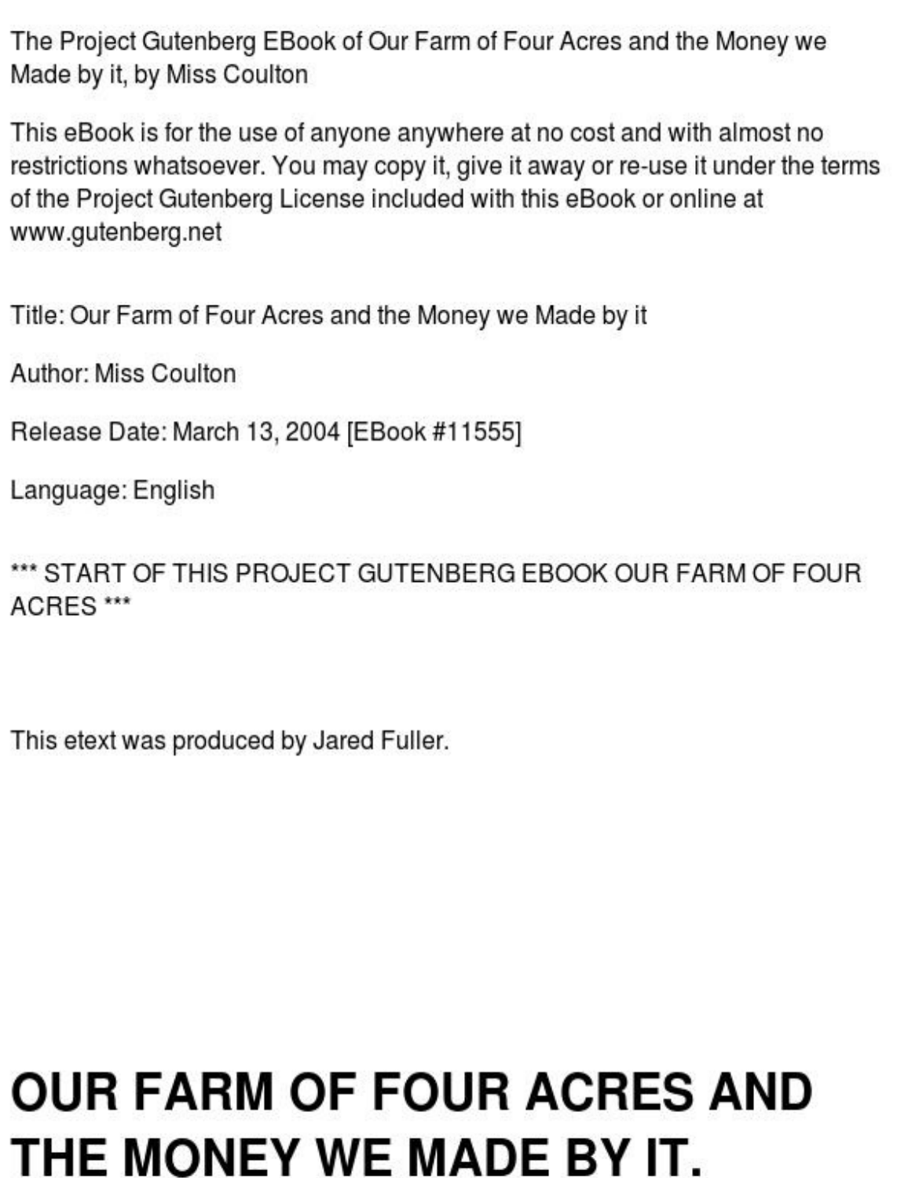The Project Gutenberg EBook of Our Farm of Four Acres and the Money we Made by it, by Miss Coulton

This eBook is for the use of anyone anywhere at no cost and with almost no restrictions whatsoever. You may copy it, give it away or re-use it under the terms of the Project Gutenberg License included with this eBook or online at www.gutenberg.net

Title: Our Farm of Four Acres and the Money we Made by it

Author: Miss Coulton

Release Date: March 13, 2004 [EBook #11555]

Language: English

*** START OF THIS PROJECT GUTENBERG EBOOK OUR FARM OF FOUR ACRES ***

This etext was produced by Jared Fuller.

# OUR FARM OF FOUR ACRES AND THE MONEY WE MADE BY IT.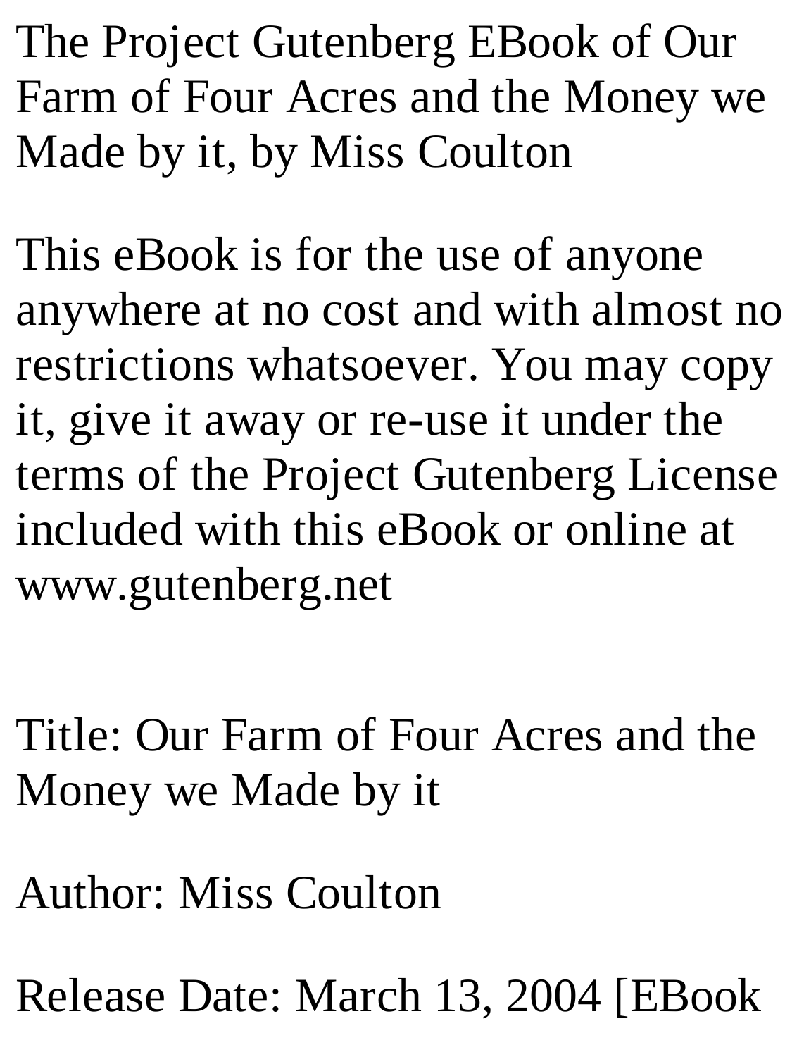The Project Gutenberg EBook of Our Farm of Four Acres and the Money we Made by it, by Miss Coulton

This eBook is for the use of anyone anywhere at no cost and with almost no restrictions whatsoever. You may copy it, give it away or re-use it under the terms of the Project Gutenberg License included with this eBook or online at www.gutenberg.net

Title: Our Farm of Four Acres and the Money we Made by it

Author: Miss Coulton

Release Date: March 13, 2004 [EBook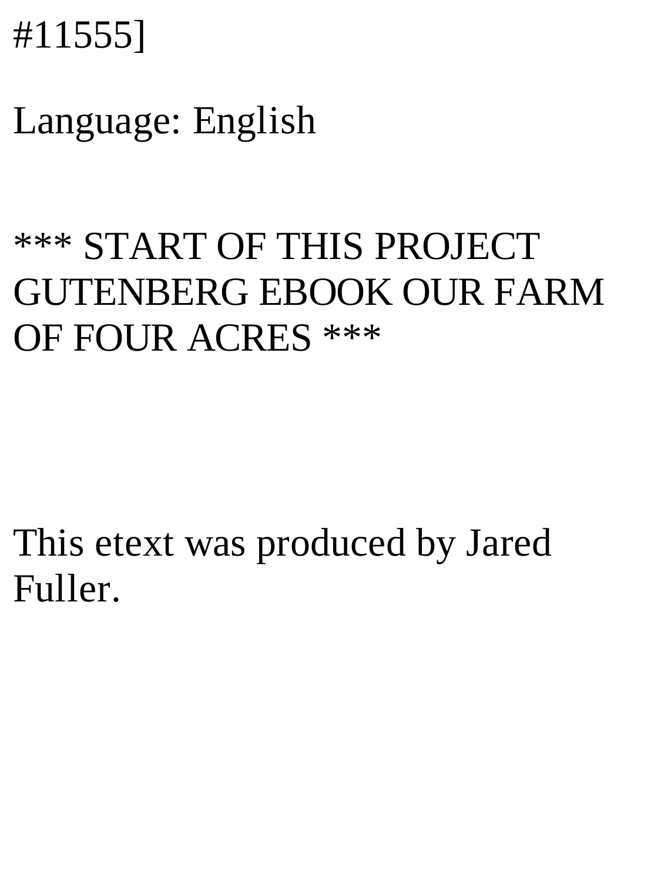#11555]

Language: English

*** START OF THIS PROJECT GUTENBERG EBOOK OUR FARM OF FOUR ACRES ***

This etext was produced by Jared Fuller.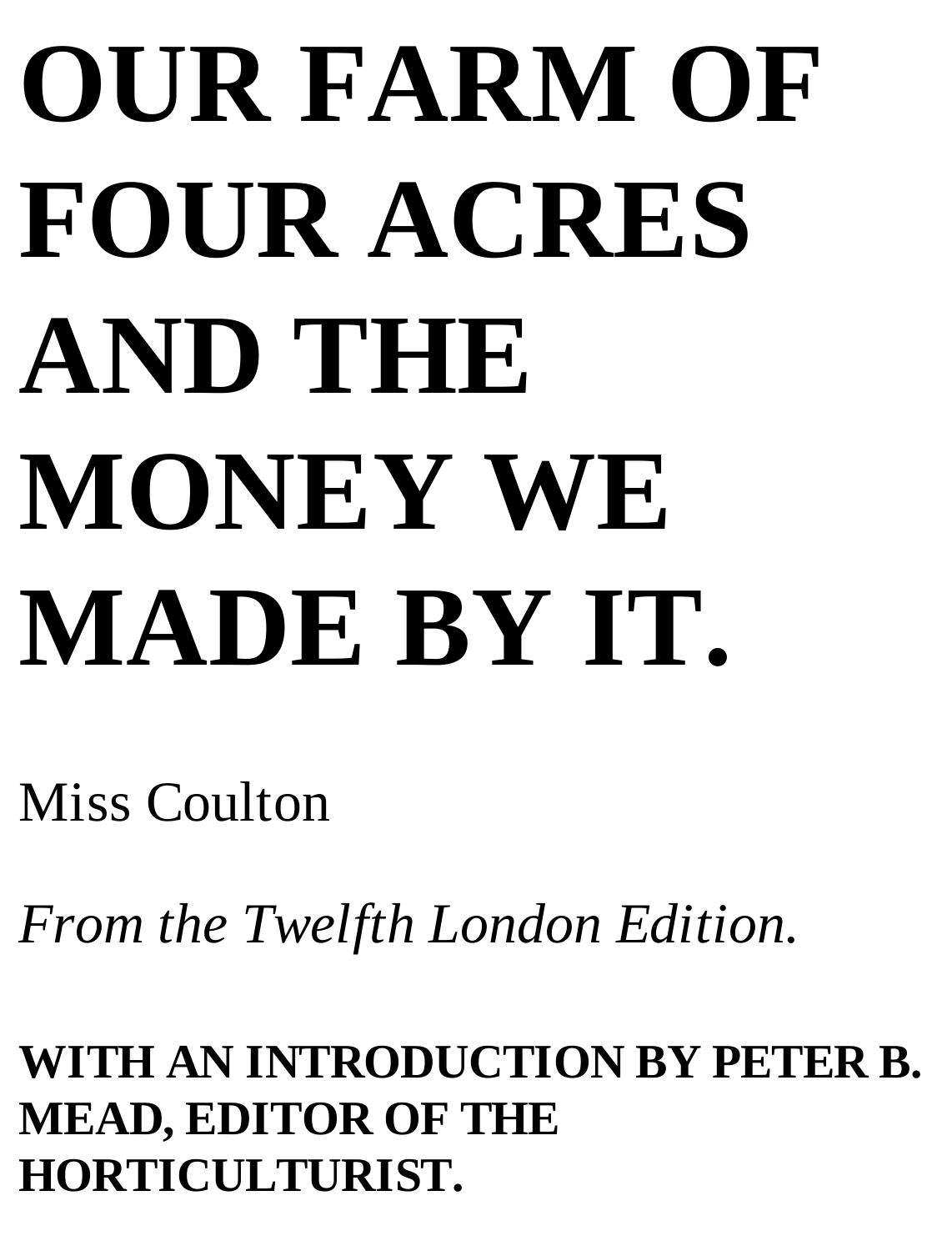# OUR FARM OF FOUR ACRES AND THE MONEY WE MADE BY IT.

Miss Coulton

*From the Twelfth London Edition.*

**WITH AN INTRODUCTION BY PETER B. MEAD, EDITOR OF THE HORTICULTURIST.**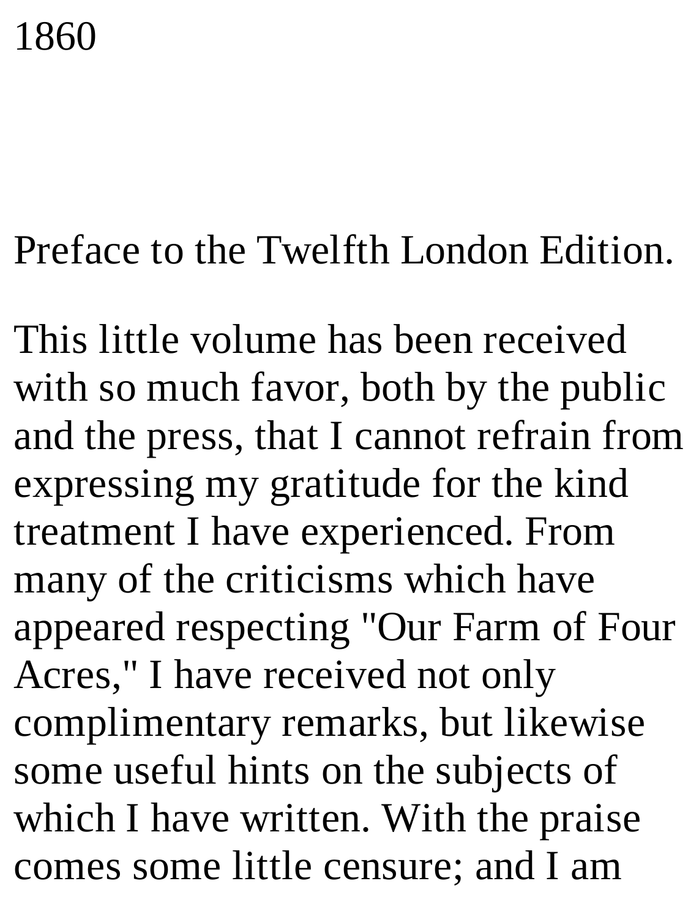1860

## Preface to the Twelfth London Edition.

This little volume has been received with so much favor, both by the public and the press, that I cannot refrain from expressing my gratitude for the kind treatment I have experienced. From many of the criticisms which have appeared respecting "Our Farm of Four Acres," I have received not only complimentary remarks, but likewise some useful hints on the subjects of which I have written. With the praise comes some little censure; and I am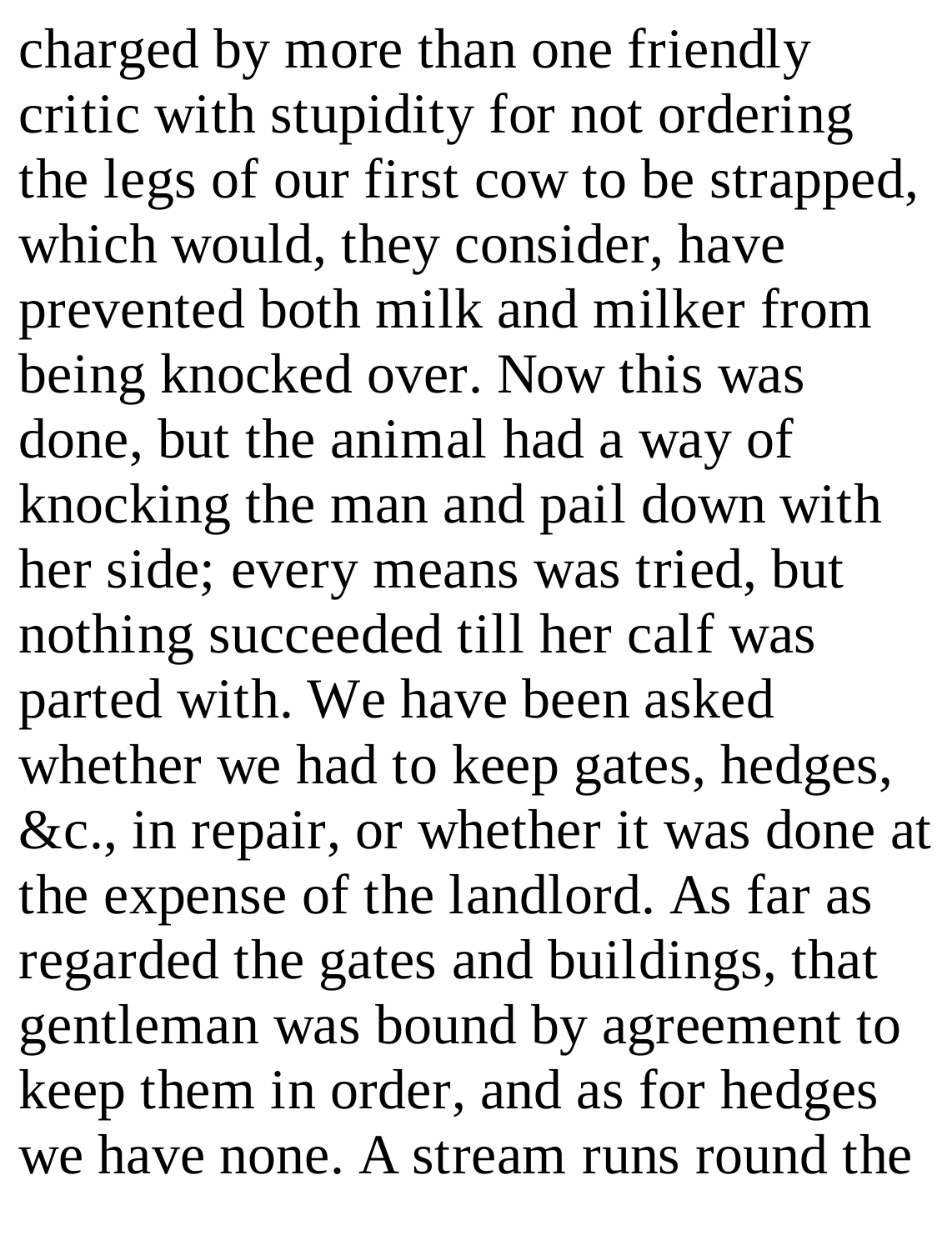charged by more than one friendly critic with stupidity for not ordering the legs of our first cow to be strapped, which would, they consider, have prevented both milk and milker from being knocked over. Now this was done, but the animal had a way of knocking the man and pail down with her side; every means was tried, but nothing succeeded till her calf was parted with. We have been asked whether we had to keep gates, hedges, &c., in repair, or whether it was done at the expense of the landlord. As far as regarded the gates and buildings, that gentleman was bound by agreement to keep them in order, and as for hedges we have none. A stream runs round the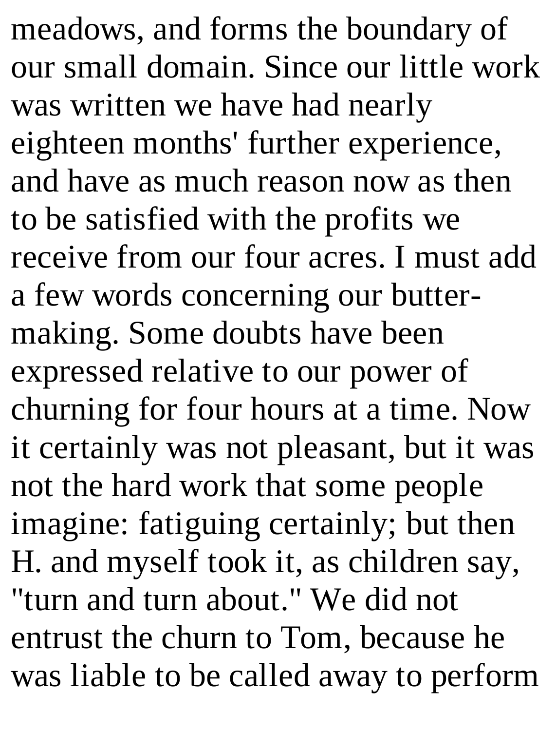meadows, and forms the boundary of our small domain. Since our little work was written we have had nearly eighteen months' further experience, and have as much reason now as then to be satisfied with the profits we receive from our four acres. I must add a few words concerning our butter-making. Some doubts have been expressed relative to our power of churning for four hours at a time. Now it certainly was not pleasant, but it was not the hard work that some people imagine: fatiguing certainly; but then H. and myself took it, as children say, "turn and turn about." We did not entrust the churn to Tom, because he was liable to be called away to perform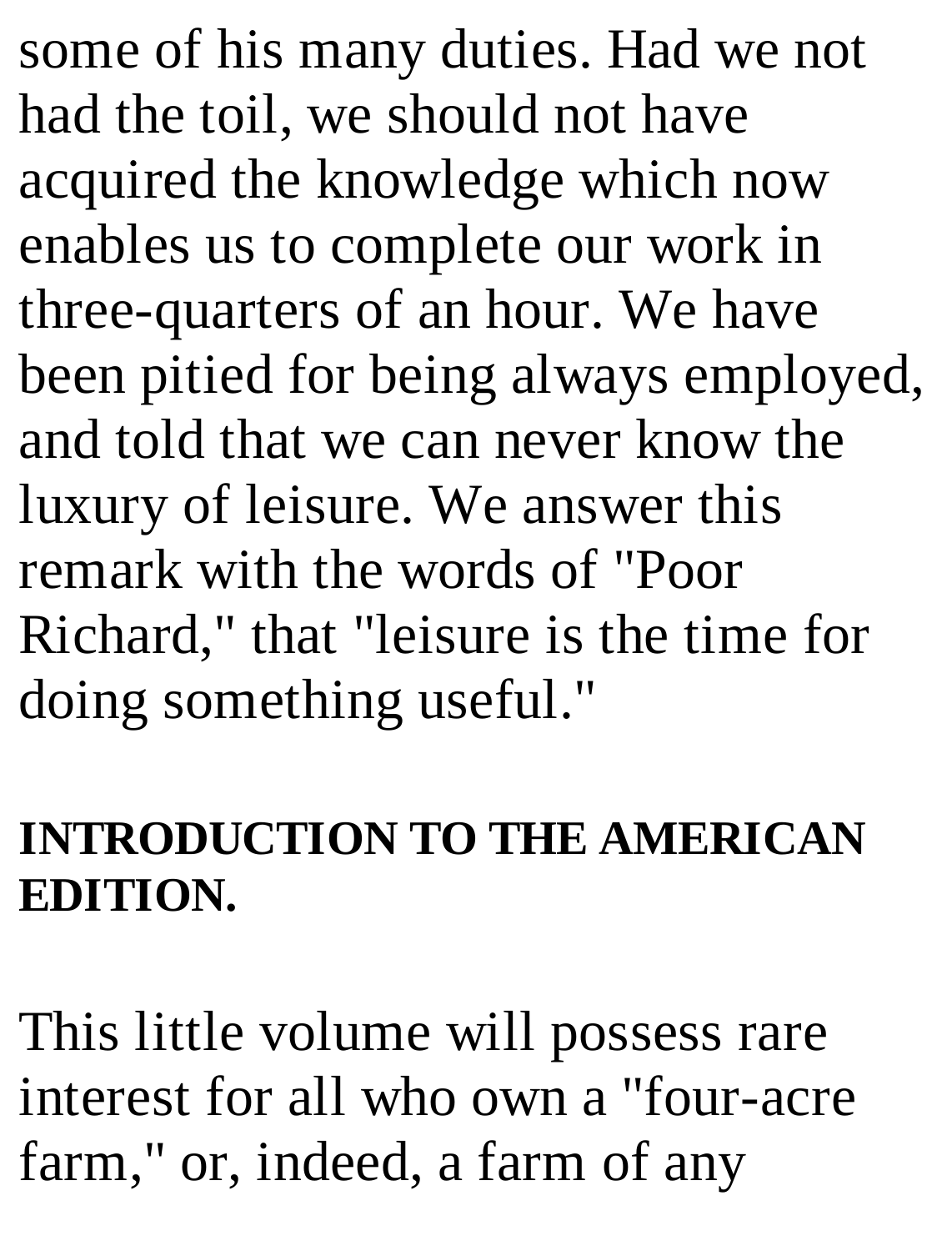some of his many duties. Had we not had the toil, we should not have acquired the knowledge which now enables us to complete our work in three-quarters of an hour. We have been pitied for being always employed, and told that we can never know the luxury of leisure. We answer this remark with the words of "Poor Richard," that "leisure is the time for doing something useful."

## INTRODUCTION TO THE AMERICAN EDITION.

This little volume will possess rare interest for all who own a "four-acre farm," or, indeed, a farm of any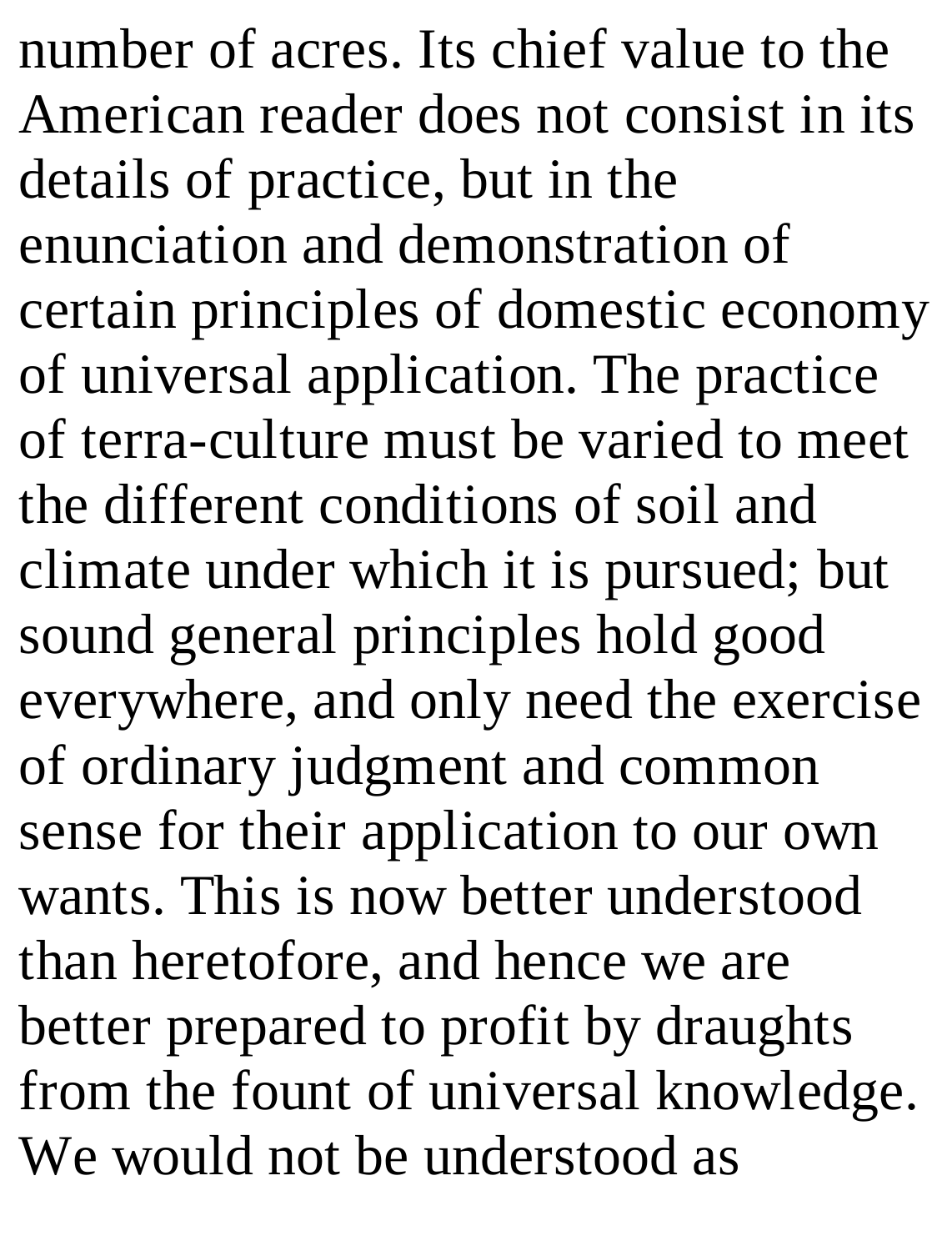number of acres. Its chief value to the American reader does not consist in its details of practice, but in the enunciation and demonstration of certain principles of domestic economy of universal application. The practice of terra-culture must be varied to meet the different conditions of soil and climate under which it is pursued; but sound general principles hold good everywhere, and only need the exercise of ordinary judgment and common sense for their application to our own wants. This is now better understood than heretofore, and hence we are better prepared to profit by draughts from the fount of universal knowledge. We would not be understood as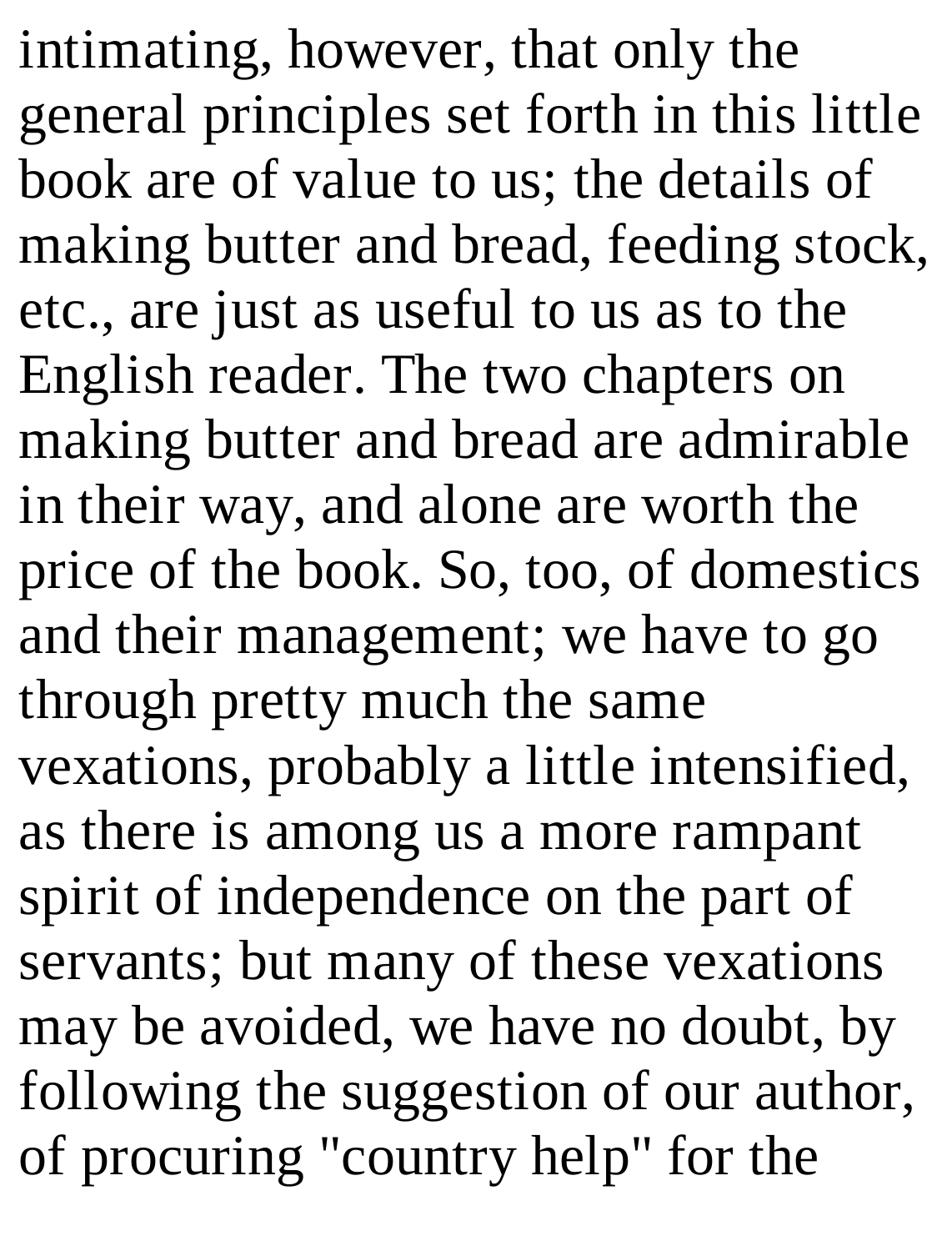intimating, however, that only the general principles set forth in this little book are of value to us; the details of making butter and bread, feeding stock, etc., are just as useful to us as to the English reader. The two chapters on making butter and bread are admirable in their way, and alone are worth the price of the book. So, too, of domestics and their management; we have to go through pretty much the same vexations, probably a little intensified, as there is among us a more rampant spirit of independence on the part of servants; but many of these vexations may be avoided, we have no doubt, by following the suggestion of our author, of procuring "country help" for the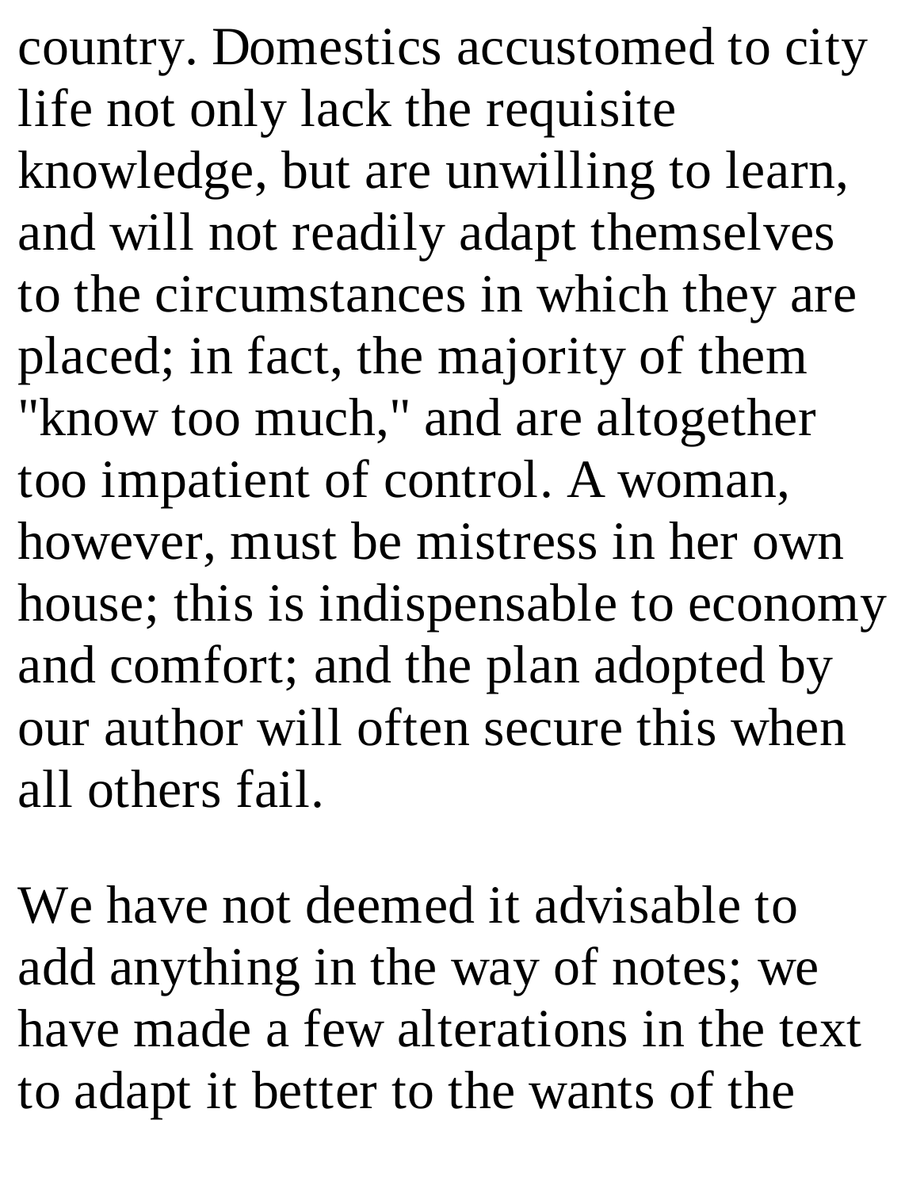country. Domestics accustomed to city life not only lack the requisite knowledge, but are unwilling to learn, and will not readily adapt themselves to the circumstances in which they are placed; in fact, the majority of them "know too much," and are altogether too impatient of control. A woman, however, must be mistress in her own house; this is indispensable to economy and comfort; and the plan adopted by our author will often secure this when all others fail.

We have not deemed it advisable to add anything in the way of notes; we have made a few alterations in the text to adapt it better to the wants of the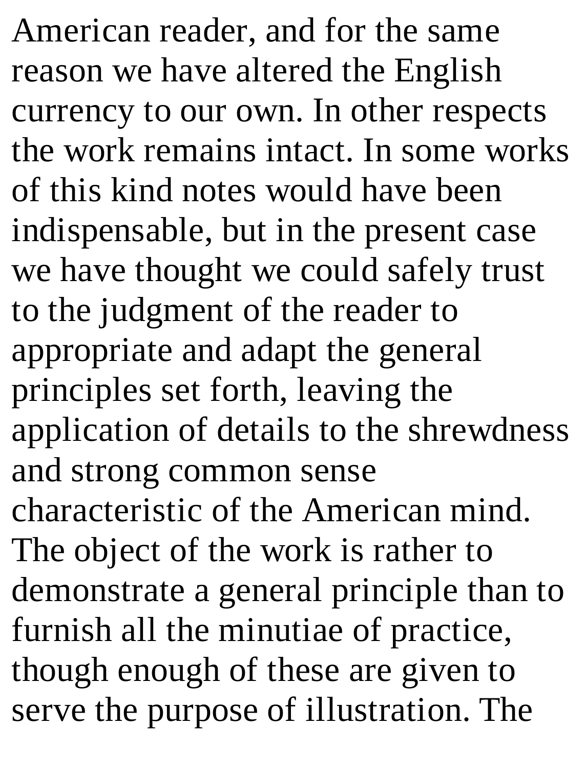American reader, and for the same reason we have altered the English currency to our own. In other respects the work remains intact. In some works of this kind notes would have been indispensable, but in the present case we have thought we could safely trust to the judgment of the reader to appropriate and adapt the general principles set forth, leaving the application of details to the shrewdness and strong common sense characteristic of the American mind. The object of the work is rather to demonstrate a general principle than to furnish all the minutiae of practice, though enough of these are given to serve the purpose of illustration. The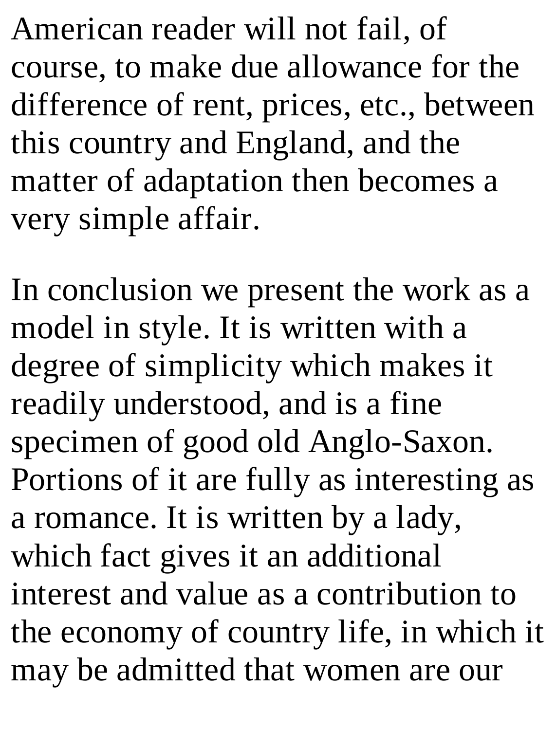American reader will not fail, of course, to make due allowance for the difference of rent, prices, etc., between this country and England, and the matter of adaptation then becomes a very simple affair.

In conclusion we present the work as a model in style. It is written with a degree of simplicity which makes it readily understood, and is a fine specimen of good old Anglo-Saxon. Portions of it are fully as interesting as a romance. It is written by a lady, which fact gives it an additional interest and value as a contribution to the economy of country life, in which it may be admitted that women are our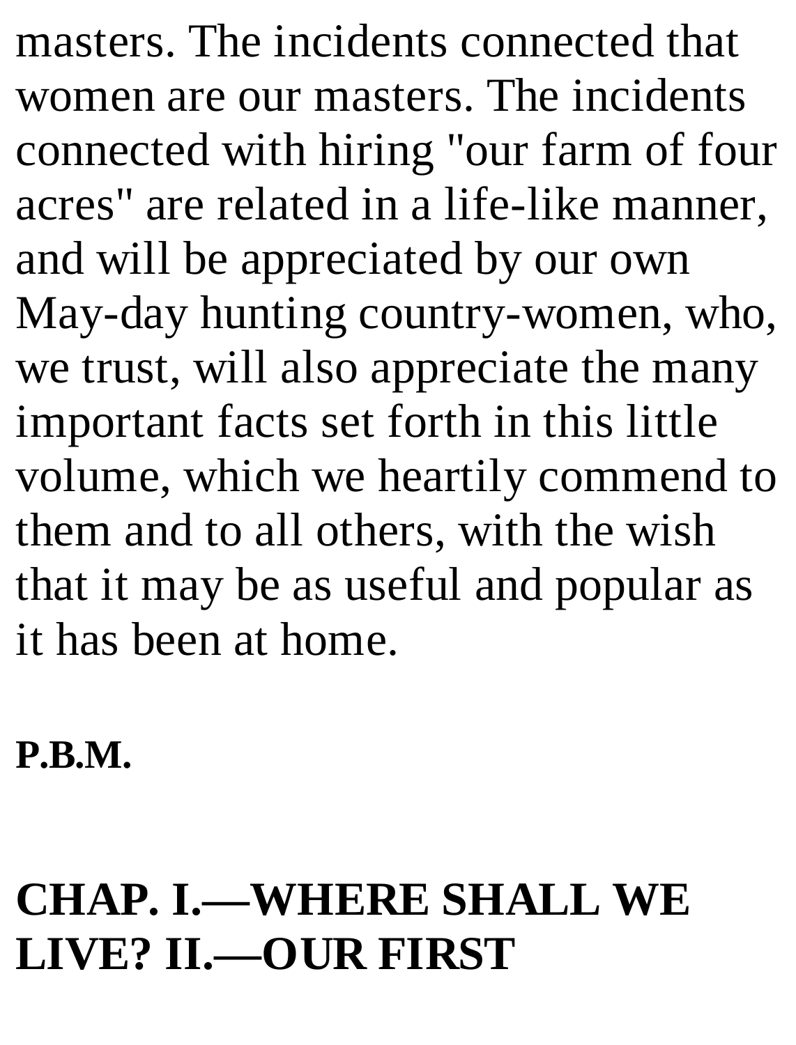masters. The incidents connected that women are our masters. The incidents connected with hiring "our farm of four acres" are related in a life-like manner, and will be appreciated by our own May-day hunting country-women, who, we trust, will also appreciate the many important facts set forth in this little volume, which we heartily commend to them and to all others, with the wish that it may be as useful and popular as it has been at home.

**P.B.M.**

## CHAP. I.—WHERE SHALL WE LIVE? II.—OUR FIRST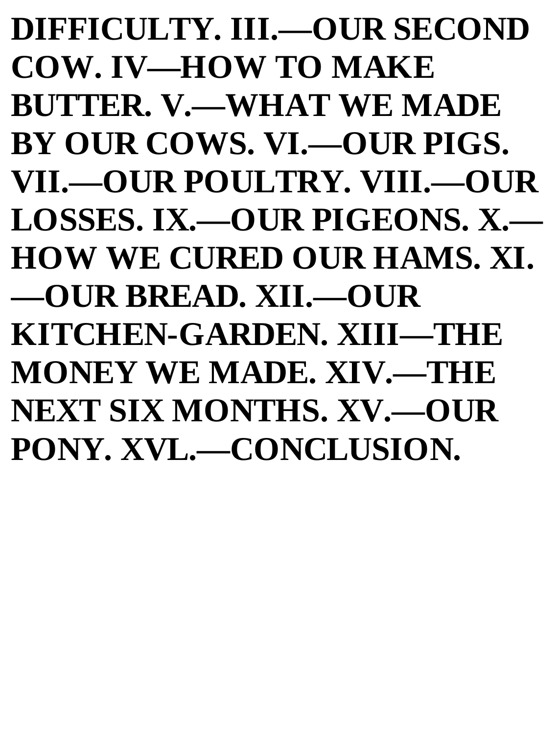**DIFFICULTY. III.—OUR SECOND COW. IV—HOW TO MAKE BUTTER. V.—WHAT WE MADE BY OUR COWS. VI.—OUR PIGS. VII.—OUR POULTRY. VIII.—OUR LOSSES. IX.—OUR PIGEONS. X.—HOW WE CURED OUR HAMS. XI.—OUR BREAD. XII.—OUR KITCHEN-GARDEN. XIII—THE MONEY WE MADE. XIV.—THE NEXT SIX MONTHS. XV.—OUR PONY. XVL.—CONCLUSION.**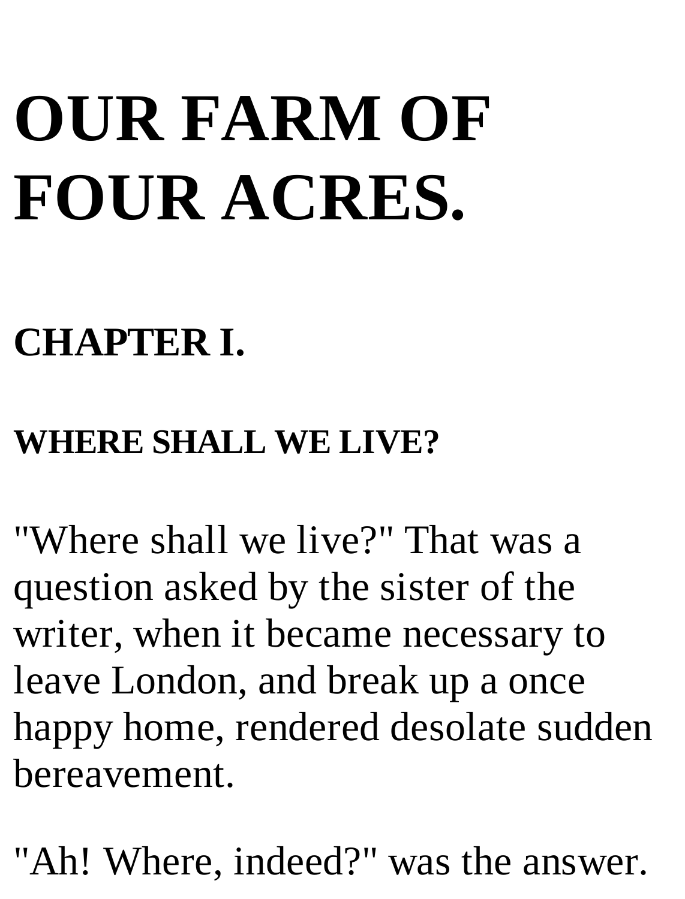# OUR FARM OF FOUR ACRES.

## CHAPTER I.

### WHERE SHALL WE LIVE?

"Where shall we live?" That was a question asked by the sister of the writer, when it became necessary to leave London, and break up a once happy home, rendered desolate sudden bereavement.

"Ah! Where, indeed?" was the answer.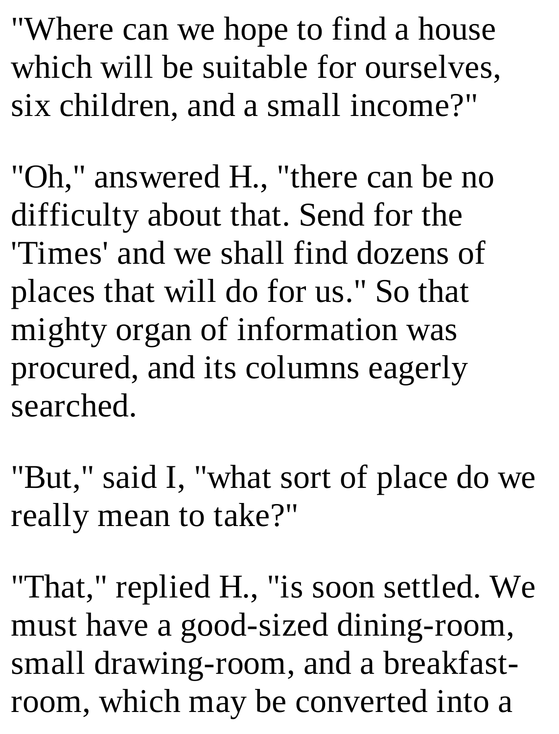"Where can we hope to find a house which will be suitable for ourselves, six children, and a small income?"

"Oh," answered H., "there can be no difficulty about that. Send for the 'Times' and we shall find dozens of places that will do for us." So that mighty organ of information was procured, and its columns eagerly searched.

"But," said I, "what sort of place do we really mean to take?"

"That," replied H., "is soon settled. We must have a good-sized dining-room, small drawing-room, and a breakfast-room, which may be converted into a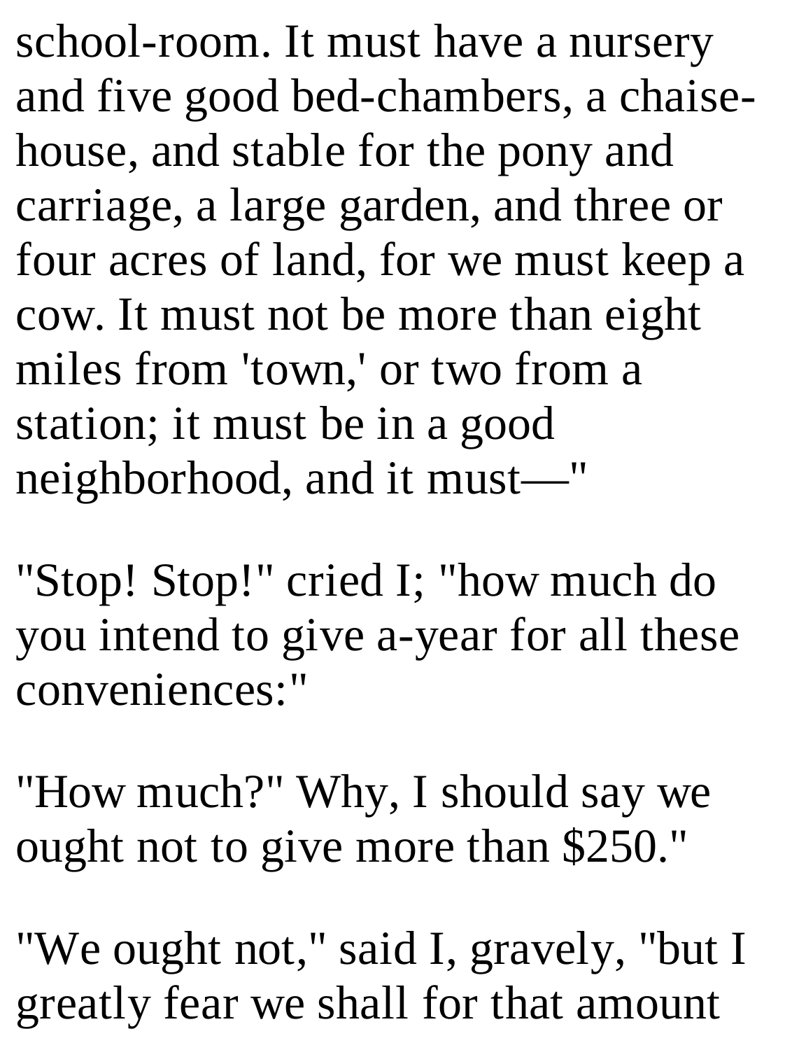school-room. It must have a nursery and five good bed-chambers, a chaise-house, and stable for the pony and carriage, a large garden, and three or four acres of land, for we must keep a cow. It must not be more than eight miles from 'town,' or two from a station; it must be in a good neighborhood, and it must—"

"Stop! Stop!" cried I; "how much do you intend to give a-year for all these conveniences:"

"How much?" Why, I should say we ought not to give more than $250."

"We ought not," said I, gravely, "but I greatly fear we shall for that amount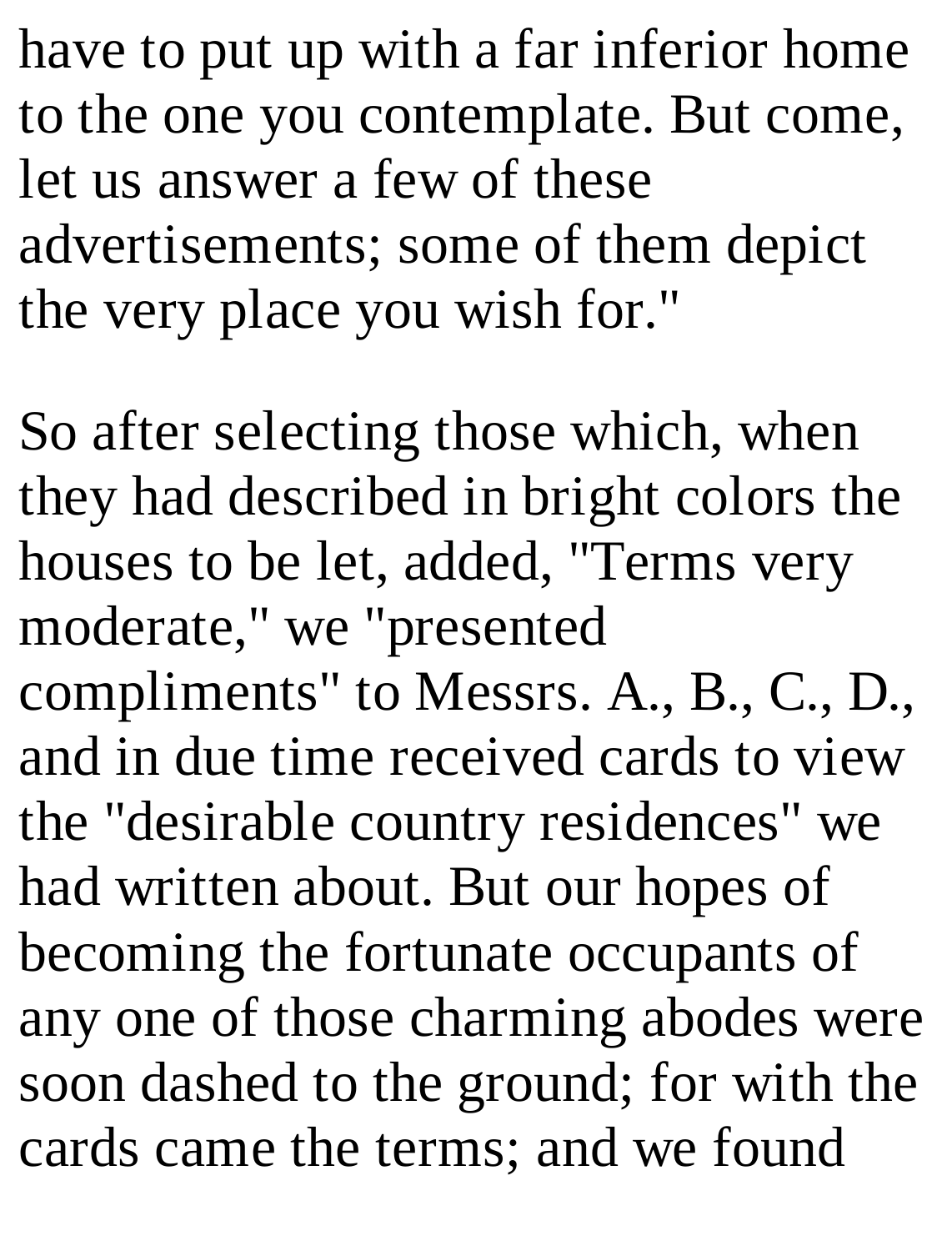have to put up with a far inferior home to the one you contemplate. But come, let us answer a few of these advertisements; some of them depict the very place you wish for."

So after selecting those which, when they had described in bright colors the houses to be let, added, "Terms very moderate," we "presented compliments" to Messrs. A., B., C., D., and in due time received cards to view the "desirable country residences" we had written about. But our hopes of becoming the fortunate occupants of any one of those charming abodes were soon dashed to the ground; for with the cards came the terms; and we found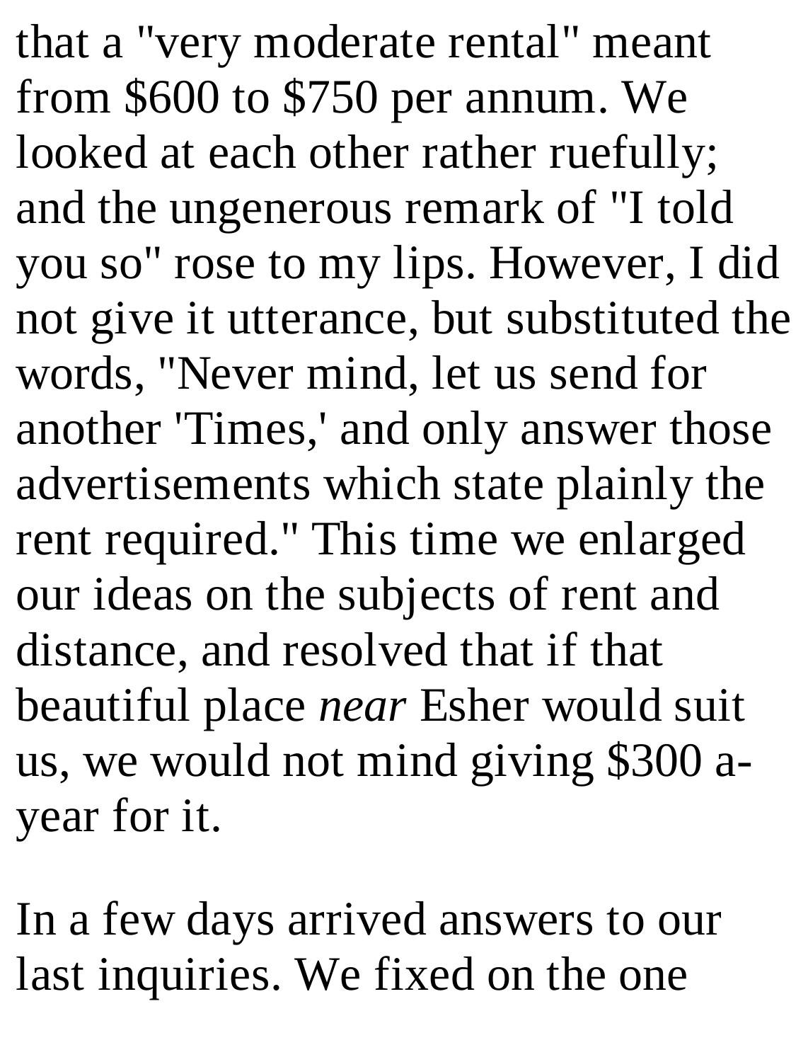that a "very moderate rental" meant from $600 to $750 per annum. We looked at each other rather ruefully; and the ungenerous remark of "I told you so" rose to my lips. However, I did not give it utterance, but substituted the words, "Never mind, let us send for another 'Times,' and only answer those advertisements which state plainly the rent required." This time we enlarged our ideas on the subjects of rent and distance, and resolved that if that beautiful place *near* Esher would suit us, we would not mind giving $300 a-year for it.

In a few days arrived answers to our last inquiries. We fixed on the one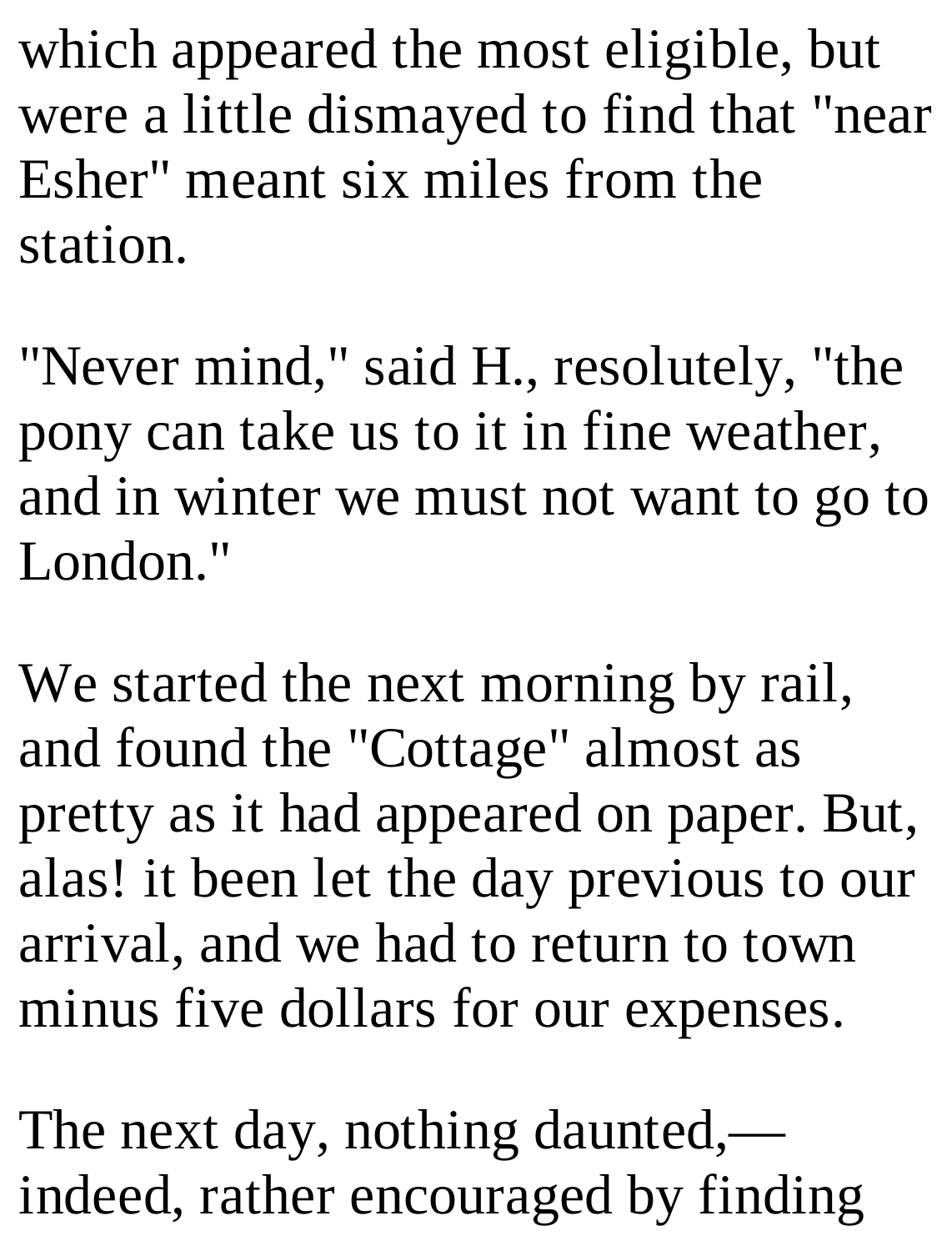which appeared the most eligible, but were a little dismayed to find that "near Esher" meant six miles from the station.

"Never mind," said H., resolutely, "the pony can take us to it in fine weather, and in winter we must not want to go to London."

We started the next morning by rail, and found the "Cottage" almost as pretty as it had appeared on paper. But, alas! it been let the day previous to our arrival, and we had to return to town minus five dollars for our expenses.

The next day, nothing daunted,—indeed, rather encouraged by finding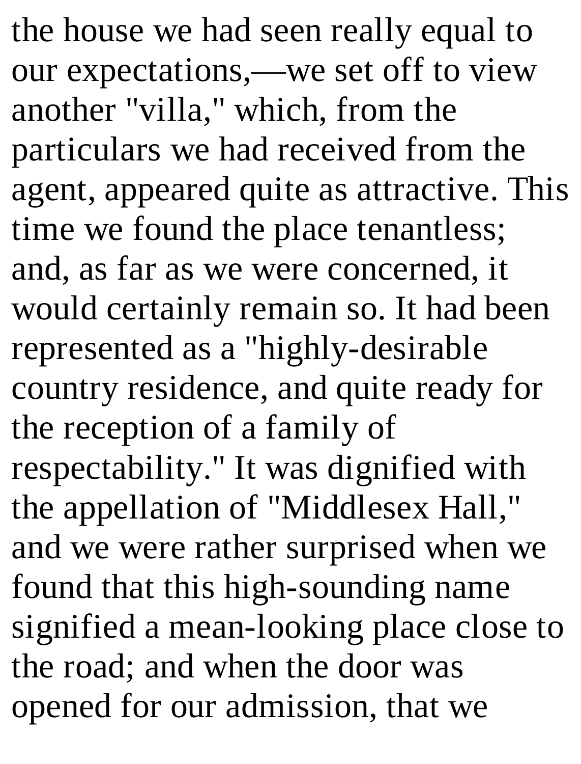the house we had seen really equal to our expectations,—we set off to view another "villa," which, from the particulars we had received from the agent, appeared quite as attractive. This time we found the place tenantless; and, as far as we were concerned, it would certainly remain so. It had been represented as a "highly-desirable country residence, and quite ready for the reception of a family of respectability." It was dignified with the appellation of "Middlesex Hall," and we were rather surprised when we found that this high-sounding name signified a mean-looking place close to the road; and when the door was opened for our admission, that we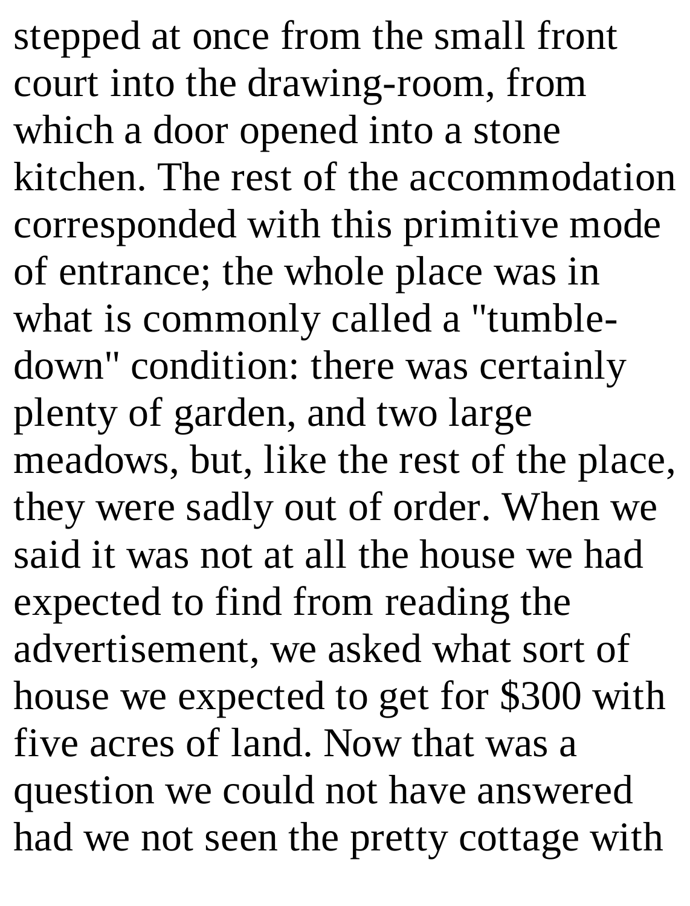stepped at once from the small front court into the drawing-room, from which a door opened into a stone kitchen. The rest of the accommodation corresponded with this primitive mode of entrance; the whole place was in what is commonly called a "tumble-down" condition: there was certainly plenty of garden, and two large meadows, but, like the rest of the place, they were sadly out of order. When we said it was not at all the house we had expected to find from reading the advertisement, we asked what sort of house we expected to get for $300 with five acres of land. Now that was a question we could not have answered had we not seen the pretty cottage with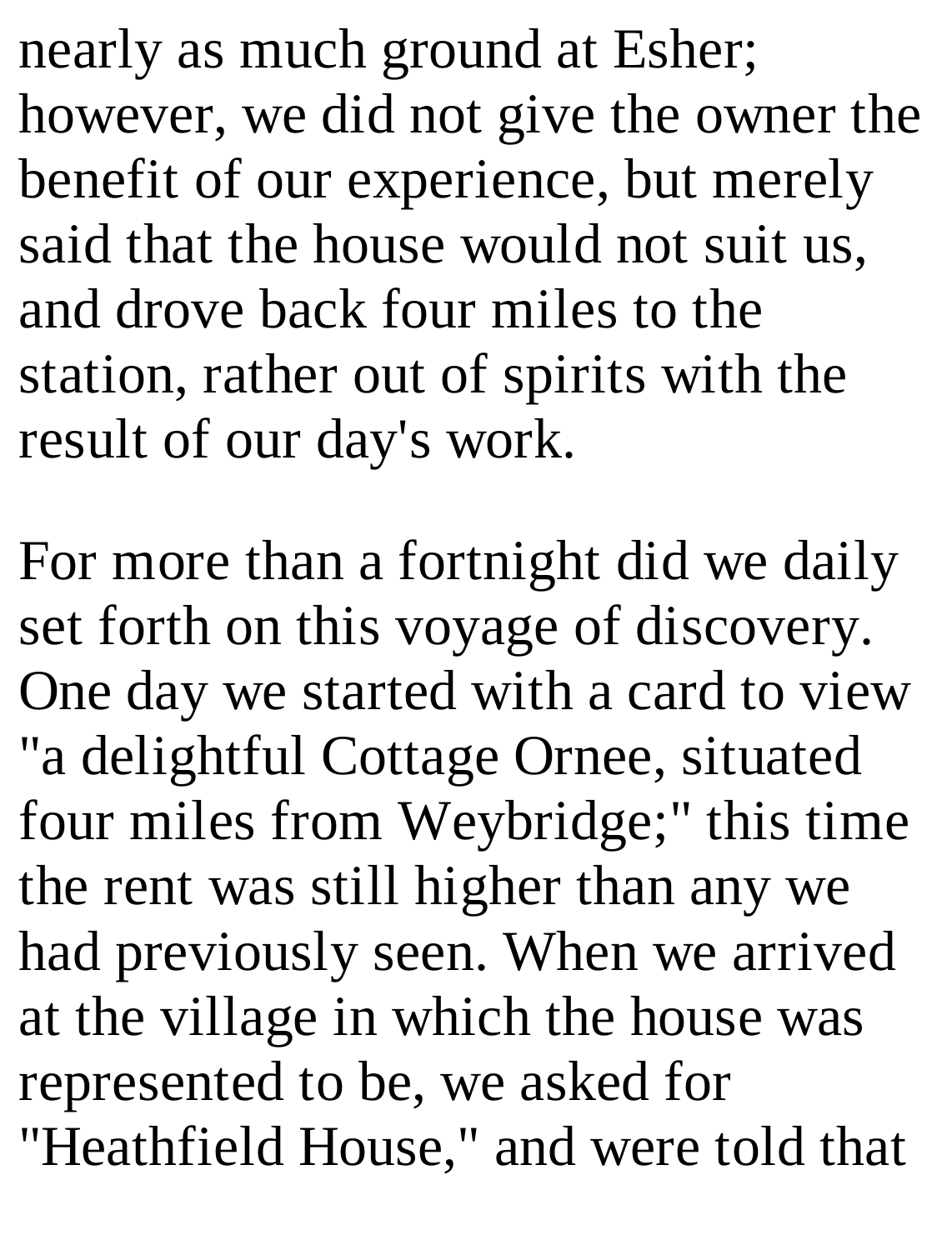nearly as much ground at Esher; however, we did not give the owner the benefit of our experience, but merely said that the house would not suit us, and drove back four miles to the station, rather out of spirits with the result of our day's work.

For more than a fortnight did we daily set forth on this voyage of discovery. One day we started with a card to view "a delightful Cottage Ornee, situated four miles from Weybridge;" this time the rent was still higher than any we had previously seen. When we arrived at the village in which the house was represented to be, we asked for "Heathfield House," and were told that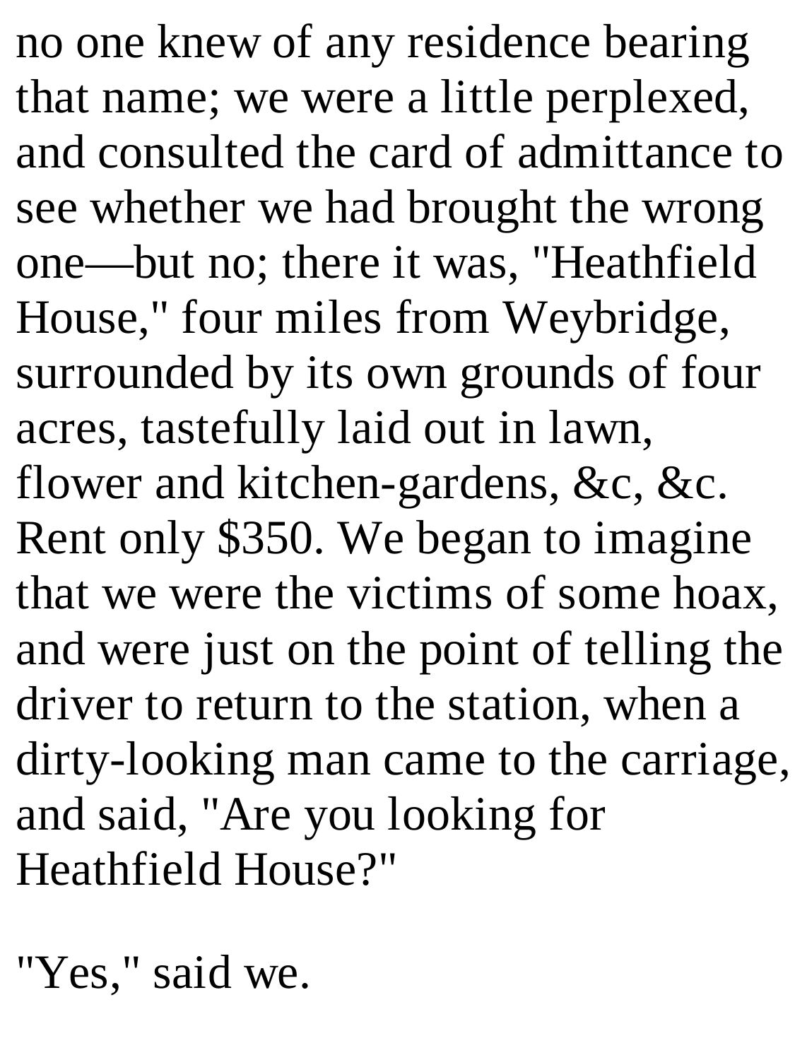no one knew of any residence bearing that name; we were a little perplexed, and consulted the card of admittance to see whether we had brought the wrong one—but no; there it was, "Heathfield House," four miles from Weybridge, surrounded by its own grounds of four acres, tastefully laid out in lawn, flower and kitchen-gardens, &c, &c. Rent only $350. We began to imagine that we were the victims of some hoax, and were just on the point of telling the driver to return to the station, when a dirty-looking man came to the carriage, and said, "Are you looking for Heathfield House?"

"Yes," said we.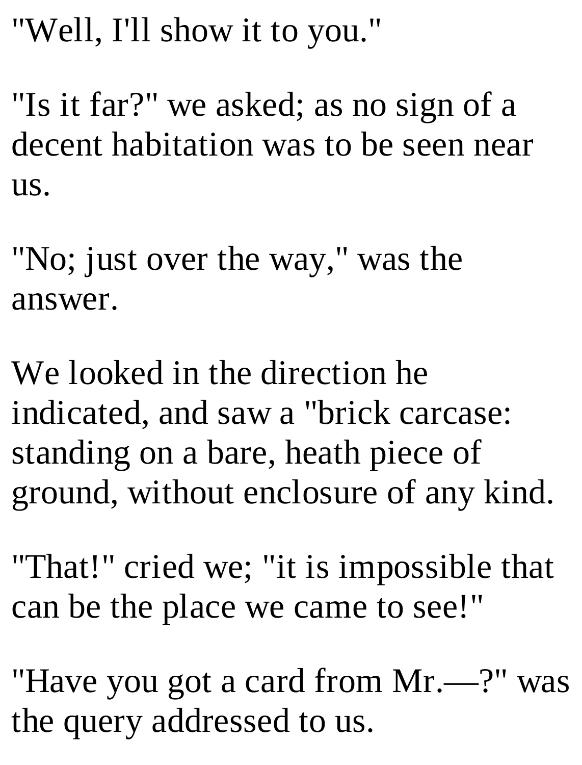"Well, I'll show it to you."

"Is it far?" we asked; as no sign of a decent habitation was to be seen near us.

"No; just over the way," was the answer.

We looked in the direction he indicated, and saw a "brick carcase: standing on a bare, heath piece of ground, without enclosure of any kind.

"That!" cried we; "it is impossible that can be the place we came to see!"

"Have you got a card from Mr.—?" was the query addressed to us.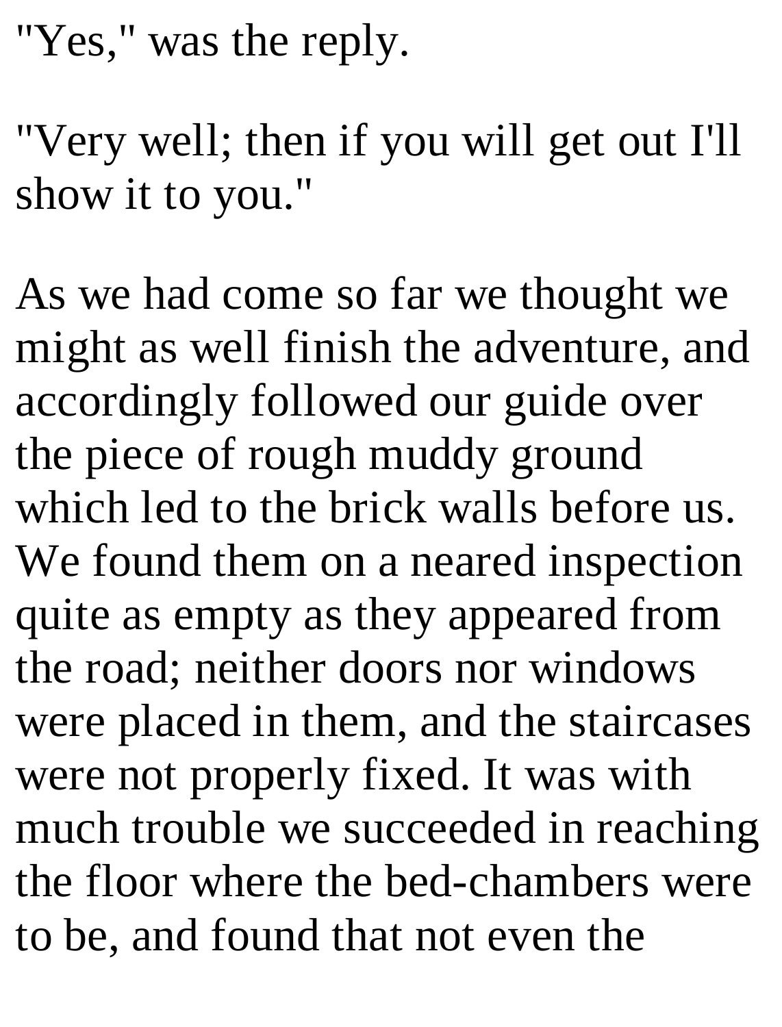"Yes," was the reply.

"Very well; then if you will get out I'll show it to you."

As we had come so far we thought we might as well finish the adventure, and accordingly followed our guide over the piece of rough muddy ground which led to the brick walls before us. We found them on a neared inspection quite as empty as they appeared from the road; neither doors nor windows were placed in them, and the staircases were not properly fixed. It was with much trouble we succeeded in reaching the floor where the bed-chambers were to be, and found that not even the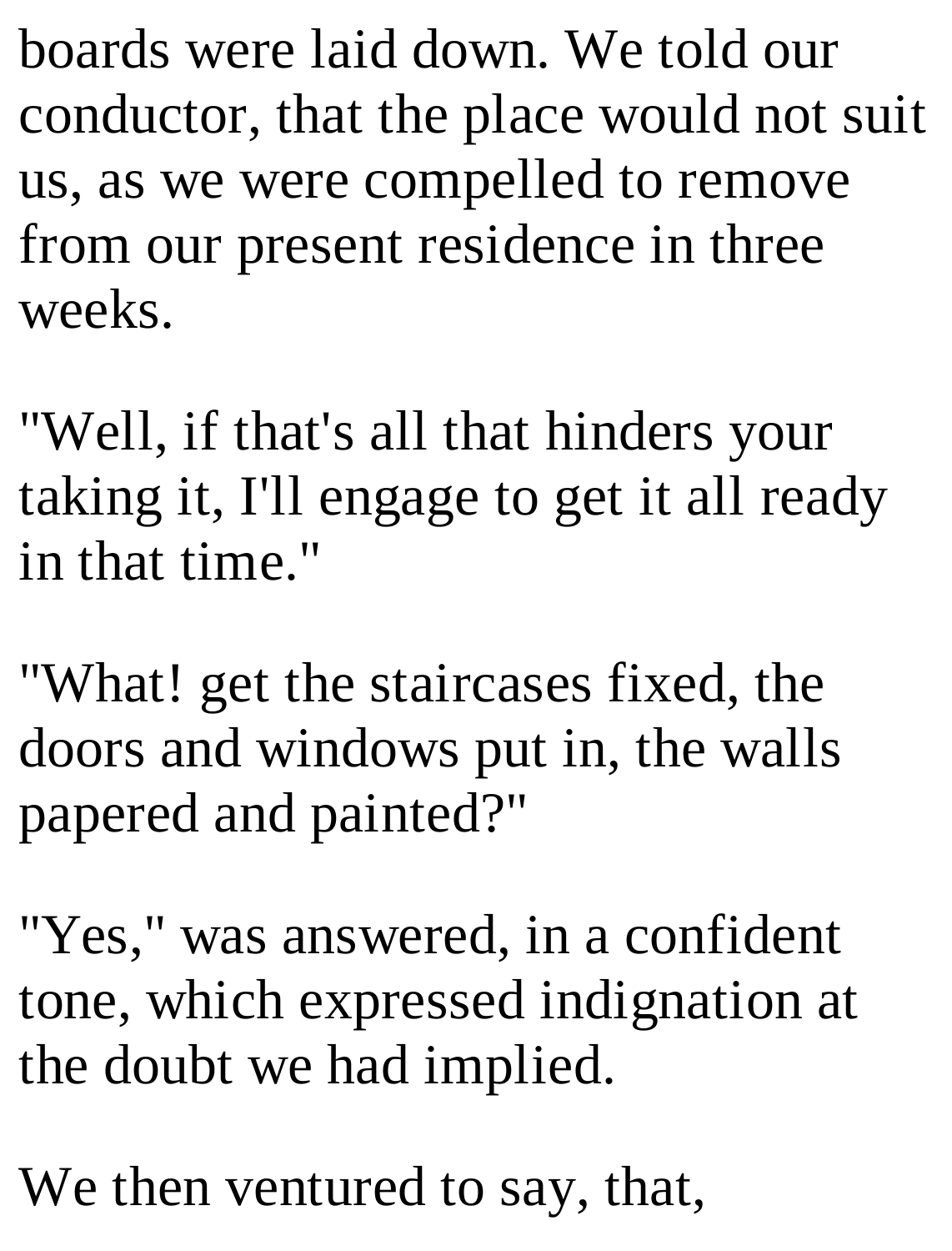boards were laid down. We told our conductor, that the place would not suit us, as we were compelled to remove from our present residence in three weeks.

"Well, if that's all that hinders your taking it, I'll engage to get it all ready in that time."

"What! get the staircases fixed, the doors and windows put in, the walls papered and painted?"

"Yes," was answered, in a confident tone, which expressed indignation at the doubt we had implied.

We then ventured to say, that,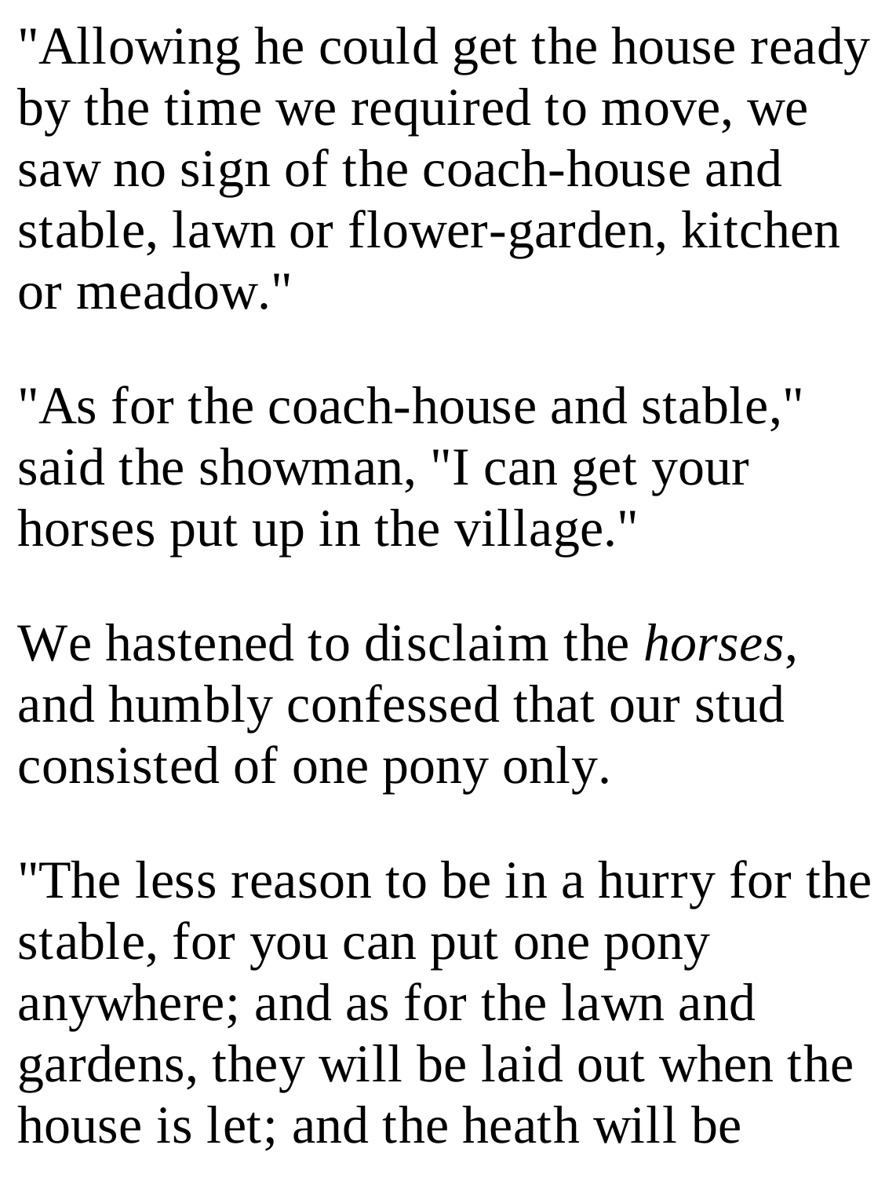"Allowing he could get the house ready by the time we required to move, we saw no sign of the coach-house and stable, lawn or flower-garden, kitchen or meadow."

"As for the coach-house and stable," said the showman, "I can get your horses put up in the village."

We hastened to disclaim the *horses*, and humbly confessed that our stud consisted of one pony only.

"The less reason to be in a hurry for the stable, for you can put one pony anywhere; and as for the lawn and gardens, they will be laid out when the house is let; and the heath will be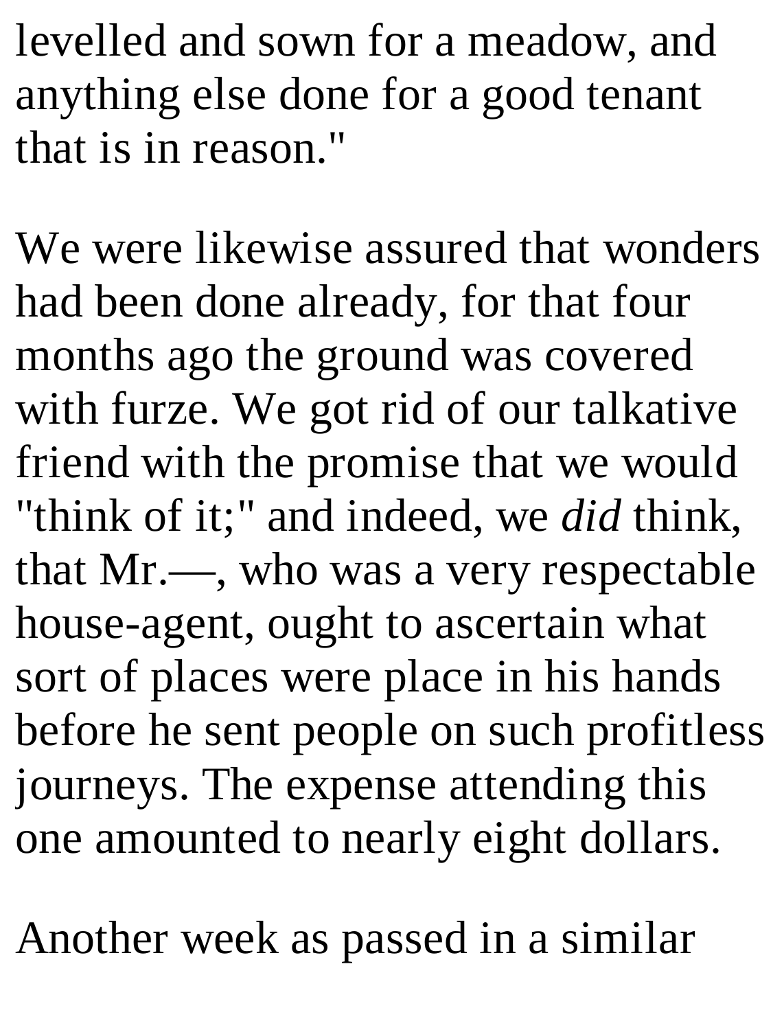levelled and sown for a meadow, and anything else done for a good tenant that is in reason."

We were likewise assured that wonders had been done already, for that four months ago the ground was covered with furze. We got rid of our talkative friend with the promise that we would "think of it;" and indeed, we *did* think, that Mr.—, who was a very respectable house-agent, ought to ascertain what sort of places were place in his hands before he sent people on such profitless journeys. The expense attending this one amounted to nearly eight dollars.

Another week as passed in a similar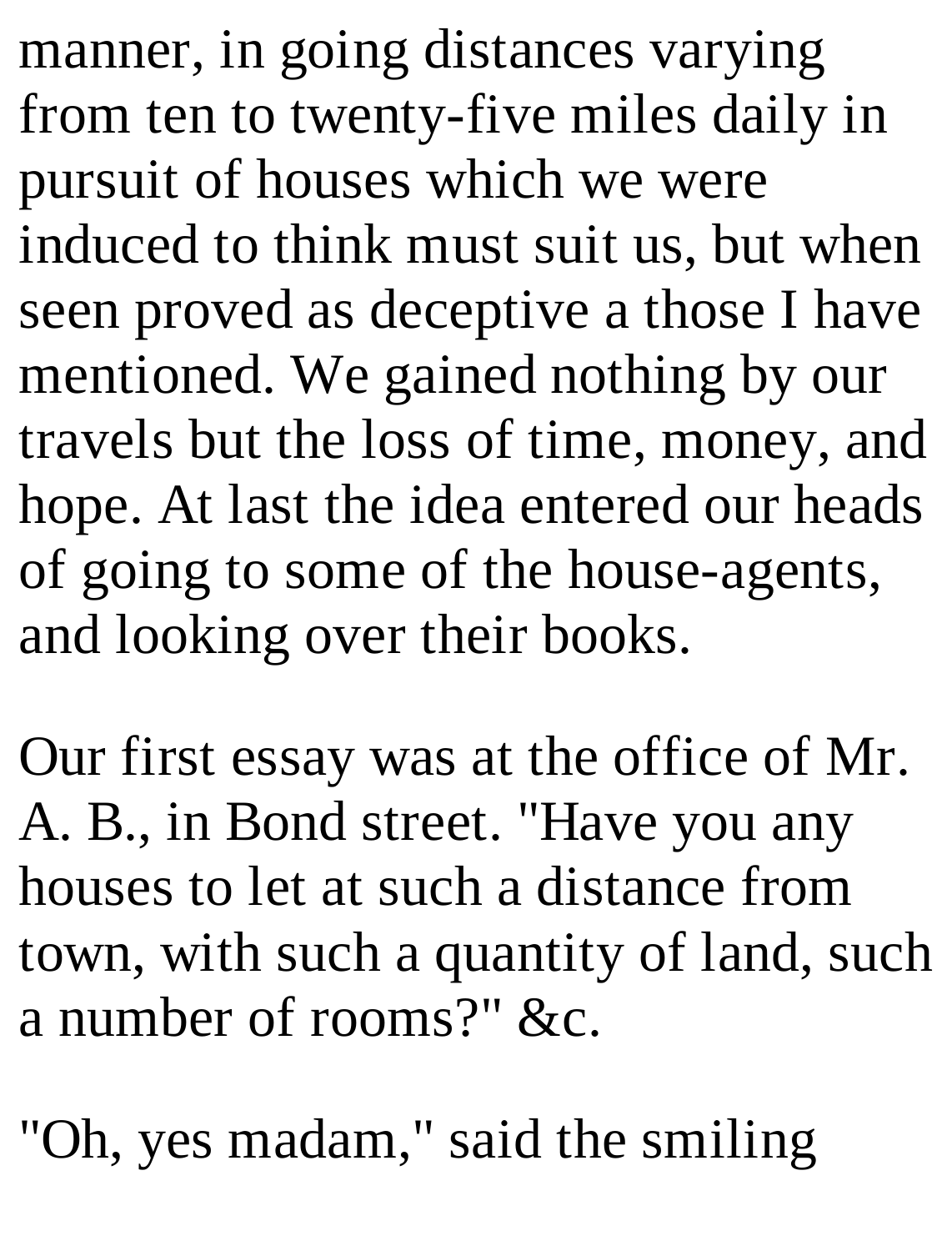manner, in going distances varying from ten to twenty-five miles daily in pursuit of houses which we were induced to think must suit us, but when seen proved as deceptive a those I have mentioned. We gained nothing by our travels but the loss of time, money, and hope. At last the idea entered our heads of going to some of the house-agents, and looking over their books.

Our first essay was at the office of Mr. A. B., in Bond street. "Have you any houses to let at such a distance from town, with such a quantity of land, such a number of rooms?" &c.

"Oh, yes madam," said the smiling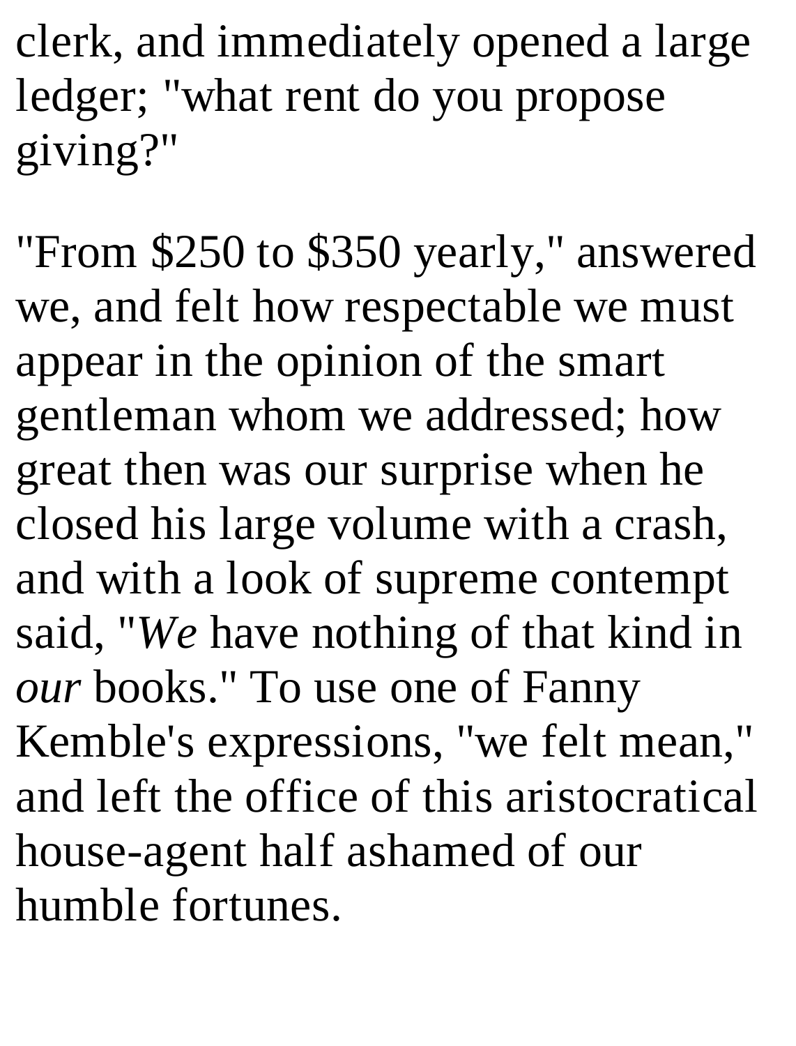clerk, and immediately opened a large ledger; "what rent do you propose giving?"

"From $250 to $350 yearly," answered we, and felt how respectable we must appear in the opinion of the smart gentleman whom we addressed; how great then was our surprise when he closed his large volume with a crash, and with a look of supreme contempt said, "*We* have nothing of that kind in *our* books." To use one of Fanny Kemble's expressions, "we felt mean," and left the office of this aristocratical house-agent half ashamed of our humble fortunes.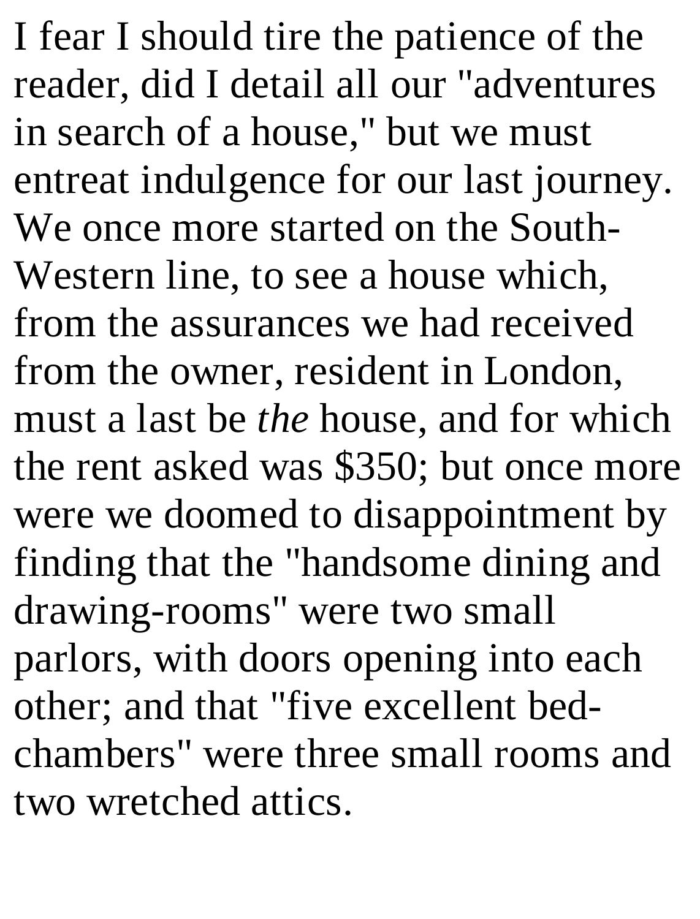I fear I should tire the patience of the reader, did I detail all our "adventures in search of a house," but we must entreat indulgence for our last journey. We once more started on the South-Western line, to see a house which, from the assurances we had received from the owner, resident in London, must a last be *the* house, and for which the rent asked was $350; but once more were we doomed to disappointment by finding that the "handsome dining and drawing-rooms" were two small parlors, with doors opening into each other; and that "five excellent bed-chambers" were three small rooms and two wretched attics.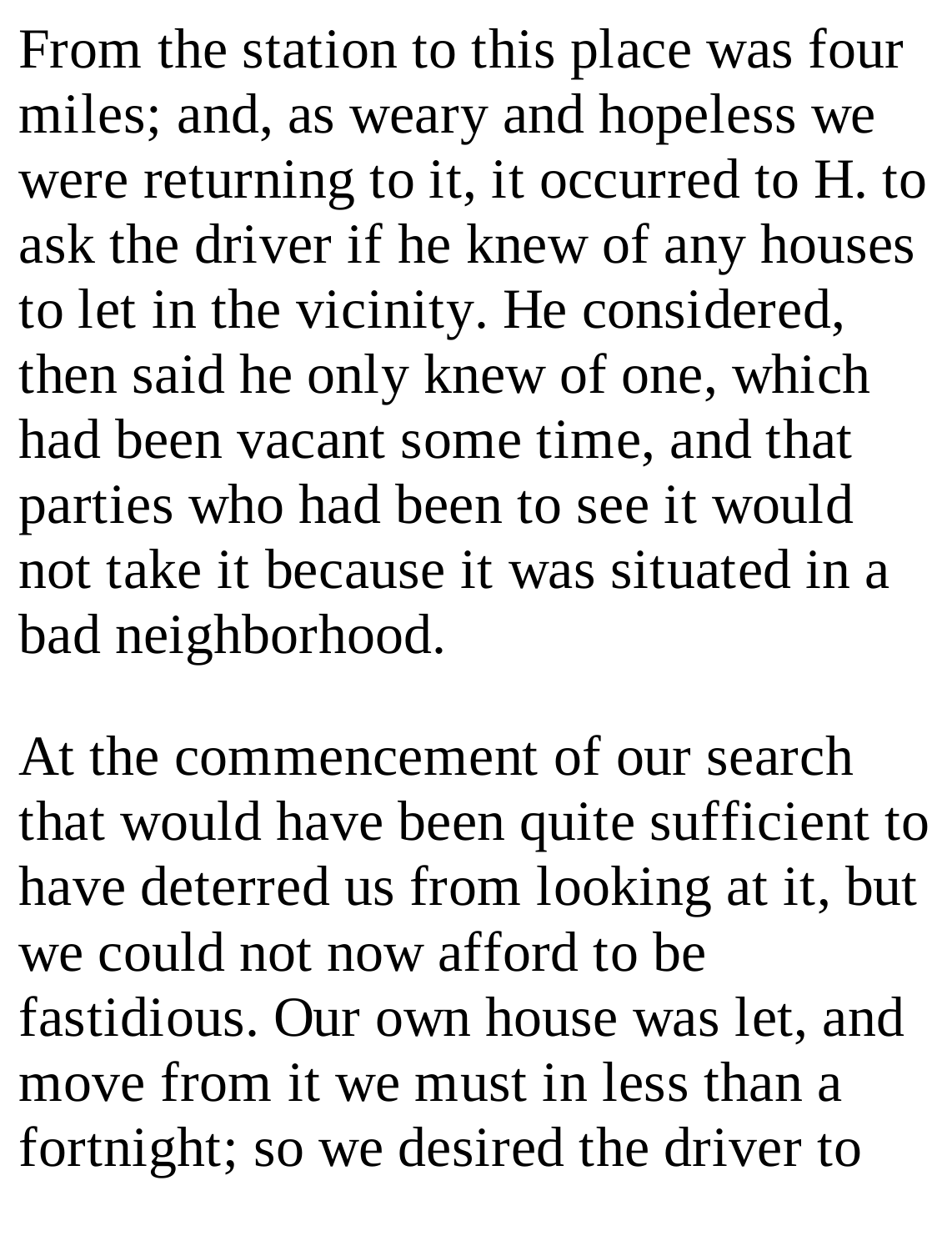From the station to this place was four miles; and, as weary and hopeless we were returning to it, it occurred to H. to ask the driver if he knew of any houses to let in the vicinity. He considered, then said he only knew of one, which had been vacant some time, and that parties who had been to see it would not take it because it was situated in a bad neighborhood.

At the commencement of our search that would have been quite sufficient to have deterred us from looking at it, but we could not now afford to be fastidious. Our own house was let, and move from it we must in less than a fortnight; so we desired the driver to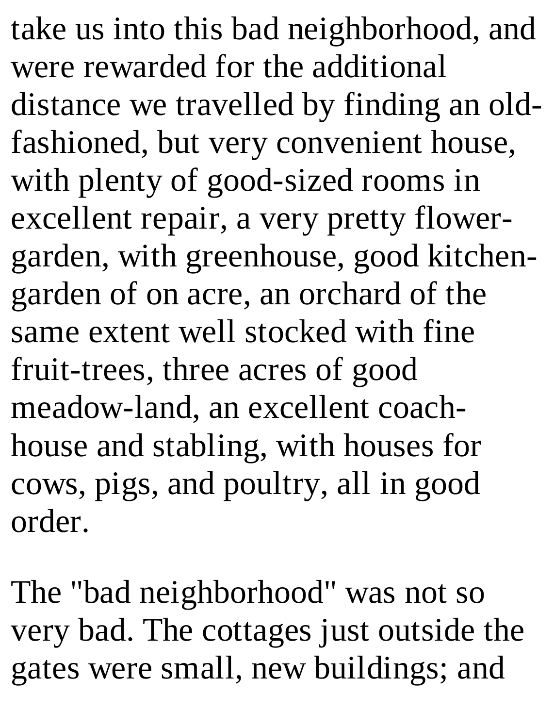take us into this bad neighborhood, and were rewarded for the additional distance we travelled by finding an old-fashioned, but very convenient house, with plenty of good-sized rooms in excellent repair, a very pretty flower-garden, with greenhouse, good kitchen-garden of on acre, an orchard of the same extent well stocked with fine fruit-trees, three acres of good meadow-land, an excellent coach-house and stabling, with houses for cows, pigs, and poultry, all in good order.

The "bad neighborhood" was not so very bad. The cottages just outside the gates were small, new buildings; and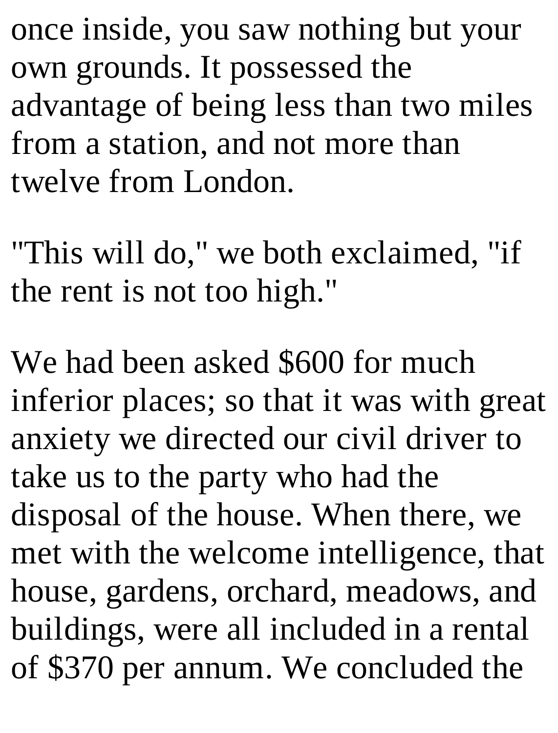once inside, you saw nothing but your own grounds. It possessed the advantage of being less than two miles from a station, and not more than twelve from London.

"This will do," we both exclaimed, "if the rent is not too high."

We had been asked $600 for much inferior places; so that it was with great anxiety we directed our civil driver to take us to the party who had the disposal of the house. When there, we met with the welcome intelligence, that house, gardens, orchard, meadows, and buildings, were all included in a rental of $370 per annum. We concluded the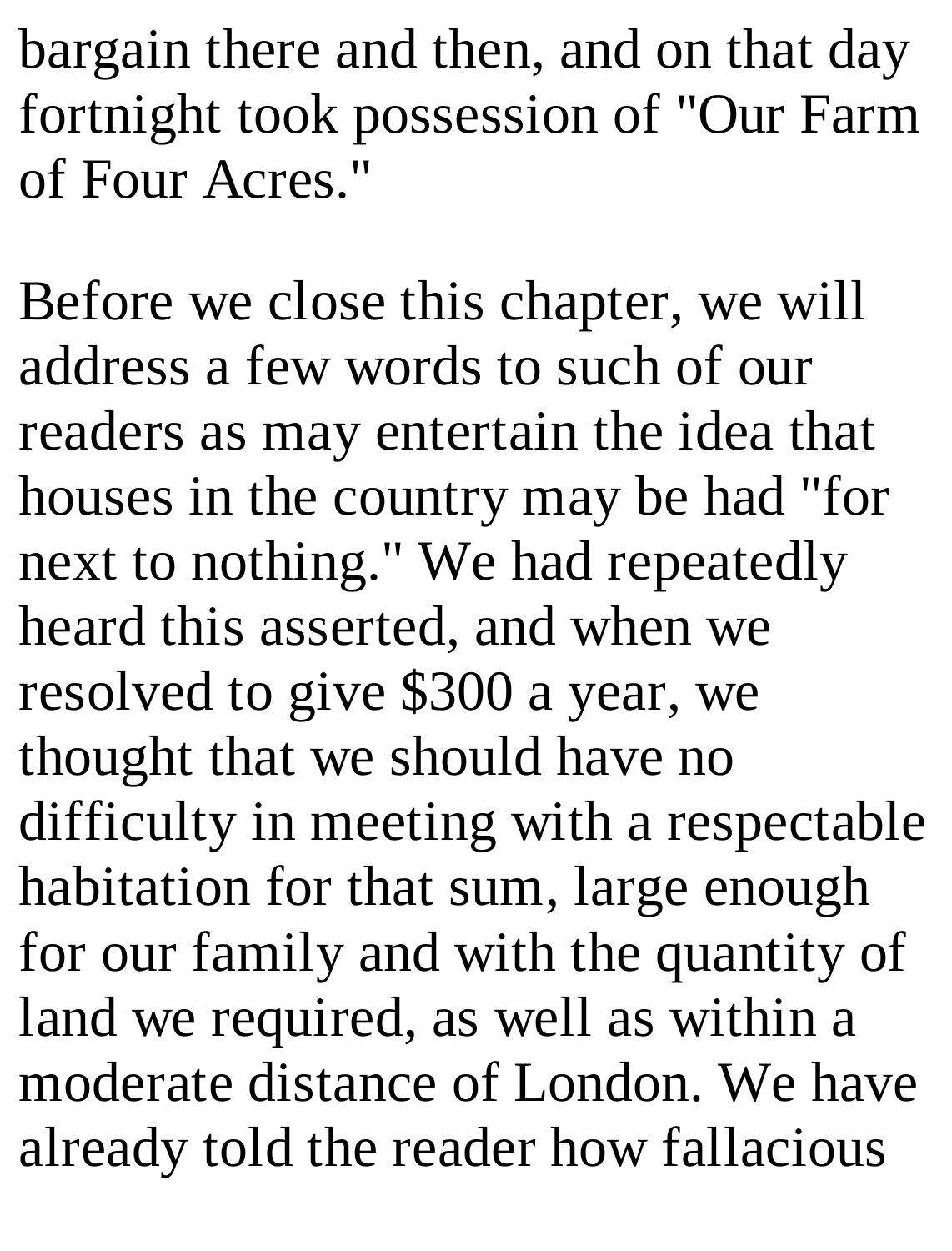bargain there and then, and on that day fortnight took possession of "Our Farm of Four Acres."

Before we close this chapter, we will address a few words to such of our readers as may entertain the idea that houses in the country may be had "for next to nothing." We had repeatedly heard this asserted, and when we resolved to give $300 a year, we thought that we should have no difficulty in meeting with a respectable habitation for that sum, large enough for our family and with the quantity of land we required, as well as within a moderate distance of London. We have already told the reader how fallacious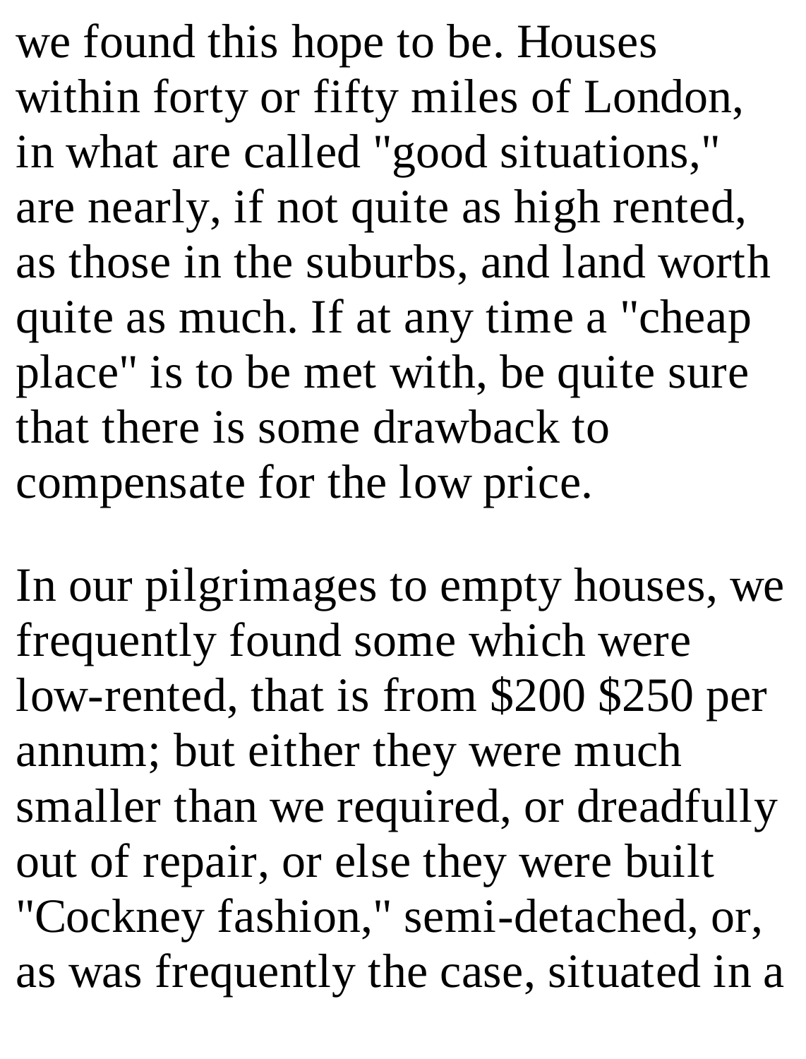we found this hope to be. Houses within forty or fifty miles of London, in what are called "good situations," are nearly, if not quite as high rented, as those in the suburbs, and land worth quite as much. If at any time a "cheap place" is to be met with, be quite sure that there is some drawback to compensate for the low price.

In our pilgrimages to empty houses, we frequently found some which were low-rented, that is from $200 $250 per annum; but either they were much smaller than we required, or dreadfully out of repair, or else they were built "Cockney fashion," semi-detached, or, as was frequently the case, situated in a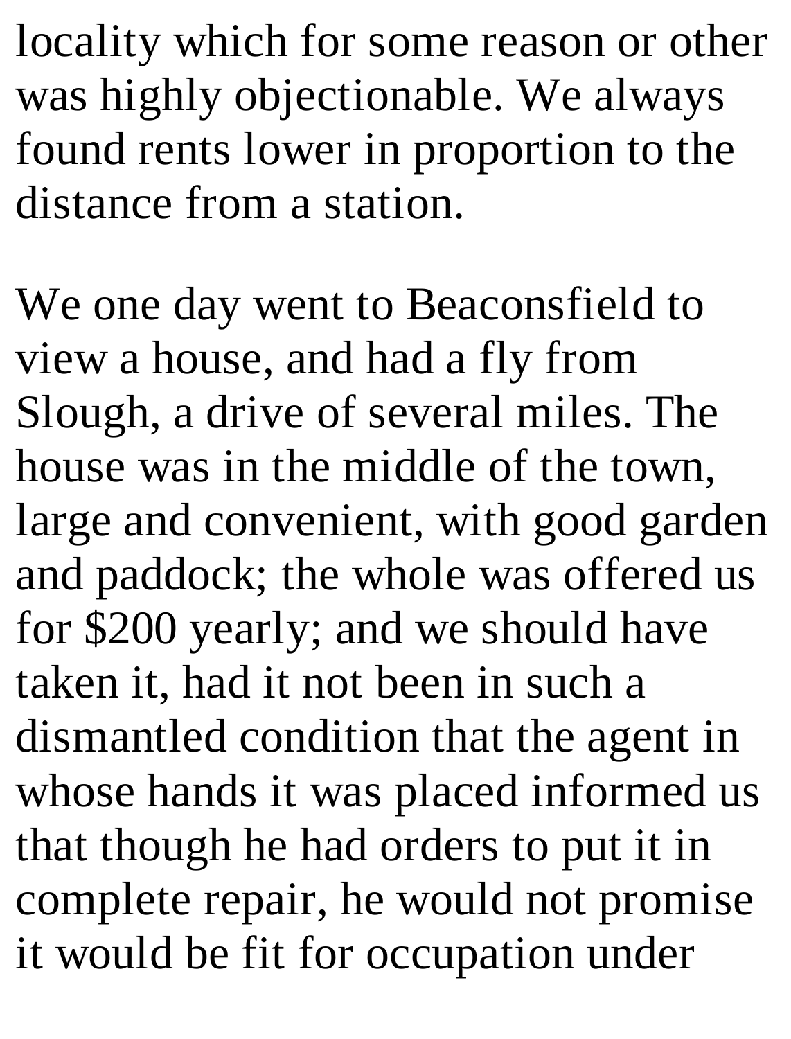locality which for some reason or other was highly objectionable. We always found rents lower in proportion to the distance from a station.

We one day went to Beaconsfield to view a house, and had a fly from Slough, a drive of several miles. The house was in the middle of the town, large and convenient, with good garden and paddock; the whole was offered us for $200 yearly; and we should have taken it, had it not been in such a dismantled condition that the agent in whose hands it was placed informed us that though he had orders to put it in complete repair, he would not promise it would be fit for occupation under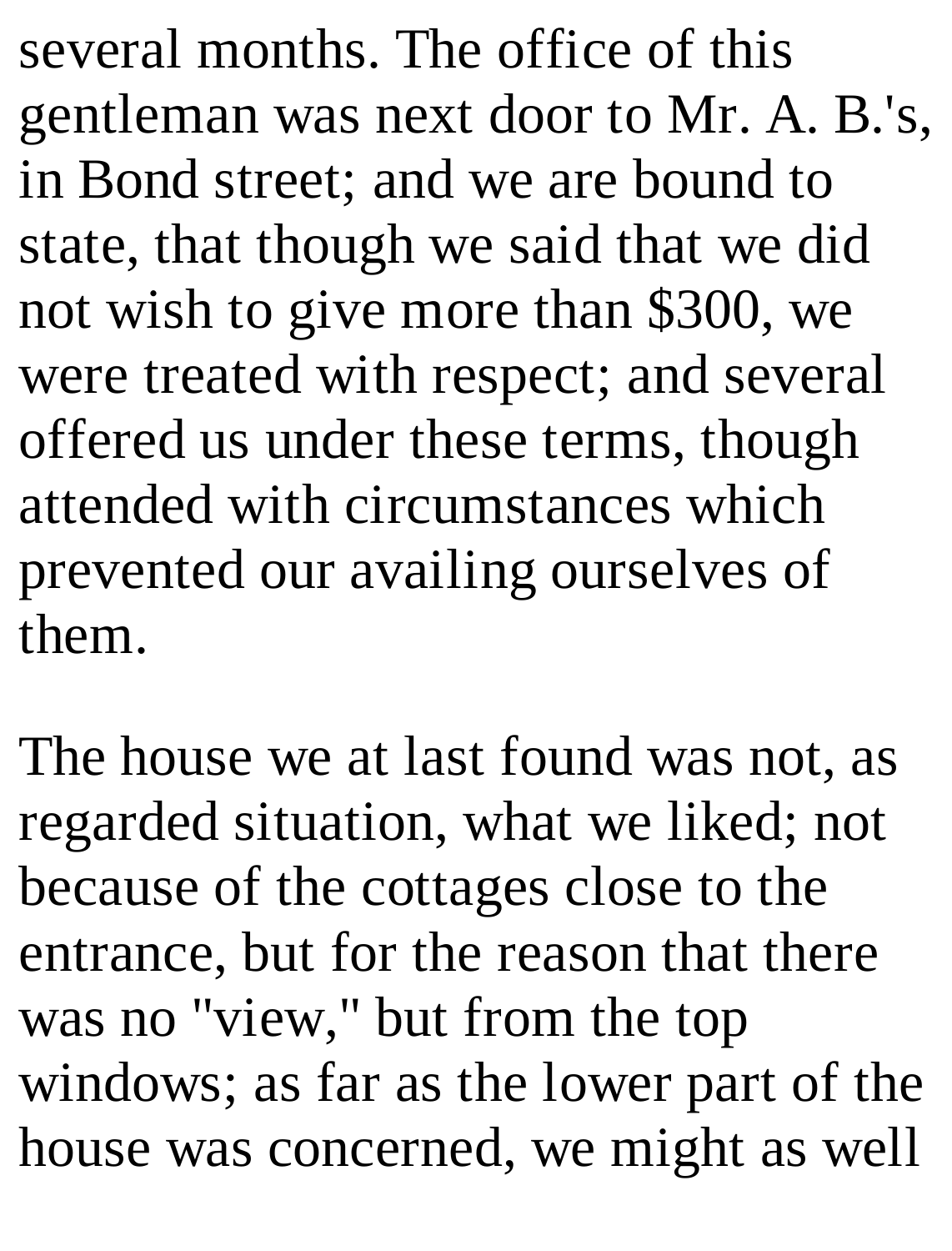several months. The office of this gentleman was next door to Mr. A. B.'s, in Bond street; and we are bound to state, that though we said that we did not wish to give more than $300, we were treated with respect; and several offered us under these terms, though attended with circumstances which prevented our availing ourselves of them.

The house we at last found was not, as regarded situation, what we liked; not because of the cottages close to the entrance, but for the reason that there was no "view," but from the top windows; as far as the lower part of the house was concerned, we might as well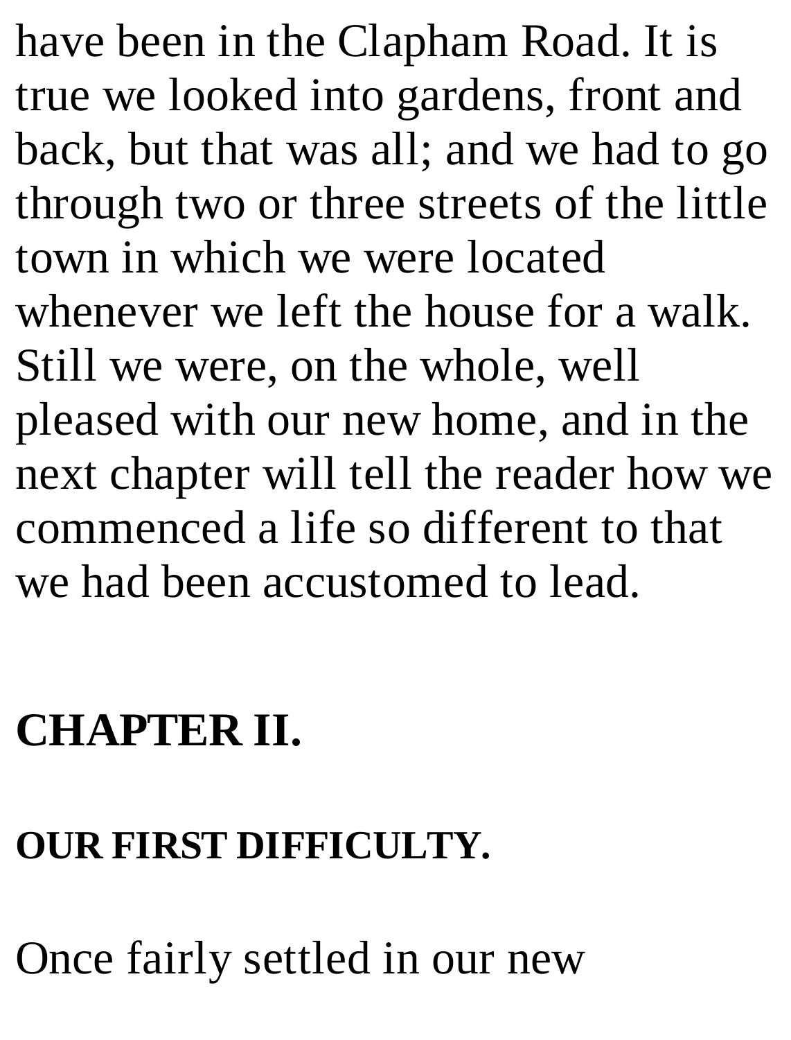have been in the Clapham Road. It is true we looked into gardens, front and back, but that was all; and we had to go through two or three streets of the little town in which we were located whenever we left the house for a walk. Still we were, on the whole, well pleased with our new home, and in the next chapter will tell the reader how we commenced a life so different to that we had been accustomed to lead.

## CHAPTER II.

### OUR FIRST DIFFICULTY.

Once fairly settled in our new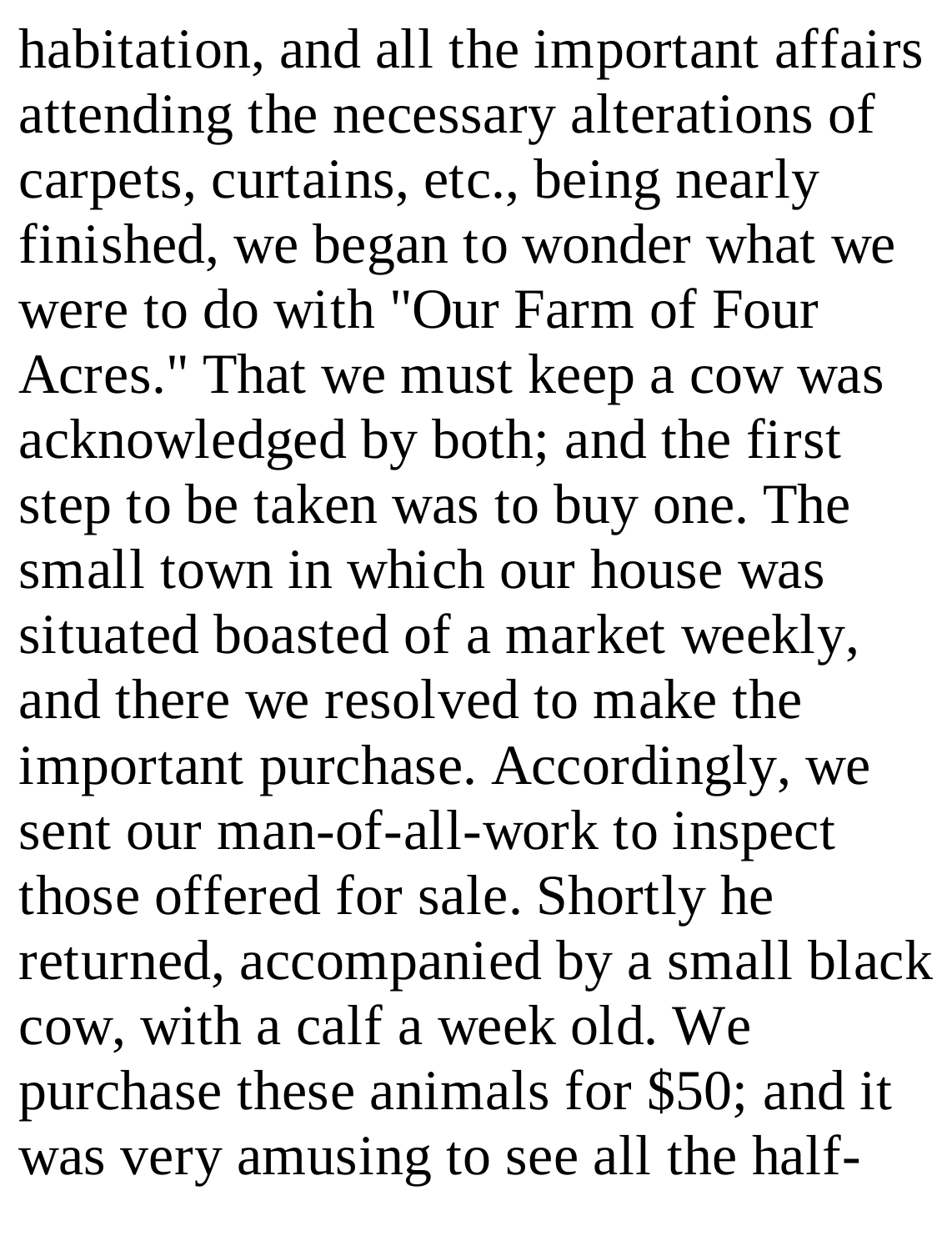habitation, and all the important affairs attending the necessary alterations of carpets, curtains, etc., being nearly finished, we began to wonder what we were to do with "Our Farm of Four Acres." That we must keep a cow was acknowledged by both; and the first step to be taken was to buy one. The small town in which our house was situated boasted of a market weekly, and there we resolved to make the important purchase. Accordingly, we sent our man-of-all-work to inspect those offered for sale. Shortly he returned, accompanied by a small black cow, with a calf a week old. We purchase these animals for $50; and it was very amusing to see all the half-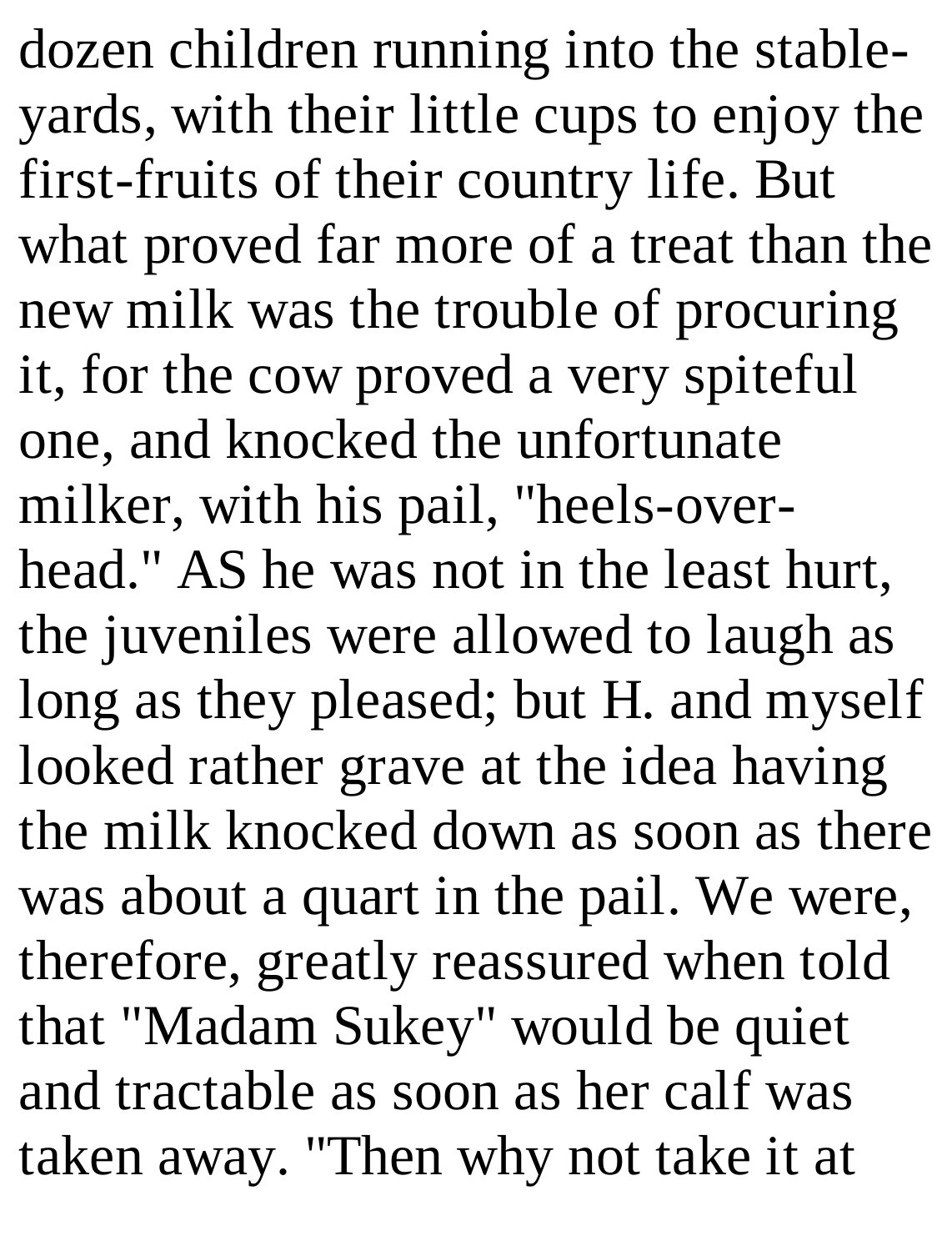dozen children running into the stable-yards, with their little cups to enjoy the first-fruits of their country life. But what proved far more of a treat than the new milk was the trouble of procuring it, for the cow proved a very spiteful one, and knocked the unfortunate milker, with his pail, "heels-over-head." AS he was not in the least hurt, the juveniles were allowed to laugh as long as they pleased; but H. and myself looked rather grave at the idea having the milk knocked down as soon as there was about a quart in the pail. We were, therefore, greatly reassured when told that "Madam Sukey" would be quiet and tractable as soon as her calf was taken away. "Then why not take it at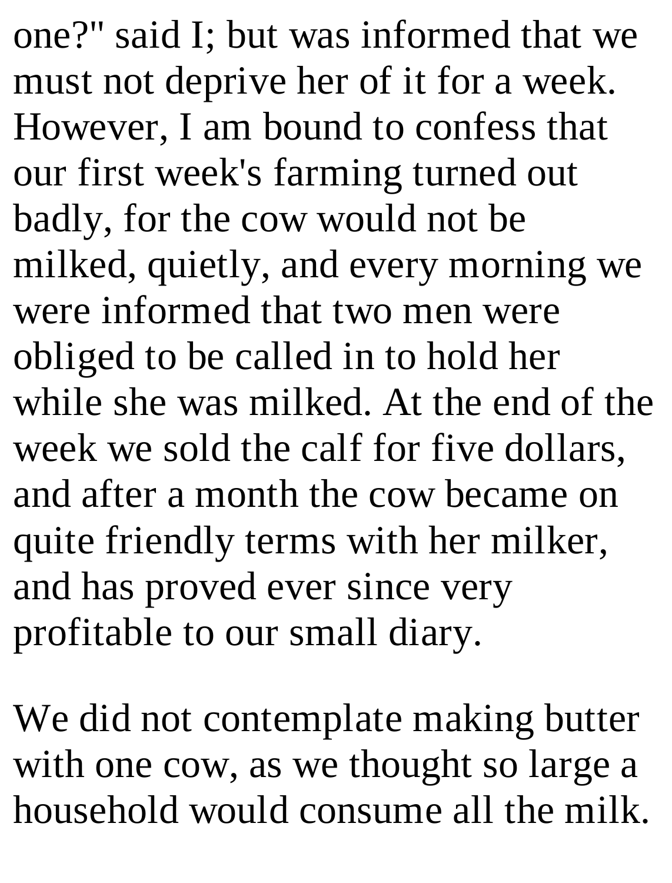one?" said I; but was informed that we must not deprive her of it for a week. However, I am bound to confess that our first week's farming turned out badly, for the cow would not be milked, quietly, and every morning we were informed that two men were obliged to be called in to hold her while she was milked. At the end of the week we sold the calf for five dollars, and after a month the cow became on quite friendly terms with her milker, and has proved ever since very profitable to our small diary.

We did not contemplate making butter with one cow, as we thought so large a household would consume all the milk.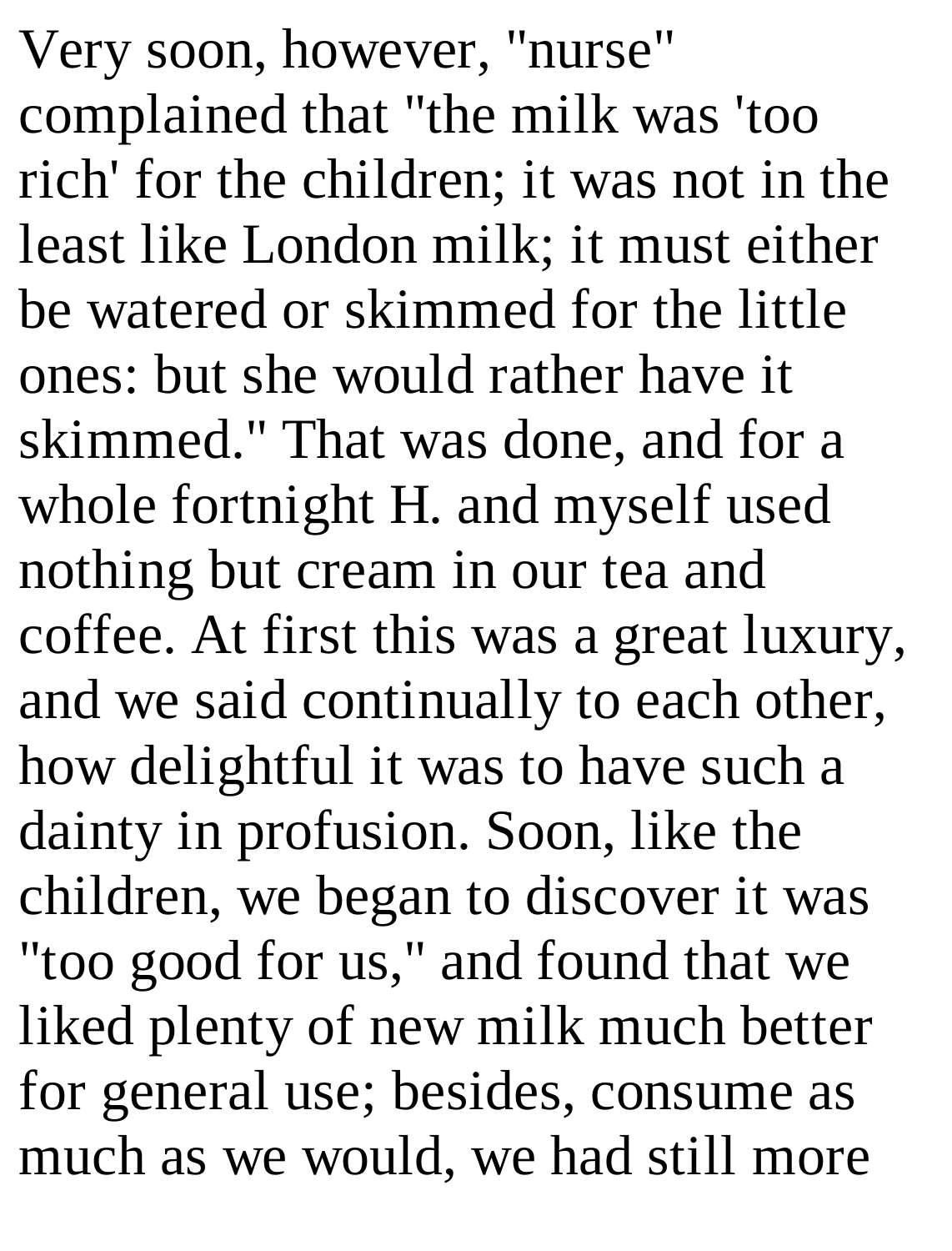Very soon, however, "nurse" complained that "the milk was 'too rich' for the children; it was not in the least like London milk; it must either be watered or skimmed for the little ones: but she would rather have it skimmed." That was done, and for a whole fortnight H. and myself used nothing but cream in our tea and coffee. At first this was a great luxury, and we said continually to each other, how delightful it was to have such a dainty in profusion. Soon, like the children, we began to discover it was "too good for us," and found that we liked plenty of new milk much better for general use; besides, consume as much as we would, we had still more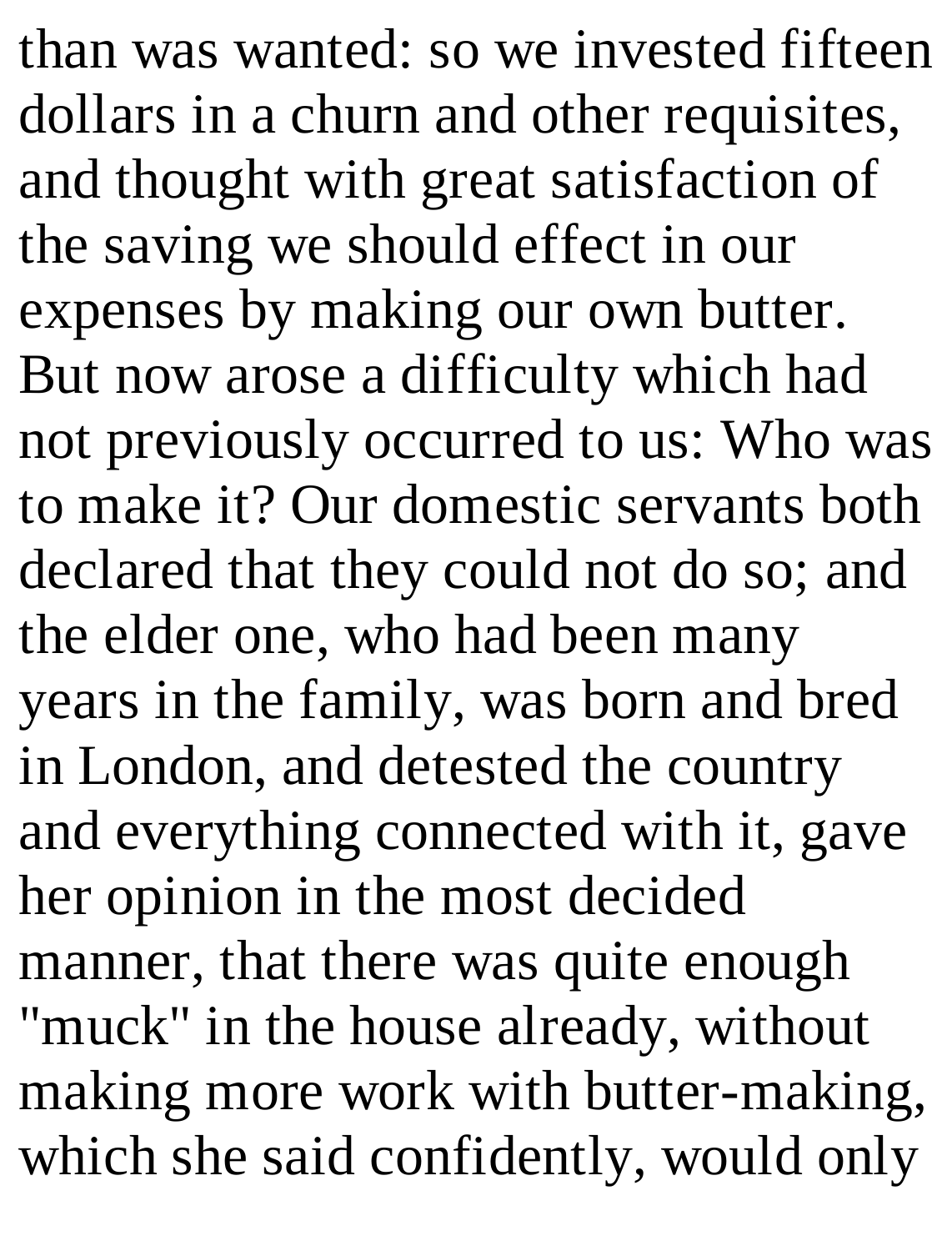than was wanted: so we invested fifteen dollars in a churn and other requisites, and thought with great satisfaction of the saving we should effect in our expenses by making our own butter. But now arose a difficulty which had not previously occurred to us: Who was to make it? Our domestic servants both declared that they could not do so; and the elder one, who had been many years in the family, was born and bred in London, and detested the country and everything connected with it, gave her opinion in the most decided manner, that there was quite enough "muck" in the house already, without making more work with butter-making, which she said confidently, would only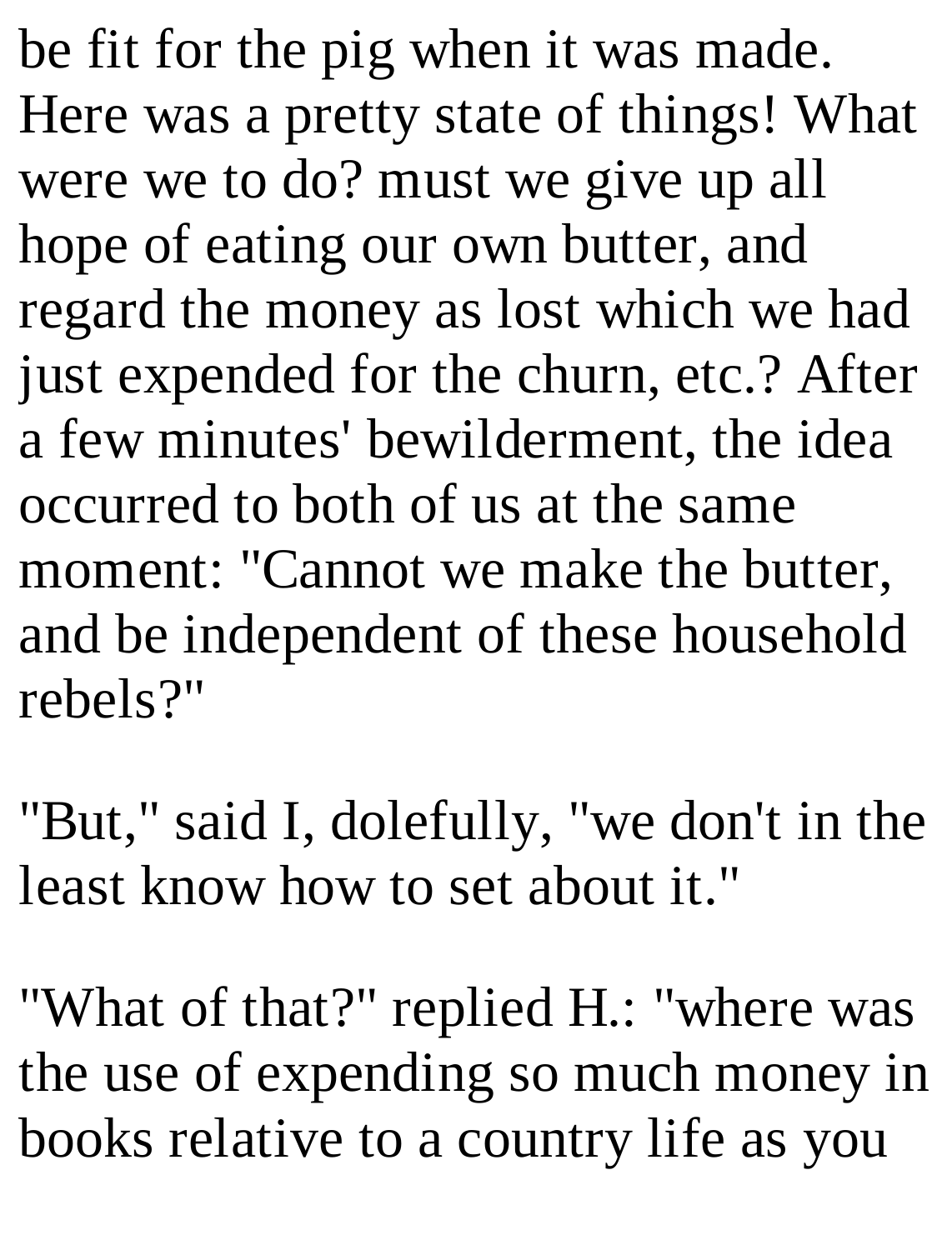be fit for the pig when it was made. Here was a pretty state of things! What were we to do? must we give up all hope of eating our own butter, and regard the money as lost which we had just expended for the churn, etc.? After a few minutes' bewilderment, the idea occurred to both of us at the same moment: "Cannot we make the butter, and be independent of these household rebels?"

"But," said I, dolefully, "we don't in the least know how to set about it."

"What of that?" replied H.: "where was the use of expending so much money in books relative to a country life as you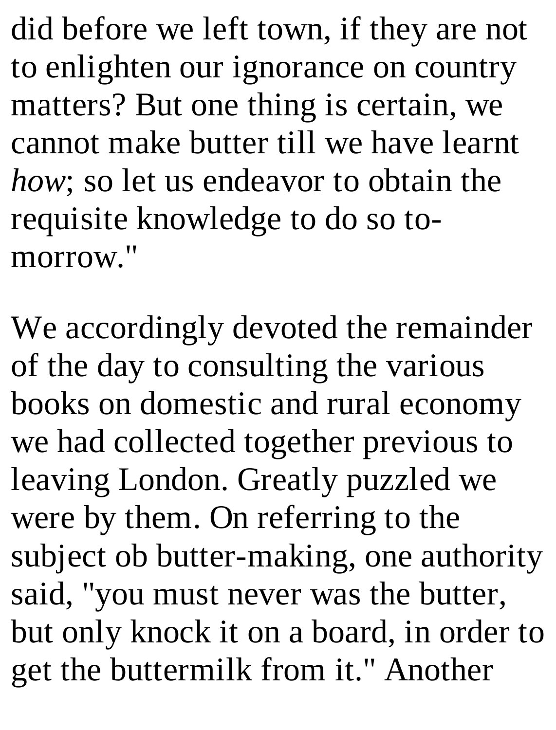did before we left town, if they are not to enlighten our ignorance on country matters? But one thing is certain, we cannot make butter till we have learnt *how*; so let us endeavor to obtain the requisite knowledge to do so to-morrow."

We accordingly devoted the remainder of the day to consulting the various books on domestic and rural economy we had collected together previous to leaving London. Greatly puzzled we were by them. On referring to the subject ob butter-making, one authority said, "you must never was the butter, but only knock it on a board, in order to get the buttermilk from it." Another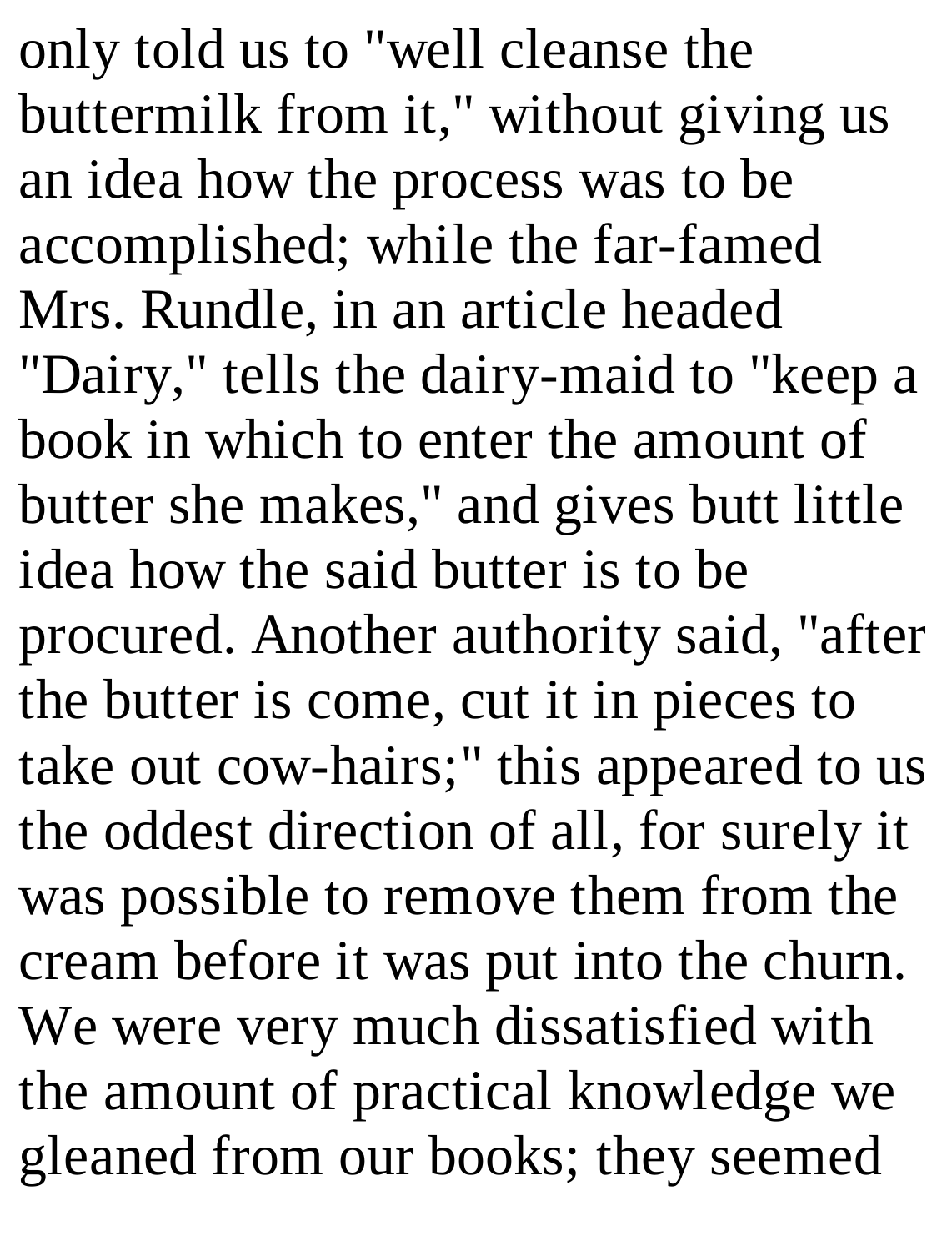only told us to "well cleanse the buttermilk from it," without giving us an idea how the process was to be accomplished; while the far-famed Mrs. Rundle, in an article headed "Dairy," tells the dairy-maid to "keep a book in which to enter the amount of butter she makes," and gives butt little idea how the said butter is to be procured. Another authority said, "after the butter is come, cut it in pieces to take out cow-hairs;" this appeared to us the oddest direction of all, for surely it was possible to remove them from the cream before it was put into the churn. We were very much dissatisfied with the amount of practical knowledge we gleaned from our books; they seemed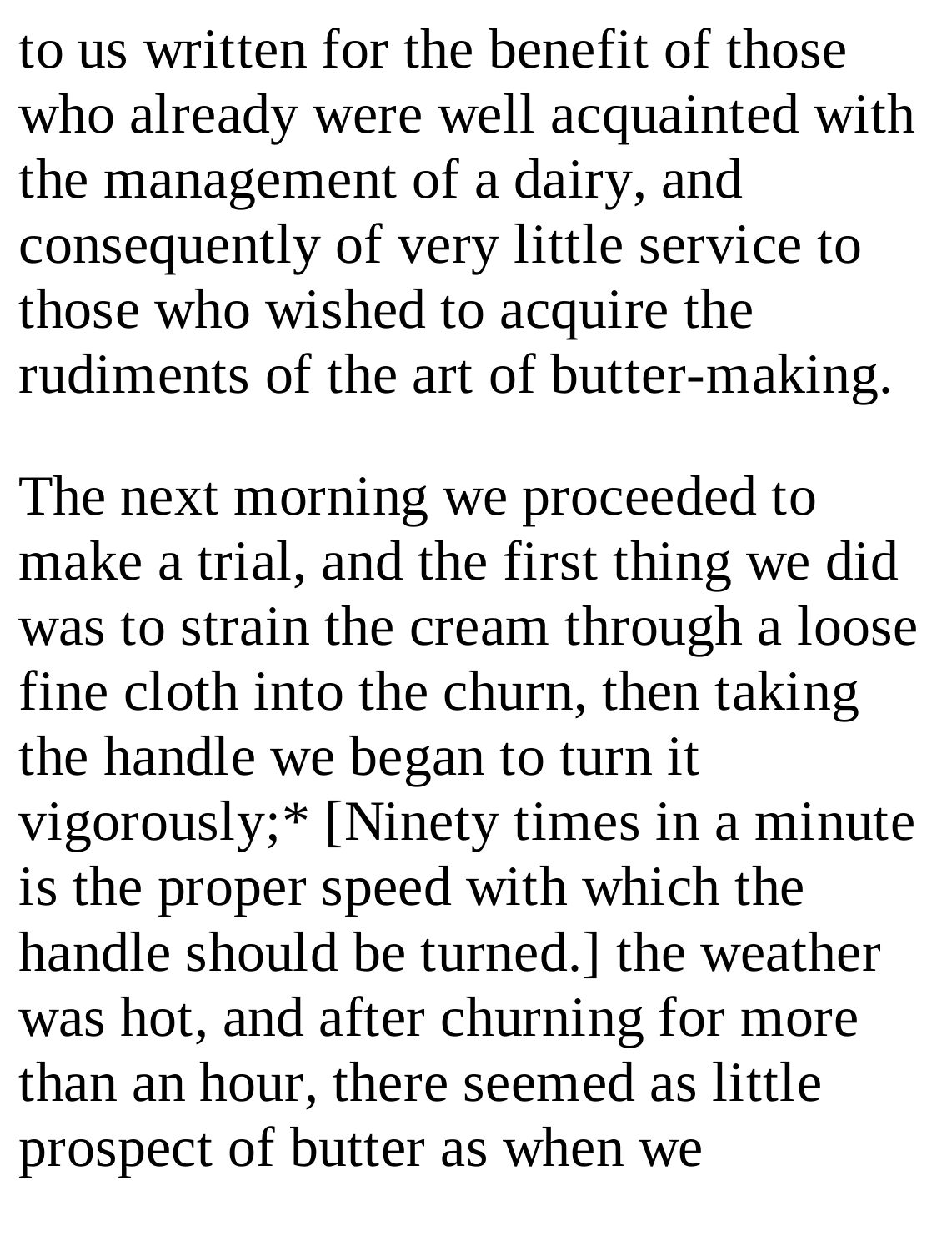to us written for the benefit of those who already were well acquainted with the management of a dairy, and consequently of very little service to those who wished to acquire the rudiments of the art of butter-making.

The next morning we proceeded to make a trial, and the first thing we did was to strain the cream through a loose fine cloth into the churn, then taking the handle we began to turn it vigorously;* [Ninety times in a minute is the proper speed with which the handle should be turned.] the weather was hot, and after churning for more than an hour, there seemed as little prospect of butter as when we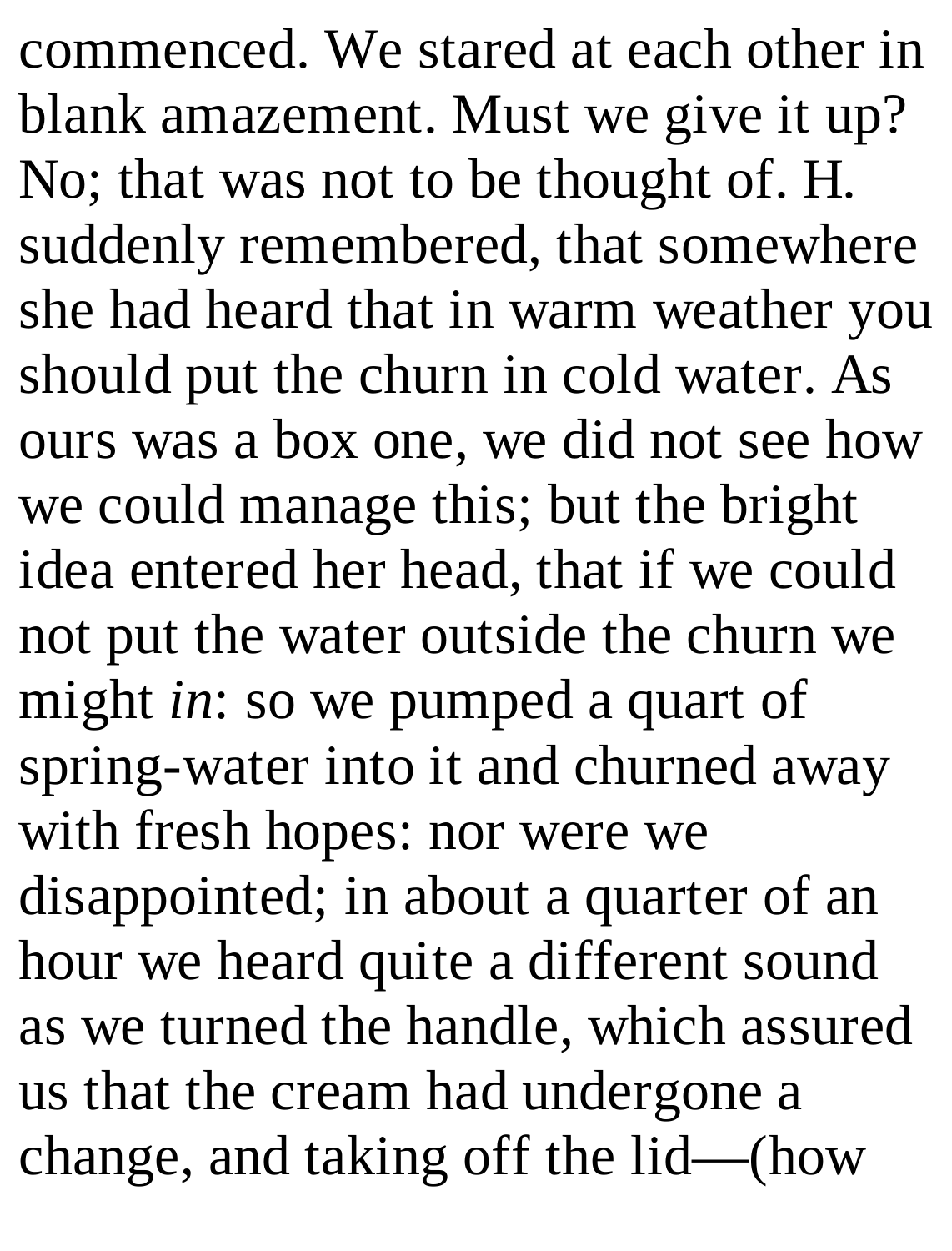commenced. We stared at each other in blank amazement. Must we give it up? No; that was not to be thought of. H. suddenly remembered, that somewhere she had heard that in warm weather you should put the churn in cold water. As ours was a box one, we did not see how we could manage this; but the bright idea entered her head, that if we could not put the water outside the churn we might *in*: so we pumped a quart of spring-water into it and churned away with fresh hopes: nor were we disappointed; in about a quarter of an hour we heard quite a different sound as we turned the handle, which assured us that the cream had undergone a change, and taking off the lid—(how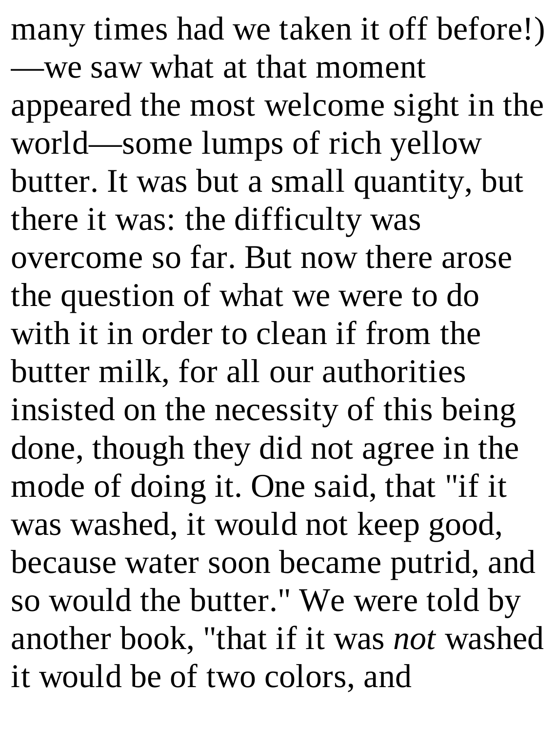many times had we taken it off before!)—we saw what at that moment appeared the most welcome sight in the world—some lumps of rich yellow butter. It was but a small quantity, but there it was: the difficulty was overcome so far. But now there arose the question of what we were to do with it in order to clean if from the butter milk, for all our authorities insisted on the necessity of this being done, though they did not agree in the mode of doing it. One said, that "if it was washed, it would not keep good, because water soon became putrid, and so would the butter." We were told by another book, "that if it was *not* washed it would be of two colors, and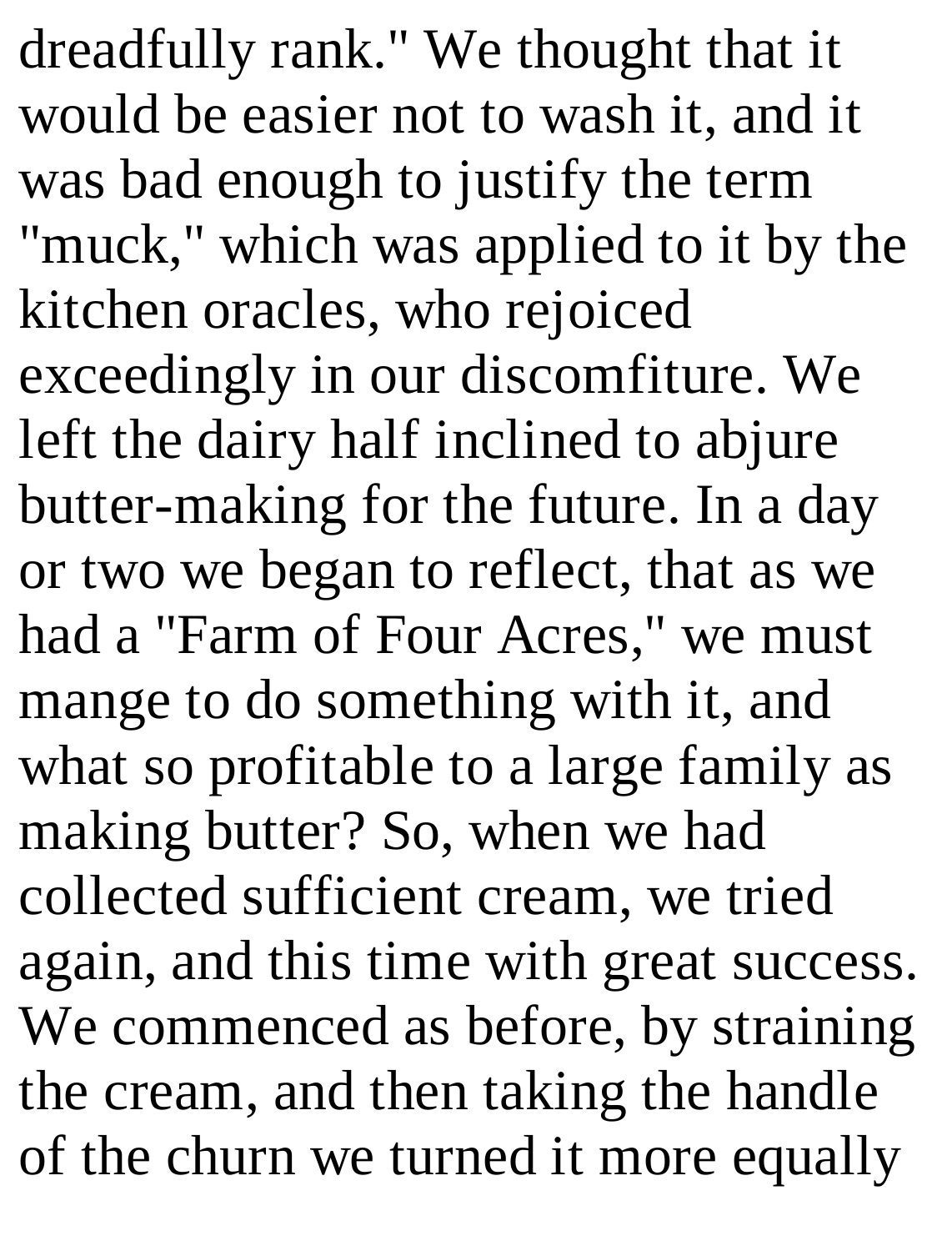dreadfully rank." We thought that it would be easier not to wash it, and it was bad enough to justify the term "muck," which was applied to it by the kitchen oracles, who rejoiced exceedingly in our discomfiture. We left the dairy half inclined to abjure butter-making for the future. In a day or two we began to reflect, that as we had a "Farm of Four Acres," we must mange to do something with it, and what so profitable to a large family as making butter? So, when we had collected sufficient cream, we tried again, and this time with great success. We commenced as before, by straining the cream, and then taking the handle of the churn we turned it more equally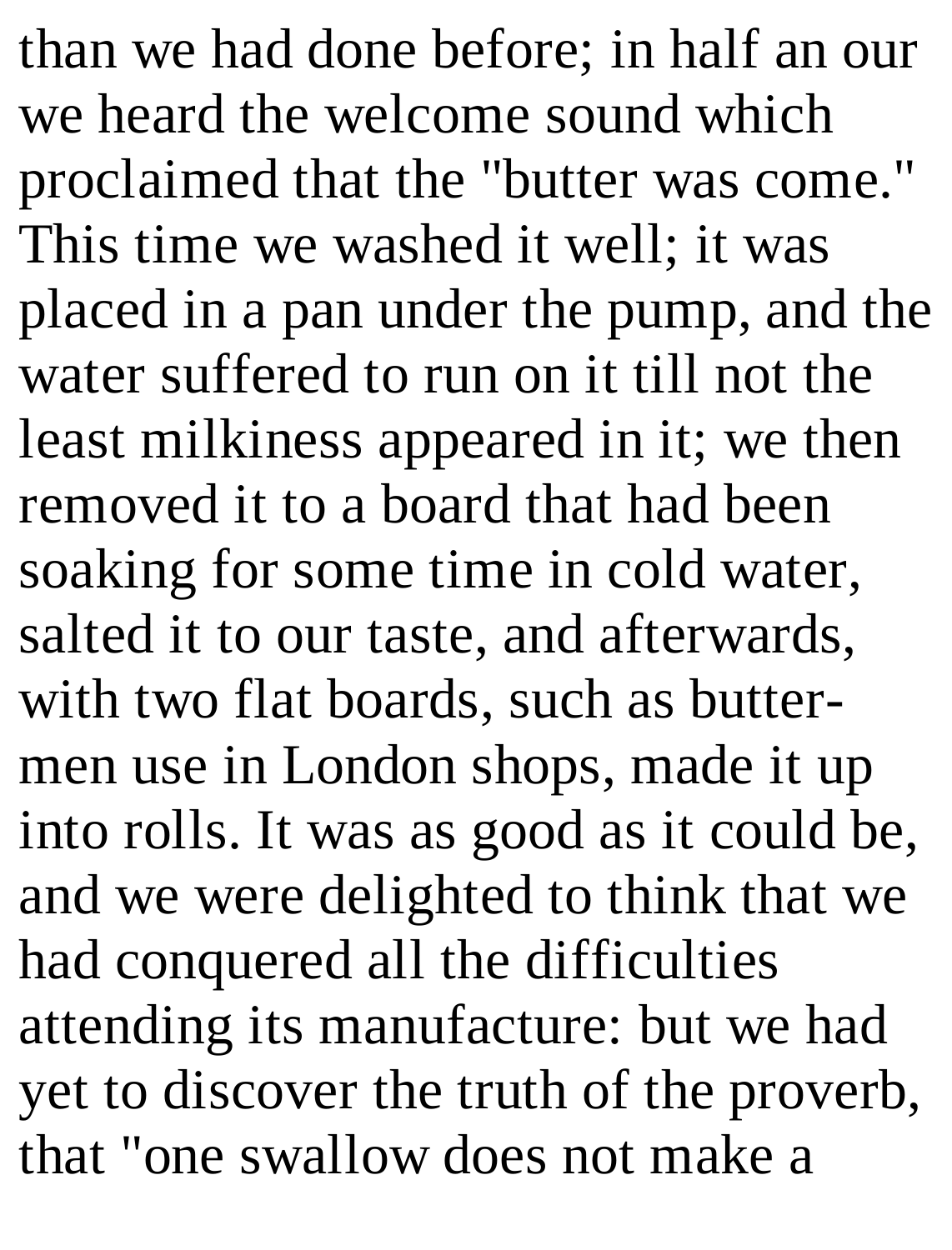than we had done before; in half an our we heard the welcome sound which proclaimed that the "butter was come." This time we washed it well; it was placed in a pan under the pump, and the water suffered to run on it till not the least milkiness appeared in it; we then removed it to a board that had been soaking for some time in cold water, salted it to our taste, and afterwards, with two flat boards, such as butter-men use in London shops, made it up into rolls. It was as good as it could be, and we were delighted to think that we had conquered all the difficulties attending its manufacture: but we had yet to discover the truth of the proverb, that "one swallow does not make a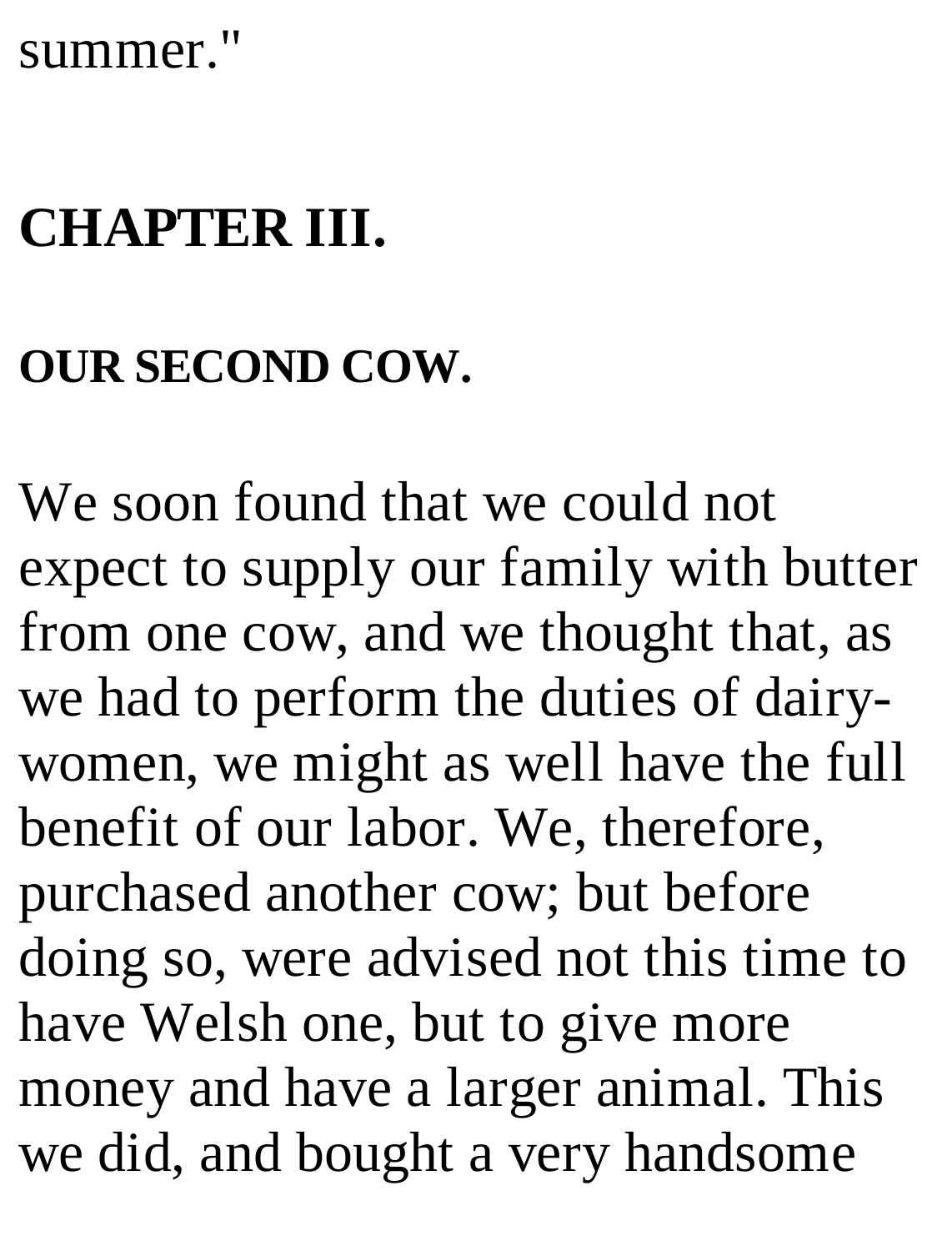summer."

# CHAPTER III.

## OUR SECOND COW.

We soon found that we could not expect to supply our family with butter from one cow, and we thought that, as we had to perform the duties of dairy-women, we might as well have the full benefit of our labor. We, therefore, purchased another cow; but before doing so, were advised not this time to have Welsh one, but to give more money and have a larger animal. This we did, and bought a very handsome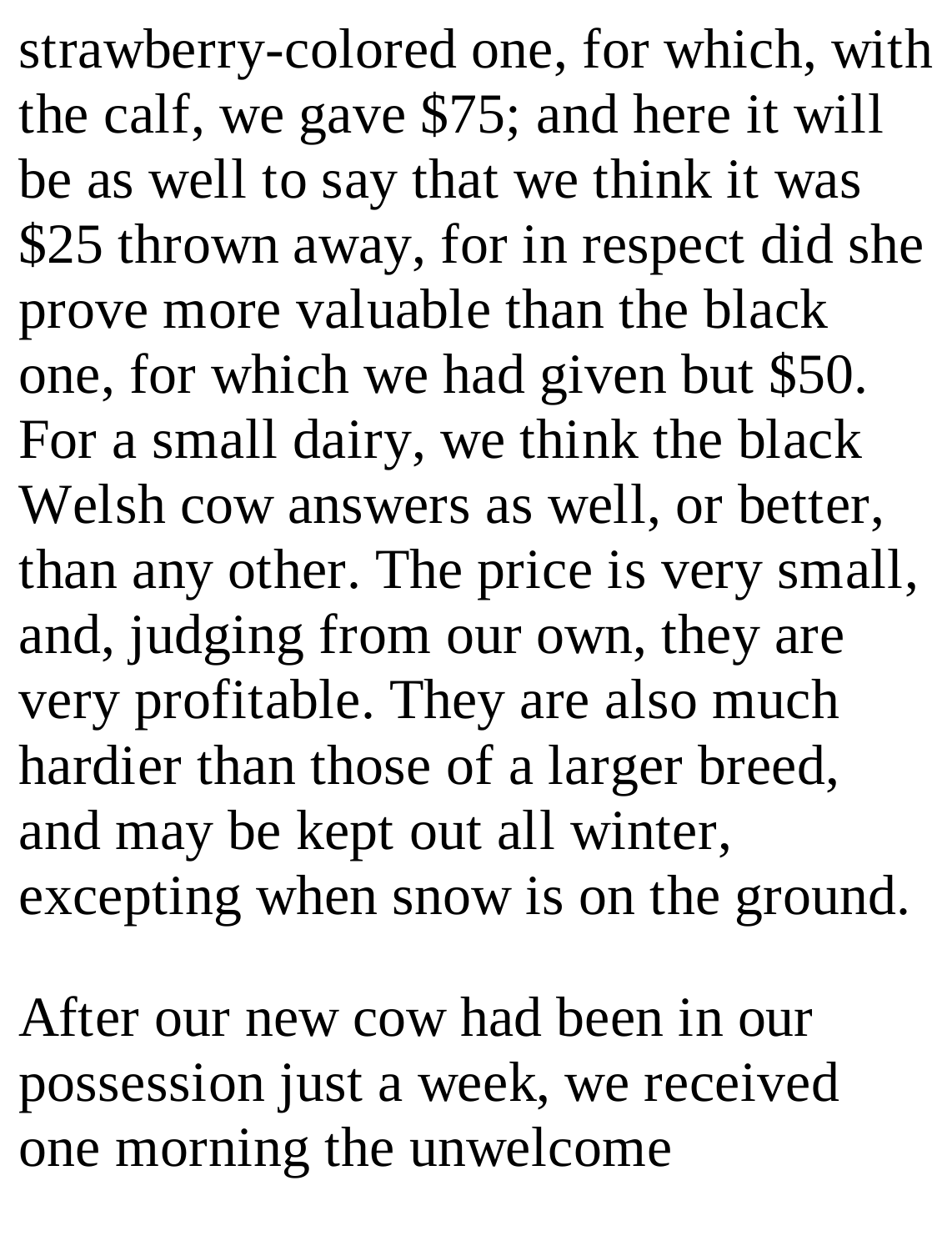strawberry-colored one, for which, with the calf, we gave $75; and here it will be as well to say that we think it was $25 thrown away, for in respect did she prove more valuable than the black one, for which we had given but $50. For a small dairy, we think the black Welsh cow answers as well, or better, than any other. The price is very small, and, judging from our own, they are very profitable. They are also much hardier than those of a larger breed, and may be kept out all winter, excepting when snow is on the ground.

After our new cow had been in our possession just a week, we received one morning the unwelcome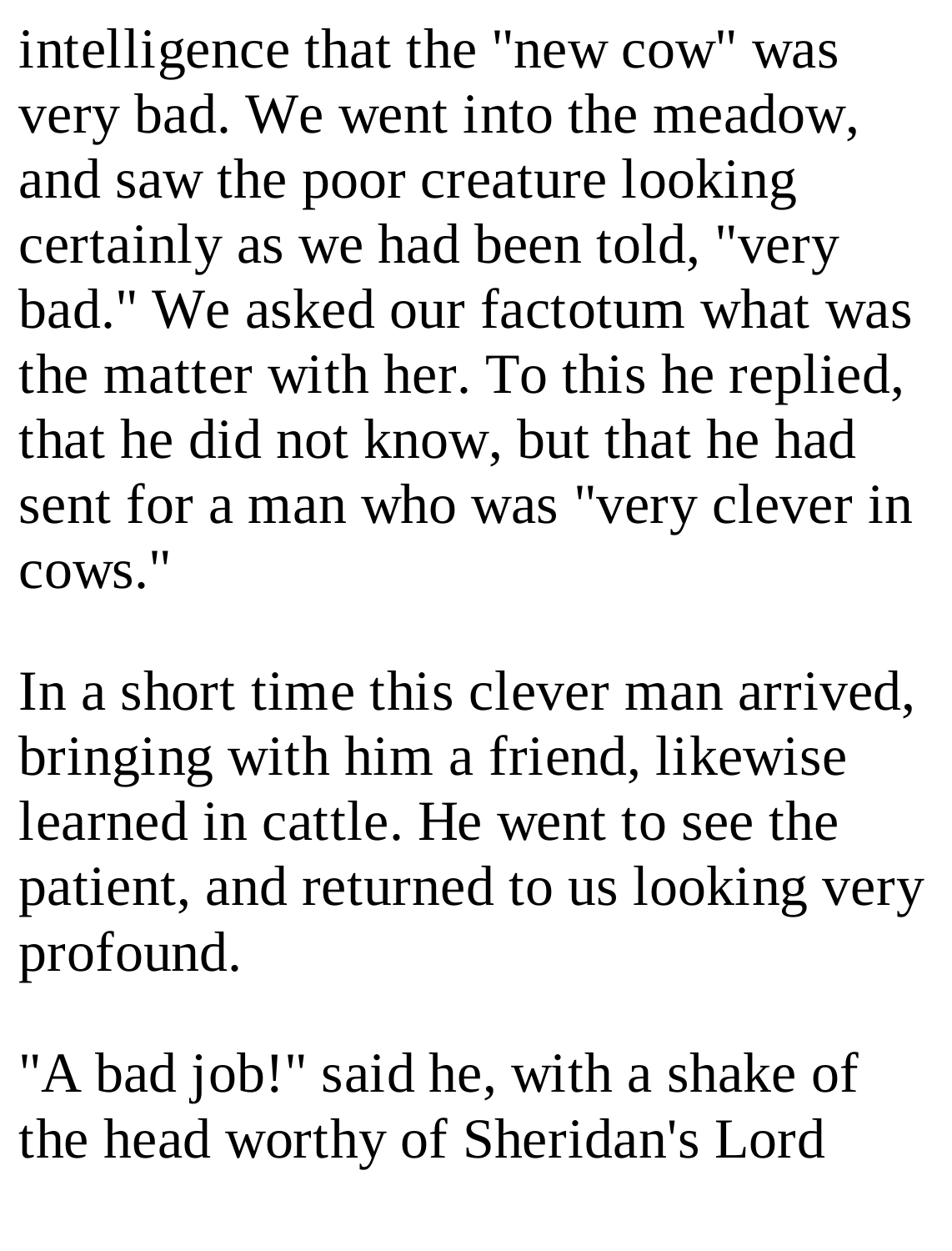intelligence that the "new cow" was very bad. We went into the meadow, and saw the poor creature looking certainly as we had been told, "very bad." We asked our factotum what was the matter with her. To this he replied, that he did not know, but that he had sent for a man who was "very clever in cows."

In a short time this clever man arrived, bringing with him a friend, likewise learned in cattle. He went to see the patient, and returned to us looking very profound.

"A bad job!" said he, with a shake of the head worthy of Sheridan's Lord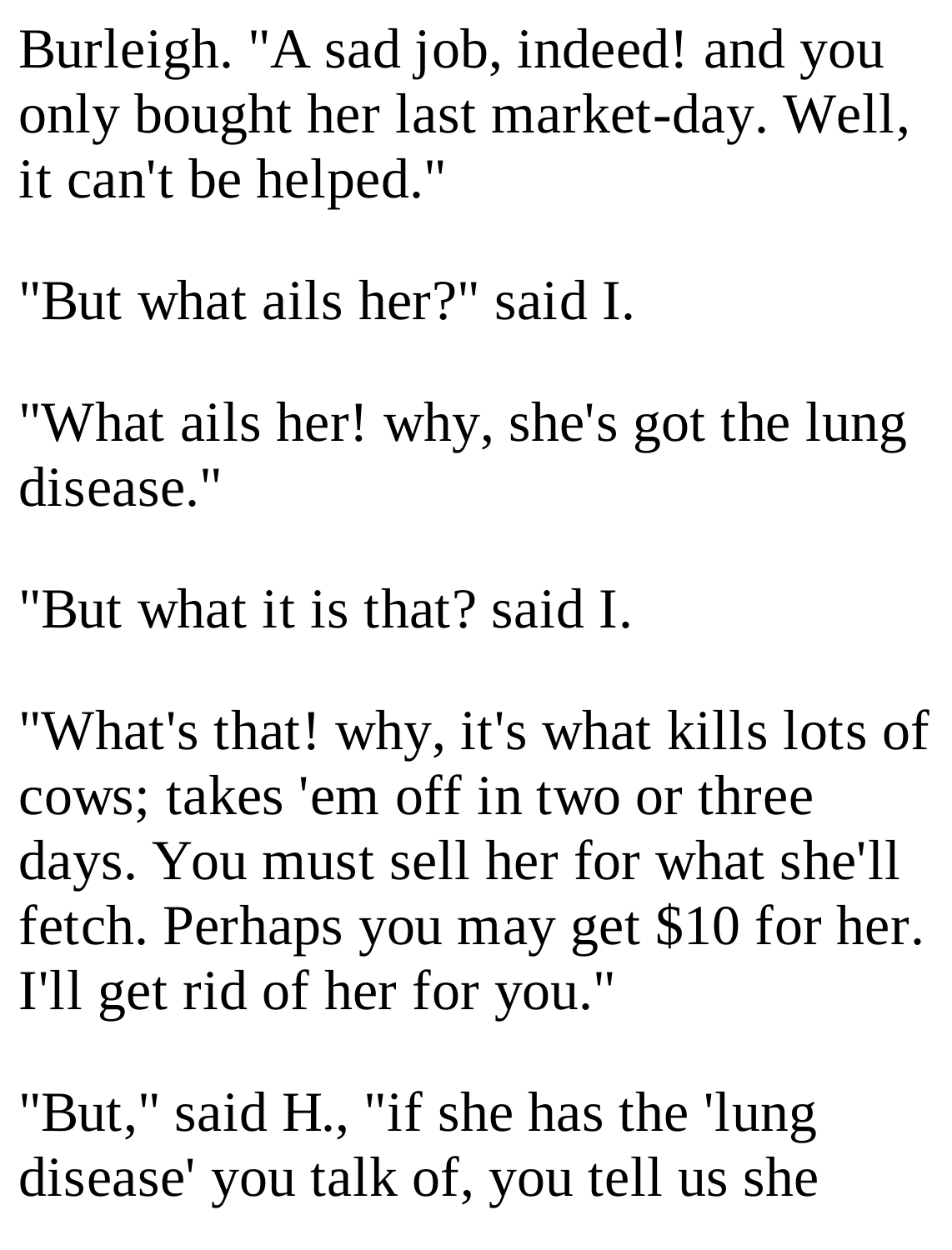Burleigh. "A sad job, indeed! and you only bought her last market-day. Well, it can't be helped."

"But what ails her?" said I.

"What ails her! why, she's got the lung disease."

"But what it is that? said I.

"What's that! why, it's what kills lots of cows; takes 'em off in two or three days. You must sell her for what she'll fetch. Perhaps you may get $10 for her. I'll get rid of her for you."

"But," said H., "if she has the 'lung disease' you talk of, you tell us she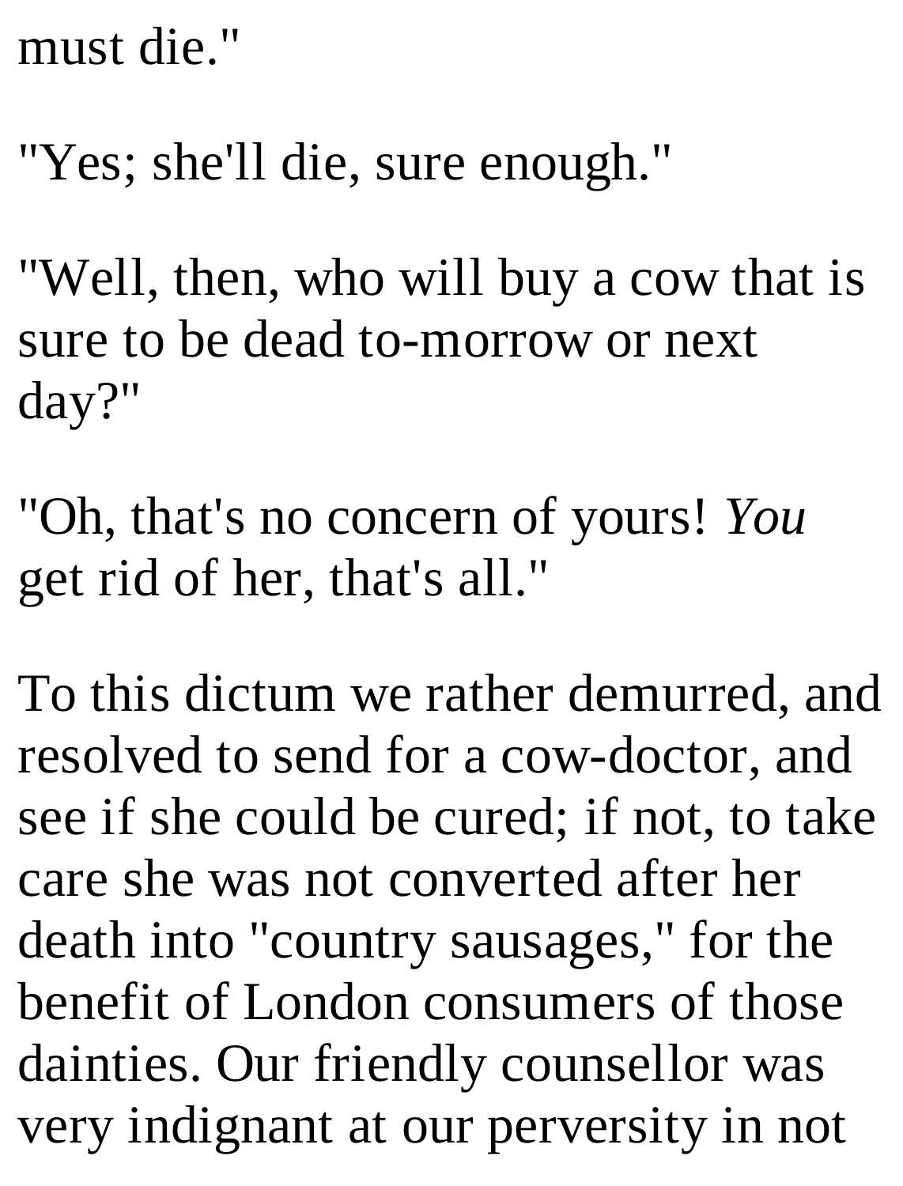must die."

"Yes; she'll die, sure enough."

"Well, then, who will buy a cow that is sure to be dead to-morrow or next day?"

"Oh, that's no concern of yours! *You* get rid of her, that's all."

To this dictum we rather demurred, and resolved to send for a cow-doctor, and see if she could be cured; if not, to take care she was not converted after her death into "country sausages," for the benefit of London consumers of those dainties. Our friendly counsellor was very indignant at our perversity in not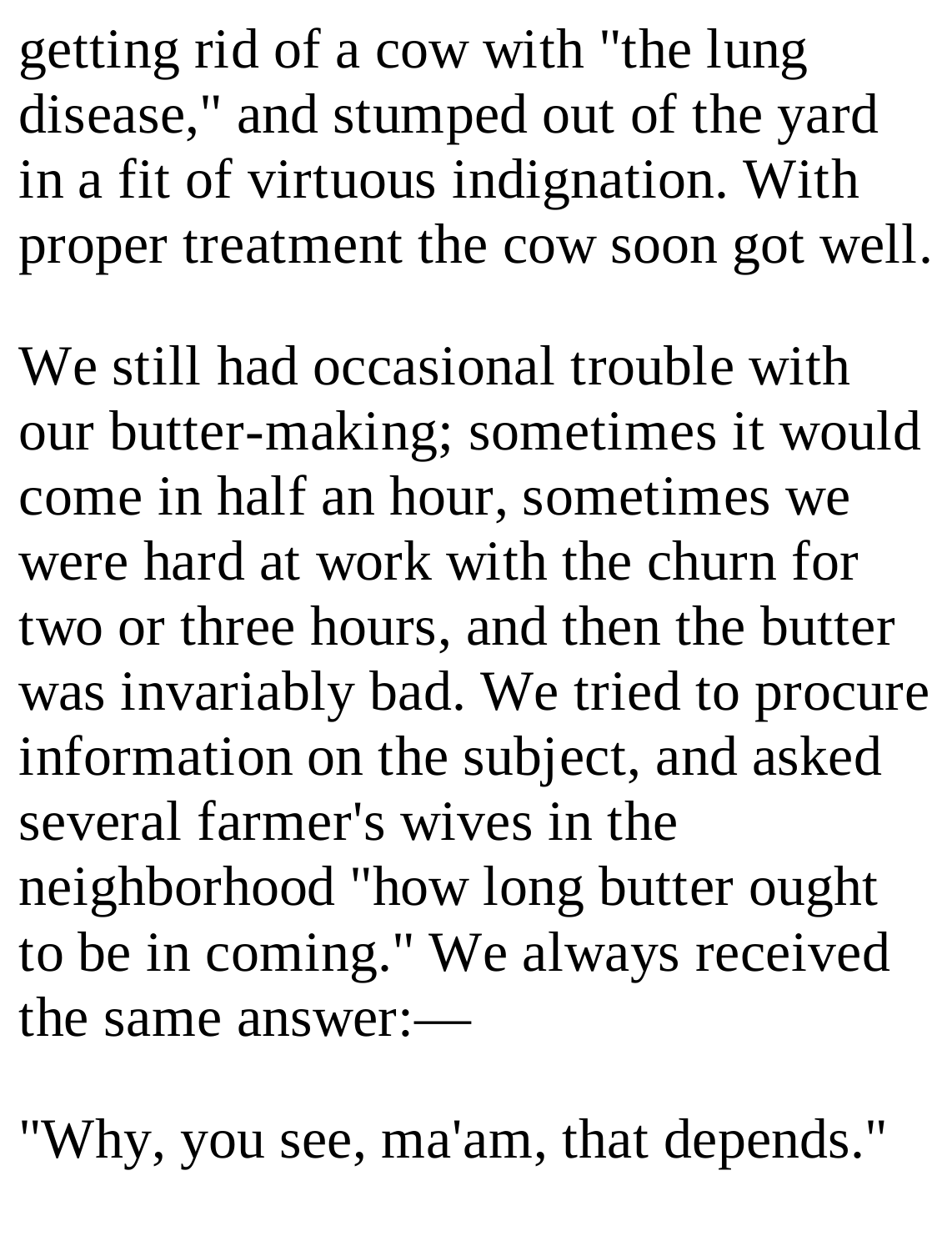getting rid of a cow with "the lung disease," and stumped out of the yard in a fit of virtuous indignation. With proper treatment the cow soon got well.

We still had occasional trouble with our butter-making; sometimes it would come in half an hour, sometimes we were hard at work with the churn for two or three hours, and then the butter was invariably bad. We tried to procure information on the subject, and asked several farmer's wives in the neighborhood "how long butter ought to be in coming." We always received the same answer:—

"Why, you see, ma'am, that depends."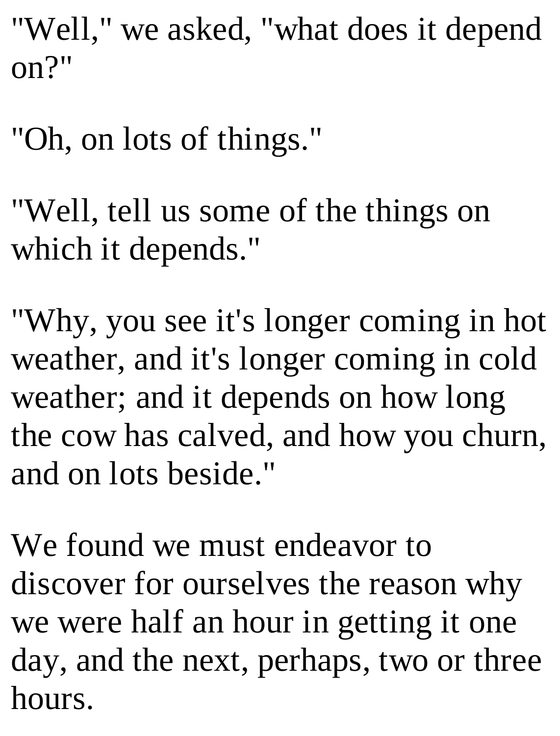"Well," we asked, "what does it depend on?"

"Oh, on lots of things."

"Well, tell us some of the things on which it depends."

"Why, you see it's longer coming in hot weather, and it's longer coming in cold weather; and it depends on how long the cow has calved, and how you churn, and on lots beside."

We found we must endeavor to discover for ourselves the reason why we were half an hour in getting it one day, and the next, perhaps, two or three hours.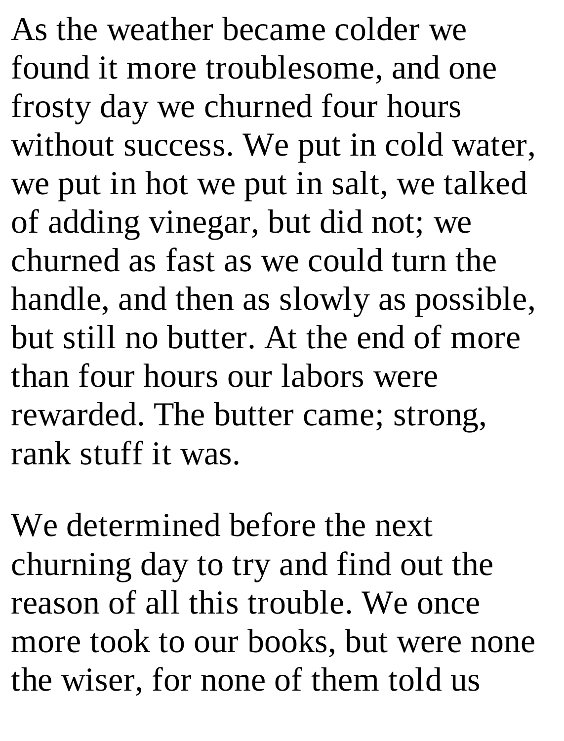As the weather became colder we found it more troublesome, and one frosty day we churned four hours without success. We put in cold water, we put in hot we put in salt, we talked of adding vinegar, but did not; we churned as fast as we could turn the handle, and then as slowly as possible, but still no butter. At the end of more than four hours our labors were rewarded. The butter came; strong, rank stuff it was.

We determined before the next churning day to try and find out the reason of all this trouble. We once more took to our books, but were none the wiser, for none of them told us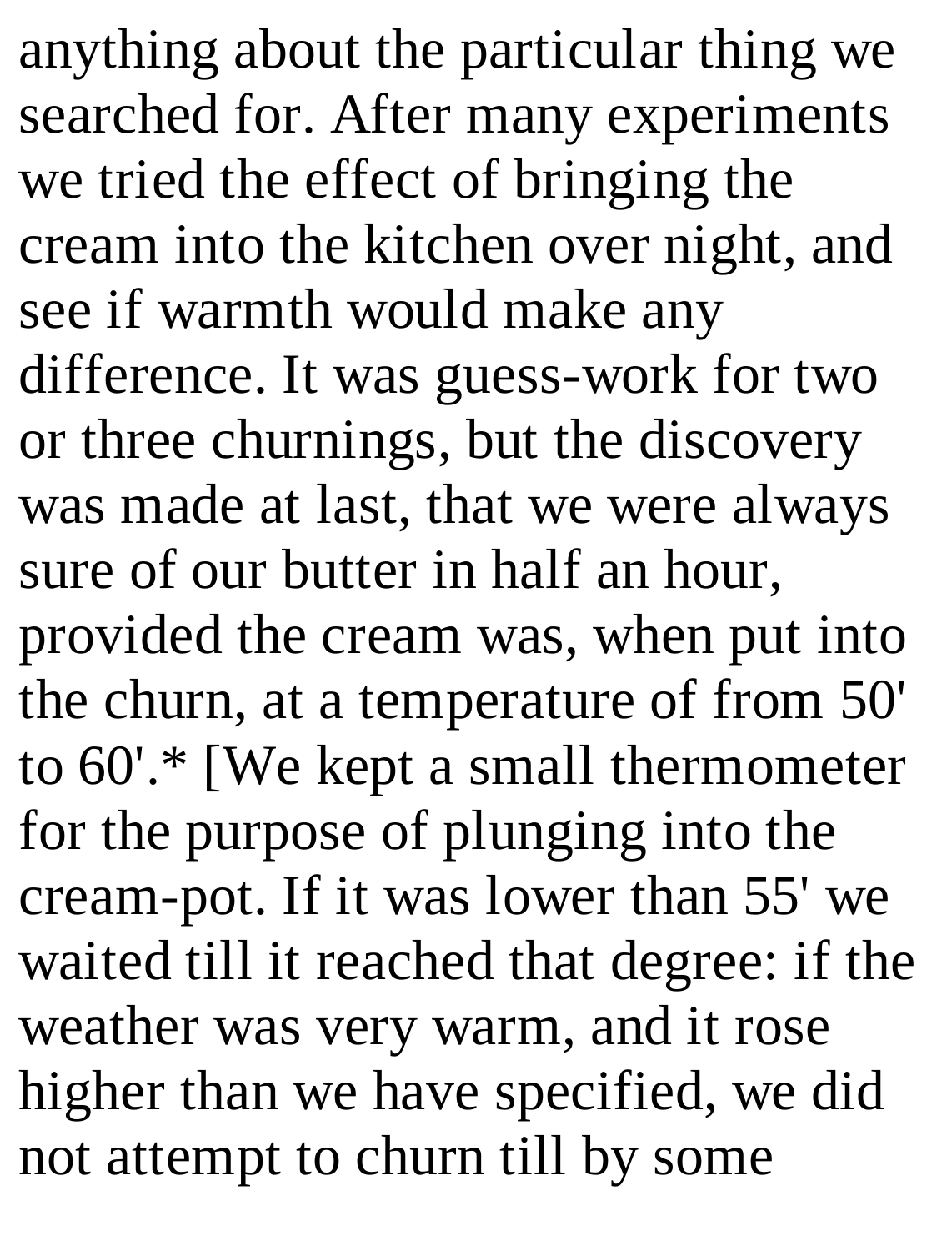anything about the particular thing we searched for. After many experiments we tried the effect of bringing the cream into the kitchen over night, and see if warmth would make any difference. It was guess-work for two or three churnings, but the discovery was made at last, that we were always sure of our butter in half an hour, provided the cream was, when put into the churn, at a temperature of from 50' to 60'.* [We kept a small thermometer for the purpose of plunging into the cream-pot. If it was lower than 55' we waited till it reached that degree: if the weather was very warm, and it rose higher than we have specified, we did not attempt to churn till by some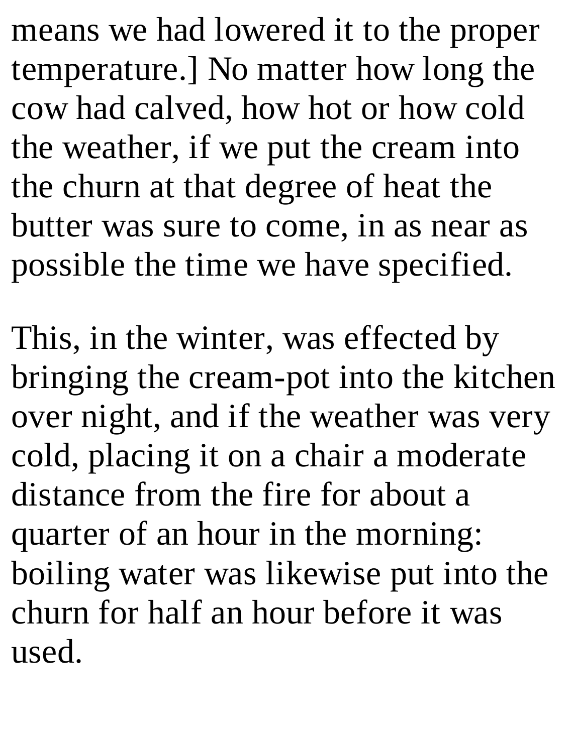means we had lowered it to the proper temperature.] No matter how long the cow had calved, how hot or how cold the weather, if we put the cream into the churn at that degree of heat the butter was sure to come, in as near as possible the time we have specified.

This, in the winter, was effected by bringing the cream-pot into the kitchen over night, and if the weather was very cold, placing it on a chair a moderate distance from the fire for about a quarter of an hour in the morning: boiling water was likewise put into the churn for half an hour before it was used.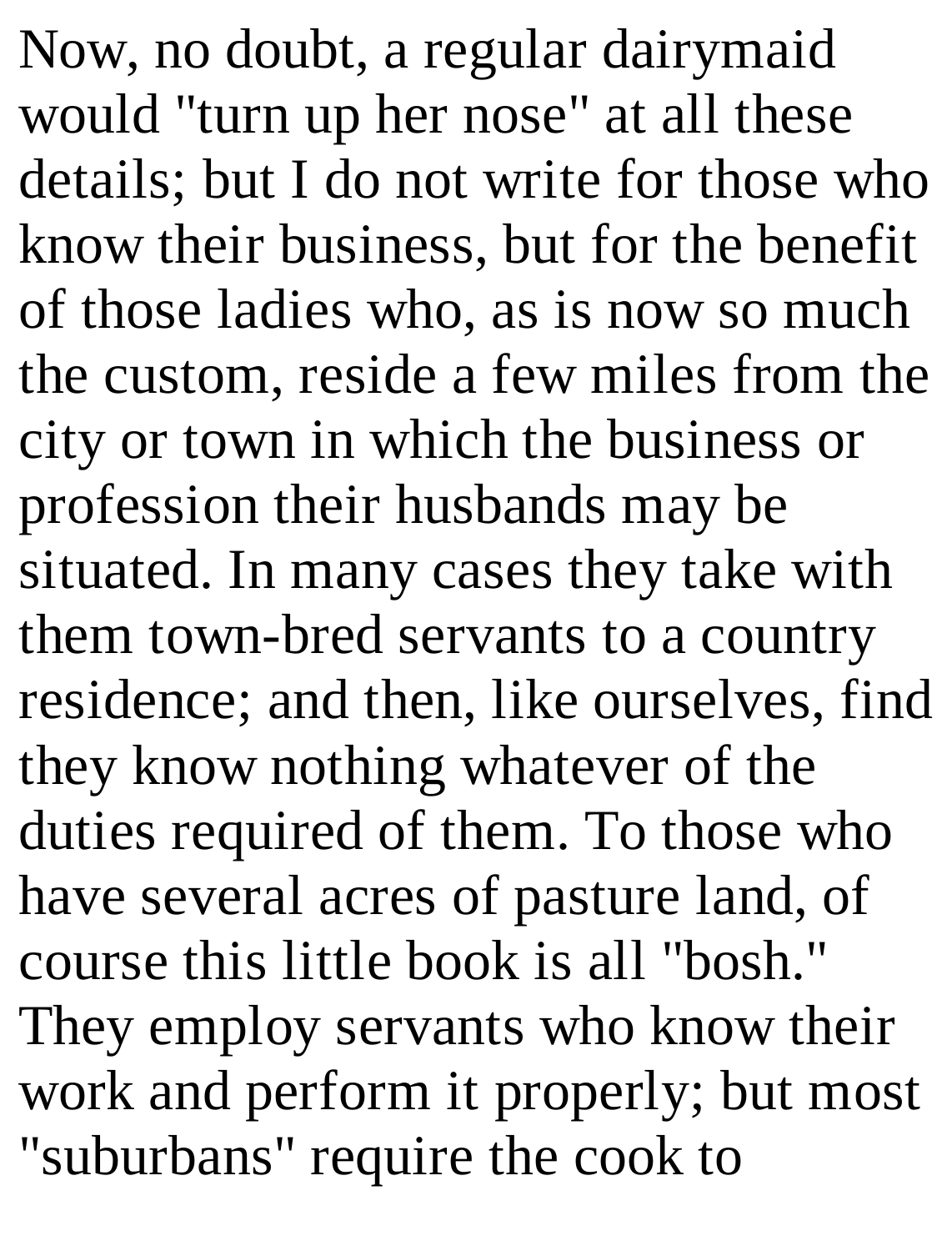Now, no doubt, a regular dairymaid would "turn up her nose" at all these details; but I do not write for those who know their business, but for the benefit of those ladies who, as is now so much the custom, reside a few miles from the city or town in which the business or profession their husbands may be situated. In many cases they take with them town-bred servants to a country residence; and then, like ourselves, find they know nothing whatever of the duties required of them. To those who have several acres of pasture land, of course this little book is all "bosh." They employ servants who know their work and perform it properly; but most "suburbans" require the cook to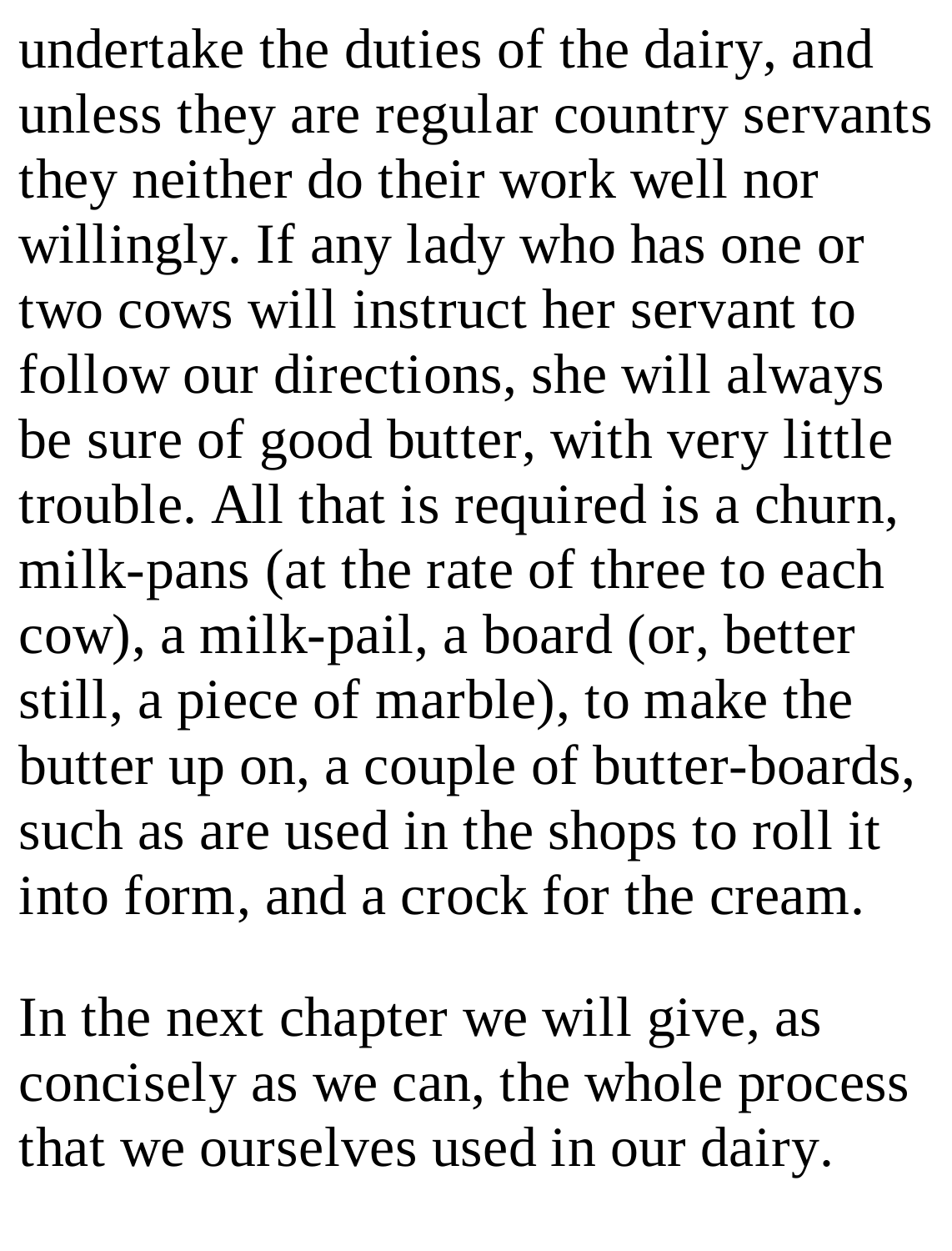undertake the duties of the dairy, and unless they are regular country servants they neither do their work well nor willingly. If any lady who has one or two cows will instruct her servant to follow our directions, she will always be sure of good butter, with very little trouble. All that is required is a churn, milk-pans (at the rate of three to each cow), a milk-pail, a board (or, better still, a piece of marble), to make the butter up on, a couple of butter-boards, such as are used in the shops to roll it into form, and a crock for the cream.

In the next chapter we will give, as concisely as we can, the whole process that we ourselves used in our dairy.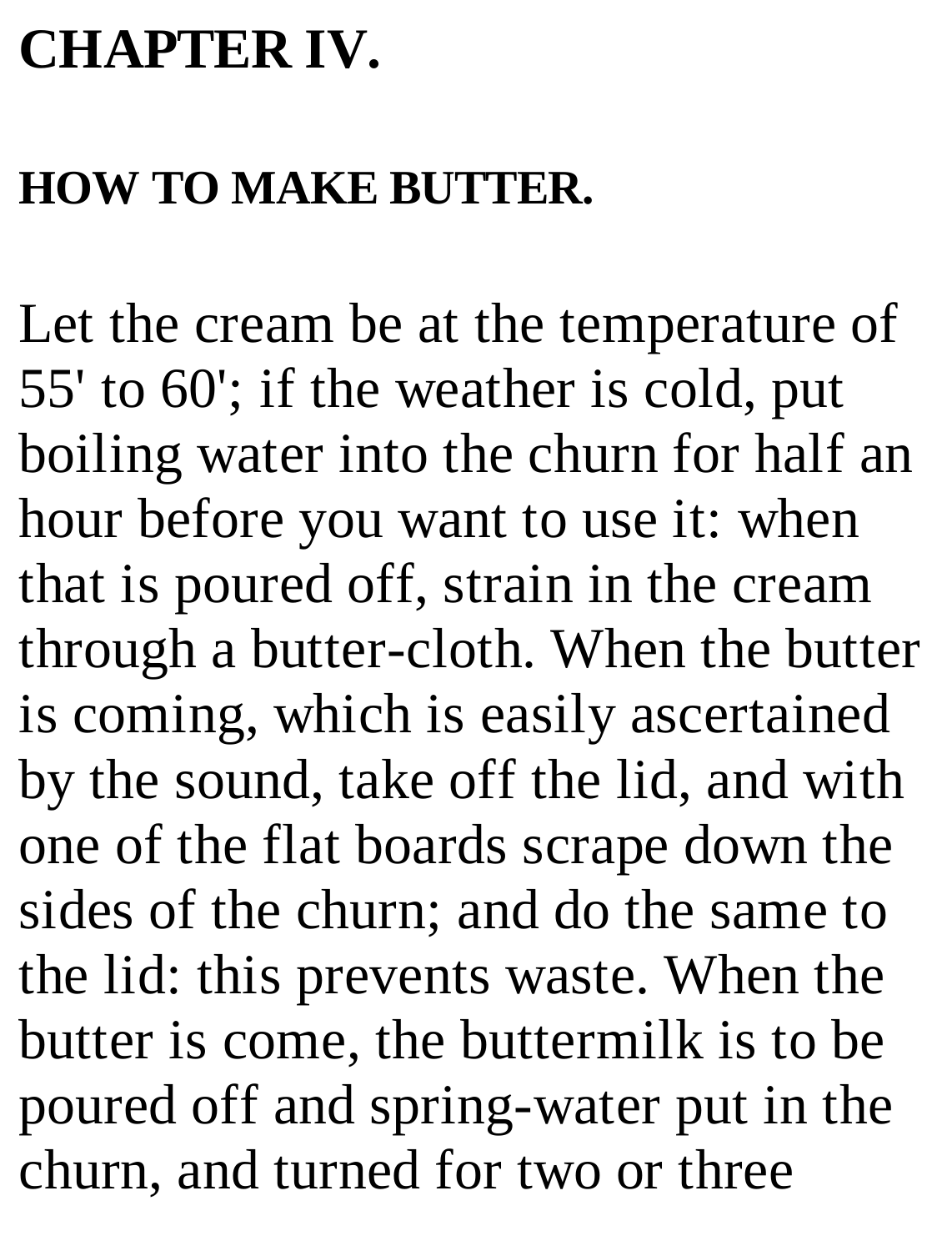# CHAPTER IV.

## HOW TO MAKE BUTTER.

Let the cream be at the temperature of 55' to 60'; if the weather is cold, put boiling water into the churn for half an hour before you want to use it: when that is poured off, strain in the cream through a butter-cloth. When the butter is coming, which is easily ascertained by the sound, take off the lid, and with one of the flat boards scrape down the sides of the churn; and do the same to the lid: this prevents waste. When the butter is come, the buttermilk is to be poured off and spring-water put in the churn, and turned for two or three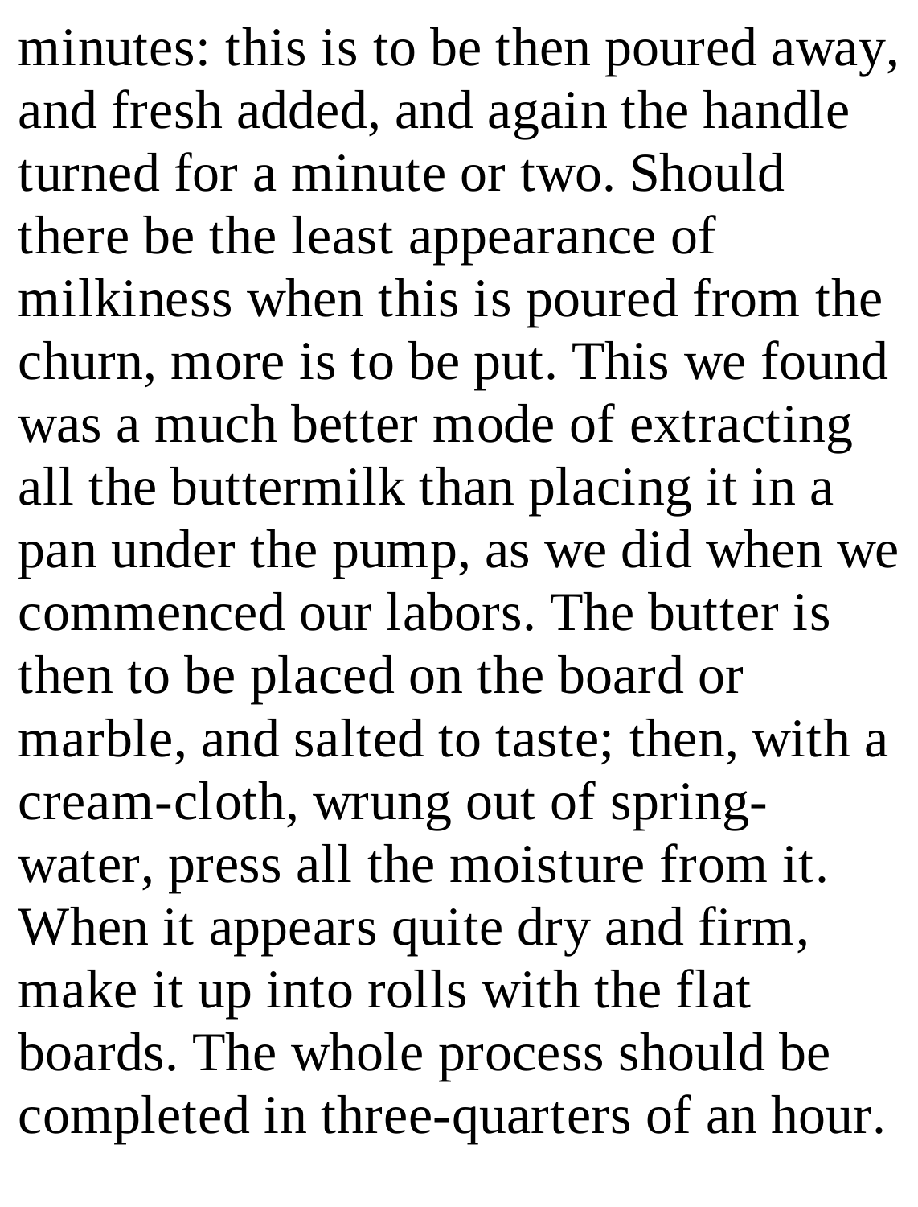minutes: this is to be then poured away, and fresh added, and again the handle turned for a minute or two. Should there be the least appearance of milkiness when this is poured from the churn, more is to be put. This we found was a much better mode of extracting all the buttermilk than placing it in a pan under the pump, as we did when we commenced our labors. The butter is then to be placed on the board or marble, and salted to taste; then, with a cream-cloth, wrung out of spring-water, press all the moisture from it. When it appears quite dry and firm, make it up into rolls with the flat boards. The whole process should be completed in three-quarters of an hour.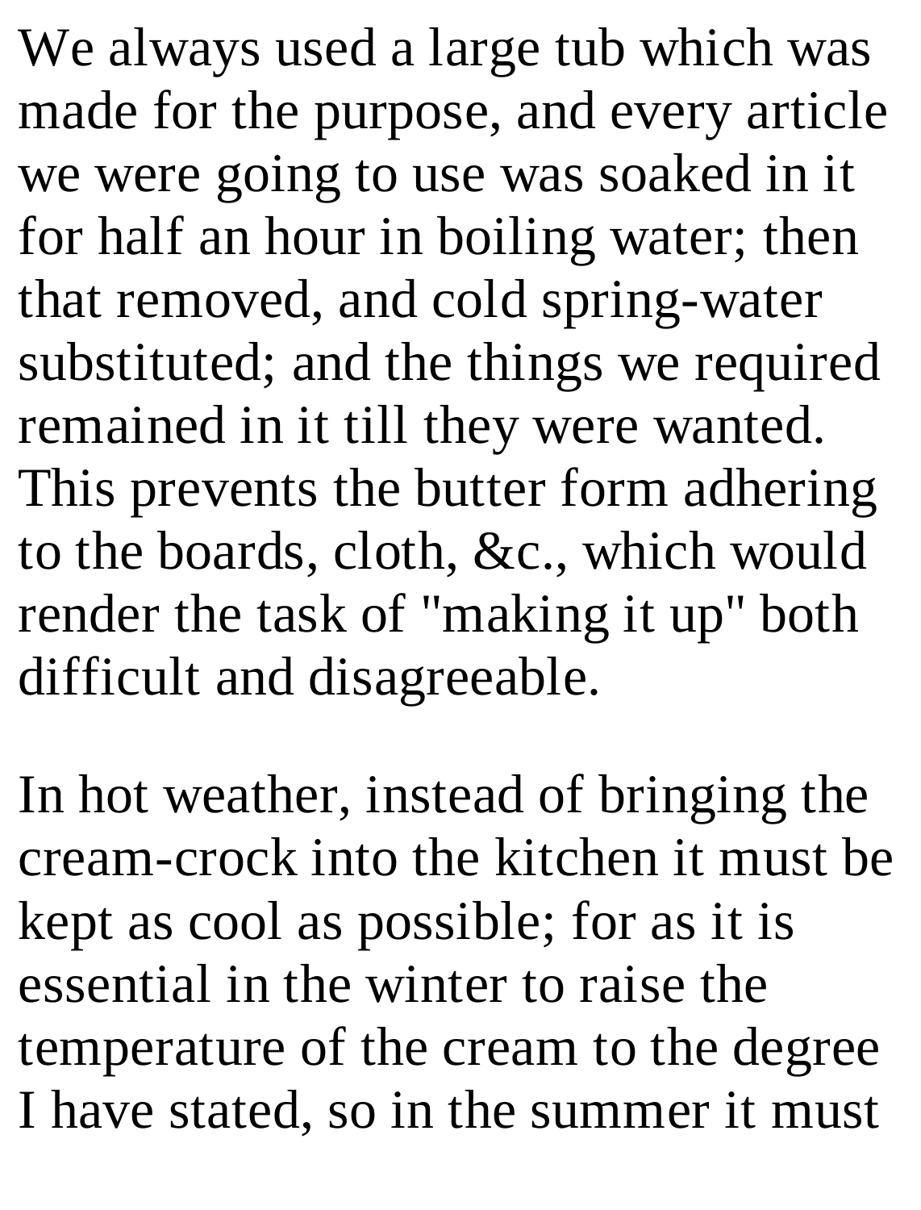We always used a large tub which was made for the purpose, and every article we were going to use was soaked in it for half an hour in boiling water; then that removed, and cold spring-water substituted; and the things we required remained in it till they were wanted. This prevents the butter form adhering to the boards, cloth, &c., which would render the task of "making it up" both difficult and disagreeable.

In hot weather, instead of bringing the cream-crock into the kitchen it must be kept as cool as possible; for as it is essential in the winter to raise the temperature of the cream to the degree I have stated, so in the summer it must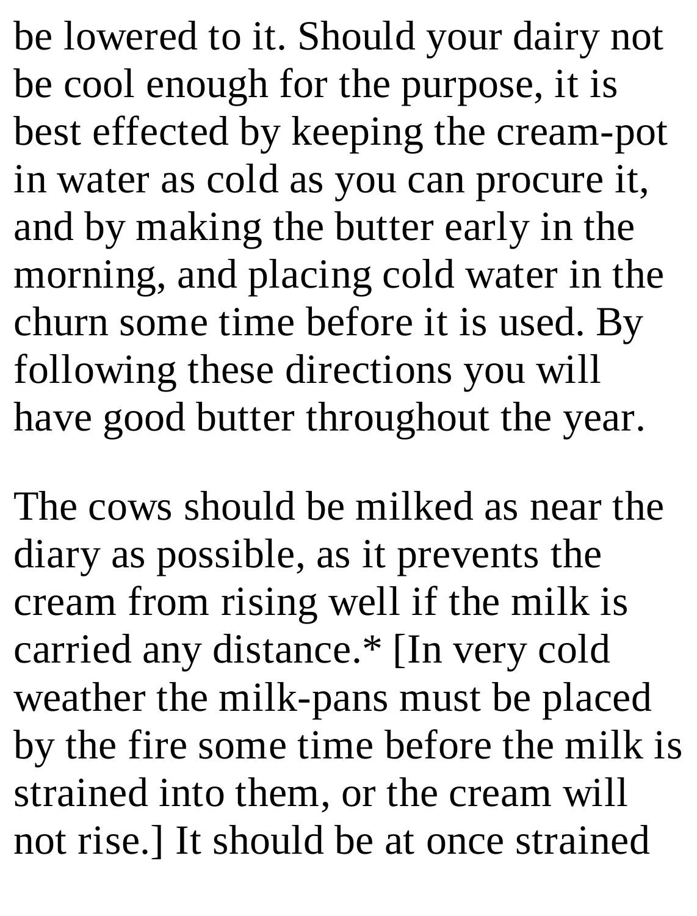be lowered to it. Should your dairy not be cool enough for the purpose, it is best effected by keeping the cream-pot in water as cold as you can procure it, and by making the butter early in the morning, and placing cold water in the churn some time before it is used. By following these directions you will have good butter throughout the year.

The cows should be milked as near the diary as possible, as it prevents the cream from rising well if the milk is carried any distance.* [In very cold weather the milk-pans must be placed by the fire some time before the milk is strained into them, or the cream will not rise.] It should be at once strained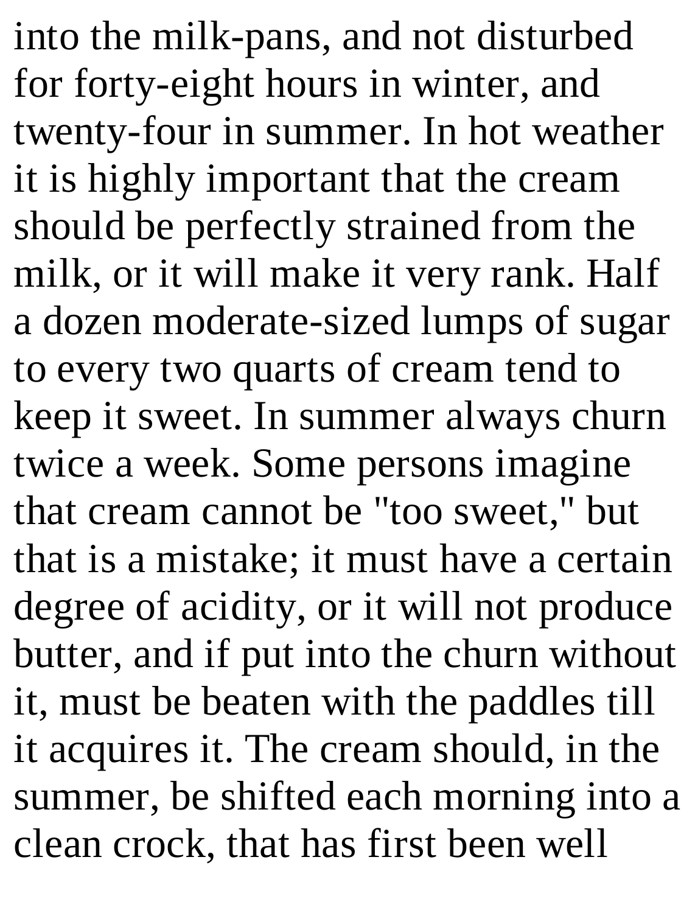into the milk-pans, and not disturbed for forty-eight hours in winter, and twenty-four in summer. In hot weather it is highly important that the cream should be perfectly strained from the milk, or it will make it very rank. Half a dozen moderate-sized lumps of sugar to every two quarts of cream tend to keep it sweet. In summer always churn twice a week. Some persons imagine that cream cannot be "too sweet," but that is a mistake; it must have a certain degree of acidity, or it will not produce butter, and if put into the churn without it, must be beaten with the paddles till it acquires it. The cream should, in the summer, be shifted each morning into a clean crock, that has first been well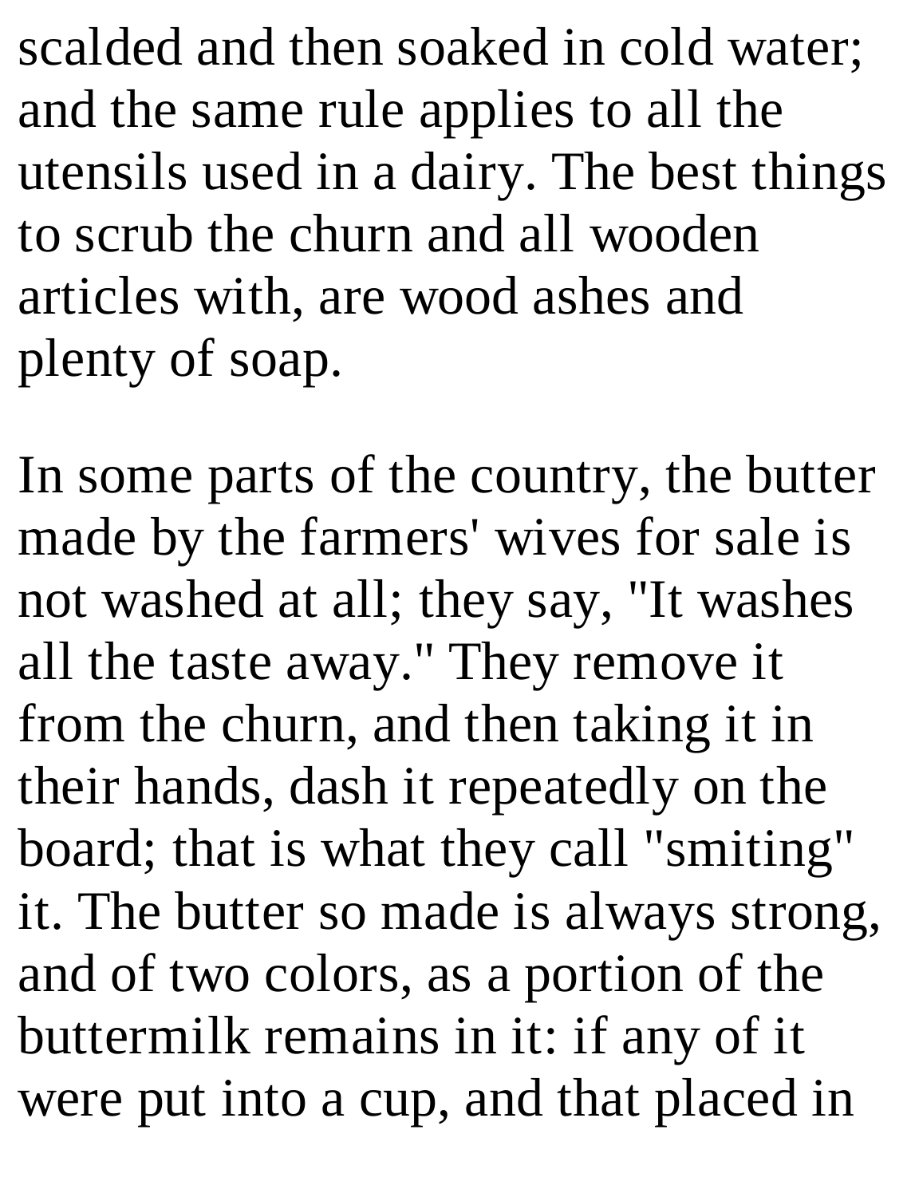scalded and then soaked in cold water; and the same rule applies to all the utensils used in a dairy. The best things to scrub the churn and all wooden articles with, are wood ashes and plenty of soap.

In some parts of the country, the butter made by the farmers' wives for sale is not washed at all; they say, "It washes all the taste away." They remove it from the churn, and then taking it in their hands, dash it repeatedly on the board; that is what they call "smiting" it. The butter so made is always strong, and of two colors, as a portion of the buttermilk remains in it: if any of it were put into a cup, and that placed in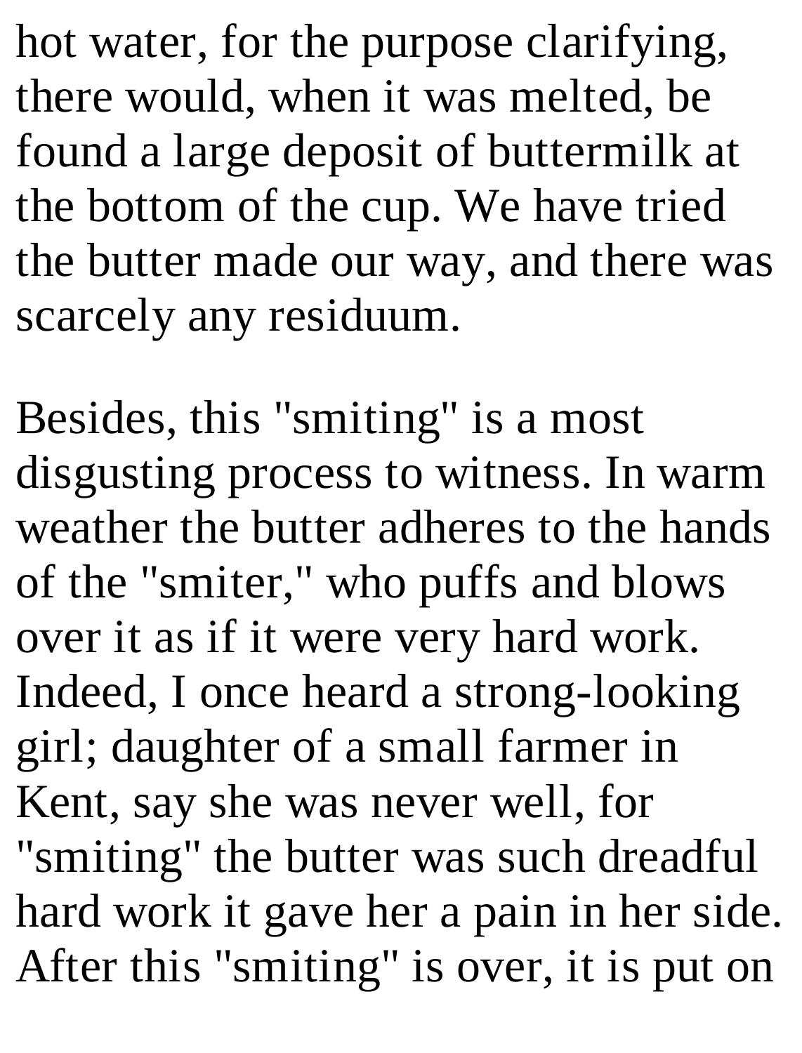hot water, for the purpose clarifying, there would, when it was melted, be found a large deposit of buttermilk at the bottom of the cup. We have tried the butter made our way, and there was scarcely any residuum.

Besides, this "smiting" is a most disgusting process to witness. In warm weather the butter adheres to the hands of the "smiter," who puffs and blows over it as if it were very hard work. Indeed, I once heard a strong-looking girl; daughter of a small farmer in Kent, say she was never well, for "smiting" the butter was such dreadful hard work it gave her a pain in her side. After this "smiting" is over, it is put on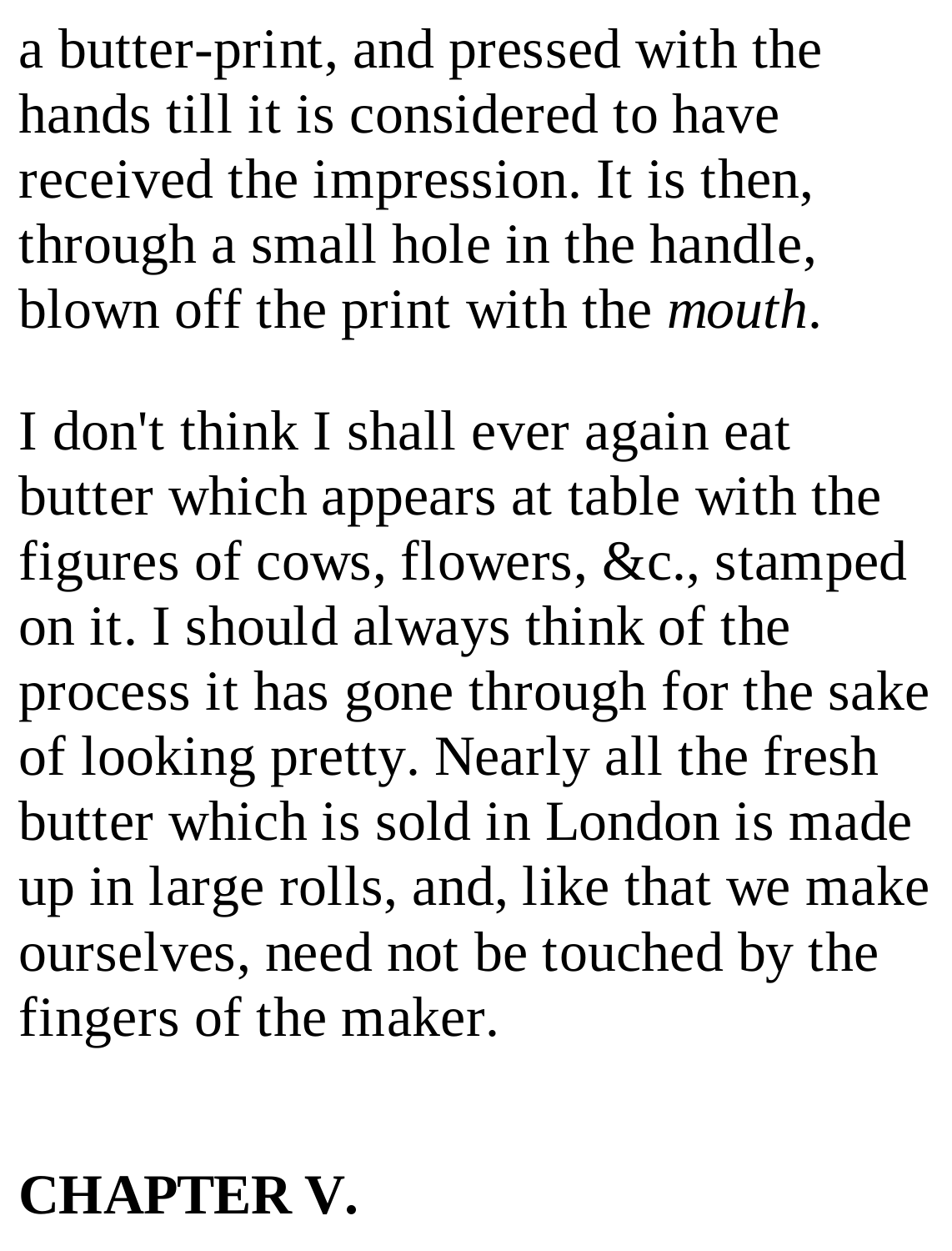a butter-print, and pressed with the hands till it is considered to have received the impression. It is then, through a small hole in the handle, blown off the print with the *mouth*.

I don't think I shall ever again eat butter which appears at table with the figures of cows, flowers, &c., stamped on it. I should always think of the process it has gone through for the sake of looking pretty. Nearly all the fresh butter which is sold in London is made up in large rolls, and, like that we make ourselves, need not be touched by the fingers of the maker.

## CHAPTER V.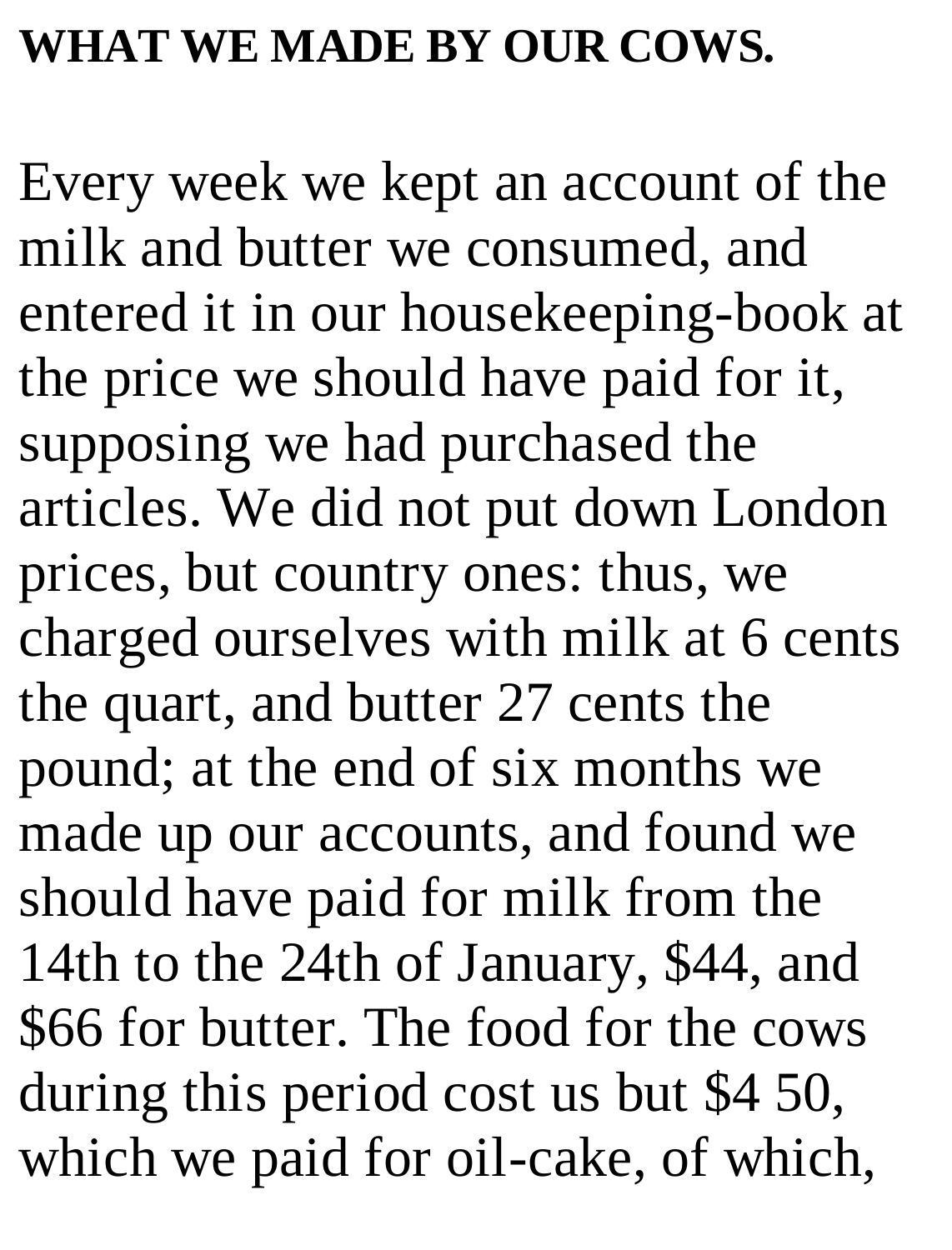**WHAT WE MADE BY OUR COWS.**

Every week we kept an account of the milk and butter we consumed, and entered it in our housekeeping-book at the price we should have paid for it, supposing we had purchased the articles. We did not put down London prices, but country ones: thus, we charged ourselves with milk at 6 cents the quart, and butter 27 cents the pound; at the end of six months we made up our accounts, and found we should have paid for milk from the 14th to the 24th of January, $44, and $66 for butter. The food for the cows during this period cost us but $4 50, which we paid for oil-cake, of which,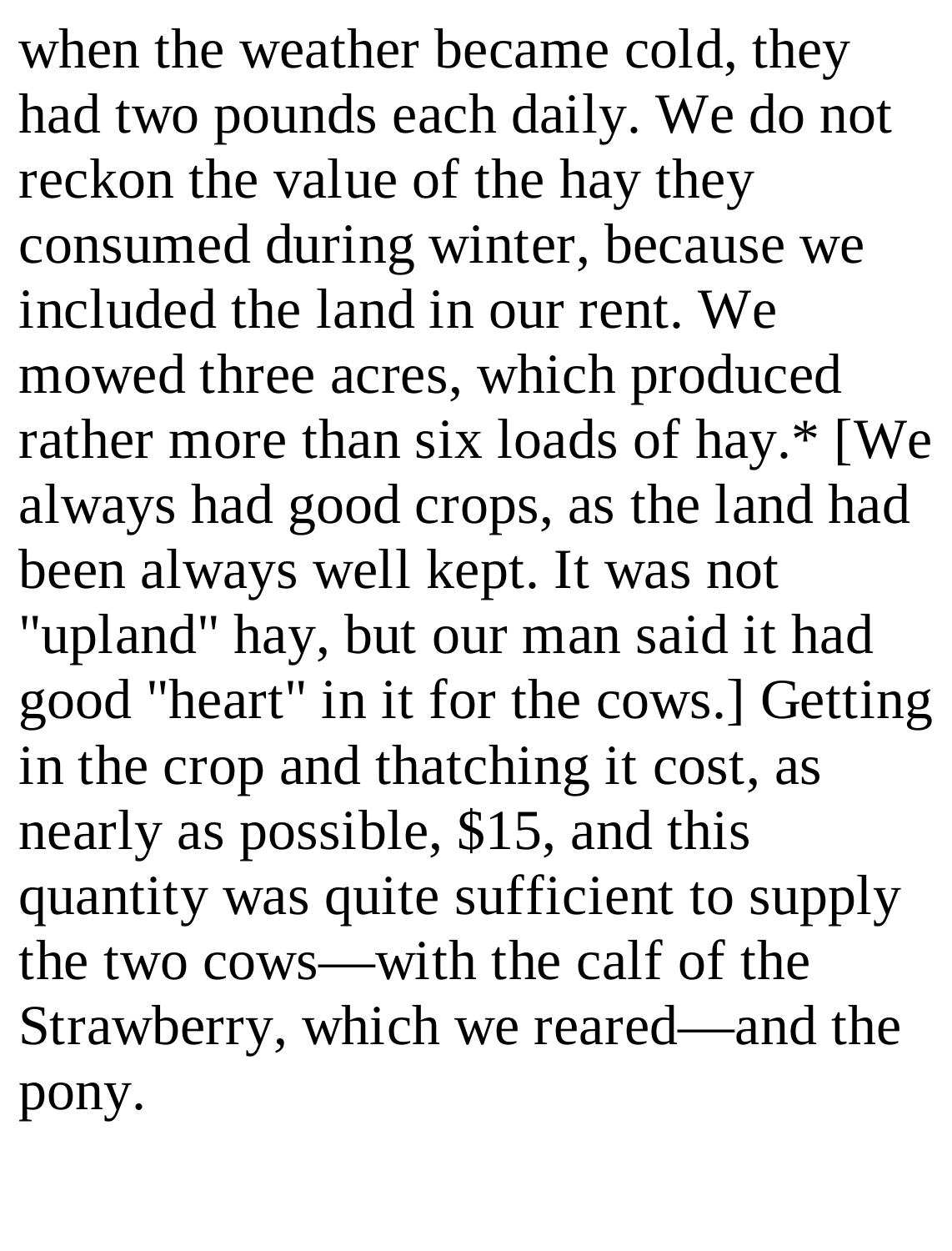when the weather became cold, they had two pounds each daily. We do not reckon the value of the hay they consumed during winter, because we included the land in our rent. We mowed three acres, which produced rather more than six loads of hay.* [We always had good crops, as the land had been always well kept. It was not "upland" hay, but our man said it had good "heart" in it for the cows.] Getting in the crop and thatching it cost, as nearly as possible, $15, and this quantity was quite sufficient to supply the two cows—with the calf of the Strawberry, which we reared—and the pony.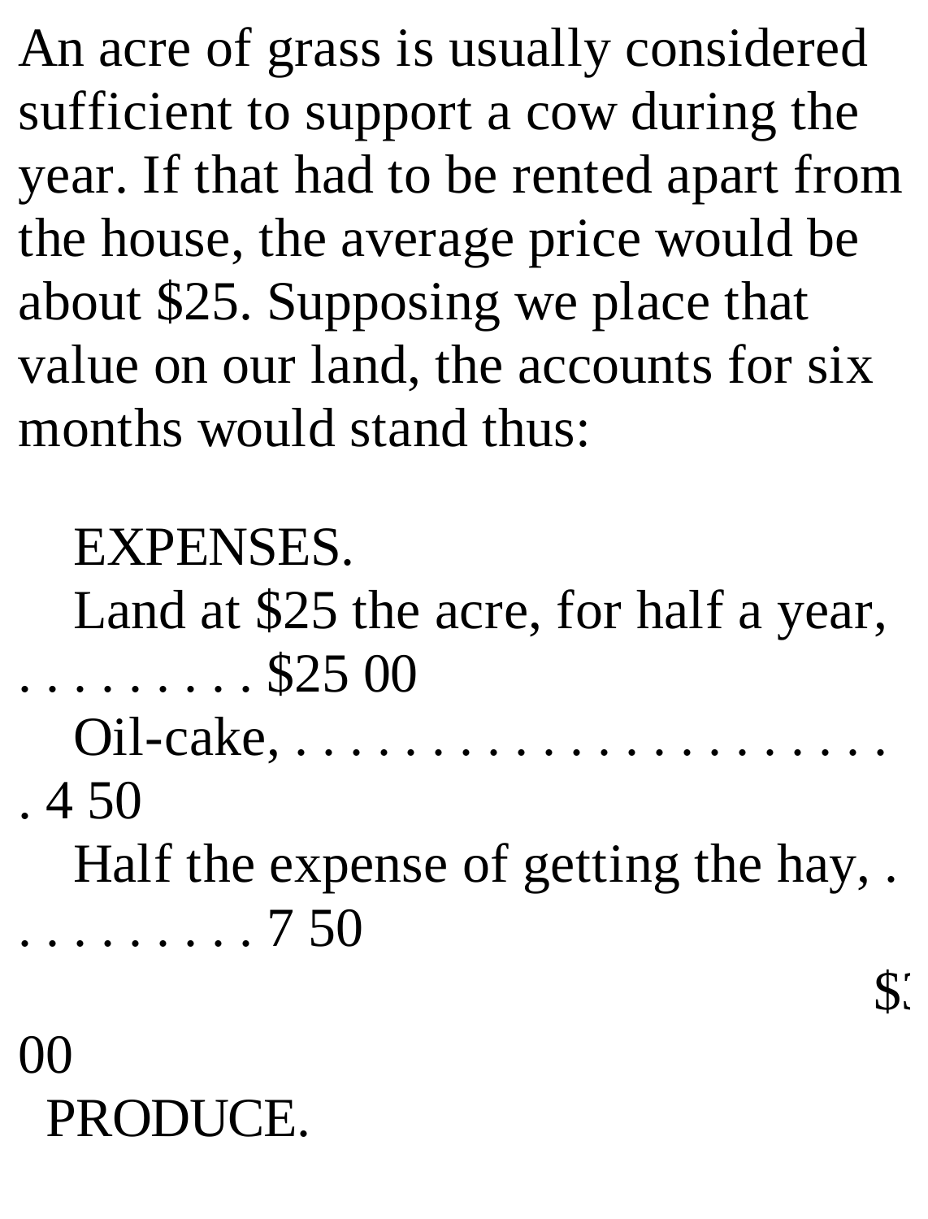An acre of grass is usually considered sufficient to support a cow during the year. If that had to be rented apart from the house, the average price would be about $25. Supposing we place that value on our land, the accounts for six months would stand thus:

EXPENSES.

| | |
|---|---|
| Land at $25 the acre, for half a year, . . . . . . . . . . | $25 00 |
| Oil-cake, . . . . . . . . . . . . . . . . . . . . . . . . | 4 50 |
| Half the expense of getting the hay, . . . . . . . . . . . | 7 50 |
| | $3 00 |

PRODUCE.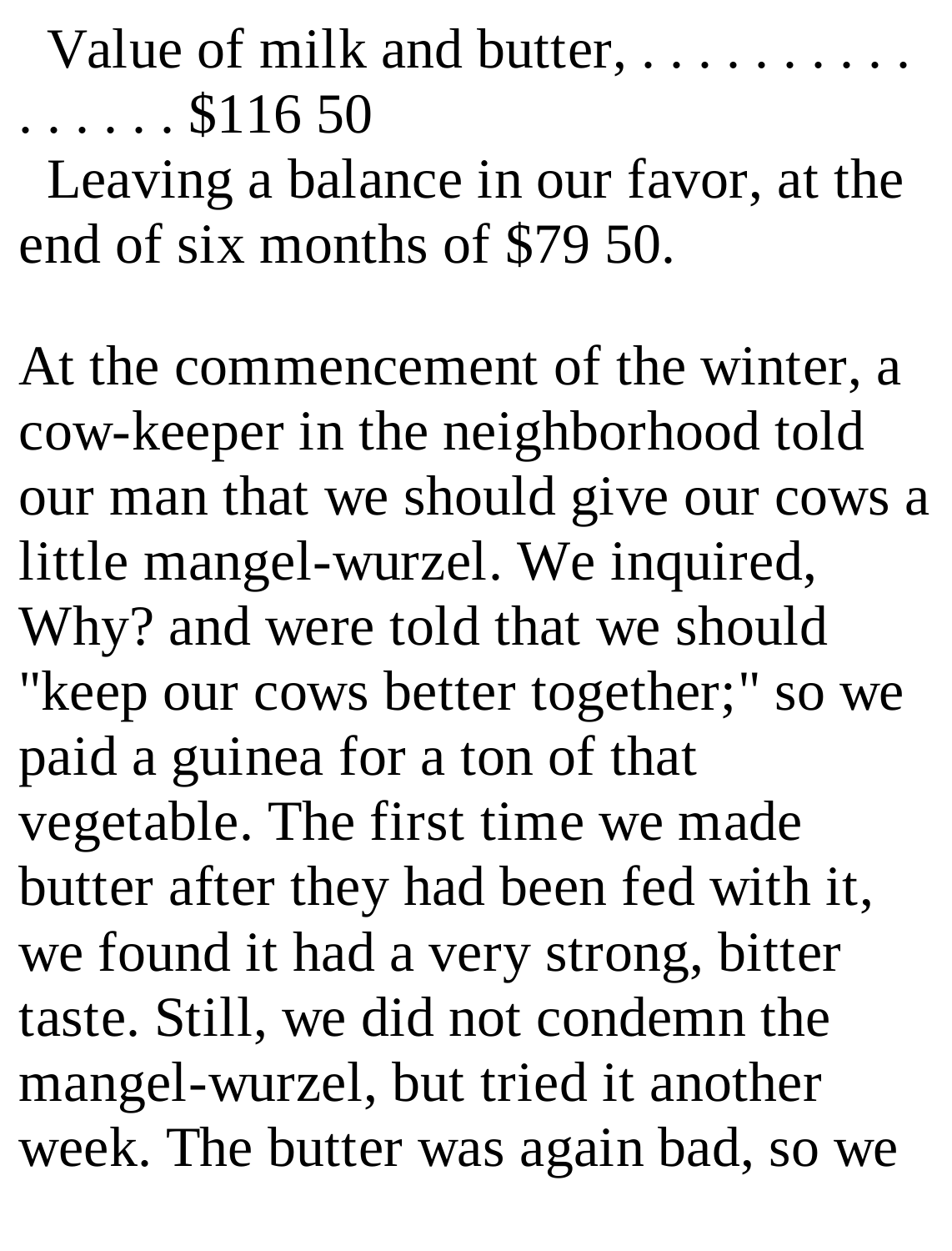Value of milk and butter, . . . . . . . . . . . . . . . . . $116 50

Leaving a balance in our favor, at the end of six months of $79 50.

At the commencement of the winter, a cow-keeper in the neighborhood told our man that we should give our cows a little mangel-wurzel. We inquired, Why? and were told that we should "keep our cows better together;" so we paid a guinea for a ton of that vegetable. The first time we made butter after they had been fed with it, we found it had a very strong, bitter taste. Still, we did not condemn the mangel-wurzel, but tried it another week. The butter was again bad, so we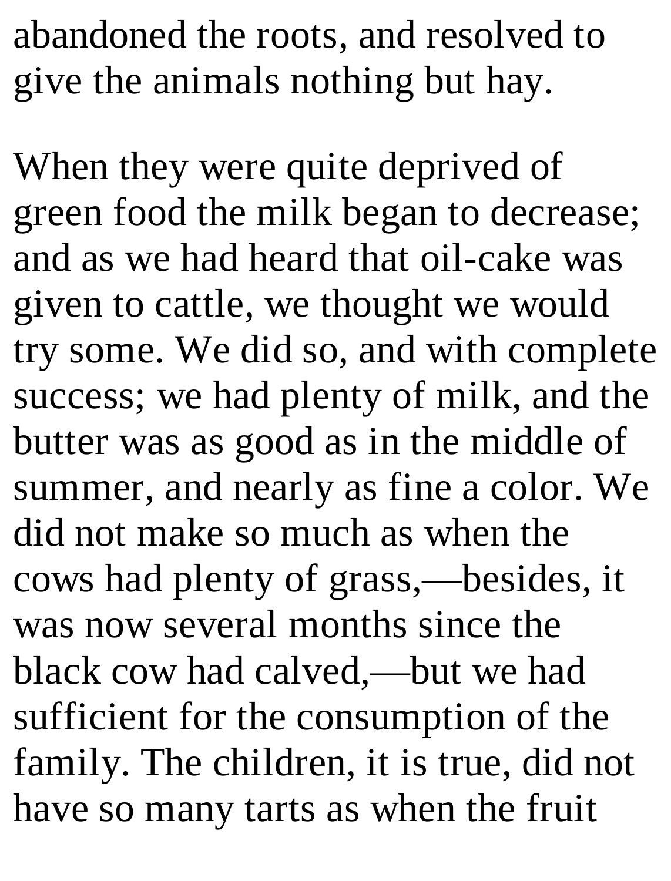abandoned the roots, and resolved to give the animals nothing but hay.

When they were quite deprived of green food the milk began to decrease; and as we had heard that oil-cake was given to cattle, we thought we would try some. We did so, and with complete success; we had plenty of milk, and the butter was as good as in the middle of summer, and nearly as fine a color. We did not make so much as when the cows had plenty of grass,—besides, it was now several months since the black cow had calved,—but we had sufficient for the consumption of the family. The children, it is true, did not have so many tarts as when the fruit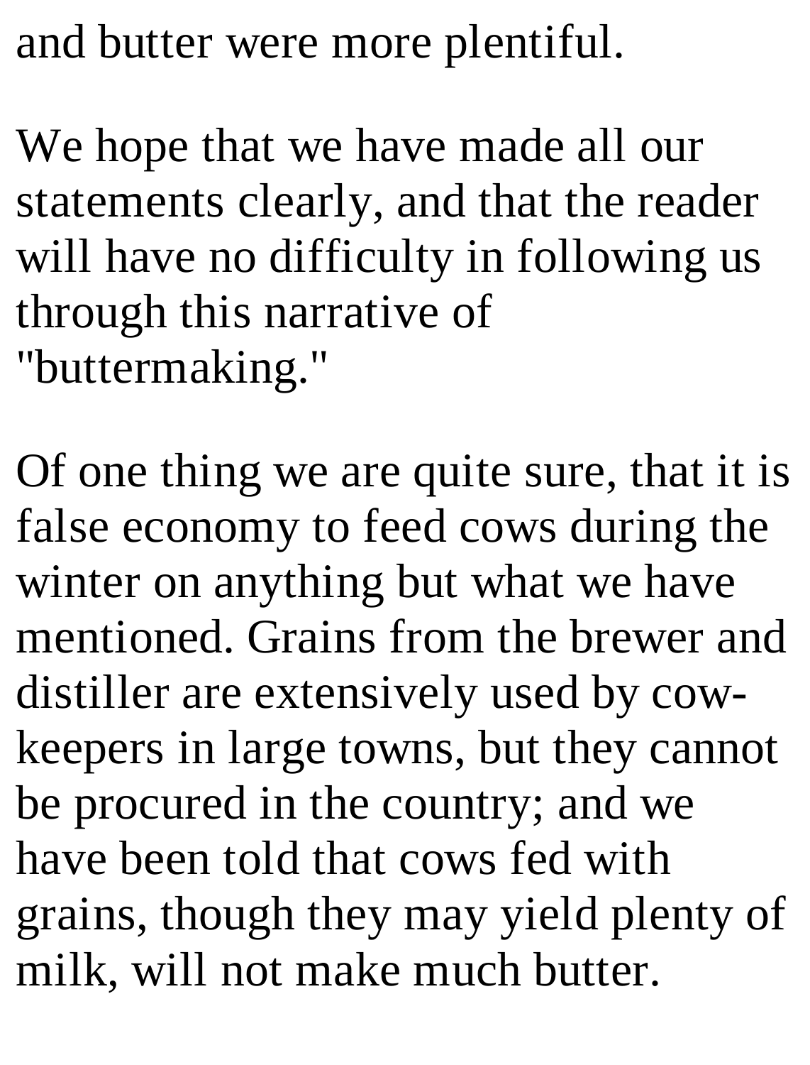and butter were more plentiful.

We hope that we have made all our statements clearly, and that the reader will have no difficulty in following us through this narrative of "buttermaking."

Of one thing we are quite sure, that it is false economy to feed cows during the winter on anything but what we have mentioned. Grains from the brewer and distiller are extensively used by cow-keepers in large towns, but they cannot be procured in the country; and we have been told that cows fed with grains, though they may yield plenty of milk, will not make much butter.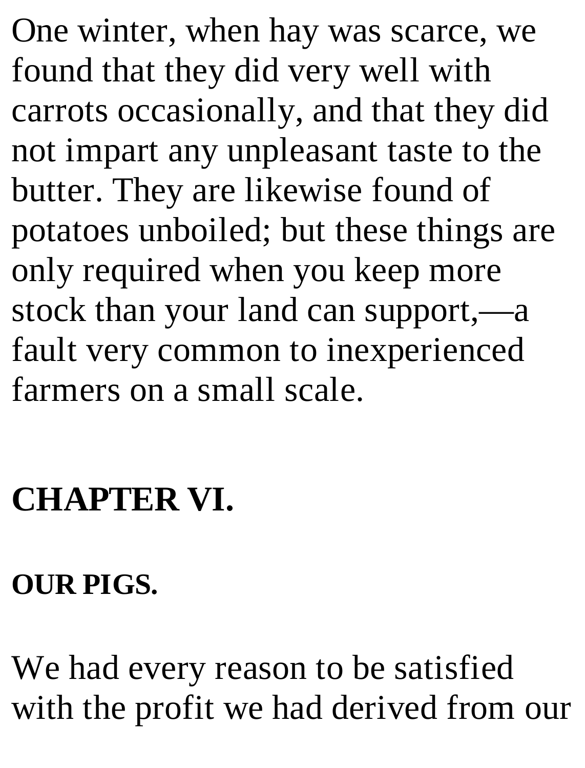One winter, when hay was scarce, we found that they did very well with carrots occasionally, and that they did not impart any unpleasant taste to the butter. They are likewise found of potatoes unboiled; but these things are only required when you keep more stock than your land can support,—a fault very common to inexperienced farmers on a small scale.

## CHAPTER VI.

### OUR PIGS.

We had every reason to be satisfied with the profit we had derived from our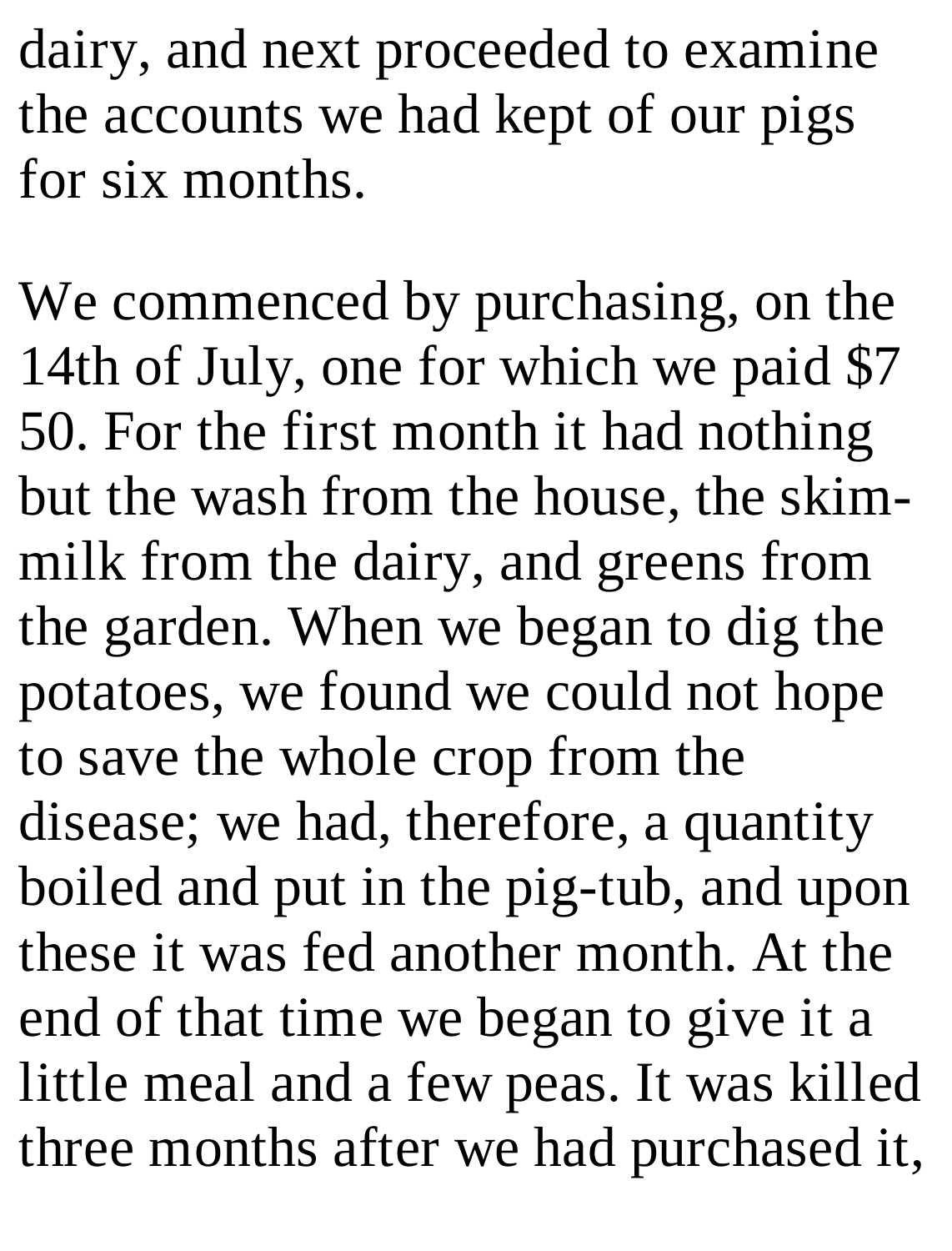dairy, and next proceeded to examine the accounts we had kept of our pigs for six months.

We commenced by purchasing, on the 14th of July, one for which we paid $7 50. For the first month it had nothing but the wash from the house, the skim-milk from the dairy, and greens from the garden. When we began to dig the potatoes, we found we could not hope to save the whole crop from the disease; we had, therefore, a quantity boiled and put in the pig-tub, and upon these it was fed another month. At the end of that time we began to give it a little meal and a few peas. It was killed three months after we had purchased it,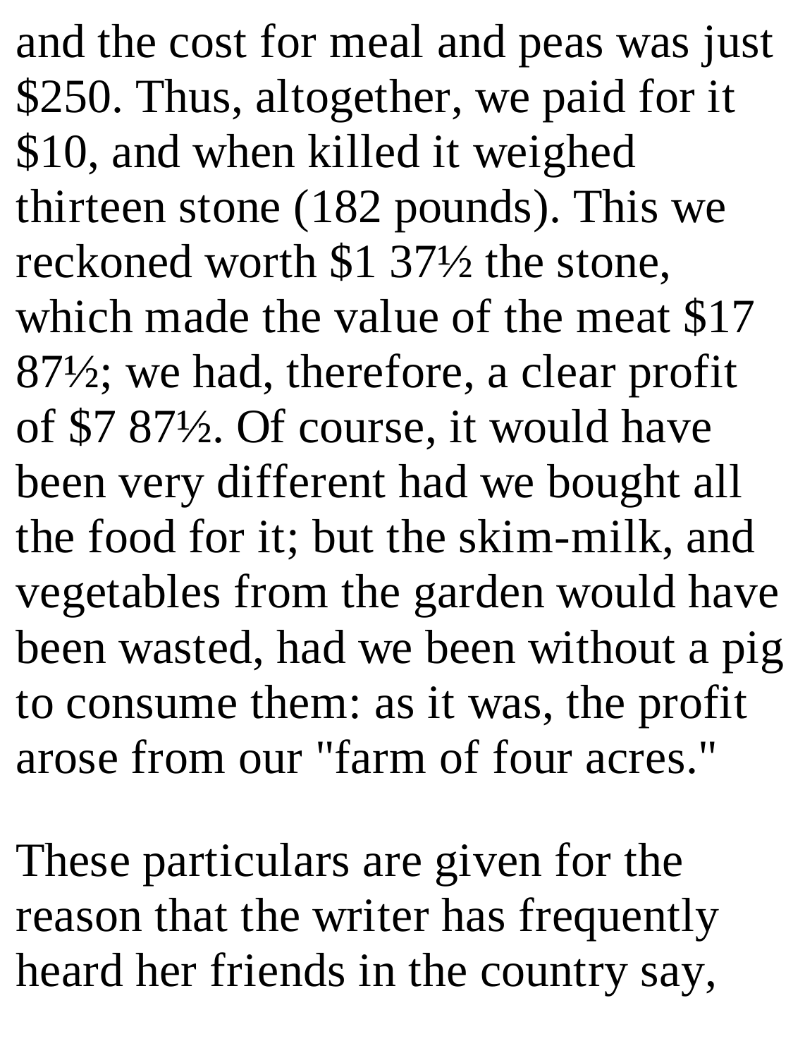and the cost for meal and peas was just $250. Thus, altogether, we paid for it $10, and when killed it weighed thirteen stone (182 pounds). This we reckoned worth $1 37½ the stone, which made the value of the meat $17 87½; we had, therefore, a clear profit of $7 87½. Of course, it would have been very different had we bought all the food for it; but the skim-milk, and vegetables from the garden would have been wasted, had we been without a pig to consume them: as it was, the profit arose from our "farm of four acres."

These particulars are given for the reason that the writer has frequently heard her friends in the country say,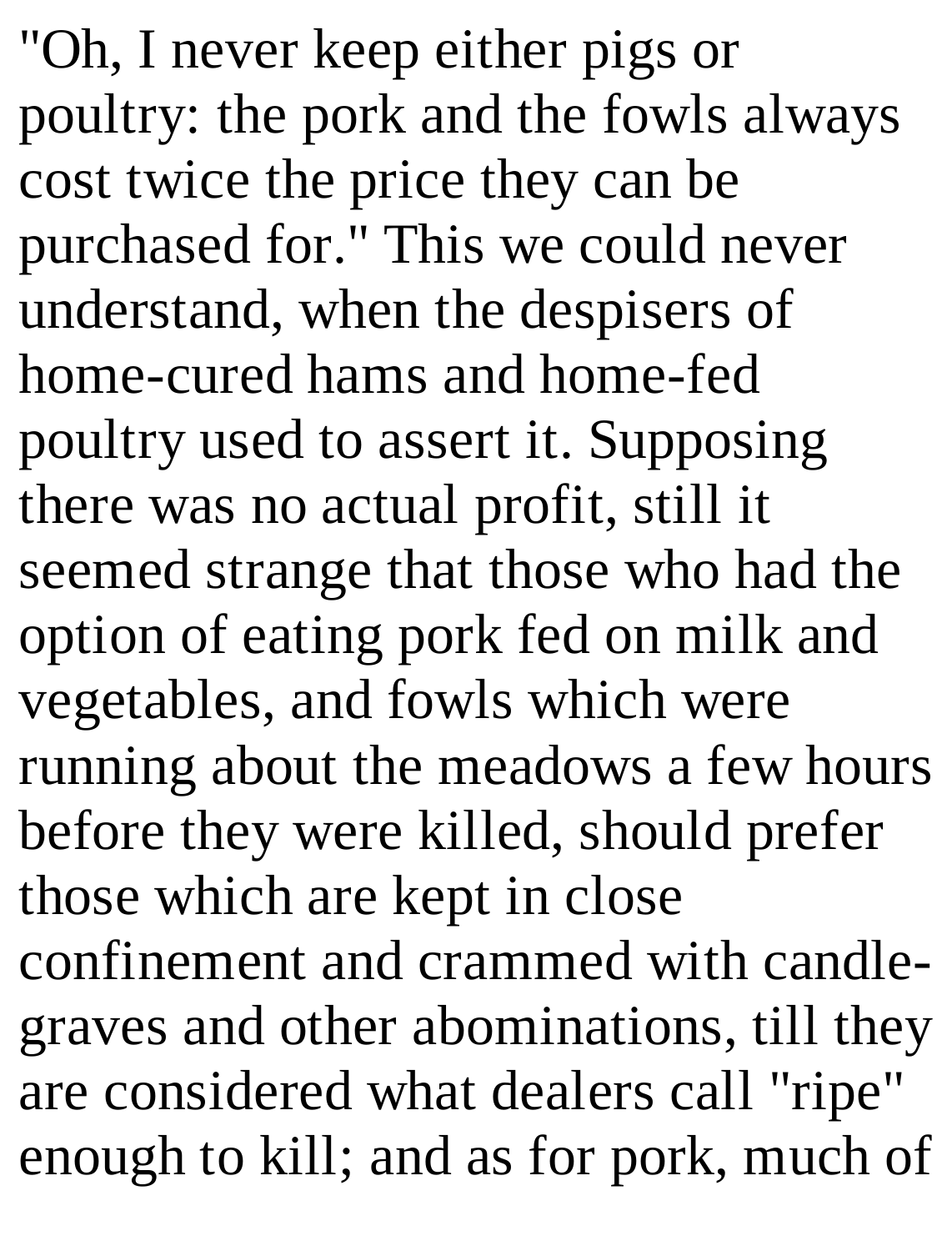"Oh, I never keep either pigs or poultry: the pork and the fowls always cost twice the price they can be purchased for." This we could never understand, when the despisers of home-cured hams and home-fed poultry used to assert it. Supposing there was no actual profit, still it seemed strange that those who had the option of eating pork fed on milk and vegetables, and fowls which were running about the meadows a few hours before they were killed, should prefer those which are kept in close confinement and crammed with candle-graves and other abominations, till they are considered what dealers call "ripe" enough to kill; and as for pork, much of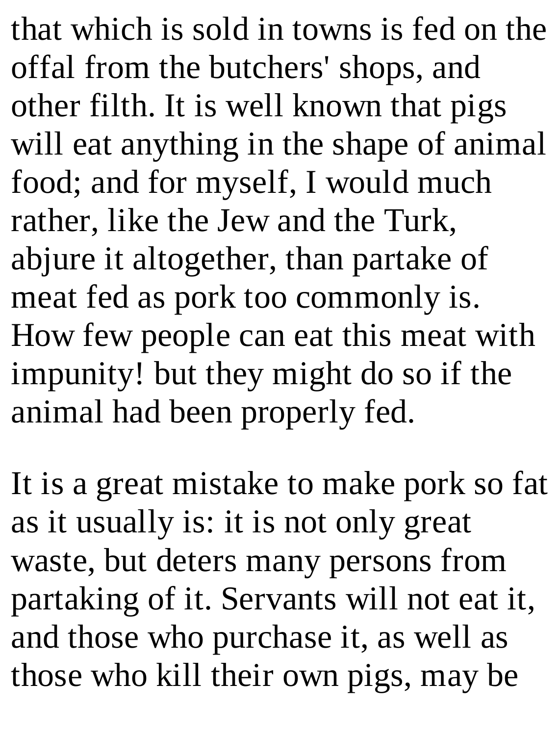that which is sold in towns is fed on the offal from the butchers' shops, and other filth. It is well known that pigs will eat anything in the shape of animal food; and for myself, I would much rather, like the Jew and the Turk, abjure it altogether, than partake of meat fed as pork too commonly is. How few people can eat this meat with impunity! but they might do so if the animal had been properly fed.

It is a great mistake to make pork so fat as it usually is: it is not only great waste, but deters many persons from partaking of it. Servants will not eat it, and those who purchase it, as well as those who kill their own pigs, may be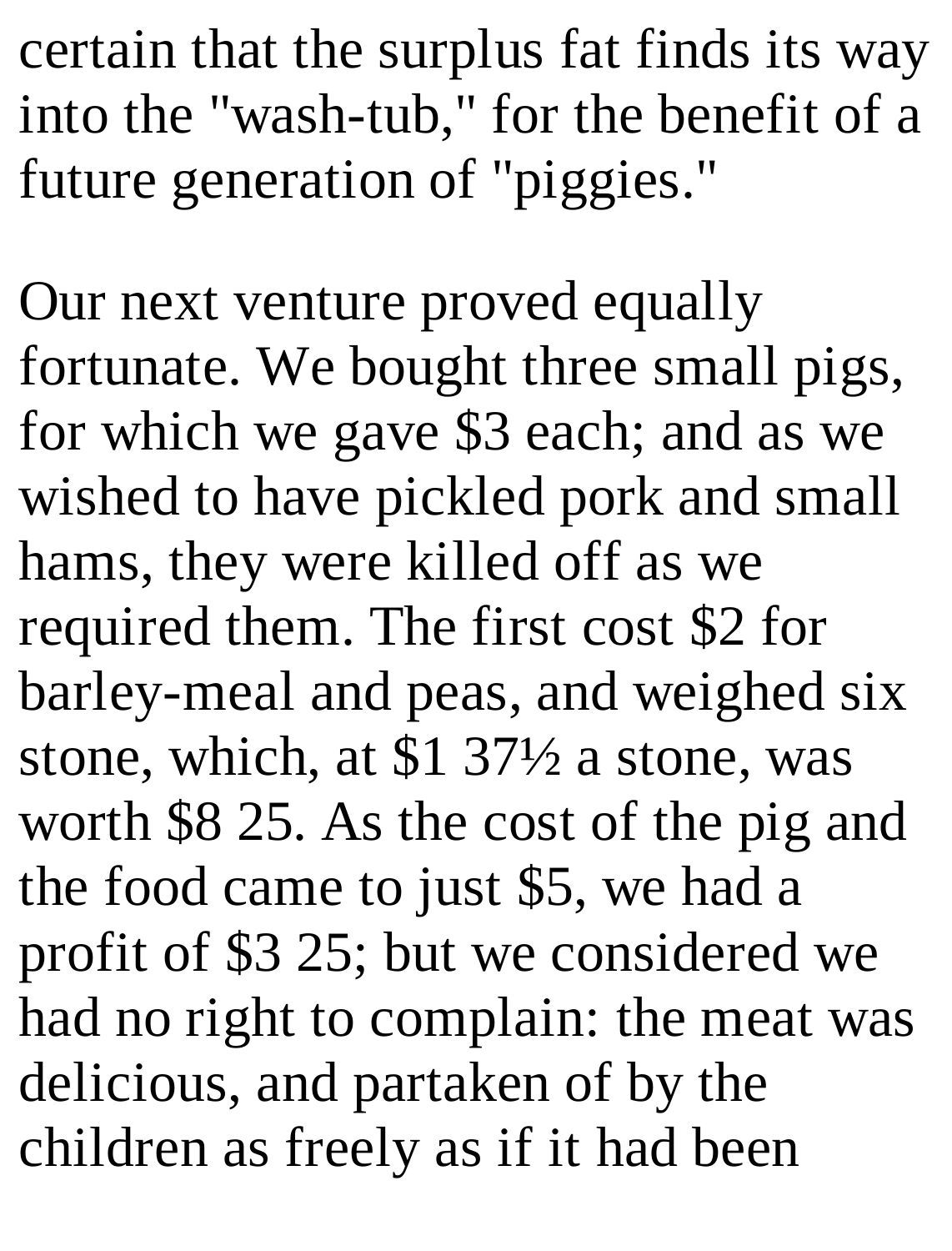certain that the surplus fat finds its way into the "wash-tub," for the benefit of a future generation of "piggies."

Our next venture proved equally fortunate. We bought three small pigs, for which we gave $3 each; and as we wished to have pickled pork and small hams, they were killed off as we required them. The first cost $2 for barley-meal and peas, and weighed six stone, which, at $1 37½ a stone, was worth $8 25. As the cost of the pig and the food came to just $5, we had a profit of $3 25; but we considered we had no right to complain: the meat was delicious, and partaken of by the children as freely as if it had been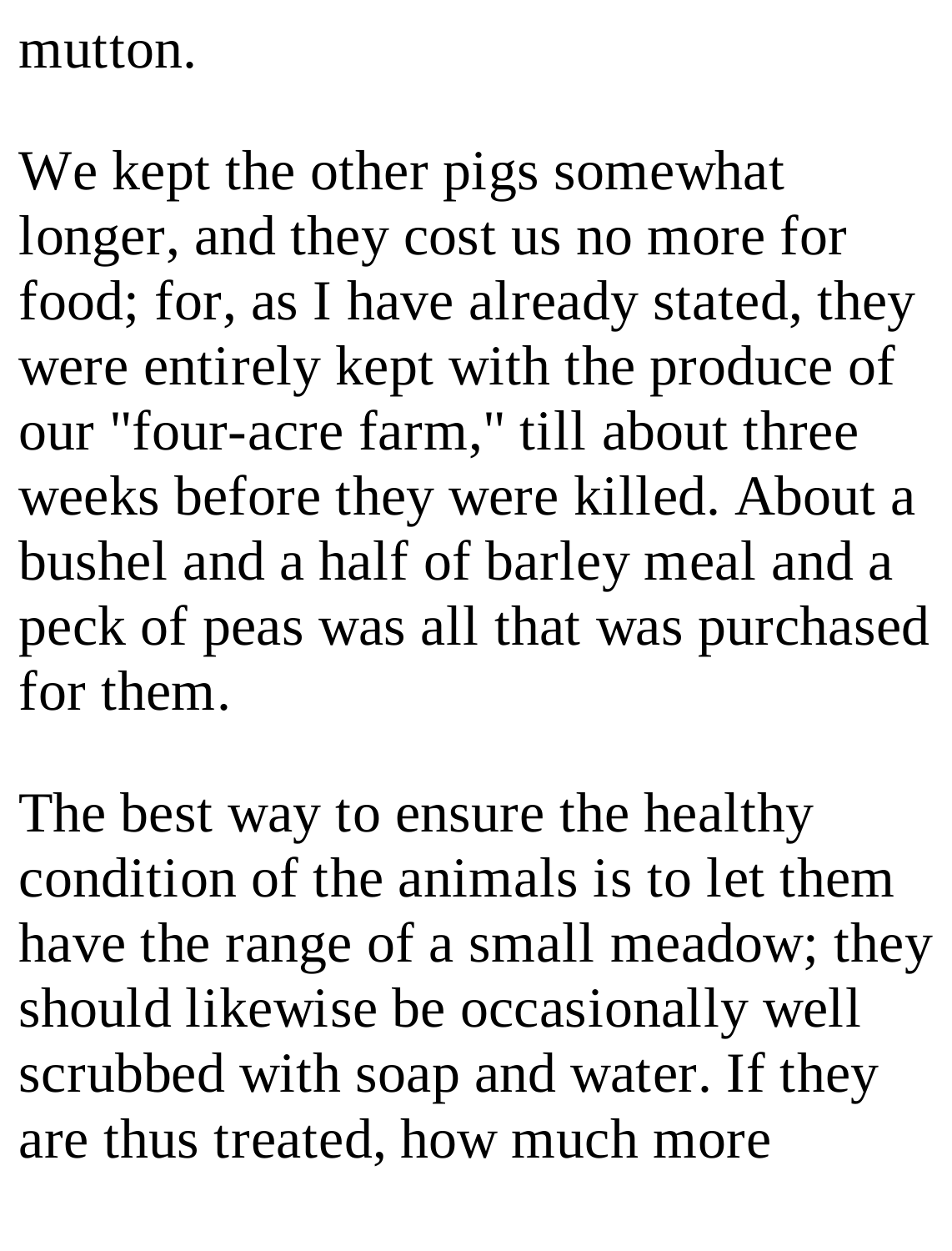mutton.

We kept the other pigs somewhat longer, and they cost us no more for food; for, as I have already stated, they were entirely kept with the produce of our "four-acre farm," till about three weeks before they were killed. About a bushel and a half of barley meal and a peck of peas was all that was purchased for them.

The best way to ensure the healthy condition of the animals is to let them have the range of a small meadow; they should likewise be occasionally well scrubbed with soap and water. If they are thus treated, how much more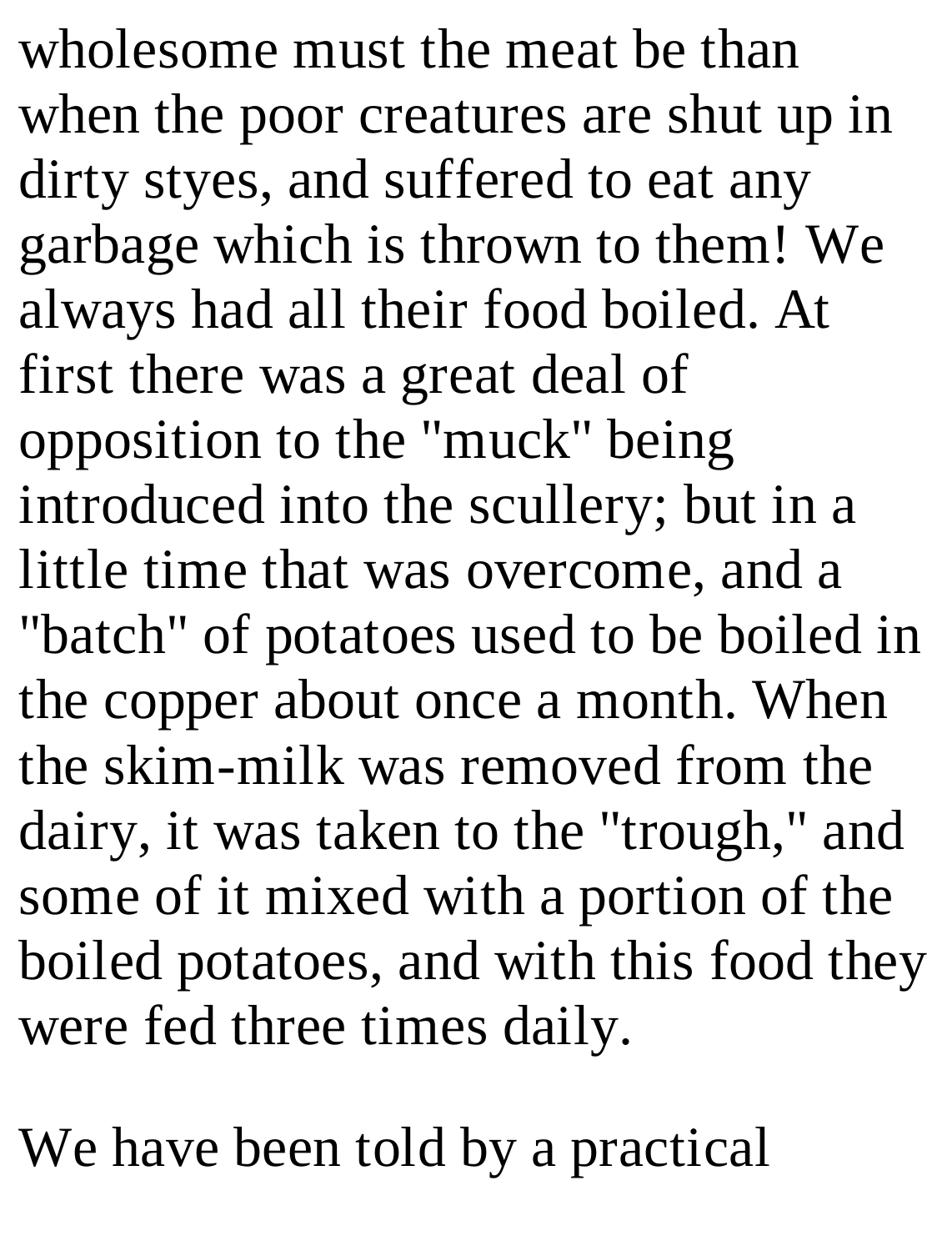wholesome must the meat be than when the poor creatures are shut up in dirty styes, and suffered to eat any garbage which is thrown to them! We always had all their food boiled. At first there was a great deal of opposition to the "muck" being introduced into the scullery; but in a little time that was overcome, and a "batch" of potatoes used to be boiled in the copper about once a month. When the skim-milk was removed from the dairy, it was taken to the "trough," and some of it mixed with a portion of the boiled potatoes, and with this food they were fed three times daily.

We have been told by a practical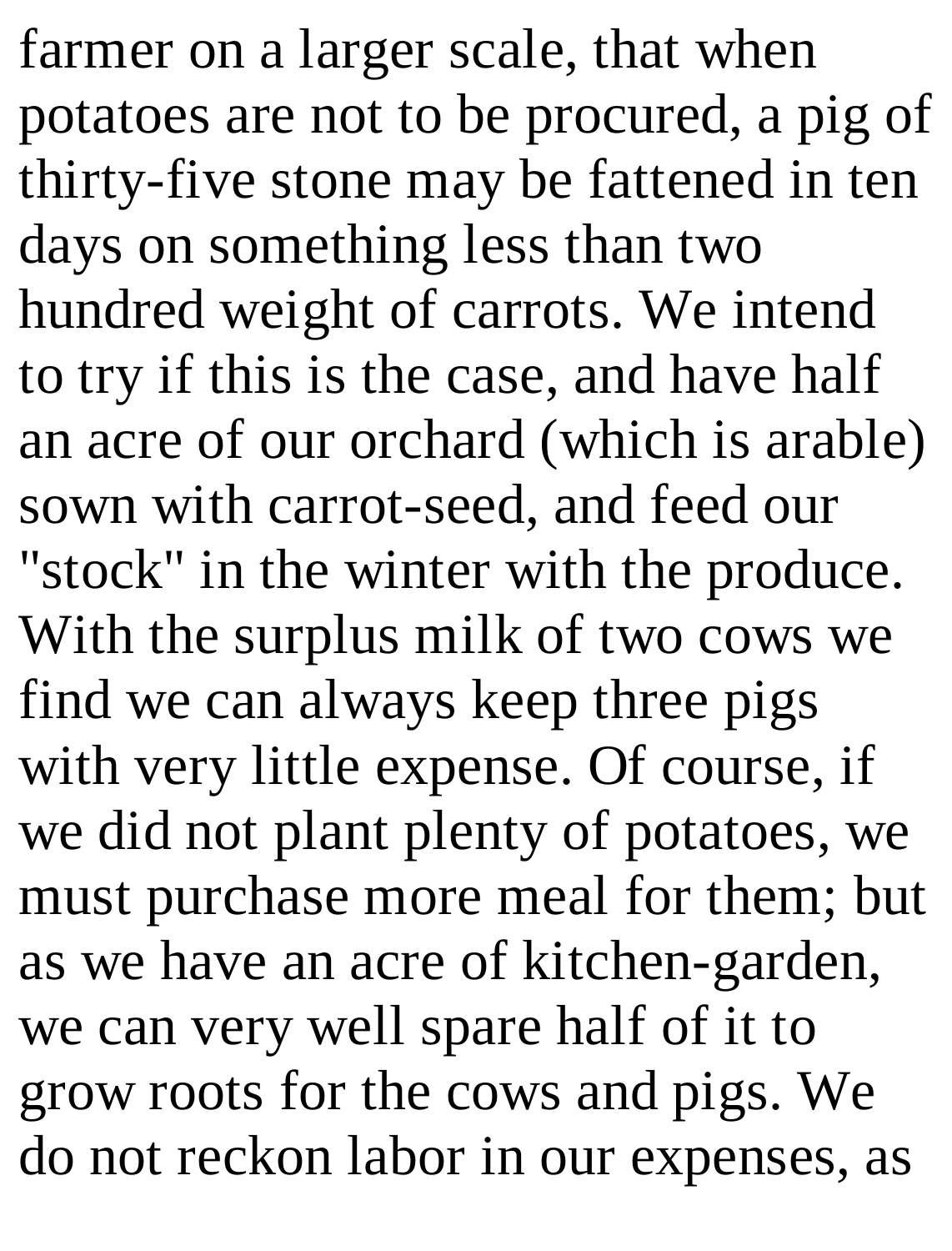farmer on a larger scale, that when potatoes are not to be procured, a pig of thirty-five stone may be fattened in ten days on something less than two hundred weight of carrots. We intend to try if this is the case, and have half an acre of our orchard (which is arable) sown with carrot-seed, and feed our "stock" in the winter with the produce. With the surplus milk of two cows we find we can always keep three pigs with very little expense. Of course, if we did not plant plenty of potatoes, we must purchase more meal for them; but as we have an acre of kitchen-garden, we can very well spare half of it to grow roots for the cows and pigs. We do not reckon labor in our expenses, as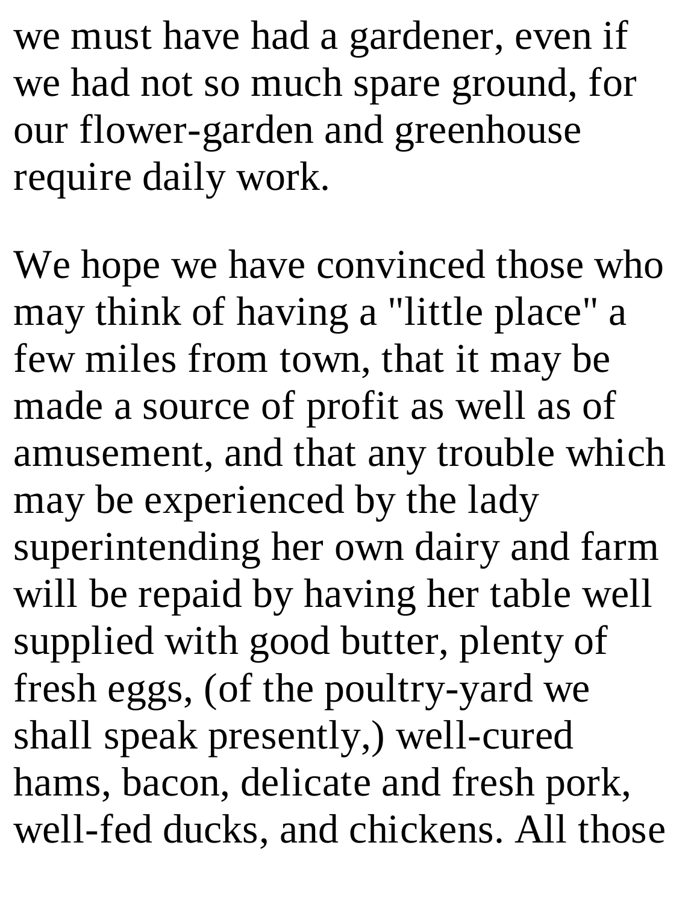we must have had a gardener, even if we had not so much spare ground, for our flower-garden and greenhouse require daily work.

We hope we have convinced those who may think of having a "little place" a few miles from town, that it may be made a source of profit as well as of amusement, and that any trouble which may be experienced by the lady superintending her own dairy and farm will be repaid by having her table well supplied with good butter, plenty of fresh eggs, (of the poultry-yard we shall speak presently,) well-cured hams, bacon, delicate and fresh pork, well-fed ducks, and chickens. All those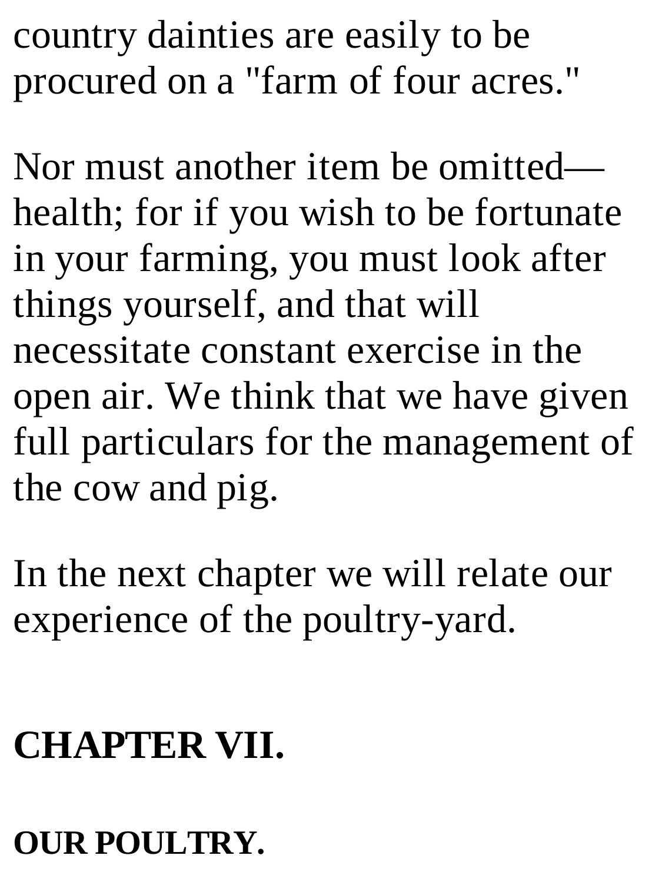country dainties are easily to be procured on a "farm of four acres."

Nor must another item be omitted—health; for if you wish to be fortunate in your farming, you must look after things yourself, and that will necessitate constant exercise in the open air. We think that we have given full particulars for the management of the cow and pig.

In the next chapter we will relate our experience of the poultry-yard.

# CHAPTER VII.

## OUR POULTRY.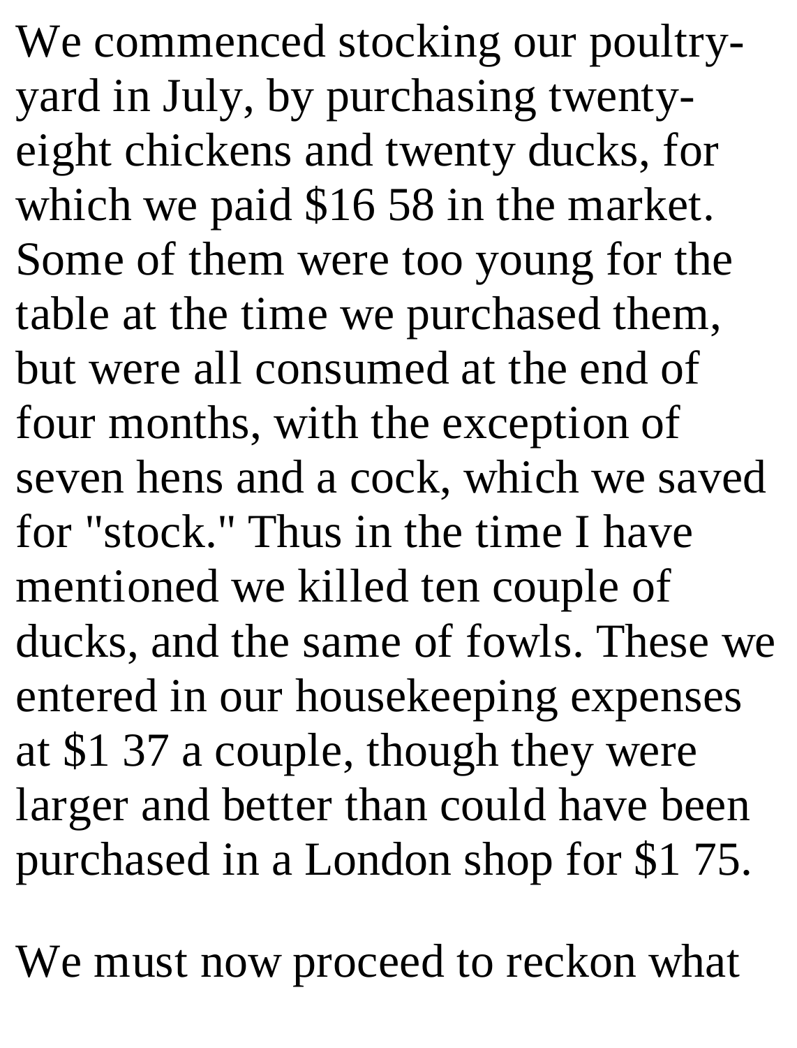We commenced stocking our poultry-yard in July, by purchasing twenty-eight chickens and twenty ducks, for which we paid $16 58 in the market. Some of them were too young for the table at the time we purchased them, but were all consumed at the end of four months, with the exception of seven hens and a cock, which we saved for "stock." Thus in the time I have mentioned we killed ten couple of ducks, and the same of fowls. These we entered in our housekeeping expenses at $1 37 a couple, though they were larger and better than could have been purchased in a London shop for $1 75.

We must now proceed to reckon what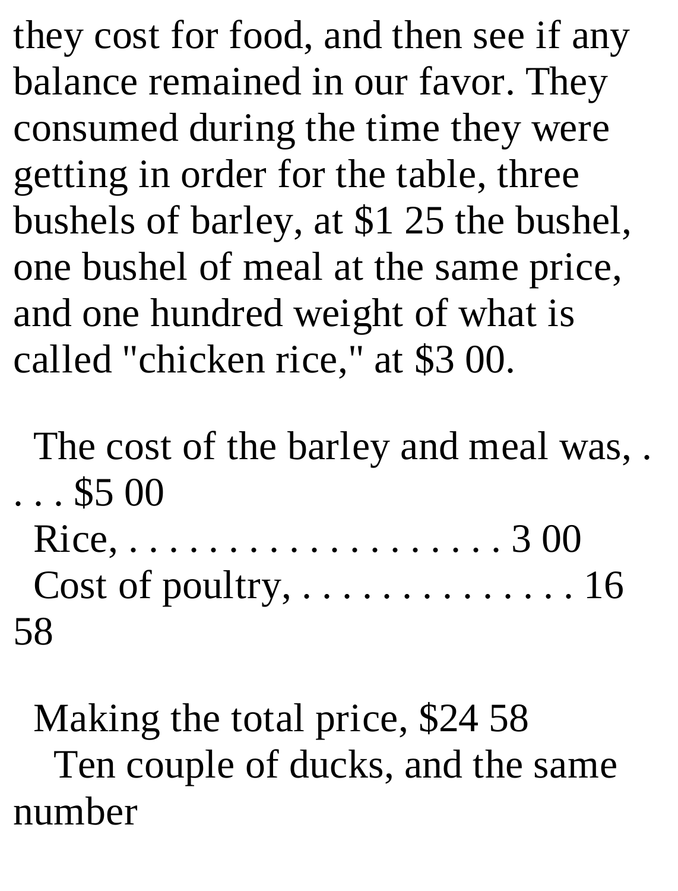they cost for food, and then see if any balance remained in our favor. They consumed during the time they were getting in order for the table, three bushels of barley, at $1 25 the bushel, one bushel of meal at the same price, and one hundred weight of what is called "chicken rice," at $3 00.

The cost of the barley and meal was, . . . . $5 00
Rice, . . . . . . . . . . . . . . . . . . . . . 3 00
Cost of poultry, . . . . . . . . . . . . . . . 16 58

Making the total price, $24 58

Ten couple of ducks, and the same number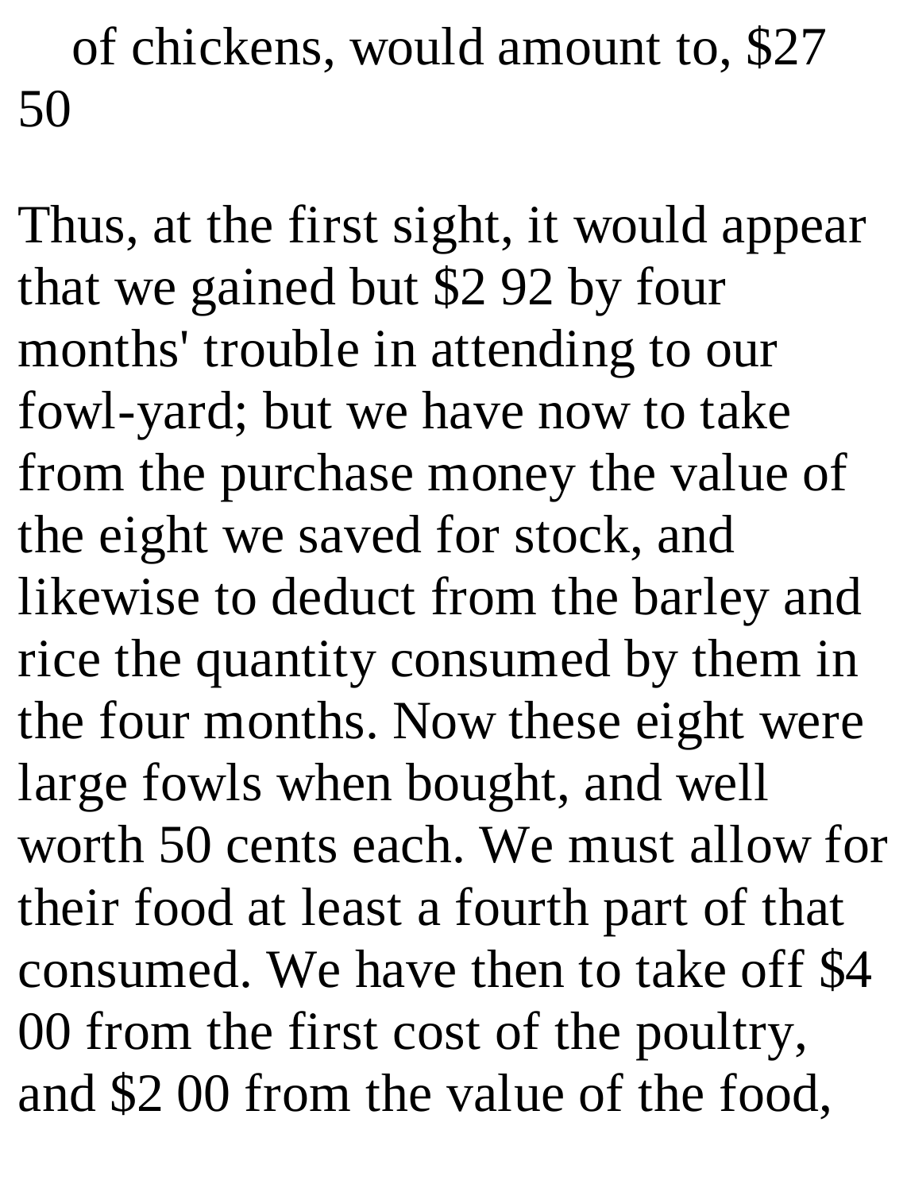of chickens, would amount to, $27 50

Thus, at the first sight, it would appear that we gained but $2 92 by four months' trouble in attending to our fowl-yard; but we have now to take from the purchase money the value of the eight we saved for stock, and likewise to deduct from the barley and rice the quantity consumed by them in the four months. Now these eight were large fowls when bought, and well worth 50 cents each. We must allow for their food at least a fourth part of that consumed. We have then to take off $4 00 from the first cost of the poultry, and $2 00 from the value of the food,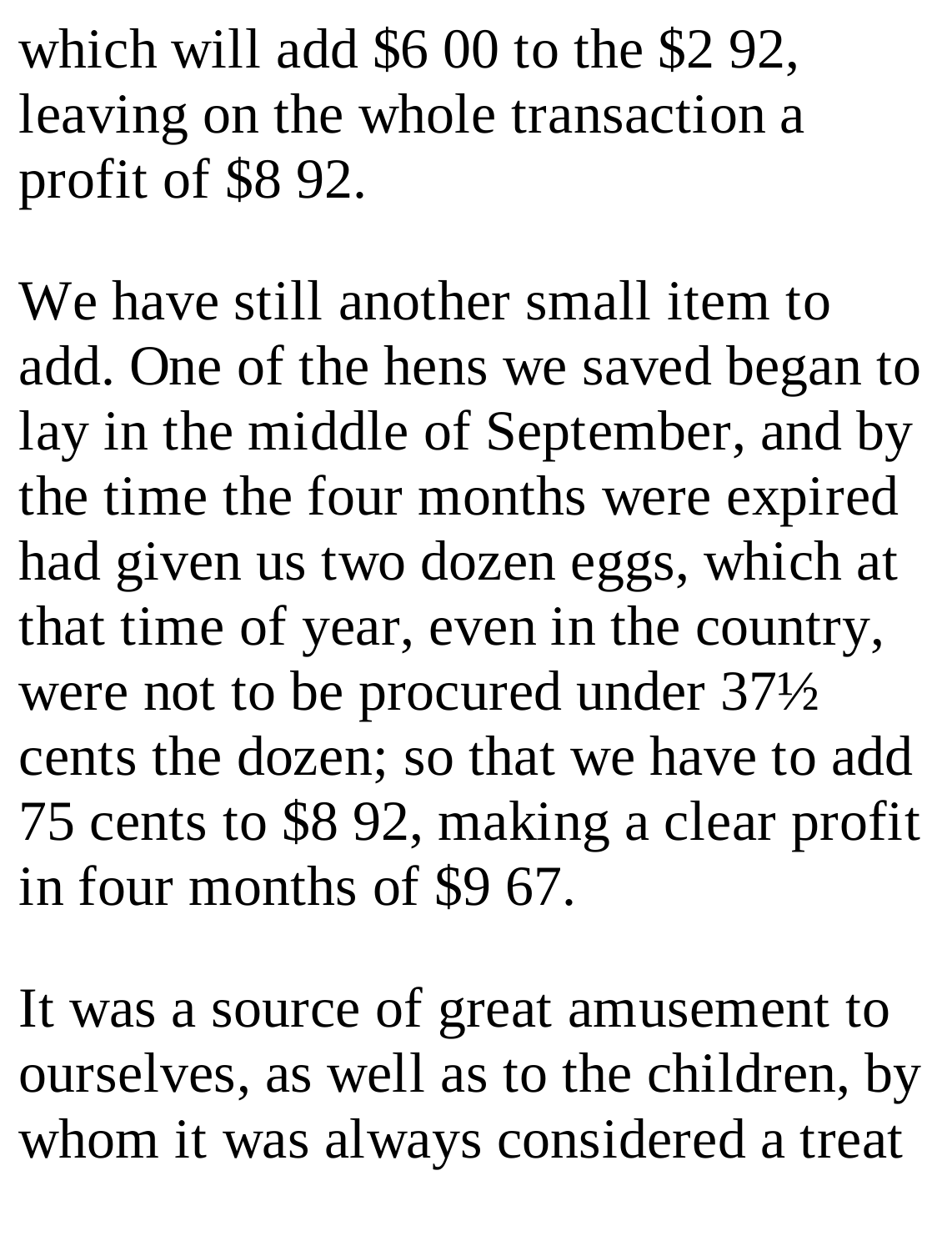which will add $6 00 to the $2 92, leaving on the whole transaction a profit of $8 92.

We have still another small item to add. One of the hens we saved began to lay in the middle of September, and by the time the four months were expired had given us two dozen eggs, which at that time of year, even in the country, were not to be procured under 37½ cents the dozen; so that we have to add 75 cents to $8 92, making a clear profit in four months of $9 67.

It was a source of great amusement to ourselves, as well as to the children, by whom it was always considered a treat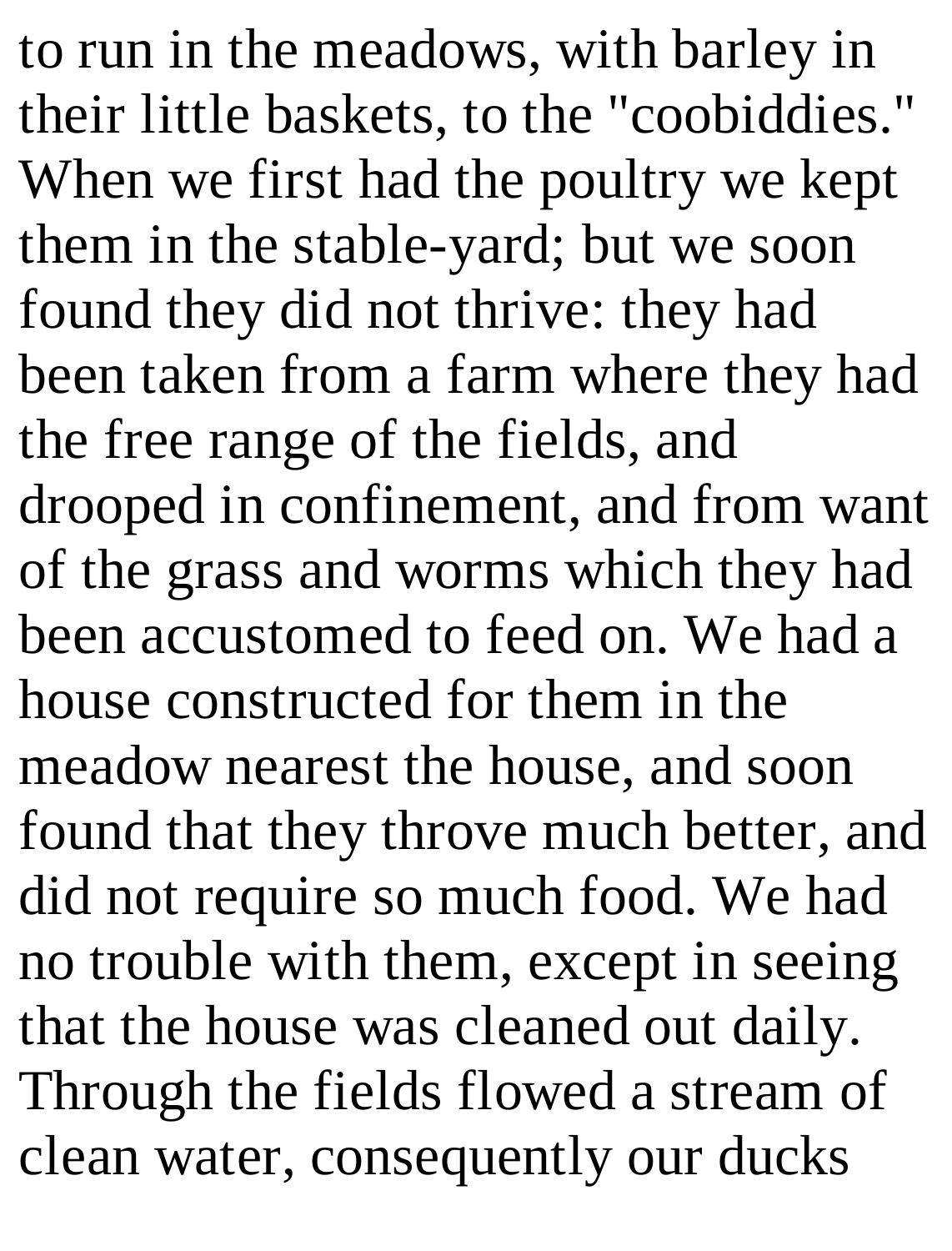to run in the meadows, with barley in their little baskets, to the "coobiddies." When we first had the poultry we kept them in the stable-yard; but we soon found they did not thrive: they had been taken from a farm where they had the free range of the fields, and drooped in confinement, and from want of the grass and worms which they had been accustomed to feed on. We had a house constructed for them in the meadow nearest the house, and soon found that they throve much better, and did not require so much food. We had no trouble with them, except in seeing that the house was cleaned out daily. Through the fields flowed a stream of clean water, consequently our ducks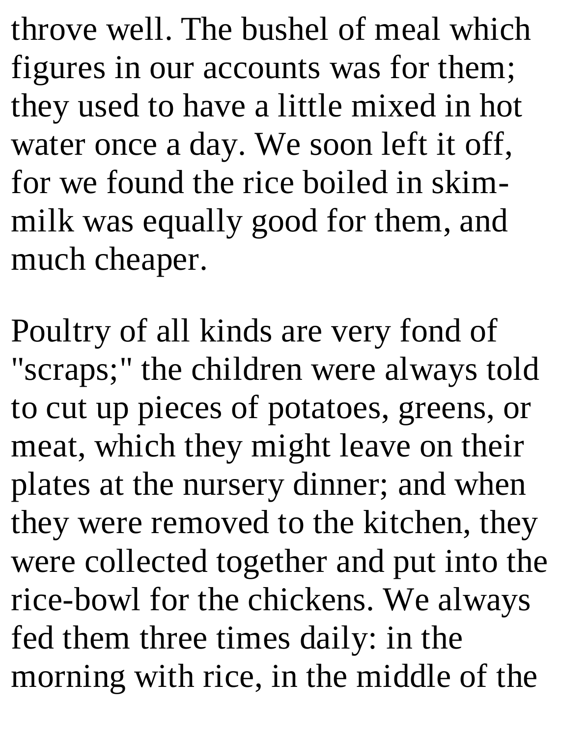throve well. The bushel of meal which figures in our accounts was for them; they used to have a little mixed in hot water once a day. We soon left it off, for we found the rice boiled in skim-milk was equally good for them, and much cheaper.

Poultry of all kinds are very fond of "scraps;" the children were always told to cut up pieces of potatoes, greens, or meat, which they might leave on their plates at the nursery dinner; and when they were removed to the kitchen, they were collected together and put into the rice-bowl for the chickens. We always fed them three times daily: in the morning with rice, in the middle of the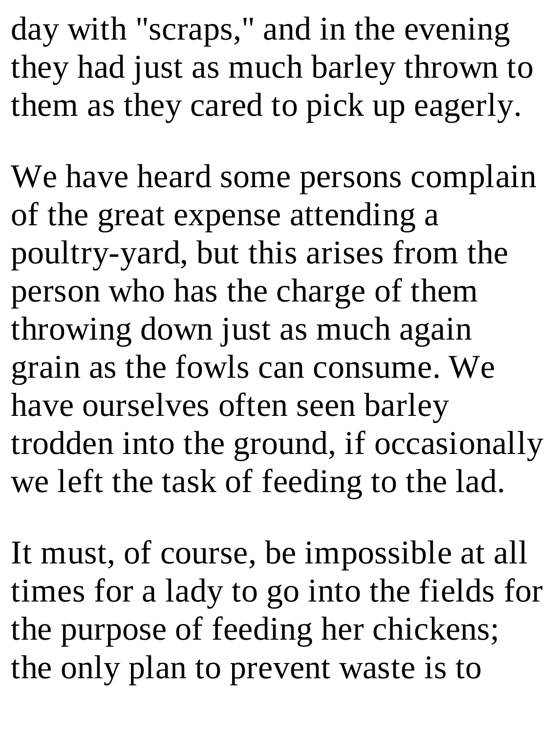day with "scraps," and in the evening they had just as much barley thrown to them as they cared to pick up eagerly.

We have heard some persons complain of the great expense attending a poultry-yard, but this arises from the person who has the charge of them throwing down just as much again grain as the fowls can consume. We have ourselves often seen barley trodden into the ground, if occasionally we left the task of feeding to the lad.

It must, of course, be impossible at all times for a lady to go into the fields for the purpose of feeding her chickens; the only plan to prevent waste is to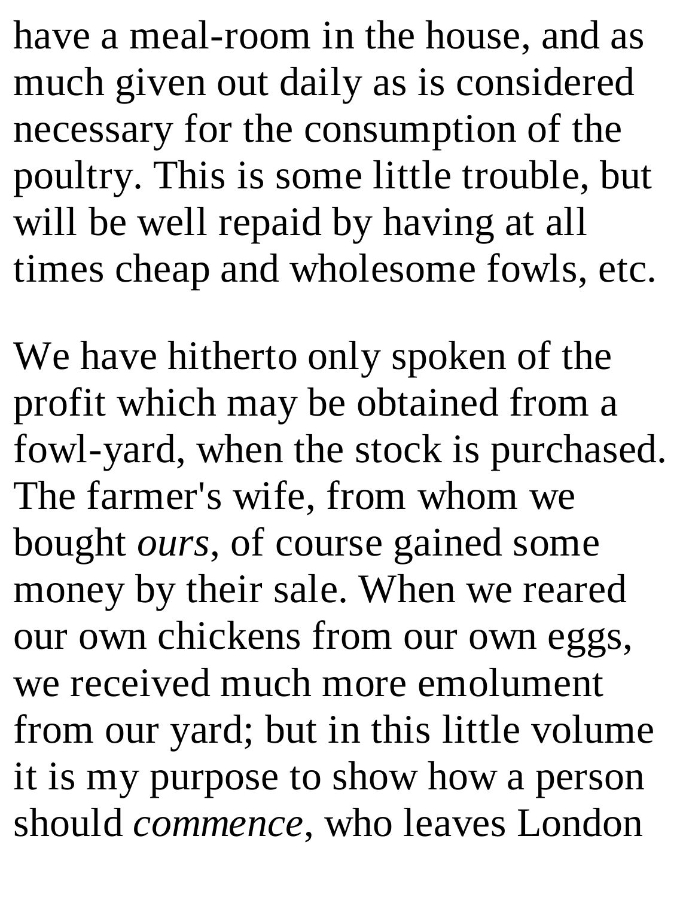have a meal-room in the house, and as much given out daily as is considered necessary for the consumption of the poultry. This is some little trouble, but will be well repaid by having at all times cheap and wholesome fowls, etc.

We have hitherto only spoken of the profit which may be obtained from a fowl-yard, when the stock is purchased. The farmer's wife, from whom we bought *ours*, of course gained some money by their sale. When we reared our own chickens from our own eggs, we received much more emolument from our yard; but in this little volume it is my purpose to show how a person should *commence*, who leaves London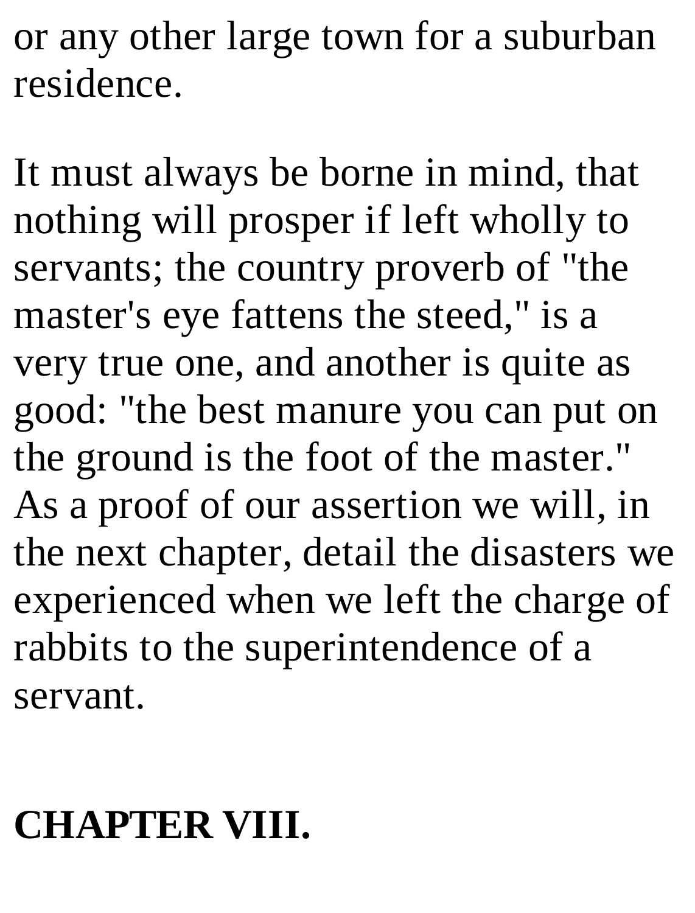or any other large town for a suburban residence.

It must always be borne in mind, that nothing will prosper if left wholly to servants; the country proverb of "the master's eye fattens the steed," is a very true one, and another is quite as good: "the best manure you can put on the ground is the foot of the master." As a proof of our assertion we will, in the next chapter, detail the disasters we experienced when we left the charge of rabbits to the superintendence of a servant.

## CHAPTER VIII.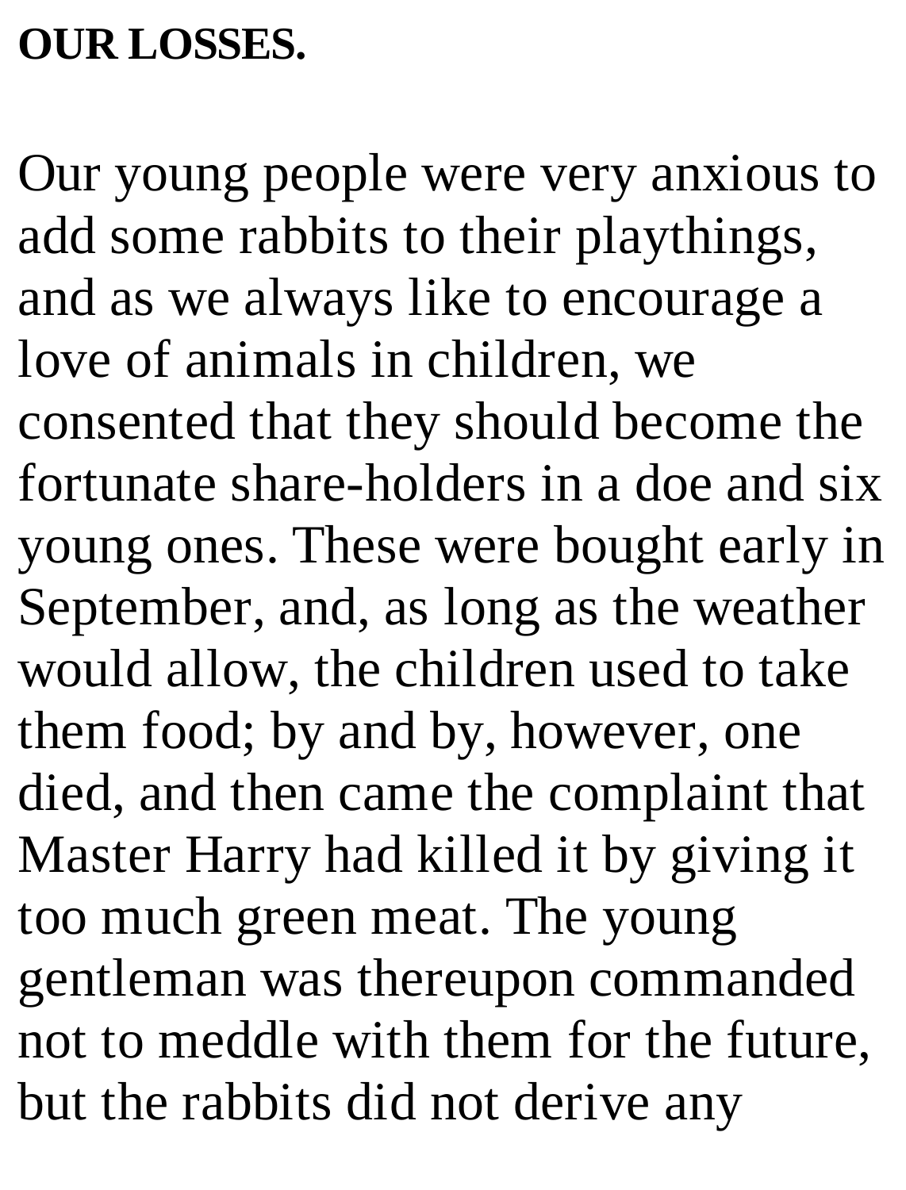**OUR LOSSES.**

Our young people were very anxious to add some rabbits to their playthings, and as we always like to encourage a love of animals in children, we consented that they should become the fortunate share-holders in a doe and six young ones. These were bought early in September, and, as long as the weather would allow, the children used to take them food; by and by, however, one died, and then came the complaint that Master Harry had killed it by giving it too much green meat. The young gentleman was thereupon commanded not to meddle with them for the future, but the rabbits did not derive any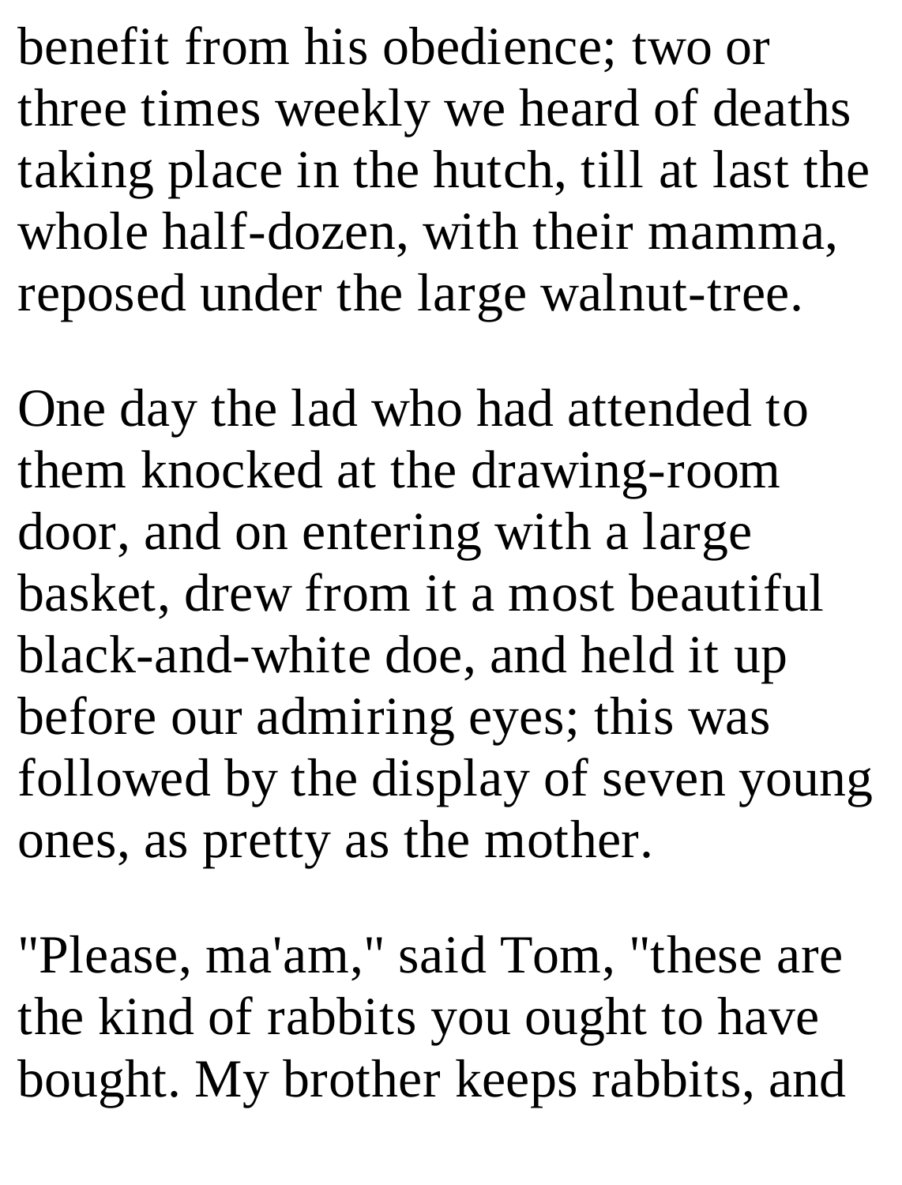benefit from his obedience; two or three times weekly we heard of deaths taking place in the hutch, till at last the whole half-dozen, with their mamma, reposed under the large walnut-tree.

One day the lad who had attended to them knocked at the drawing-room door, and on entering with a large basket, drew from it a most beautiful black-and-white doe, and held it up before our admiring eyes; this was followed by the display of seven young ones, as pretty as the mother.

"Please, ma'am," said Tom, "these are the kind of rabbits you ought to have bought. My brother keeps rabbits, and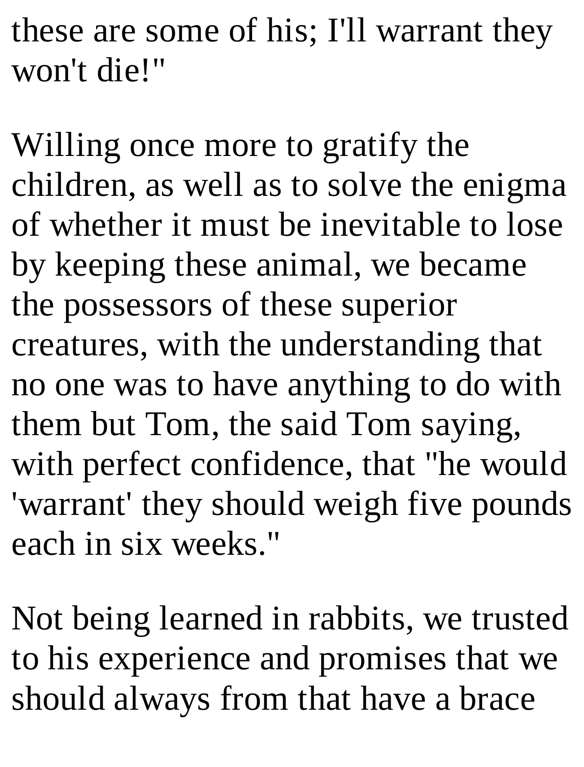these are some of his; I'll warrant they won't die!"

Willing once more to gratify the children, as well as to solve the enigma of whether it must be inevitable to lose by keeping these animal, we became the possessors of these superior creatures, with the understanding that no one was to have anything to do with them but Tom, the said Tom saying, with perfect confidence, that "he would 'warrant' they should weigh five pounds each in six weeks."

Not being learned in rabbits, we trusted to his experience and promises that we should always from that have a brace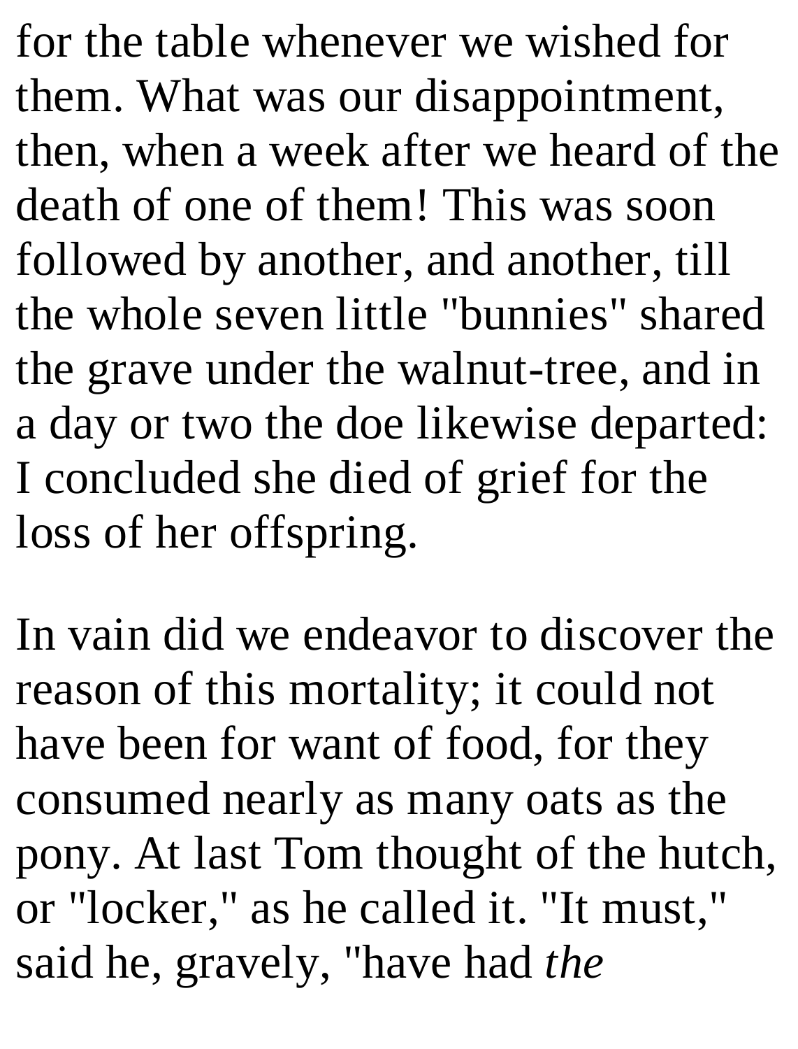for the table whenever we wished for them. What was our disappointment, then, when a week after we heard of the death of one of them! This was soon followed by another, and another, till the whole seven little "bunnies" shared the grave under the walnut-tree, and in a day or two the doe likewise departed: I concluded she died of grief for the loss of her offspring.

In vain did we endeavor to discover the reason of this mortality; it could not have been for want of food, for they consumed nearly as many oats as the pony. At last Tom thought of the hutch, or "locker," as he called it. "It must," said he, gravely, "have had *the*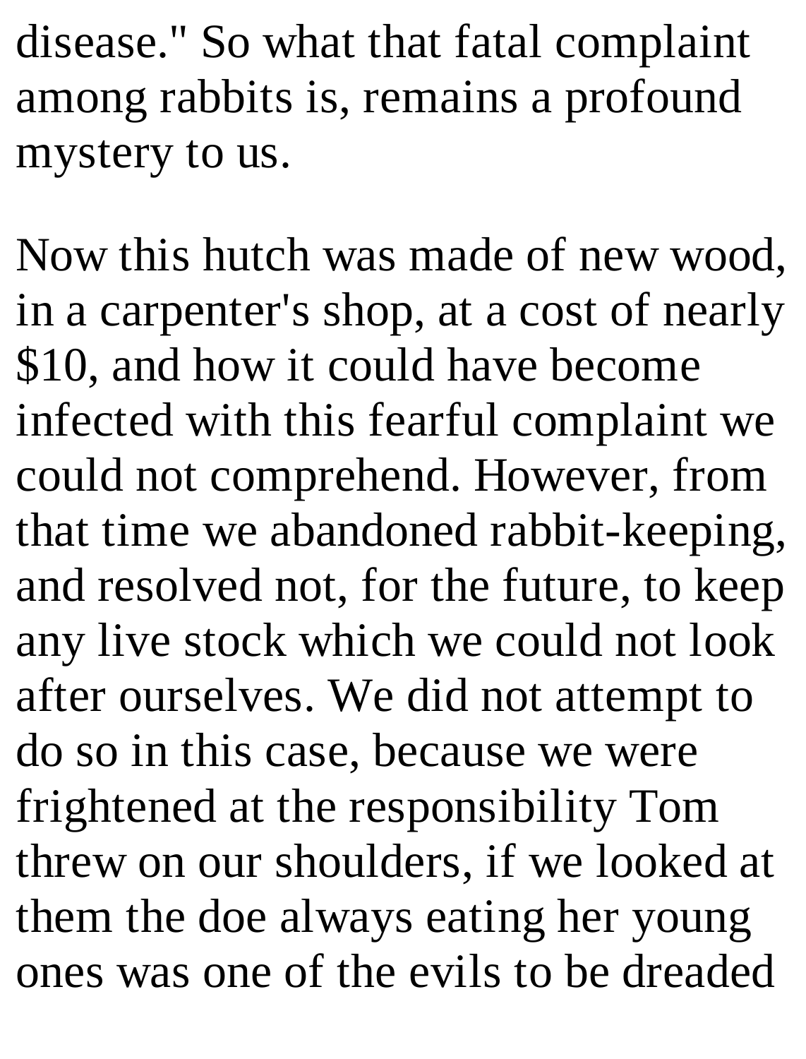disease." So what that fatal complaint among rabbits is, remains a profound mystery to us.

Now this hutch was made of new wood, in a carpenter's shop, at a cost of nearly $10, and how it could have become infected with this fearful complaint we could not comprehend. However, from that time we abandoned rabbit-keeping, and resolved not, for the future, to keep any live stock which we could not look after ourselves. We did not attempt to do so in this case, because we were frightened at the responsibility Tom threw on our shoulders, if we looked at them the doe always eating her young ones was one of the evils to be dreaded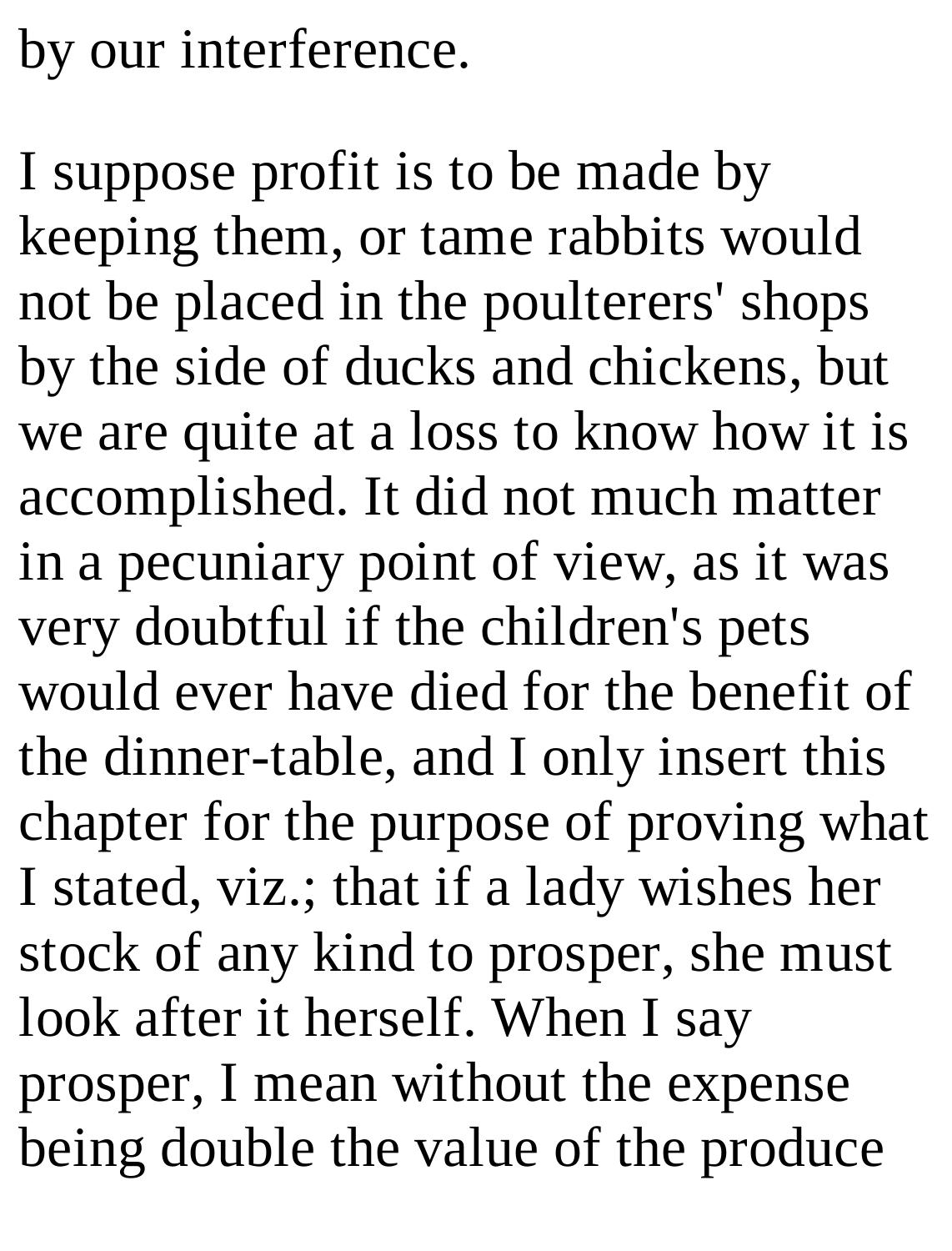by our interference.

I suppose profit is to be made by keeping them, or tame rabbits would not be placed in the poulterers' shops by the side of ducks and chickens, but we are quite at a loss to know how it is accomplished. It did not much matter in a pecuniary point of view, as it was very doubtful if the children's pets would ever have died for the benefit of the dinner-table, and I only insert this chapter for the purpose of proving what I stated, viz.; that if a lady wishes her stock of any kind to prosper, she must look after it herself. When I say prosper, I mean without the expense being double the value of the produce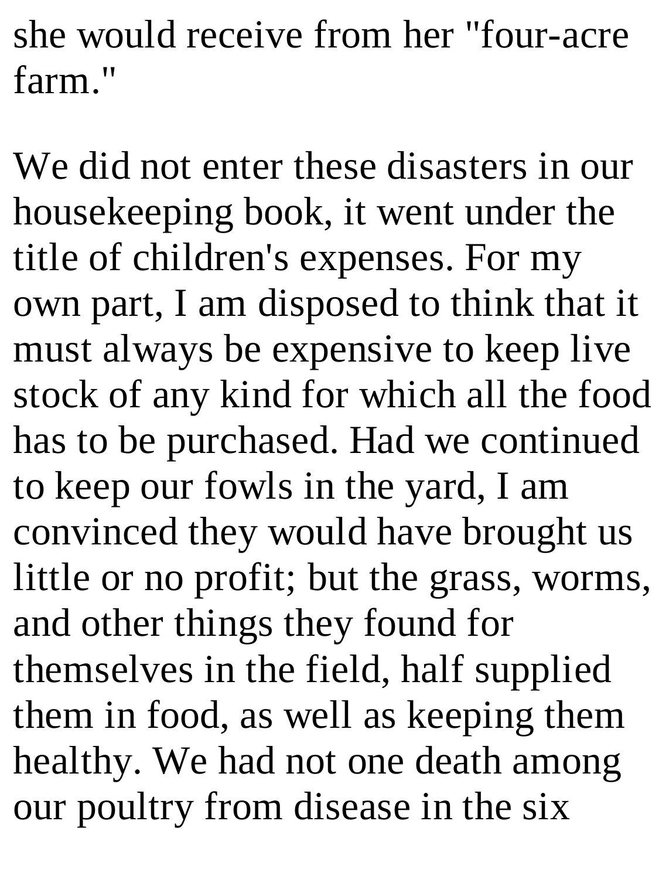she would receive from her "four-acre farm."

We did not enter these disasters in our housekeeping book, it went under the title of children's expenses. For my own part, I am disposed to think that it must always be expensive to keep live stock of any kind for which all the food has to be purchased. Had we continued to keep our fowls in the yard, I am convinced they would have brought us little or no profit; but the grass, worms, and other things they found for themselves in the field, half supplied them in food, as well as keeping them healthy. We had not one death among our poultry from disease in the six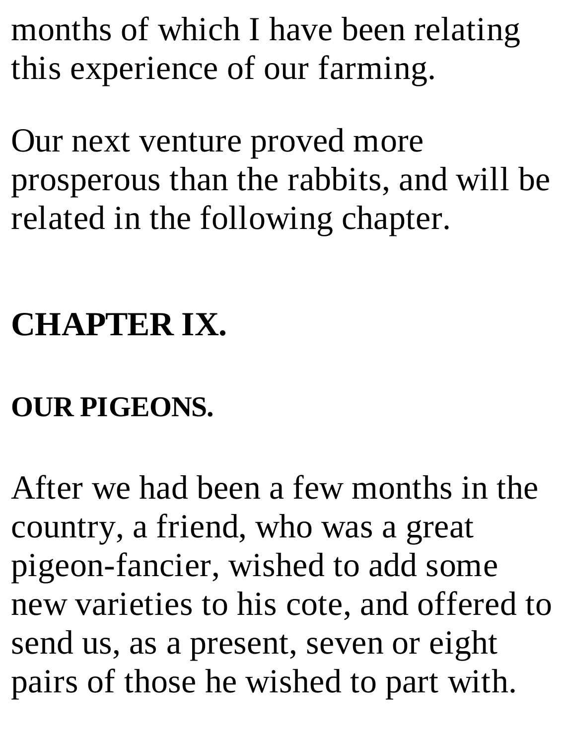months of which I have been relating this experience of our farming.

Our next venture proved more prosperous than the rabbits, and will be related in the following chapter.

## CHAPTER IX.

### OUR PIGEONS.

After we had been a few months in the country, a friend, who was a great pigeon-fancier, wished to add some new varieties to his cote, and offered to send us, as a present, seven or eight pairs of those he wished to part with.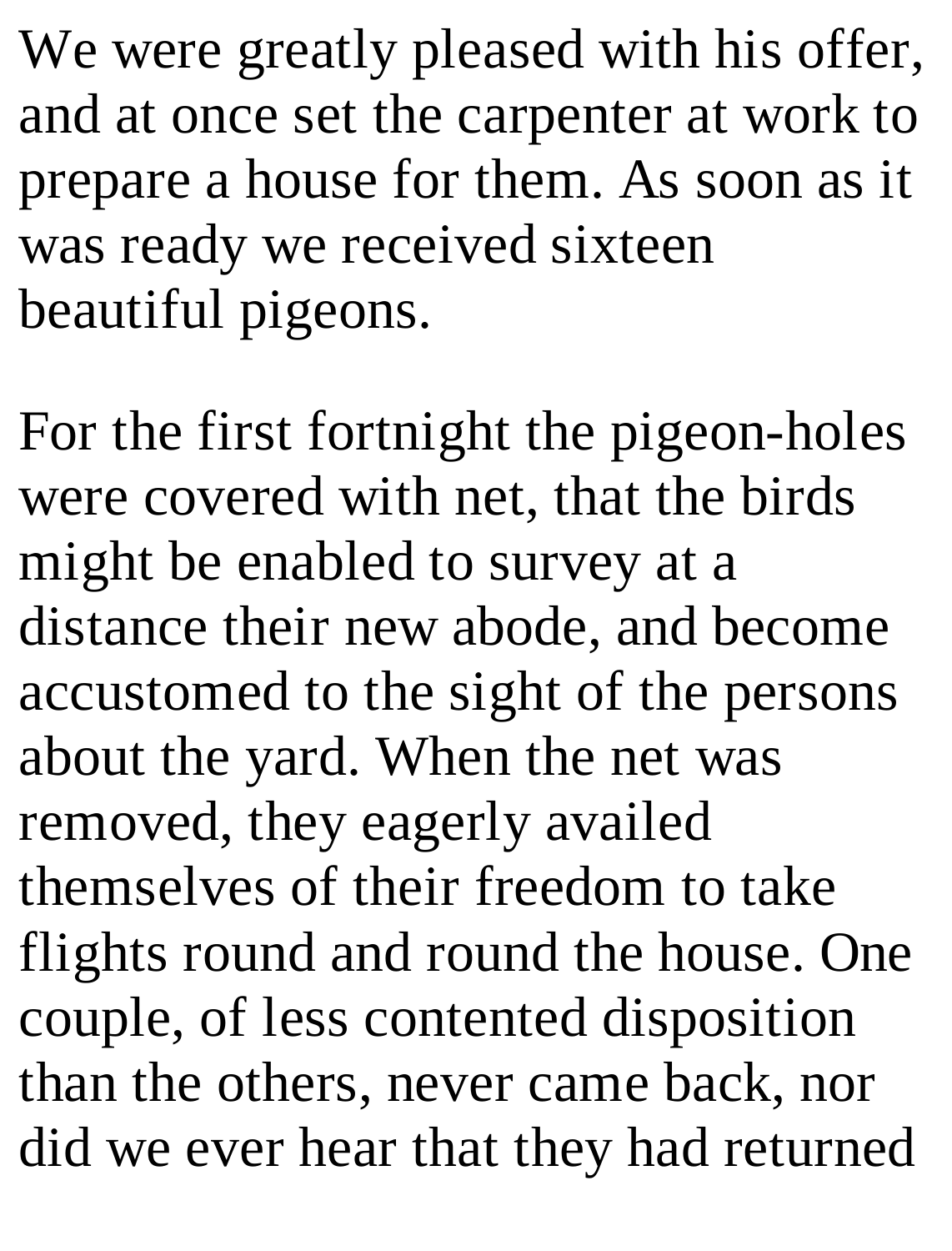We were greatly pleased with his offer, and at once set the carpenter at work to prepare a house for them. As soon as it was ready we received sixteen beautiful pigeons.

For the first fortnight the pigeon-holes were covered with net, that the birds might be enabled to survey at a distance their new abode, and become accustomed to the sight of the persons about the yard. When the net was removed, they eagerly availed themselves of their freedom to take flights round and round the house. One couple, of less contented disposition than the others, never came back, nor did we ever hear that they had returned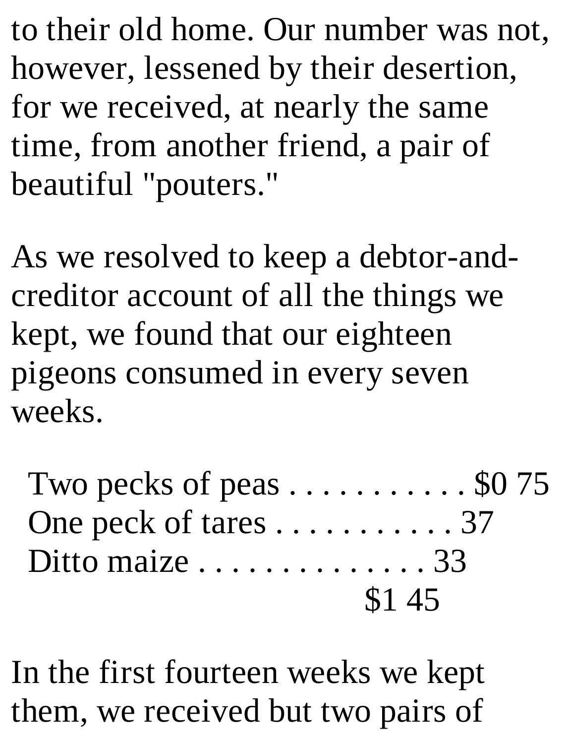to their old home. Our number was not, however, lessened by their desertion, for we received, at nearly the same time, from another friend, a pair of beautiful "pouters."

As we resolved to keep a debtor-and-creditor account of all the things we kept, we found that our eighteen pigeons consumed in every seven weeks.

| | |
|---|---|
| Two pecks of peas . . . . . . . . . . . . | $0 75 |
| One peck of tares . . . . . . . . . . . . | 37 |
| Ditto maize . . . . . . . . . . . . . . . . | 33 |
| | $1 45 |

In the first fourteen weeks we kept them, we received but two pairs of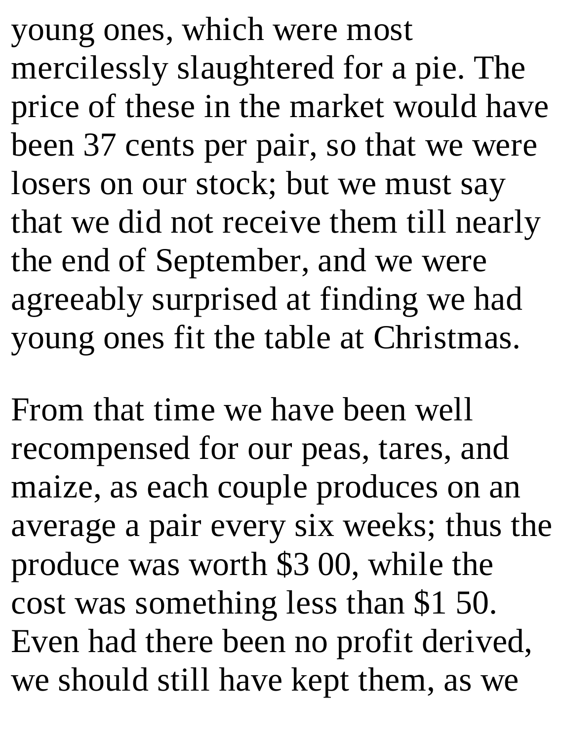young ones, which were most mercilessly slaughtered for a pie. The price of these in the market would have been 37 cents per pair, so that we were losers on our stock; but we must say that we did not receive them till nearly the end of September, and we were agreeably surprised at finding we had young ones fit the table at Christmas.

From that time we have been well recompensed for our peas, tares, and maize, as each couple produces on an average a pair every six weeks; thus the produce was worth $3 00, while the cost was something less than $1 50. Even had there been no profit derived, we should still have kept them, as we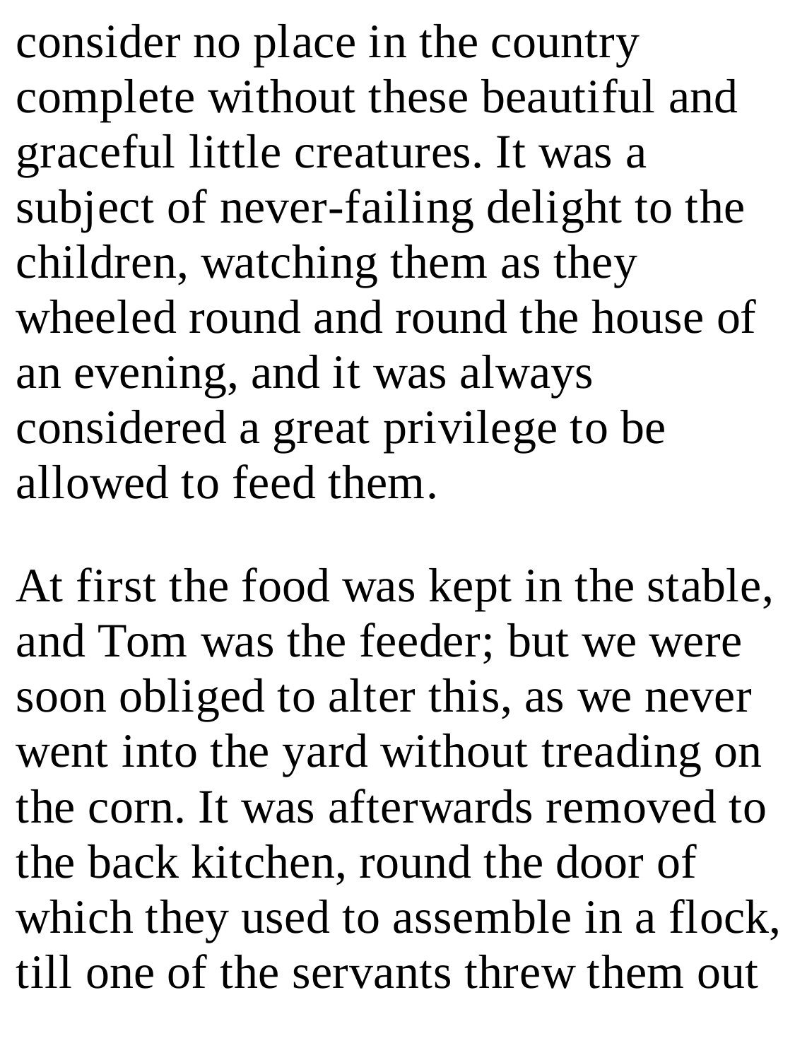consider no place in the country complete without these beautiful and graceful little creatures. It was a subject of never-failing delight to the children, watching them as they wheeled round and round the house of an evening, and it was always considered a great privilege to be allowed to feed them.

At first the food was kept in the stable, and Tom was the feeder; but we were soon obliged to alter this, as we never went into the yard without treading on the corn. It was afterwards removed to the back kitchen, round the door of which they used to assemble in a flock, till one of the servants threw them out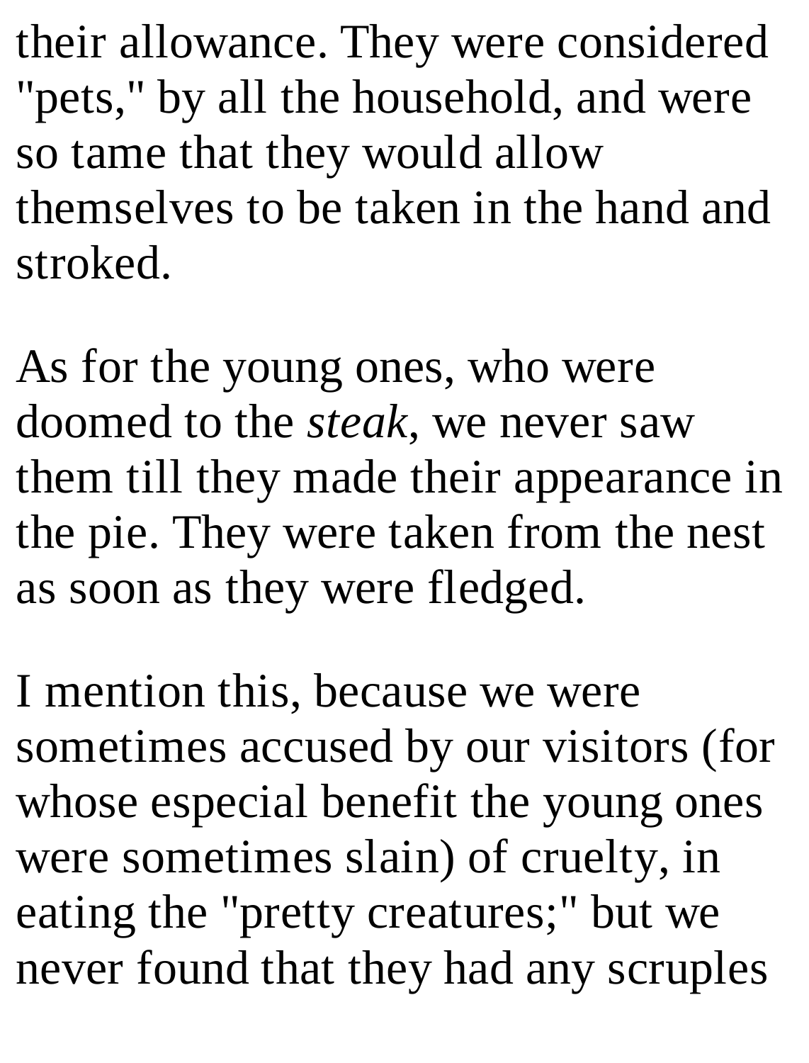their allowance. They were considered "pets," by all the household, and were so tame that they would allow themselves to be taken in the hand and stroked.

As for the young ones, who were doomed to the *steak*, we never saw them till they made their appearance in the pie. They were taken from the nest as soon as they were fledged.

I mention this, because we were sometimes accused by our visitors (for whose especial benefit the young ones were sometimes slain) of cruelty, in eating the "pretty creatures;" but we never found that they had any scruples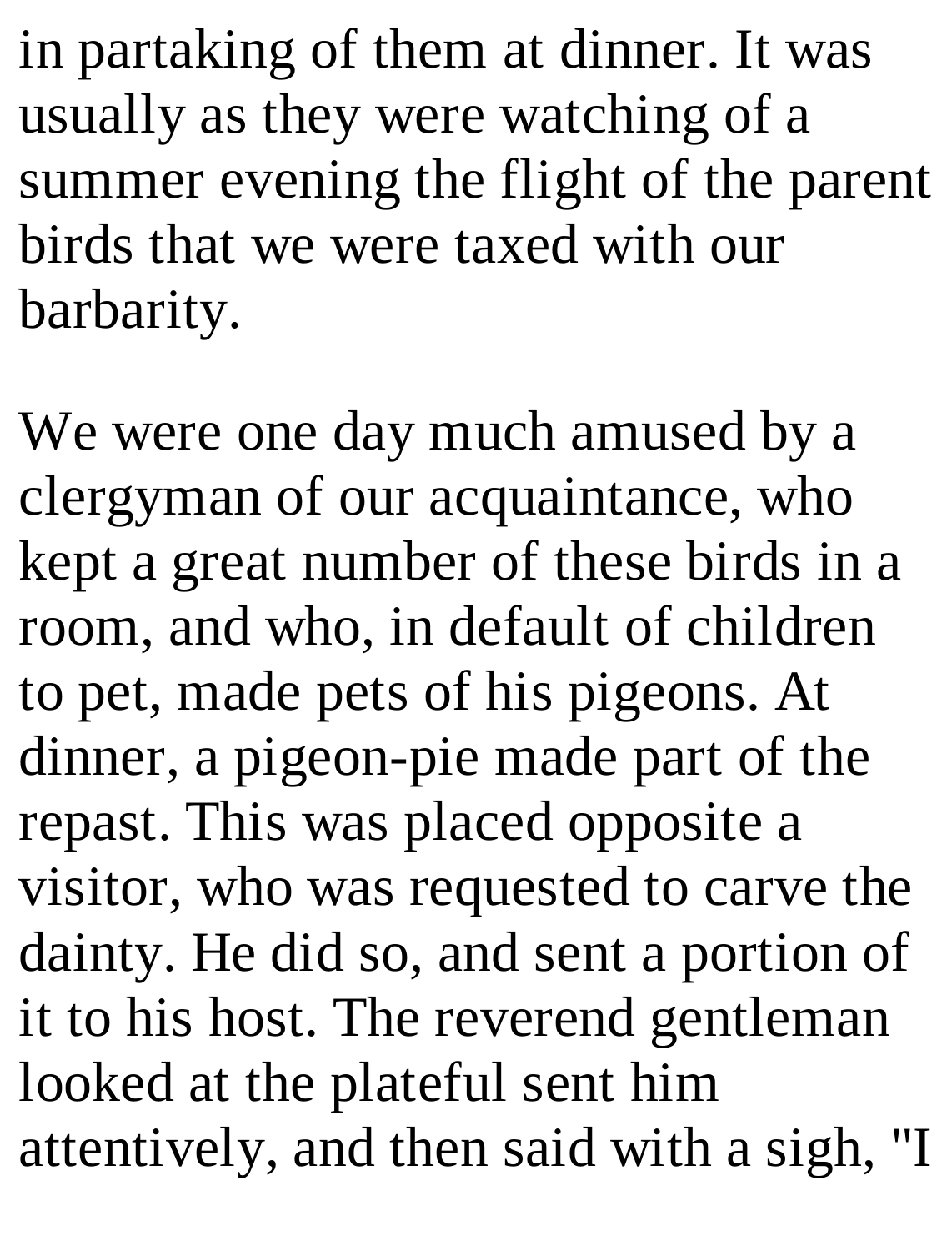in partaking of them at dinner. It was usually as they were watching of a summer evening the flight of the parent birds that we were taxed with our barbarity.

We were one day much amused by a clergyman of our acquaintance, who kept a great number of these birds in a room, and who, in default of children to pet, made pets of his pigeons. At dinner, a pigeon-pie made part of the repast. This was placed opposite a visitor, who was requested to carve the dainty. He did so, and sent a portion of it to his host. The reverend gentleman looked at the plateful sent him attentively, and then said with a sigh, "I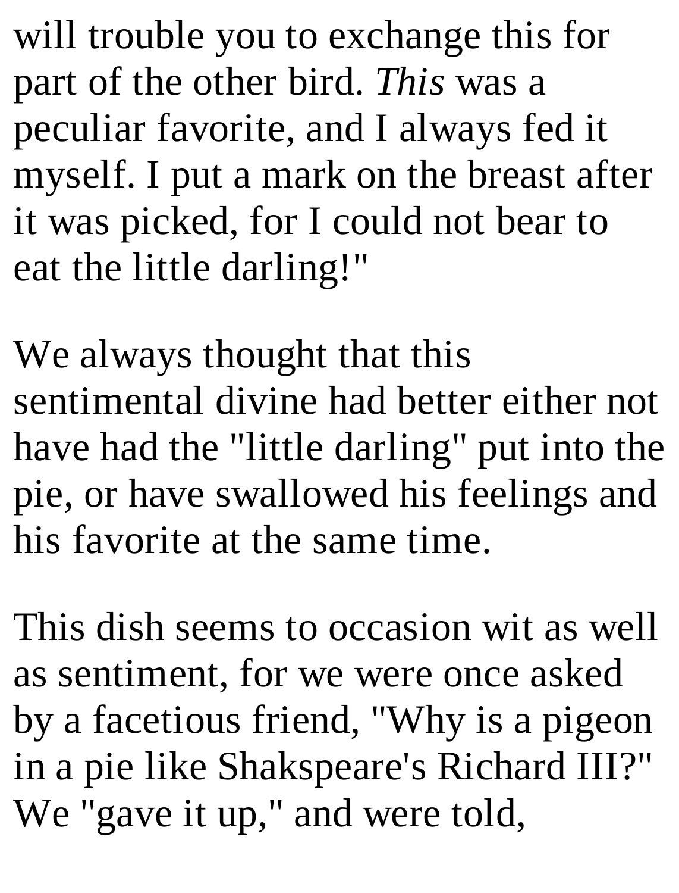will trouble you to exchange this for part of the other bird. *This* was a peculiar favorite, and I always fed it myself. I put a mark on the breast after it was picked, for I could not bear to eat the little darling!"

We always thought that this sentimental divine had better either not have had the "little darling" put into the pie, or have swallowed his feelings and his favorite at the same time.

This dish seems to occasion wit as well as sentiment, for we were once asked by a facetious friend, "Why is a pigeon in a pie like Shakspeare's Richard III?" We "gave it up," and were told,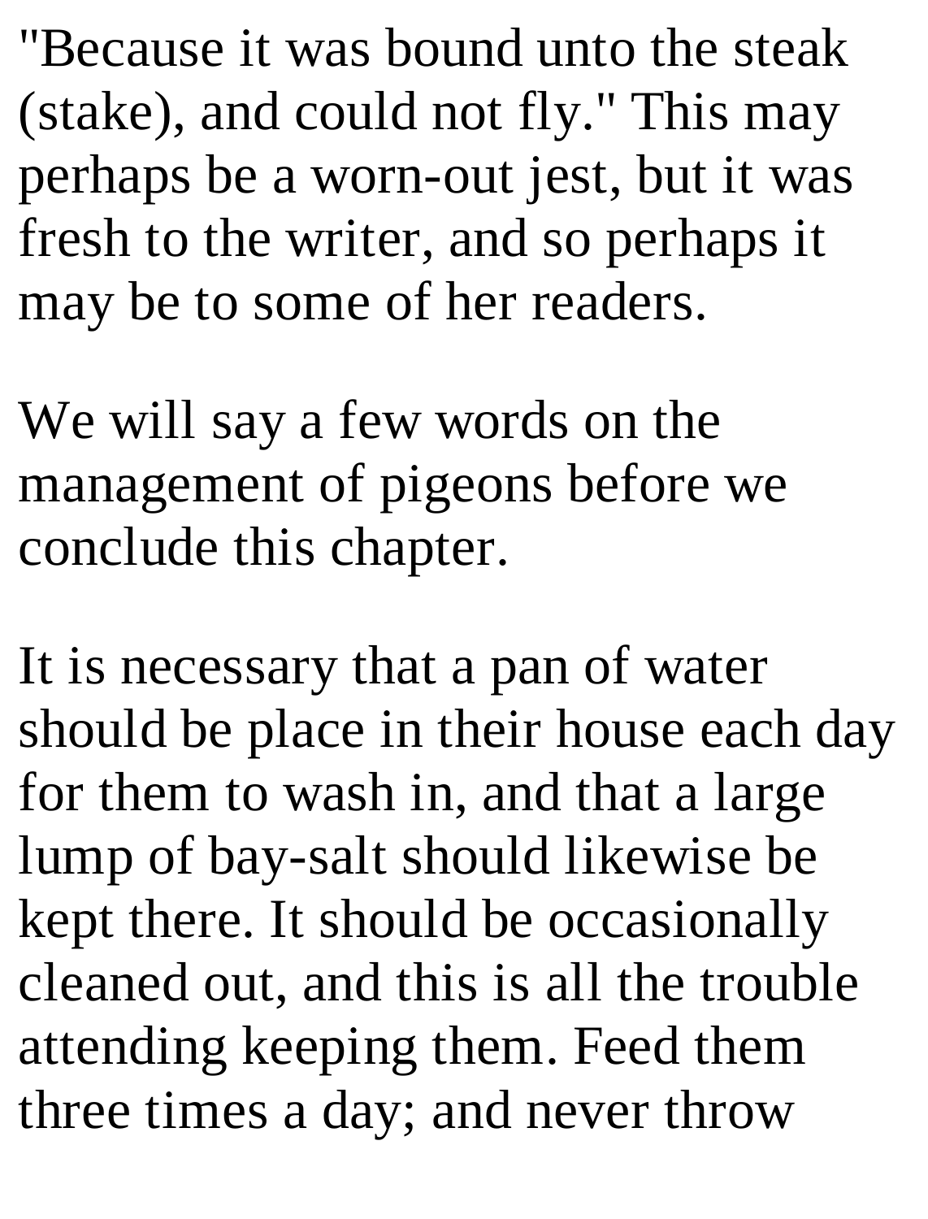"Because it was bound unto the steak (stake), and could not fly." This may perhaps be a worn-out jest, but it was fresh to the writer, and so perhaps it may be to some of her readers.

We will say a few words on the management of pigeons before we conclude this chapter.

It is necessary that a pan of water should be place in their house each day for them to wash in, and that a large lump of bay-salt should likewise be kept there. It should be occasionally cleaned out, and this is all the trouble attending keeping them. Feed them three times a day; and never throw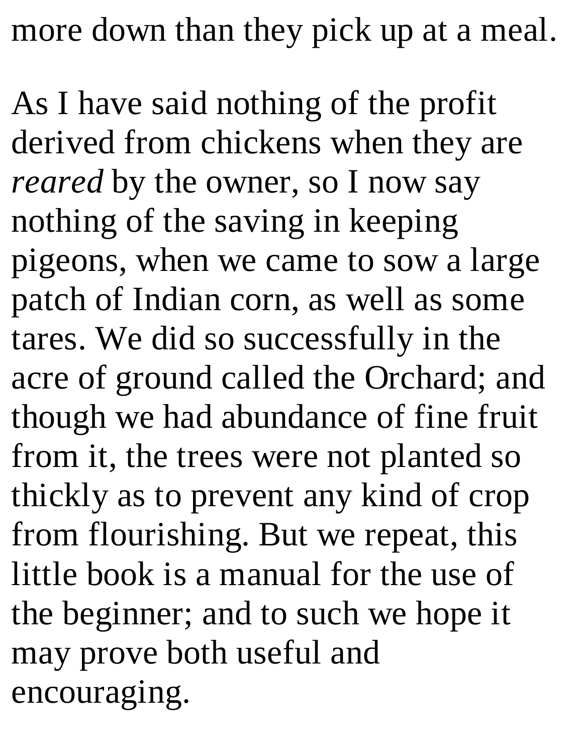more down than they pick up at a meal.

As I have said nothing of the profit derived from chickens when they are *reared* by the owner, so I now say nothing of the saving in keeping pigeons, when we came to sow a large patch of Indian corn, as well as some tares. We did so successfully in the acre of ground called the Orchard; and though we had abundance of fine fruit from it, the trees were not planted so thickly as to prevent any kind of crop from flourishing. But we repeat, this little book is a manual for the use of the beginner; and to such we hope it may prove both useful and encouraging.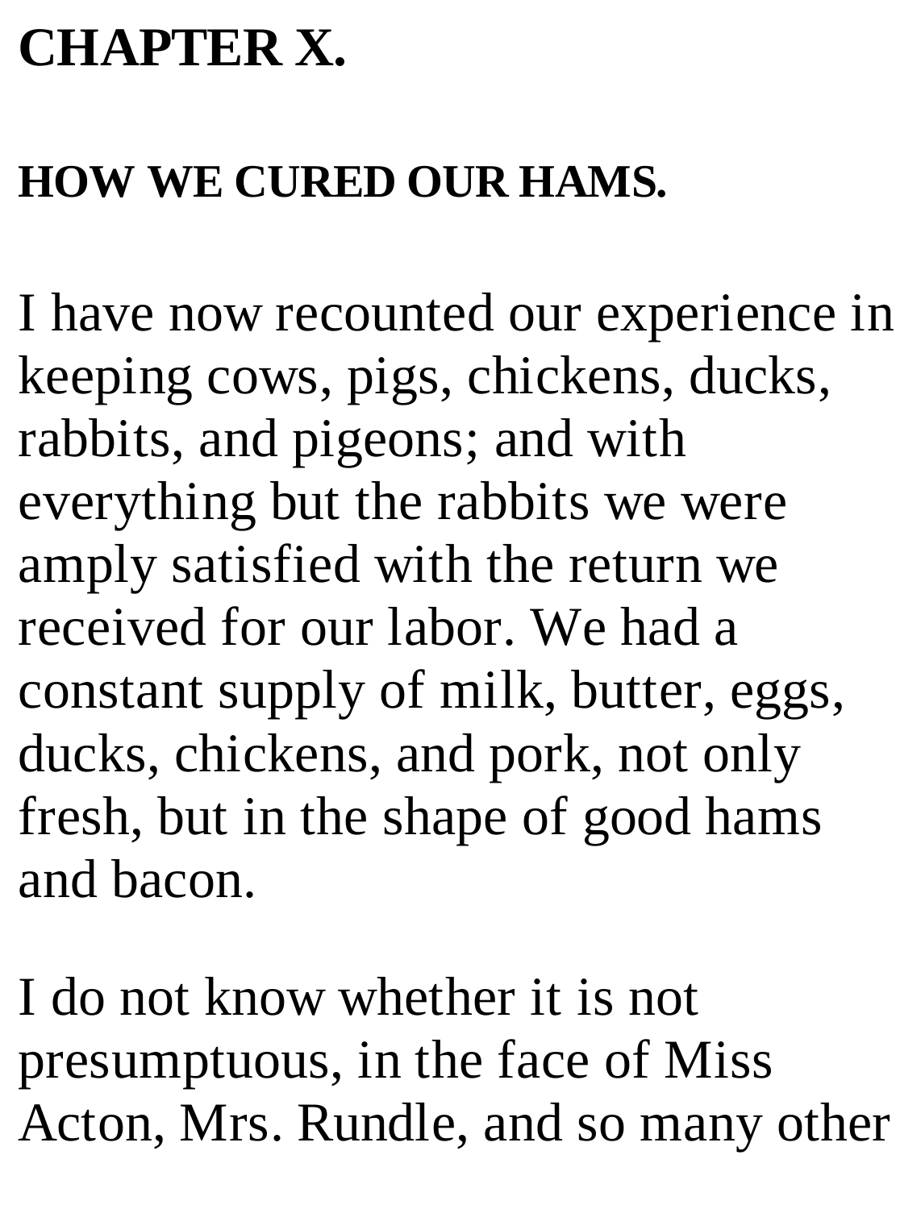# CHAPTER X.

## HOW WE CURED OUR HAMS.

I have now recounted our experience in keeping cows, pigs, chickens, ducks, rabbits, and pigeons; and with everything but the rabbits we were amply satisfied with the return we received for our labor. We had a constant supply of milk, butter, eggs, ducks, chickens, and pork, not only fresh, but in the shape of good hams and bacon.

I do not know whether it is not presumptuous, in the face of Miss Acton, Mrs. Rundle, and so many other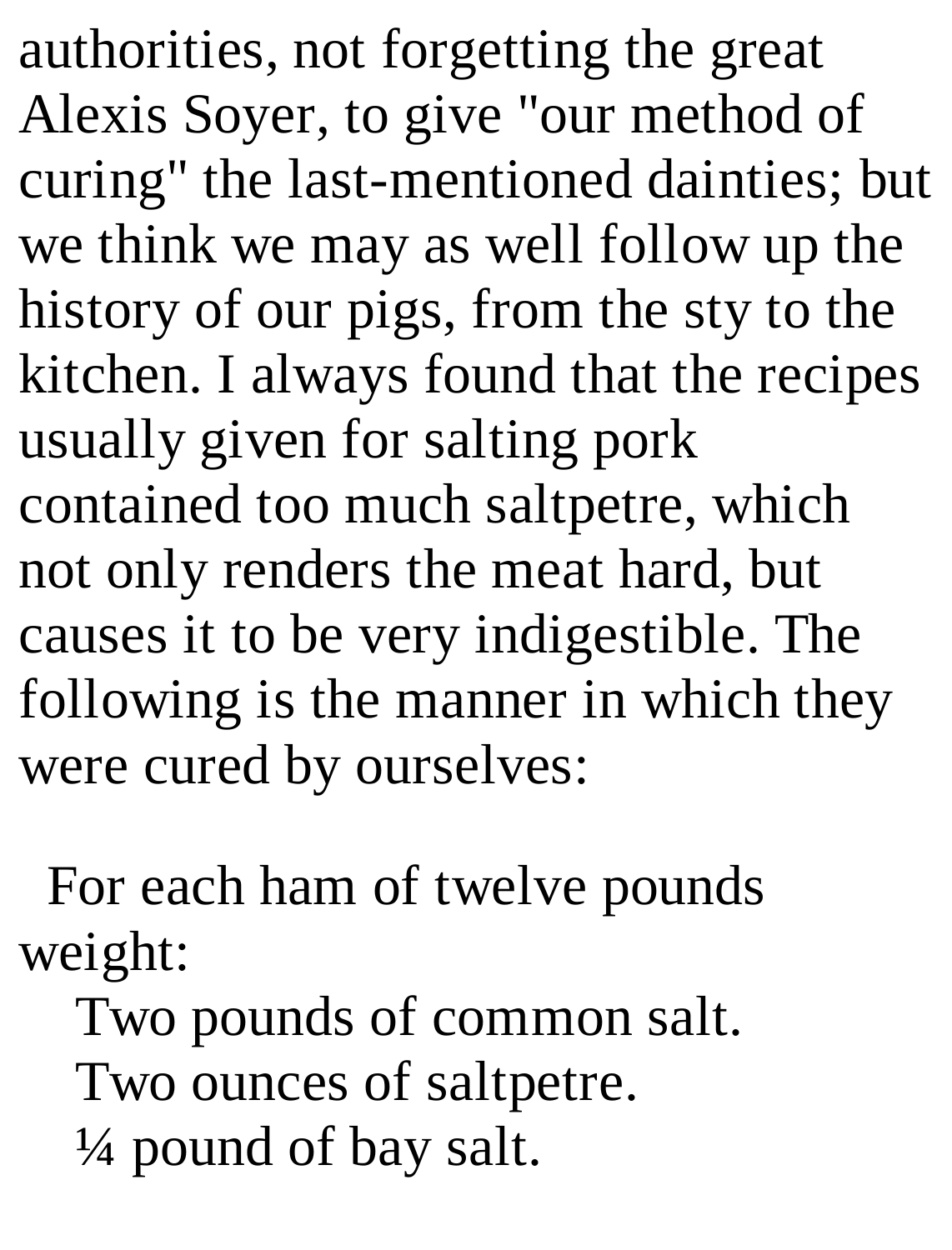authorities, not forgetting the great Alexis Soyer, to give "our method of curing" the last-mentioned dainties; but we think we may as well follow up the history of our pigs, from the sty to the kitchen. I always found that the recipes usually given for salting pork contained too much saltpetre, which not only renders the meat hard, but causes it to be very indigestible. The following is the manner in which they were cured by ourselves:

For each ham of twelve pounds weight:

Two pounds of common salt.
Two ounces of saltpetre.
¼ pound of bay salt.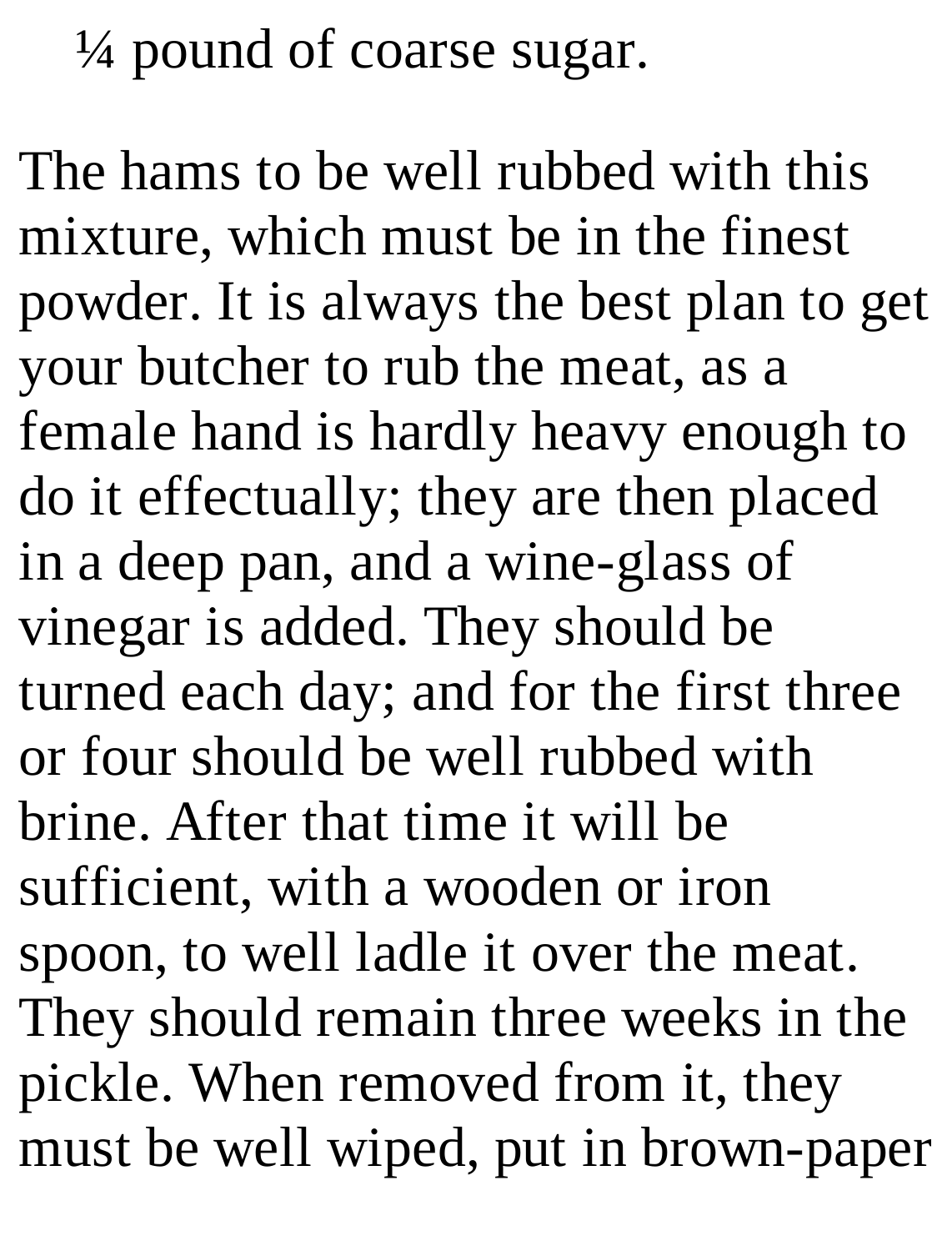¼ pound of coarse sugar.

The hams to be well rubbed with this mixture, which must be in the finest powder. It is always the best plan to get your butcher to rub the meat, as a female hand is hardly heavy enough to do it effectually; they are then placed in a deep pan, and a wine-glass of vinegar is added. They should be turned each day; and for the first three or four should be well rubbed with brine. After that time it will be sufficient, with a wooden or iron spoon, to well ladle it over the meat. They should remain three weeks in the pickle. When removed from it, they must be well wiped, put in brown-paper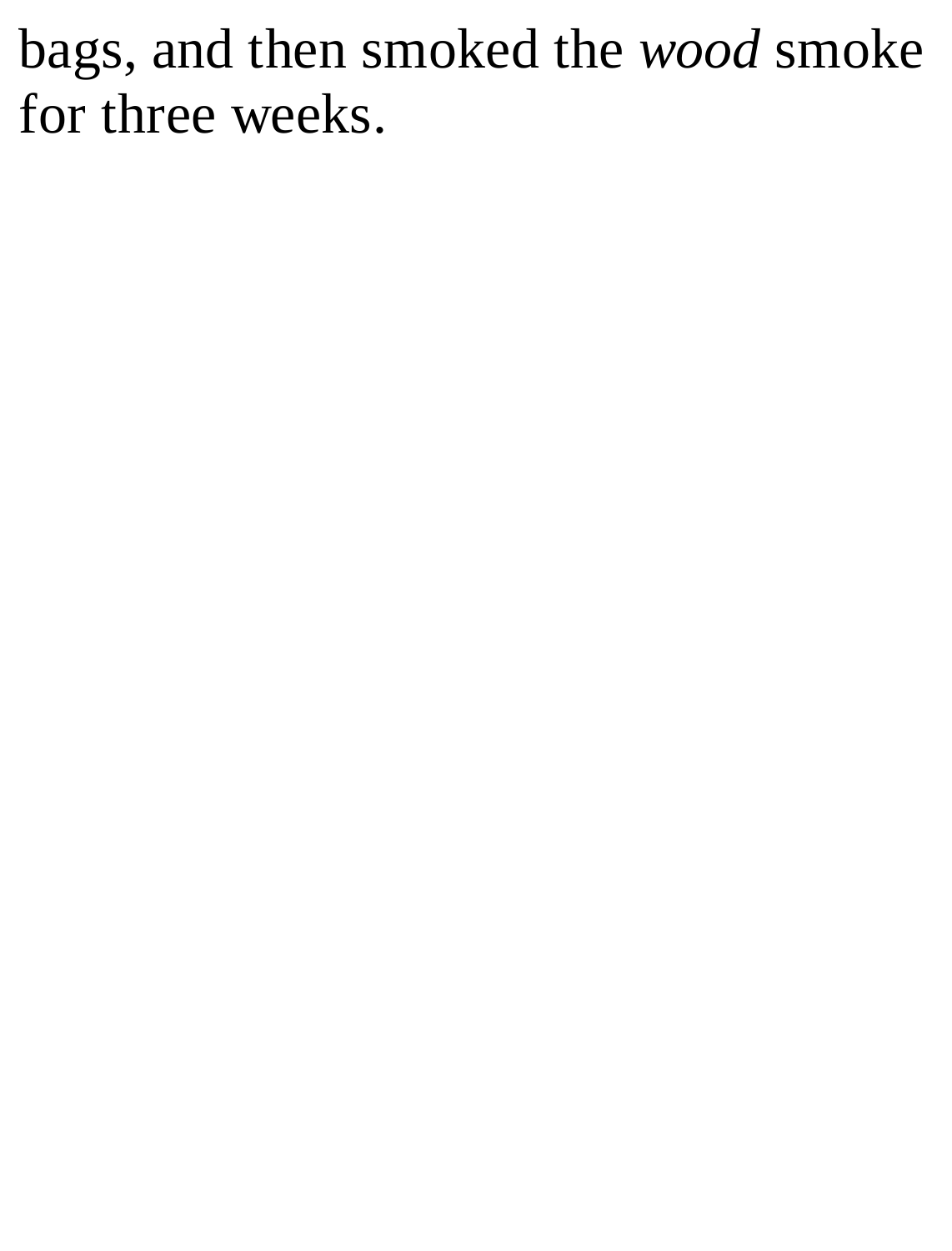bags, and then smoked the *wood* smoke for three weeks.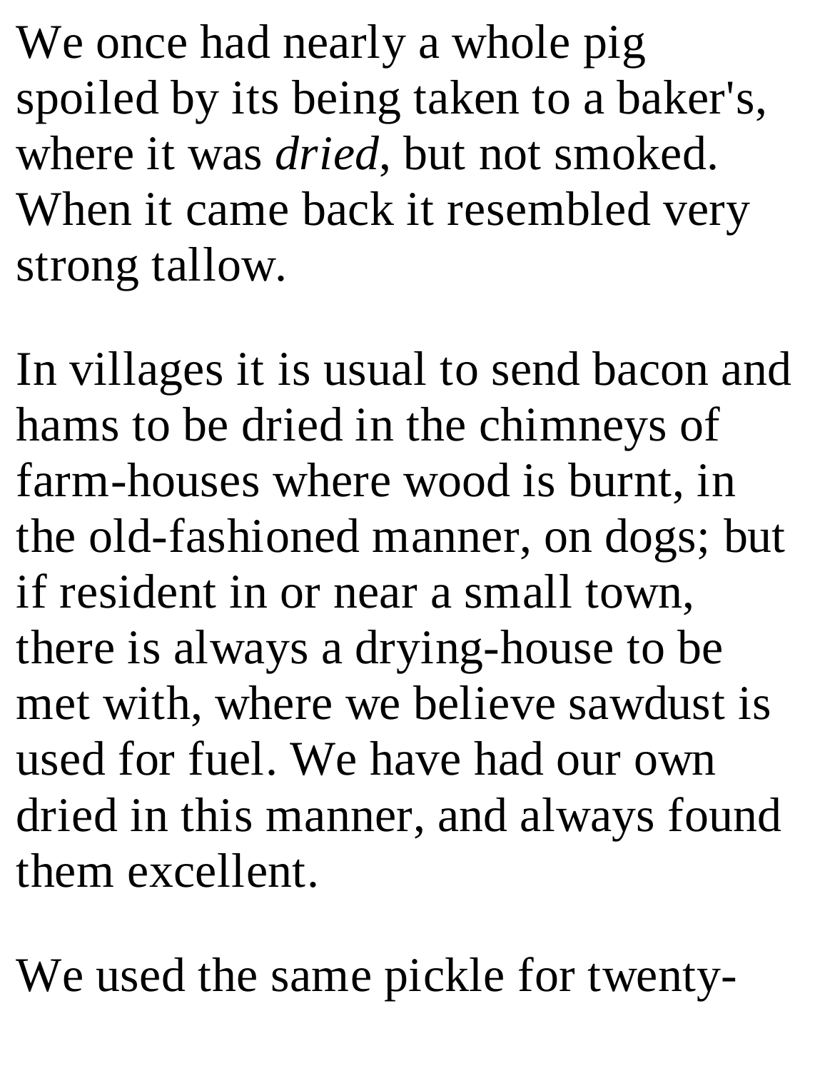We once had nearly a whole pig spoiled by its being taken to a baker's, where it was *dried*, but not smoked. When it came back it resembled very strong tallow.

In villages it is usual to send bacon and hams to be dried in the chimneys of farm-houses where wood is burnt, in the old-fashioned manner, on dogs; but if resident in or near a small town, there is always a drying-house to be met with, where we believe sawdust is used for fuel. We have had our own dried in this manner, and always found them excellent.

We used the same pickle for twenty-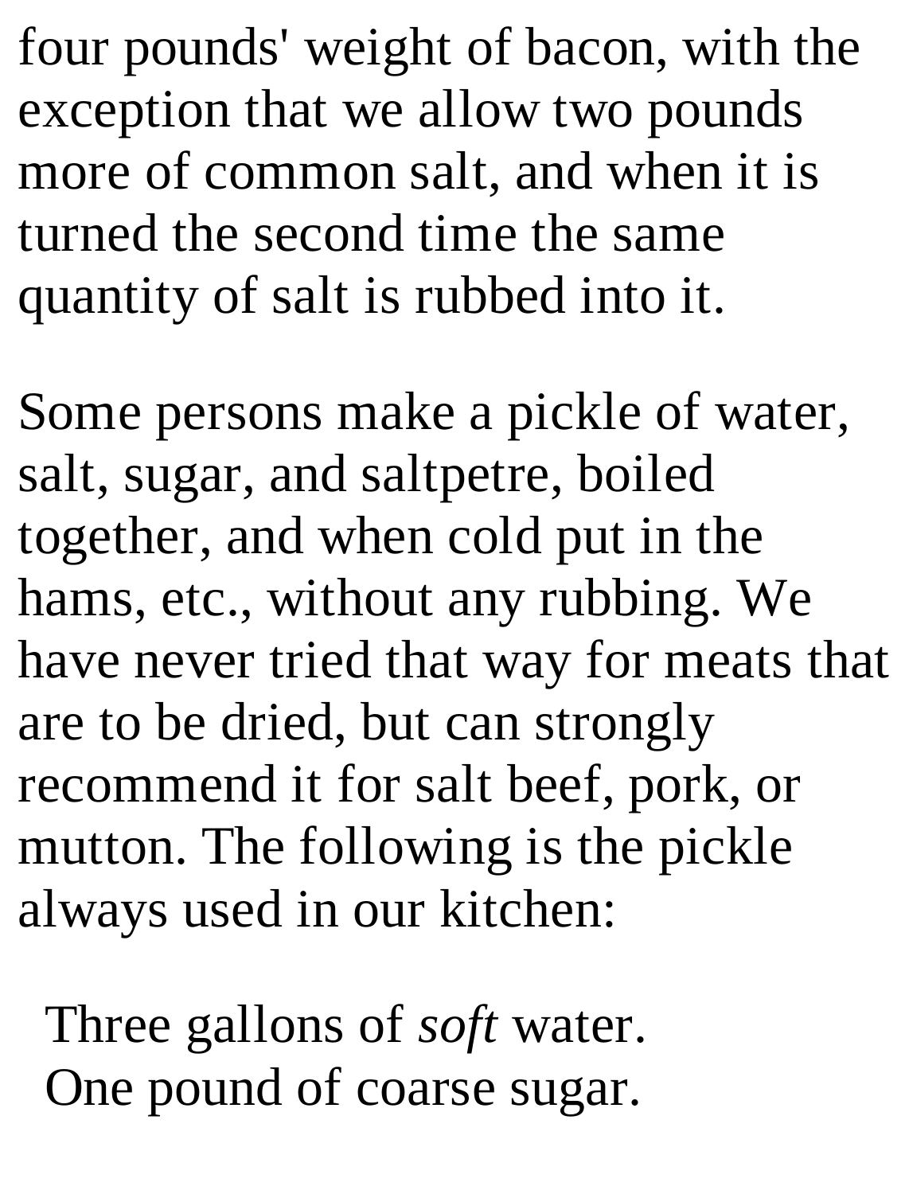four pounds' weight of bacon, with the exception that we allow two pounds more of common salt, and when it is turned the second time the same quantity of salt is rubbed into it.

Some persons make a pickle of water, salt, sugar, and saltpetre, boiled together, and when cold put in the hams, etc., without any rubbing. We have never tried that way for meats that are to be dried, but can strongly recommend it for salt beef, pork, or mutton. The following is the pickle always used in our kitchen:

Three gallons of *soft* water.
One pound of coarse sugar.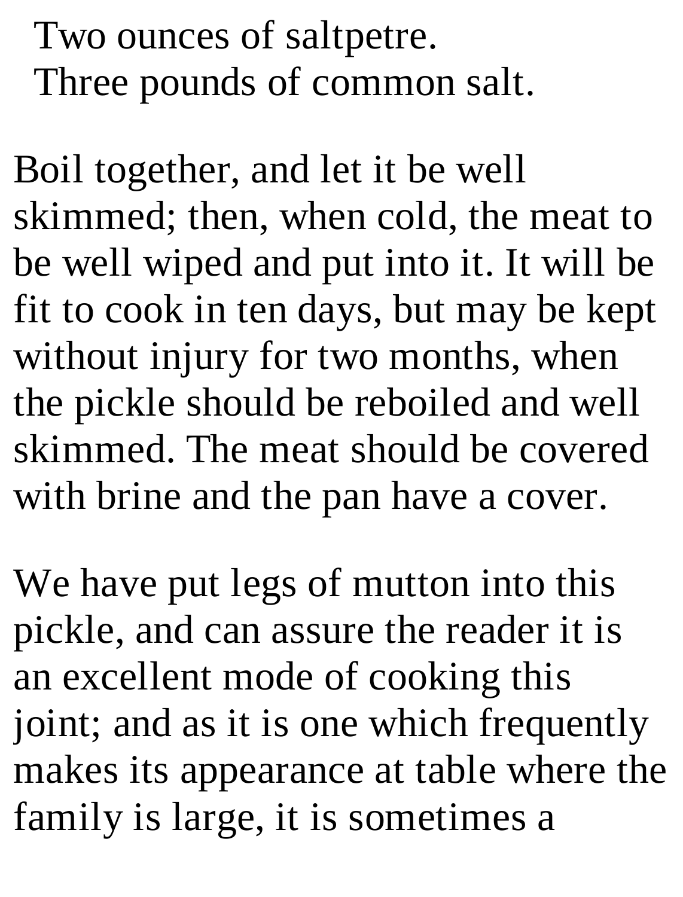Two ounces of saltpetre.
Three pounds of common salt.

Boil together, and let it be well skimmed; then, when cold, the meat to be well wiped and put into it. It will be fit to cook in ten days, but may be kept without injury for two months, when the pickle should be reboiled and well skimmed. The meat should be covered with brine and the pan have a cover.

We have put legs of mutton into this pickle, and can assure the reader it is an excellent mode of cooking this joint; and as it is one which frequently makes its appearance at table where the family is large, it is sometimes a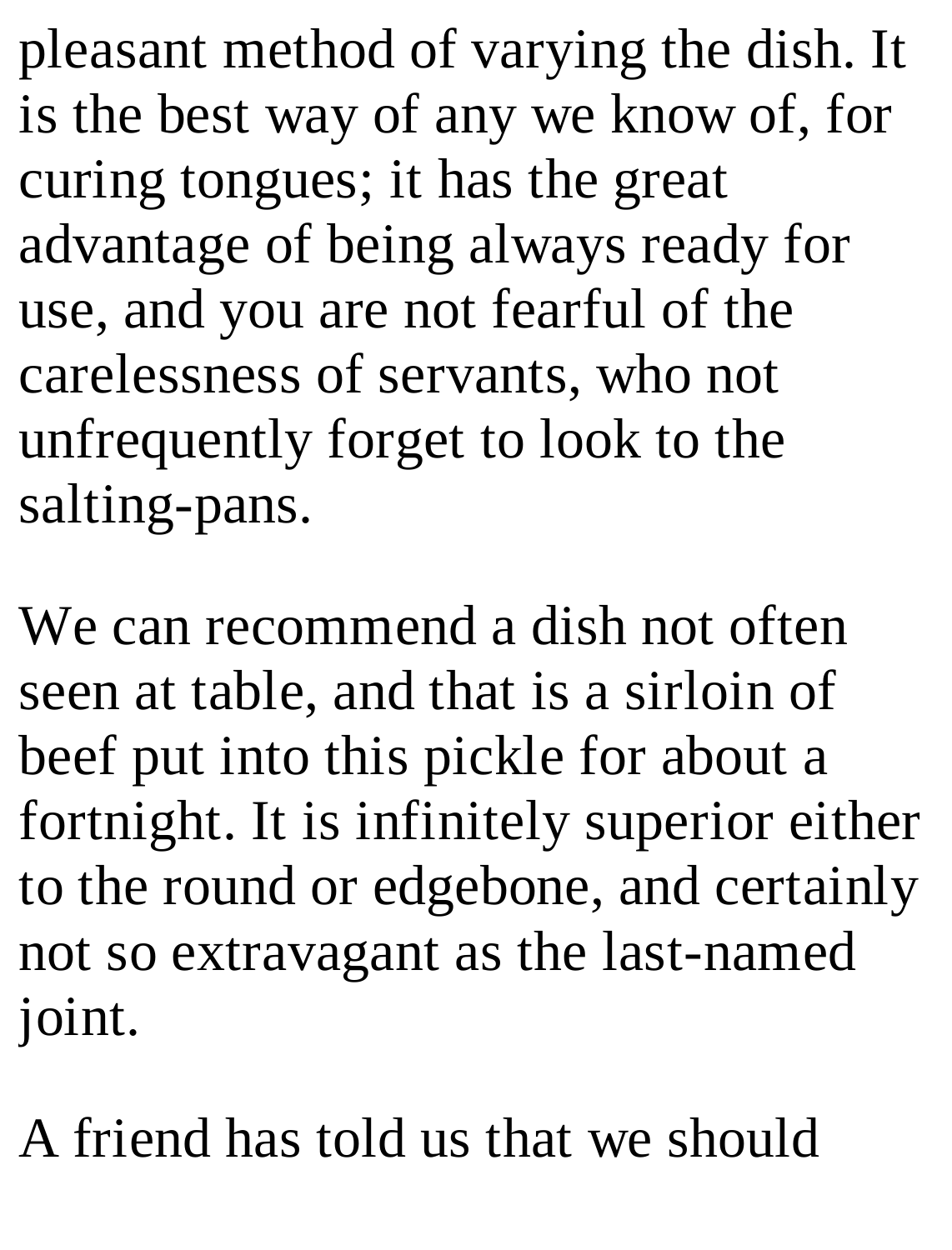pleasant method of varying the dish. It is the best way of any we know of, for curing tongues; it has the great advantage of being always ready for use, and you are not fearful of the carelessness of servants, who not unfrequently forget to look to the salting-pans.

We can recommend a dish not often seen at table, and that is a sirloin of beef put into this pickle for about a fortnight. It is infinitely superior either to the round or edgebone, and certainly not so extravagant as the last-named joint.

A friend has told us that we should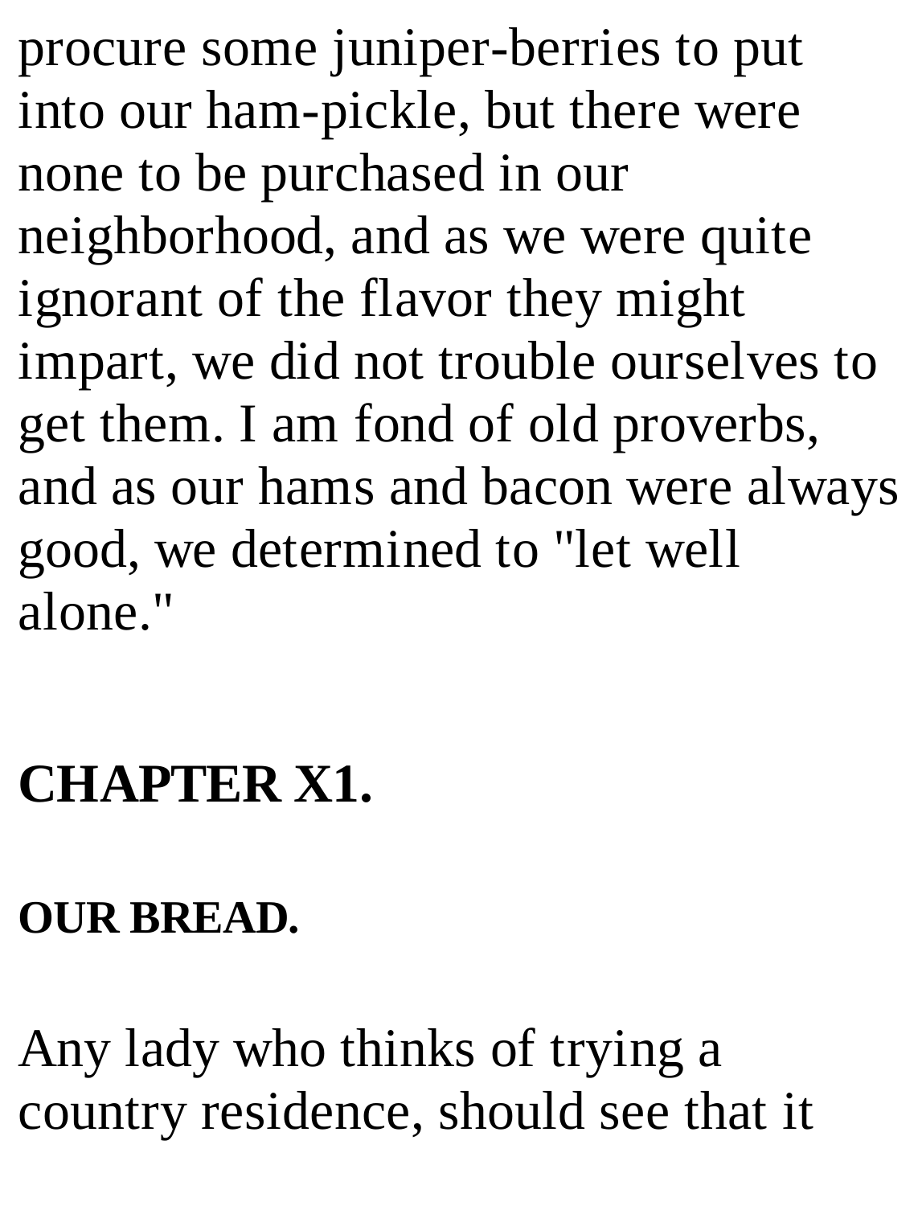procure some juniper-berries to put into our ham-pickle, but there were none to be purchased in our neighborhood, and as we were quite ignorant of the flavor they might impart, we did not trouble ourselves to get them. I am fond of old proverbs, and as our hams and bacon were always good, we determined to "let well alone."

## CHAPTER X1.

### OUR BREAD.

Any lady who thinks of trying a country residence, should see that it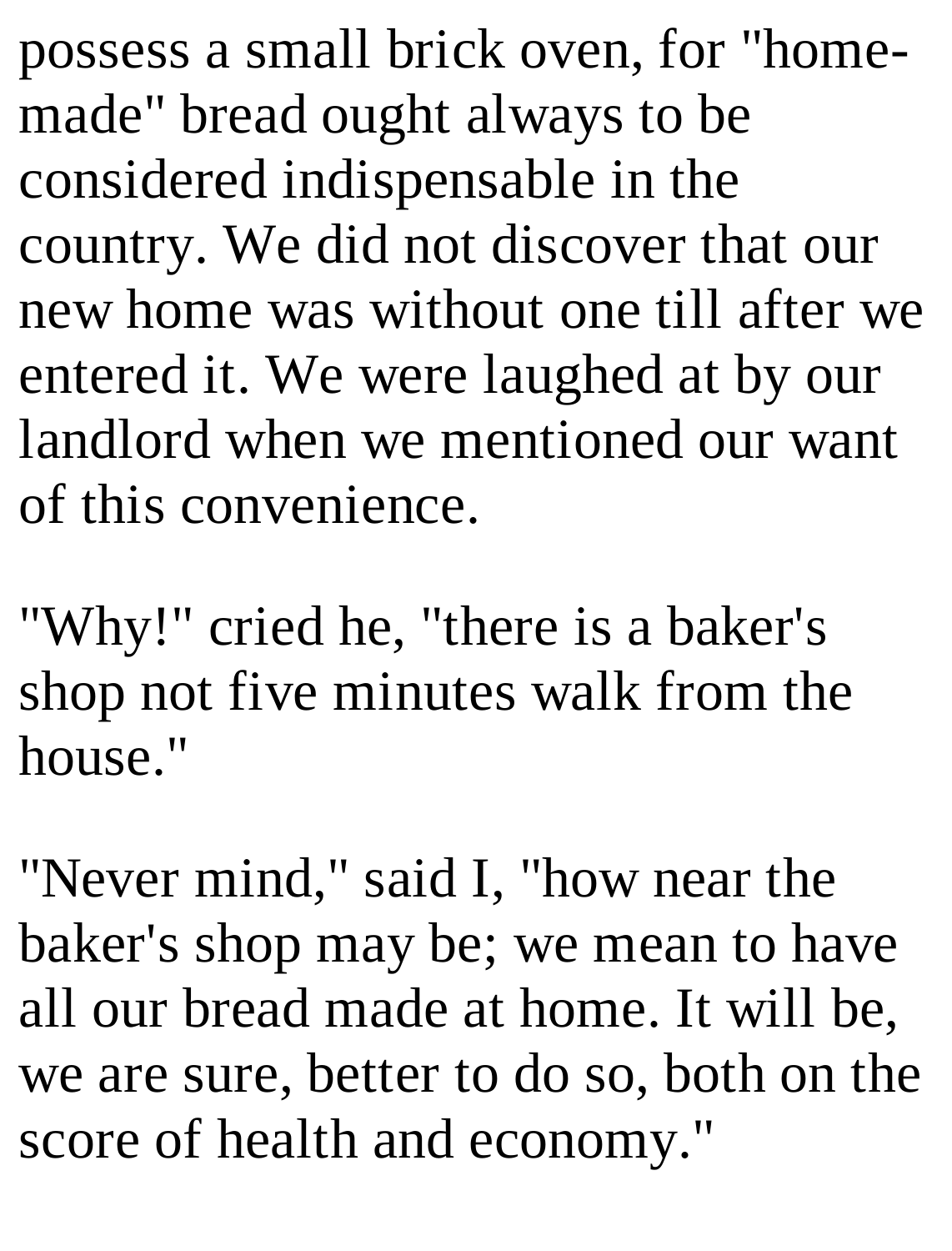possess a small brick oven, for "home-made" bread ought always to be considered indispensable in the country. We did not discover that our new home was without one till after we entered it. We were laughed at by our landlord when we mentioned our want of this convenience.

"Why!" cried he, "there is a baker's shop not five minutes walk from the house."

"Never mind," said I, "how near the baker's shop may be; we mean to have all our bread made at home. It will be, we are sure, better to do so, both on the score of health and economy."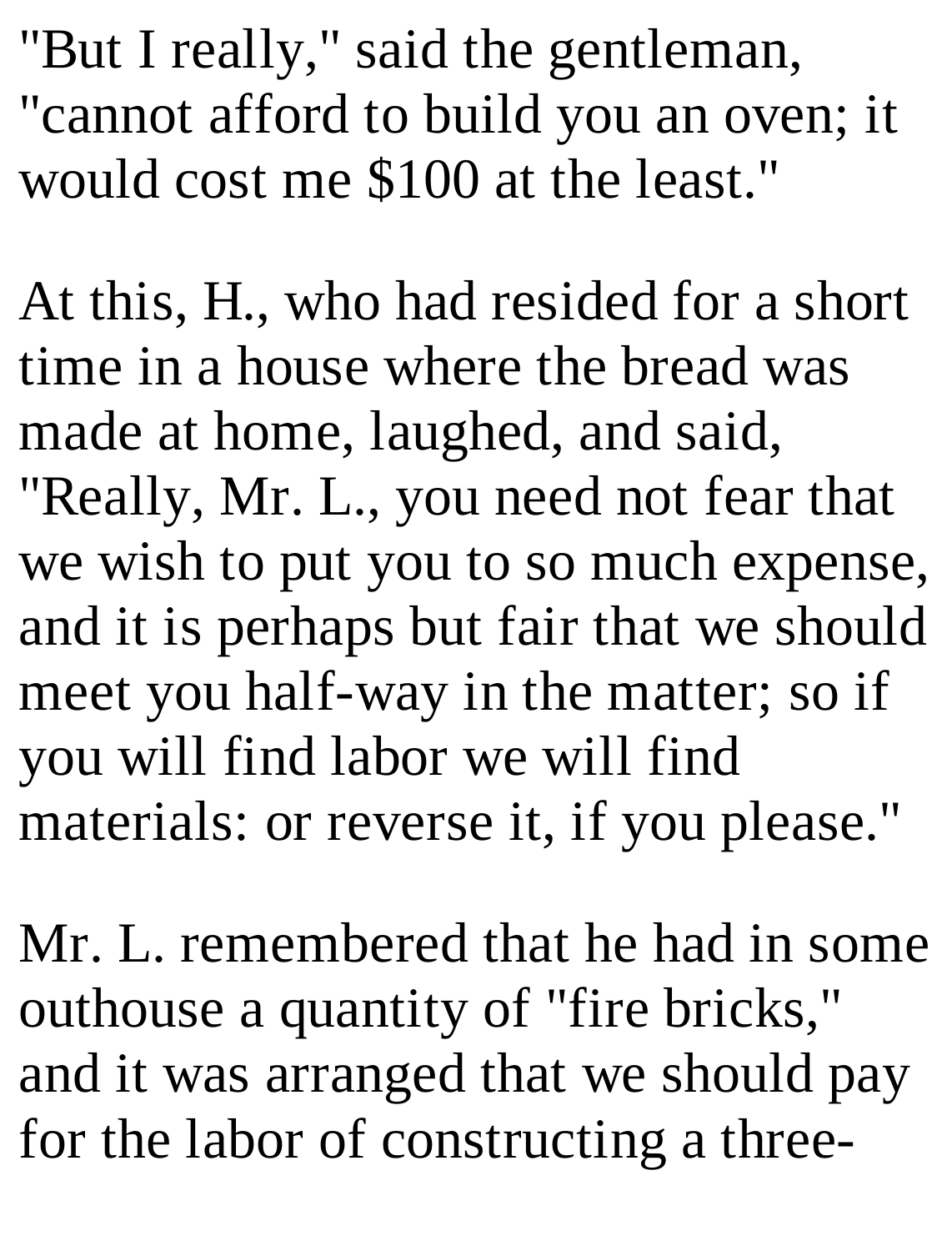"But I really," said the gentleman, "cannot afford to build you an oven; it would cost me $100 at the least."

At this, H., who had resided for a short time in a house where the bread was made at home, laughed, and said, "Really, Mr. L., you need not fear that we wish to put you to so much expense, and it is perhaps but fair that we should meet you half-way in the matter; so if you will find labor we will find materials: or reverse it, if you please."

Mr. L. remembered that he had in some outhouse a quantity of "fire bricks," and it was arranged that we should pay for the labor of constructing a three-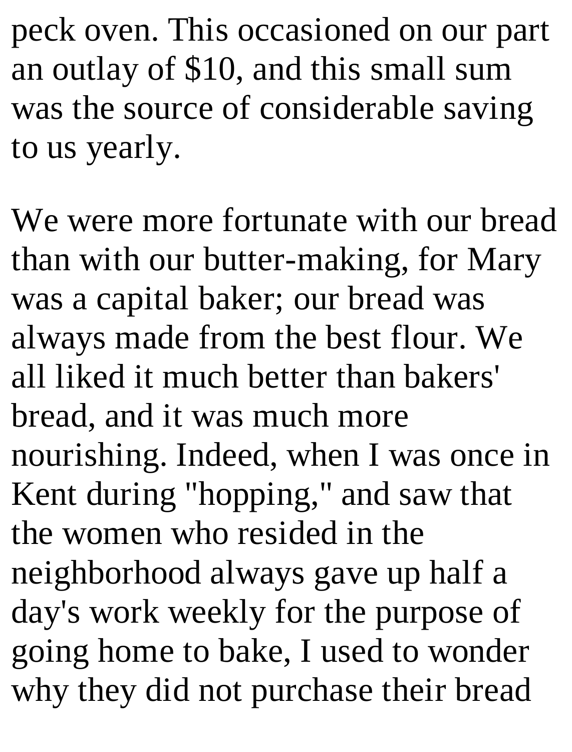peck oven. This occasioned on our part an outlay of $10, and this small sum was the source of considerable saving to us yearly.

We were more fortunate with our bread than with our butter-making, for Mary was a capital baker; our bread was always made from the best flour. We all liked it much better than bakers' bread, and it was much more nourishing. Indeed, when I was once in Kent during "hopping," and saw that the women who resided in the neighborhood always gave up half a day's work weekly for the purpose of going home to bake, I used to wonder why they did not purchase their bread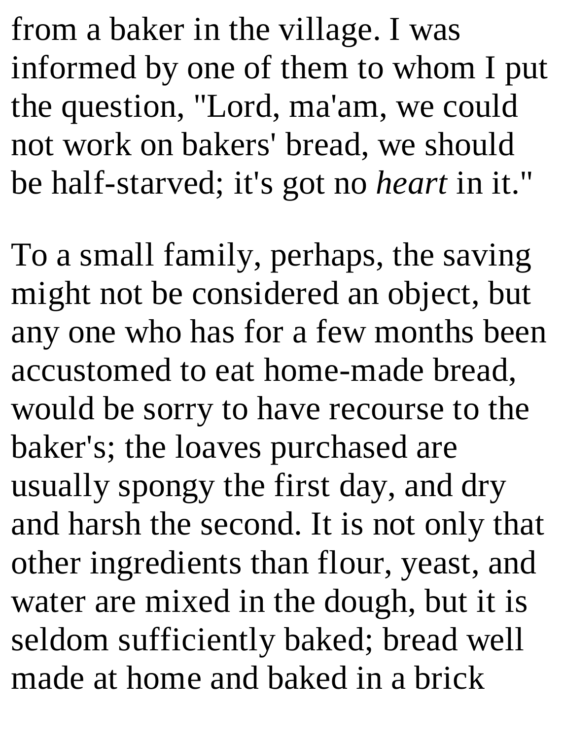from a baker in the village. I was informed by one of them to whom I put the question, "Lord, ma'am, we could not work on bakers' bread, we should be half-starved; it's got no *heart* in it."

To a small family, perhaps, the saving might not be considered an object, but any one who has for a few months been accustomed to eat home-made bread, would be sorry to have recourse to the baker's; the loaves purchased are usually spongy the first day, and dry and harsh the second. It is not only that other ingredients than flour, yeast, and water are mixed in the dough, but it is seldom sufficiently baked; bread well made at home and baked in a brick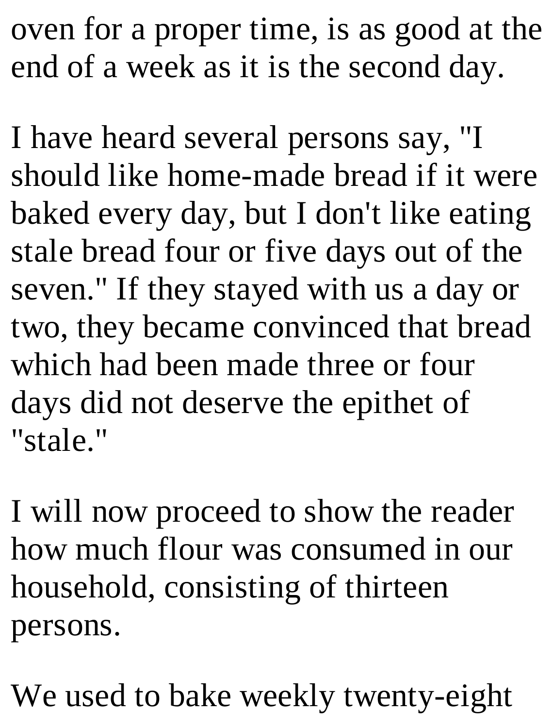oven for a proper time, is as good at the end of a week as it is the second day.

I have heard several persons say, "I should like home-made bread if it were baked every day, but I don't like eating stale bread four or five days out of the seven." If they stayed with us a day or two, they became convinced that bread which had been made three or four days did not deserve the epithet of "stale."

I will now proceed to show the reader how much flour was consumed in our household, consisting of thirteen persons.

We used to bake weekly twenty-eight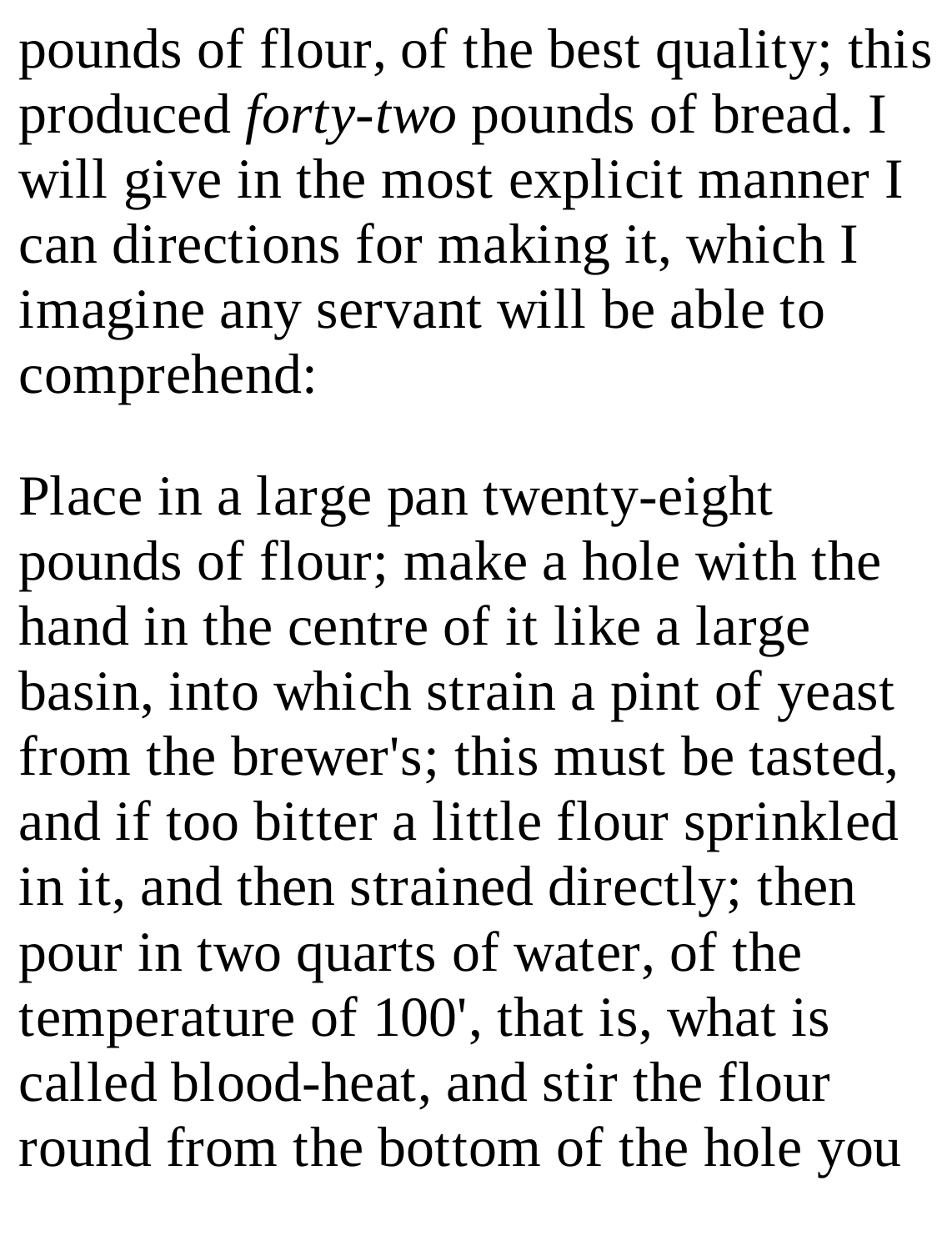pounds of flour, of the best quality; this produced *forty-two* pounds of bread. I will give in the most explicit manner I can directions for making it, which I imagine any servant will be able to comprehend:

Place in a large pan twenty-eight pounds of flour; make a hole with the hand in the centre of it like a large basin, into which strain a pint of yeast from the brewer's; this must be tasted, and if too bitter a little flour sprinkled in it, and then strained directly; then pour in two quarts of water, of the temperature of 100', that is, what is called blood-heat, and stir the flour round from the bottom of the hole you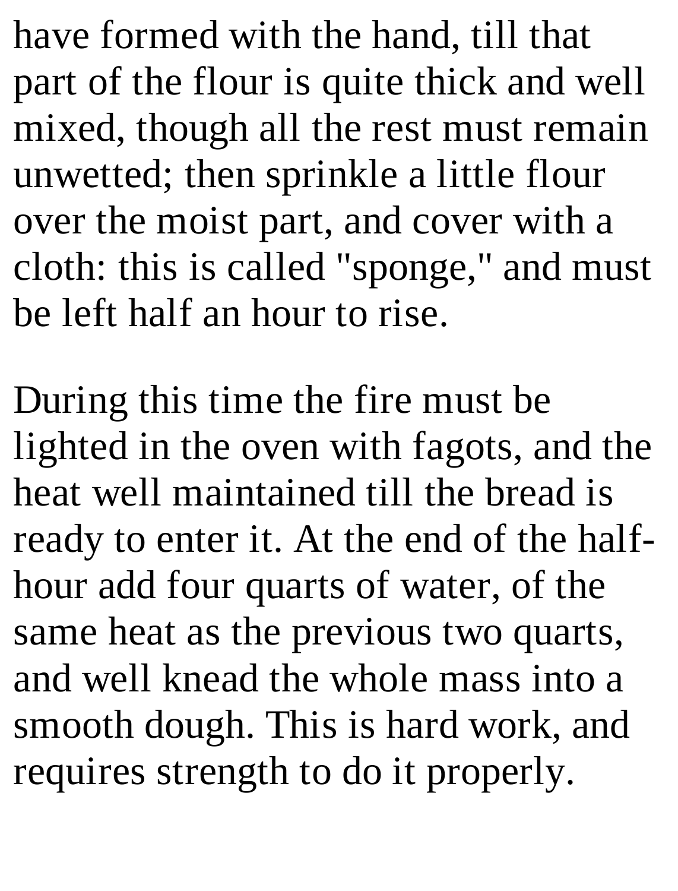have formed with the hand, till that part of the flour is quite thick and well mixed, though all the rest must remain unwetted; then sprinkle a little flour over the moist part, and cover with a cloth: this is called "sponge," and must be left half an hour to rise.

During this time the fire must be lighted in the oven with fagots, and the heat well maintained till the bread is ready to enter it. At the end of the half-hour add four quarts of water, of the same heat as the previous two quarts, and well knead the whole mass into a smooth dough. This is hard work, and requires strength to do it properly.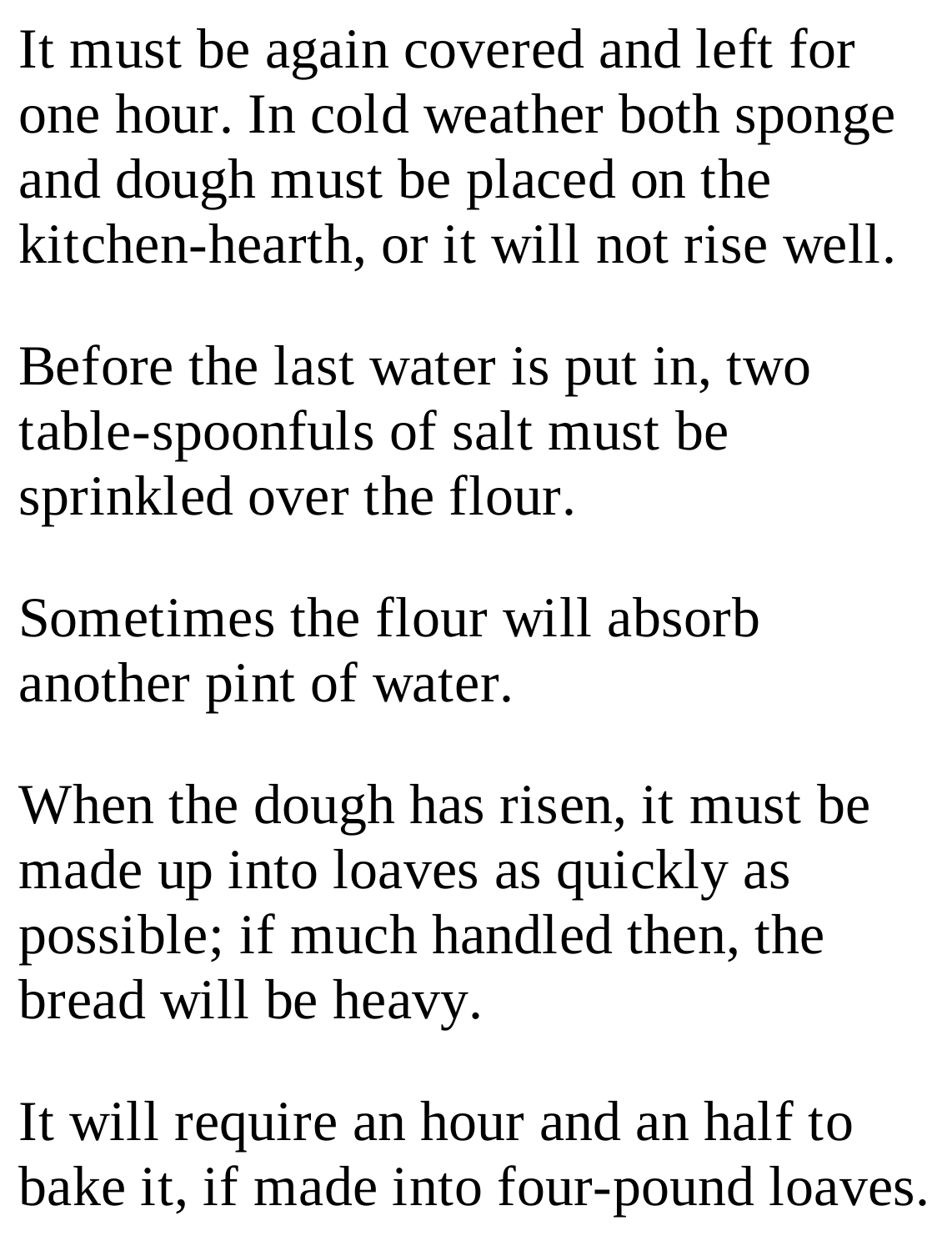It must be again covered and left for one hour. In cold weather both sponge and dough must be placed on the kitchen-hearth, or it will not rise well.

Before the last water is put in, two table-spoonfuls of salt must be sprinkled over the flour.

Sometimes the flour will absorb another pint of water.

When the dough has risen, it must be made up into loaves as quickly as possible; if much handled then, the bread will be heavy.

It will require an hour and an half to bake it, if made into four-pound loaves.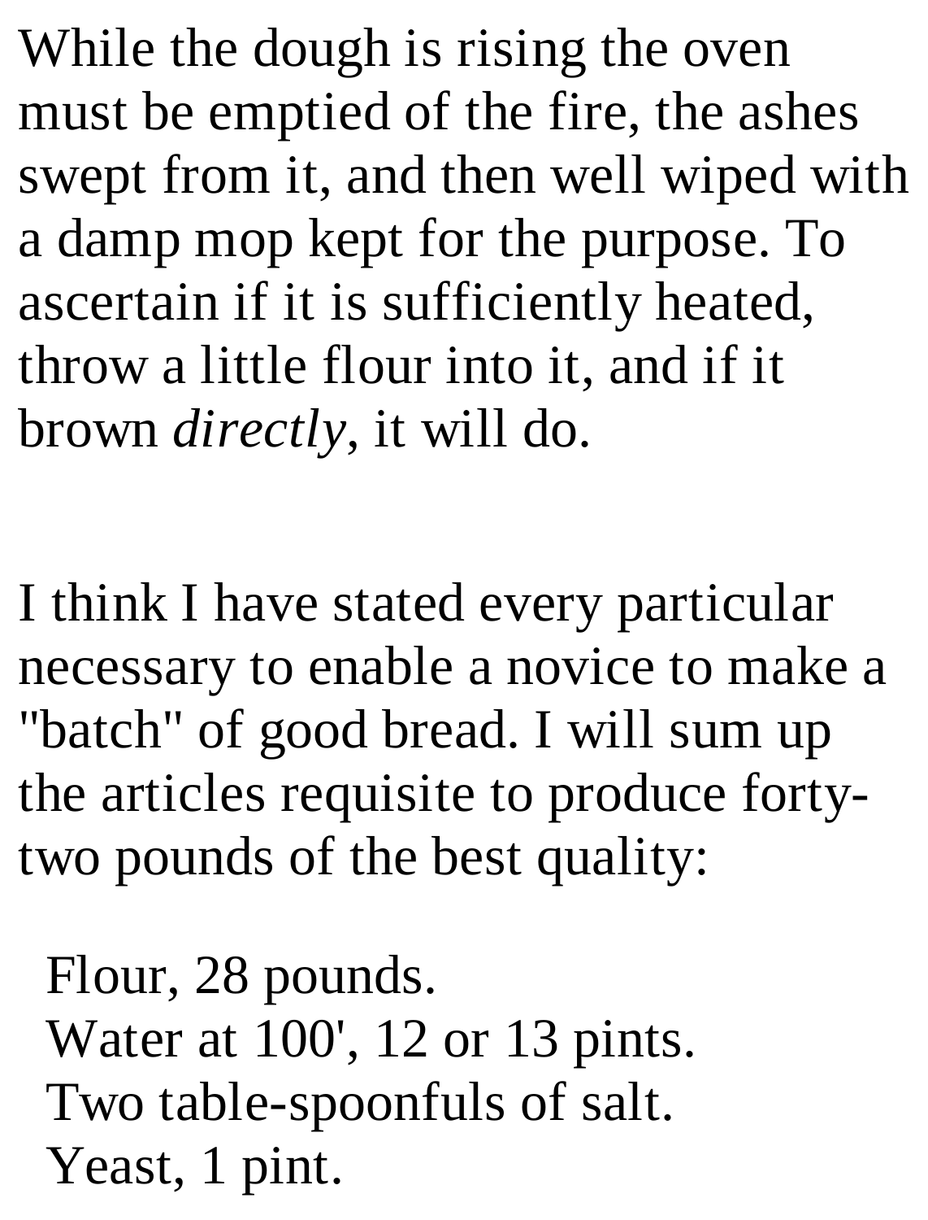While the dough is rising the oven must be emptied of the fire, the ashes swept from it, and then well wiped with a damp mop kept for the purpose. To ascertain if it is sufficiently heated, throw a little flour into it, and if it brown *directly*, it will do.

I think I have stated every particular necessary to enable a novice to make a "batch" of good bread. I will sum up the articles requisite to produce forty-two pounds of the best quality:

Flour, 28 pounds.
Water at 100', 12 or 13 pints.
Two table-spoonfuls of salt.
Yeast, 1 pint.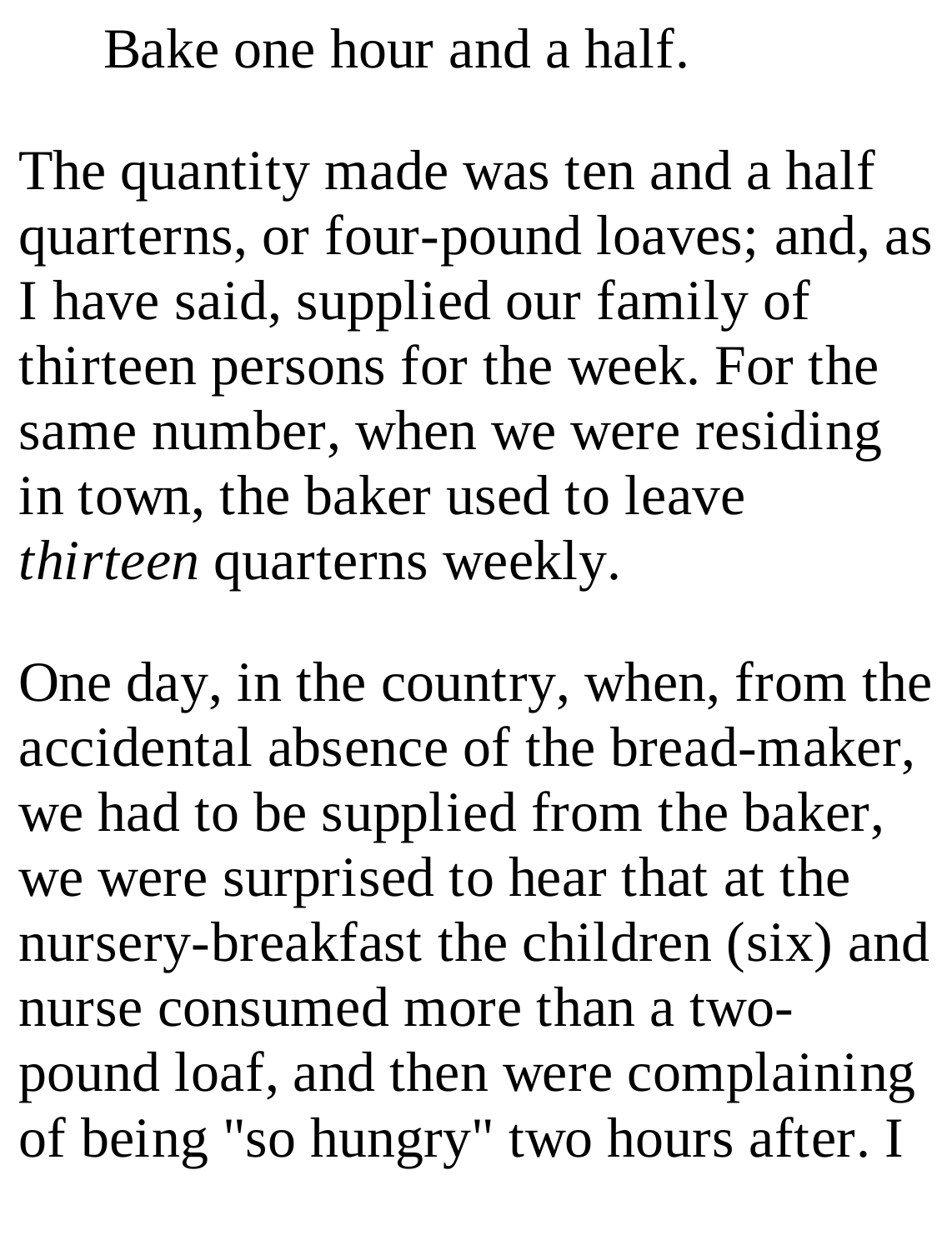Bake one hour and a half.

The quantity made was ten and a half quarterns, or four-pound loaves; and, as I have said, supplied our family of thirteen persons for the week. For the same number, when we were residing in town, the baker used to leave *thirteen* quarterns weekly.

One day, in the country, when, from the accidental absence of the bread-maker, we had to be supplied from the baker, we were surprised to hear that at the nursery-breakfast the children (six) and nurse consumed more than a two-pound loaf, and then were complaining of being "so hungry" two hours after. I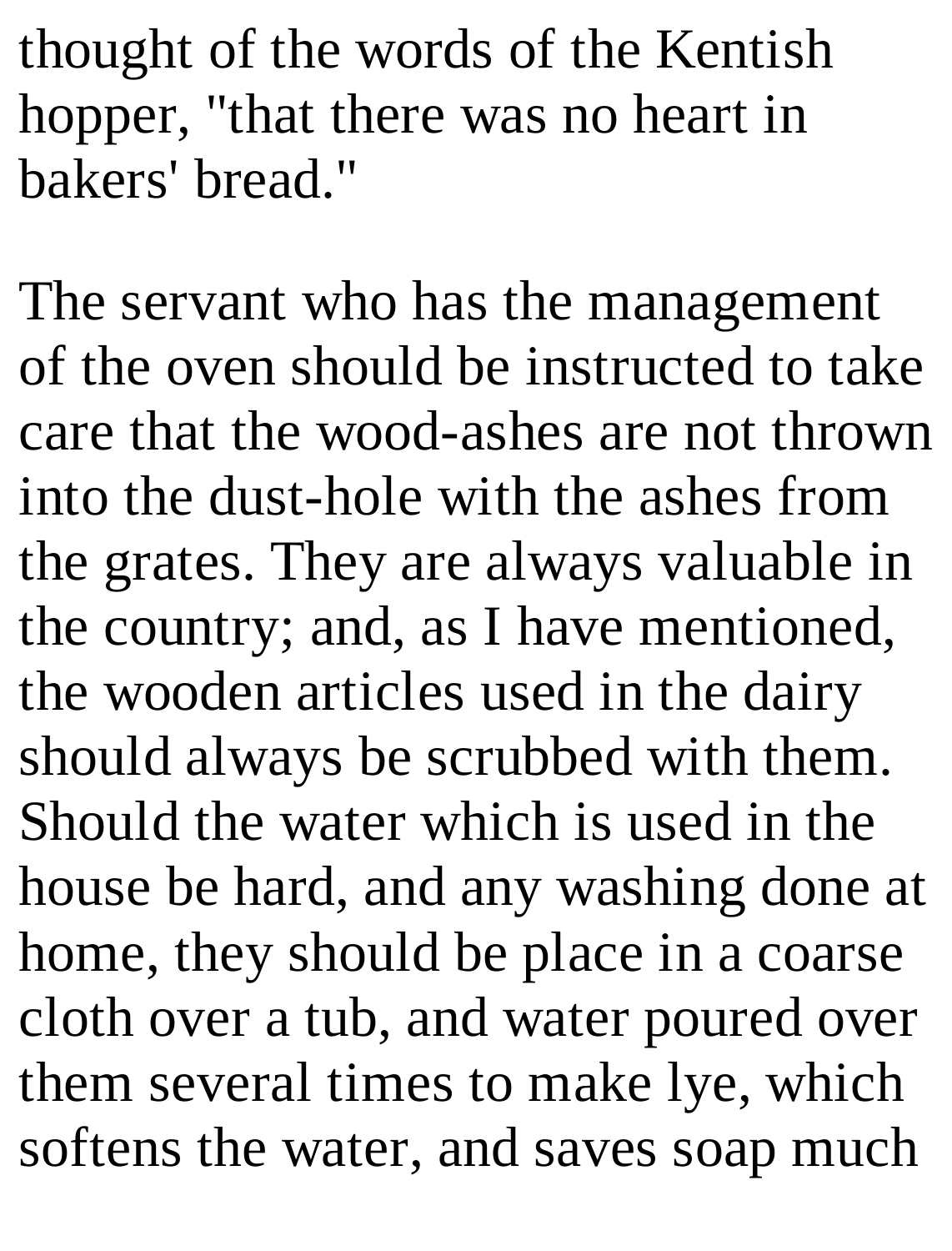thought of the words of the Kentish hopper, "that there was no heart in bakers' bread."

The servant who has the management of the oven should be instructed to take care that the wood-ashes are not thrown into the dust-hole with the ashes from the grates. They are always valuable in the country; and, as I have mentioned, the wooden articles used in the dairy should always be scrubbed with them. Should the water which is used in the house be hard, and any washing done at home, they should be place in a coarse cloth over a tub, and water poured over them several times to make lye, which softens the water, and saves soap much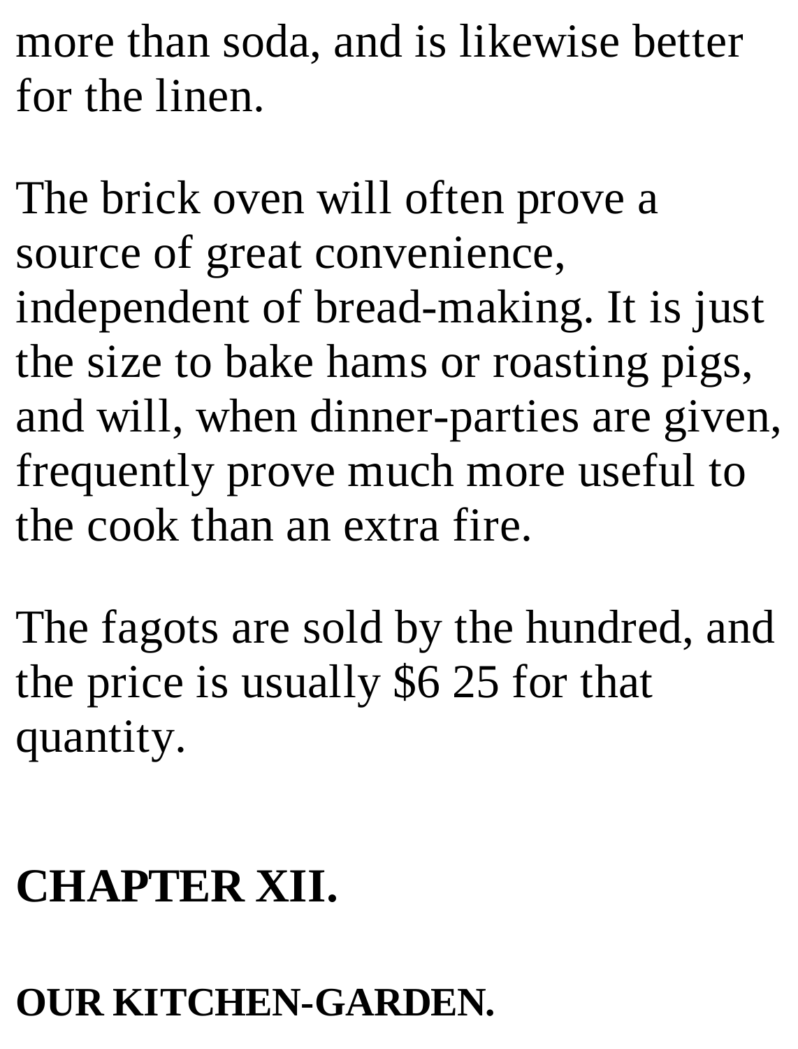more than soda, and is likewise better for the linen.

The brick oven will often prove a source of great convenience, independent of bread-making. It is just the size to bake hams or roasting pigs, and will, when dinner-parties are given, frequently prove much more useful to the cook than an extra fire.

The fagots are sold by the hundred, and the price is usually $6 25 for that quantity.

## CHAPTER XII.

### OUR KITCHEN-GARDEN.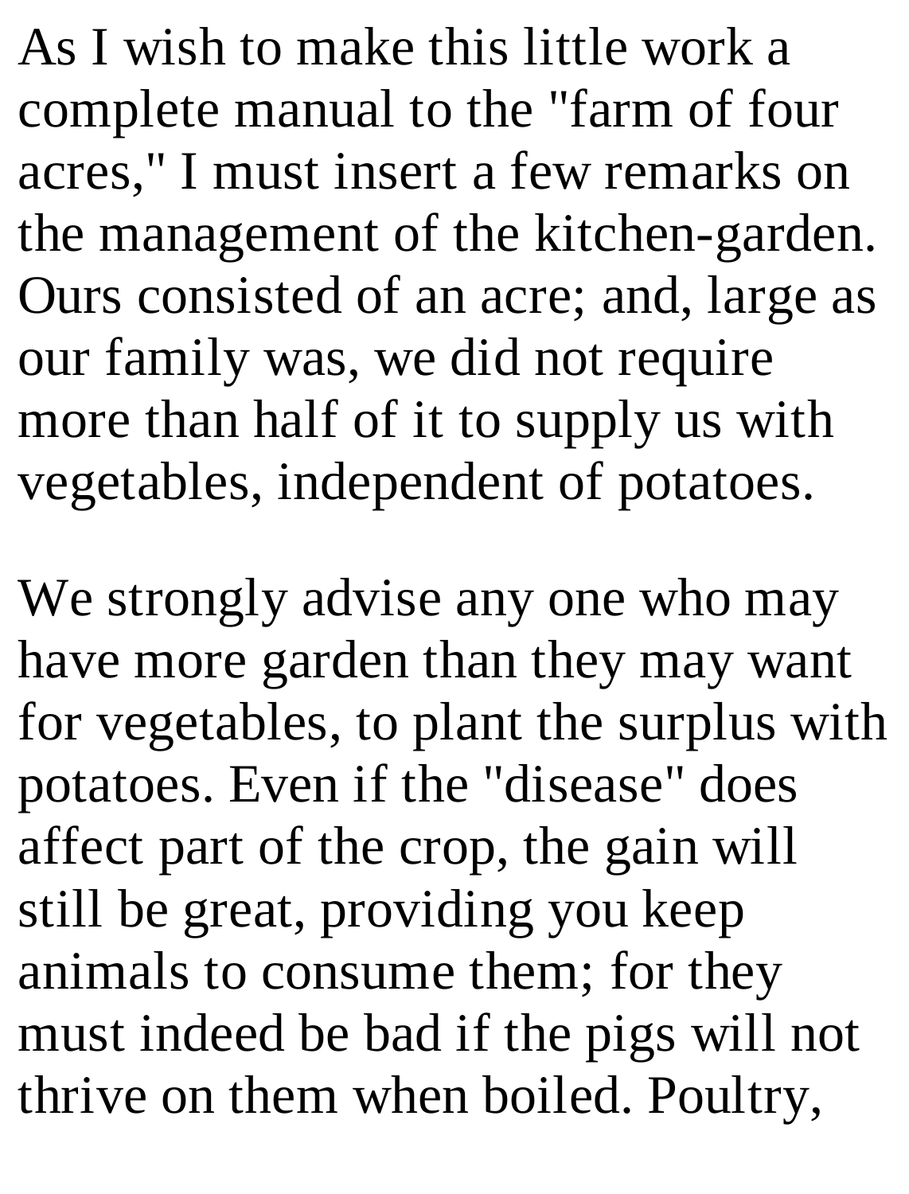As I wish to make this little work a complete manual to the "farm of four acres," I must insert a few remarks on the management of the kitchen-garden. Ours consisted of an acre; and, large as our family was, we did not require more than half of it to supply us with vegetables, independent of potatoes.

We strongly advise any one who may have more garden than they may want for vegetables, to plant the surplus with potatoes. Even if the "disease" does affect part of the crop, the gain will still be great, providing you keep animals to consume them; for they must indeed be bad if the pigs will not thrive on them when boiled. Poultry,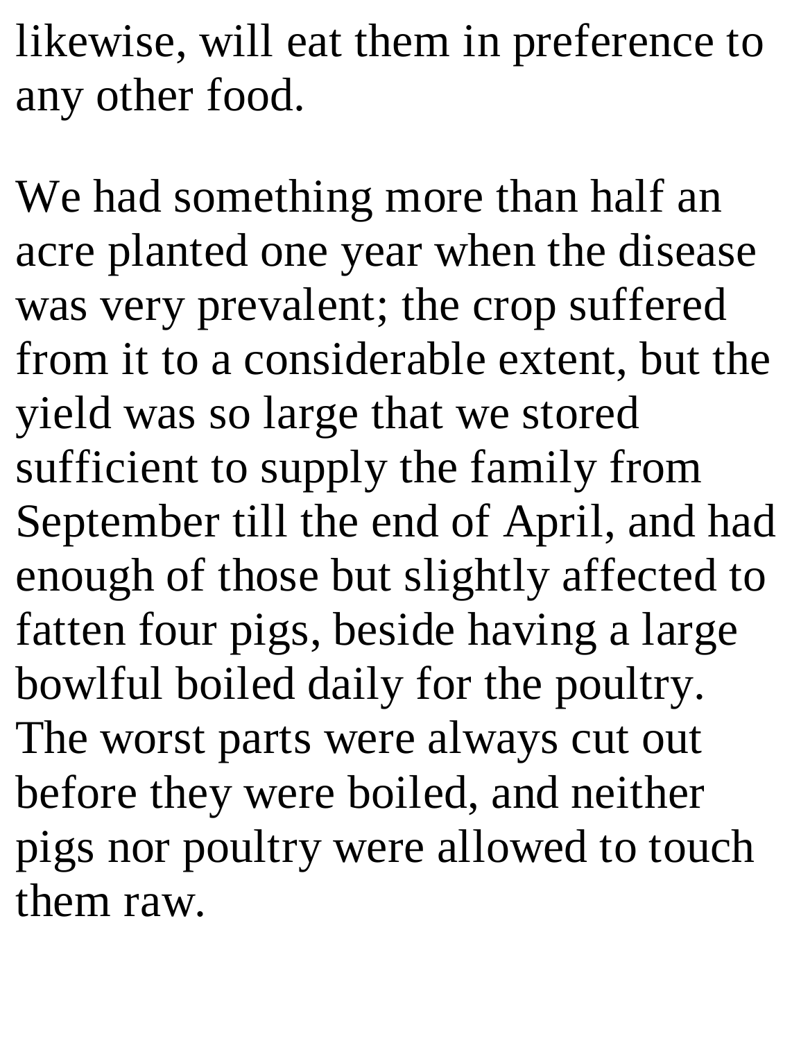likewise, will eat them in preference to any other food.

We had something more than half an acre planted one year when the disease was very prevalent; the crop suffered from it to a considerable extent, but the yield was so large that we stored sufficient to supply the family from September till the end of April, and had enough of those but slightly affected to fatten four pigs, beside having a large bowlful boiled daily for the poultry. The worst parts were always cut out before they were boiled, and neither pigs nor poultry were allowed to touch them raw.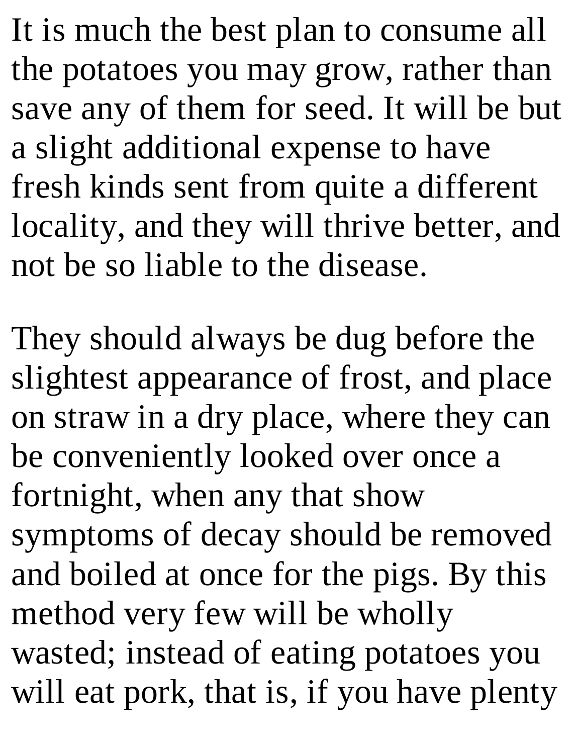It is much the best plan to consume all the potatoes you may grow, rather than save any of them for seed. It will be but a slight additional expense to have fresh kinds sent from quite a different locality, and they will thrive better, and not be so liable to the disease.

They should always be dug before the slightest appearance of frost, and place on straw in a dry place, where they can be conveniently looked over once a fortnight, when any that show symptoms of decay should be removed and boiled at once for the pigs. By this method very few will be wholly wasted; instead of eating potatoes you will eat pork, that is, if you have plenty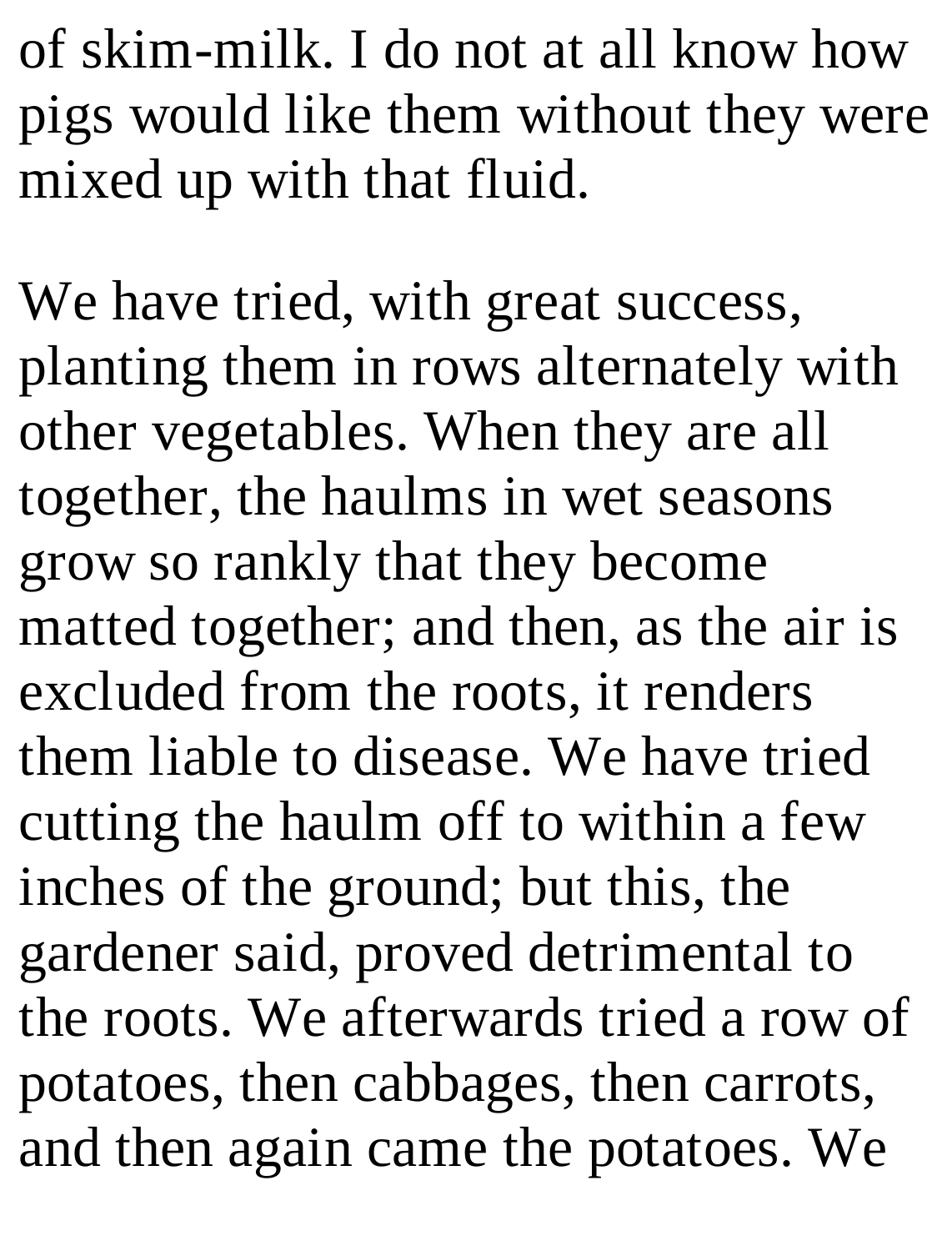of skim-milk. I do not at all know how pigs would like them without they were mixed up with that fluid.

We have tried, with great success, planting them in rows alternately with other vegetables. When they are all together, the haulms in wet seasons grow so rankly that they become matted together; and then, as the air is excluded from the roots, it renders them liable to disease. We have tried cutting the haulm off to within a few inches of the ground; but this, the gardener said, proved detrimental to the roots. We afterwards tried a row of potatoes, then cabbages, then carrots, and then again came the potatoes. We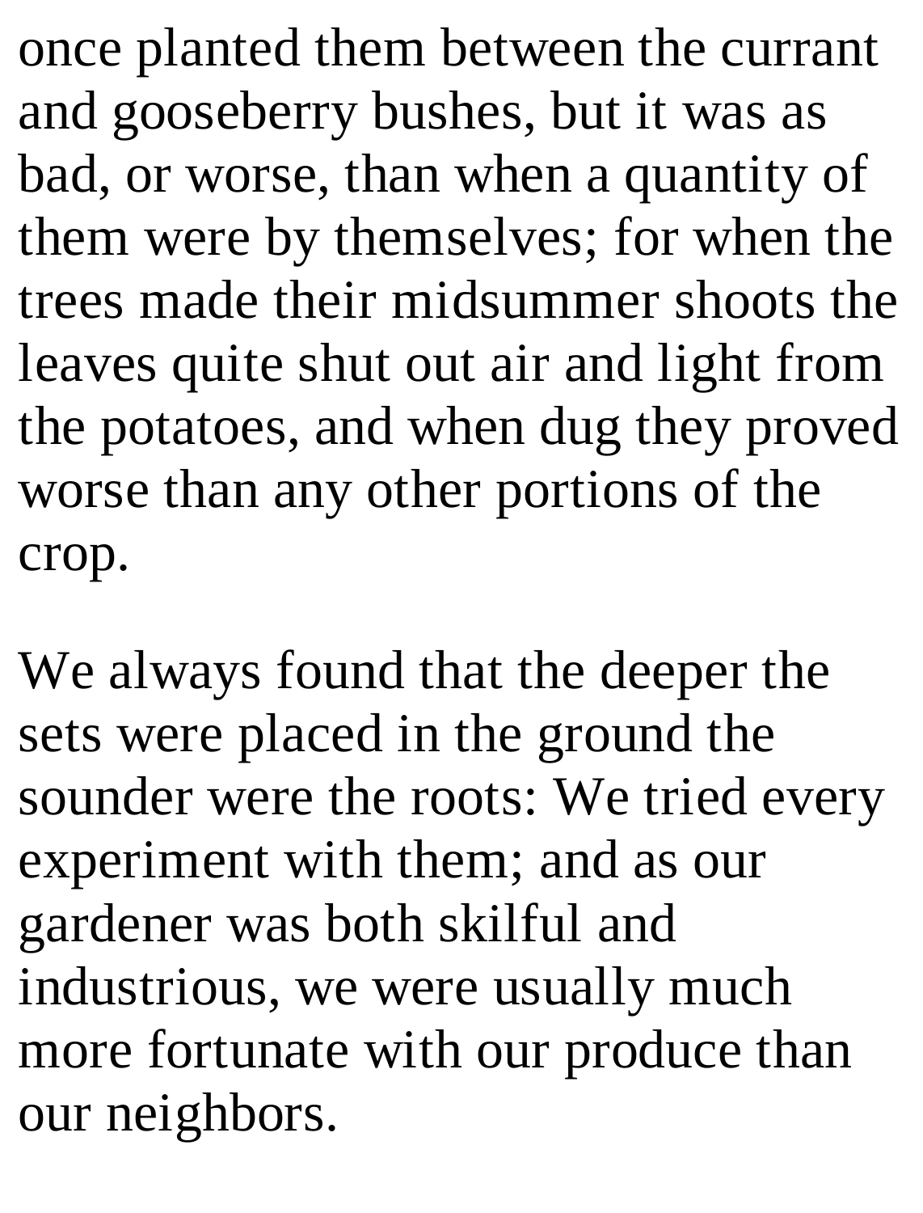once planted them between the currant and gooseberry bushes, but it was as bad, or worse, than when a quantity of them were by themselves; for when the trees made their midsummer shoots the leaves quite shut out air and light from the potatoes, and when dug they proved worse than any other portions of the crop.

We always found that the deeper the sets were placed in the ground the sounder were the roots: We tried every experiment with them; and as our gardener was both skilful and industrious, we were usually much more fortunate with our produce than our neighbors.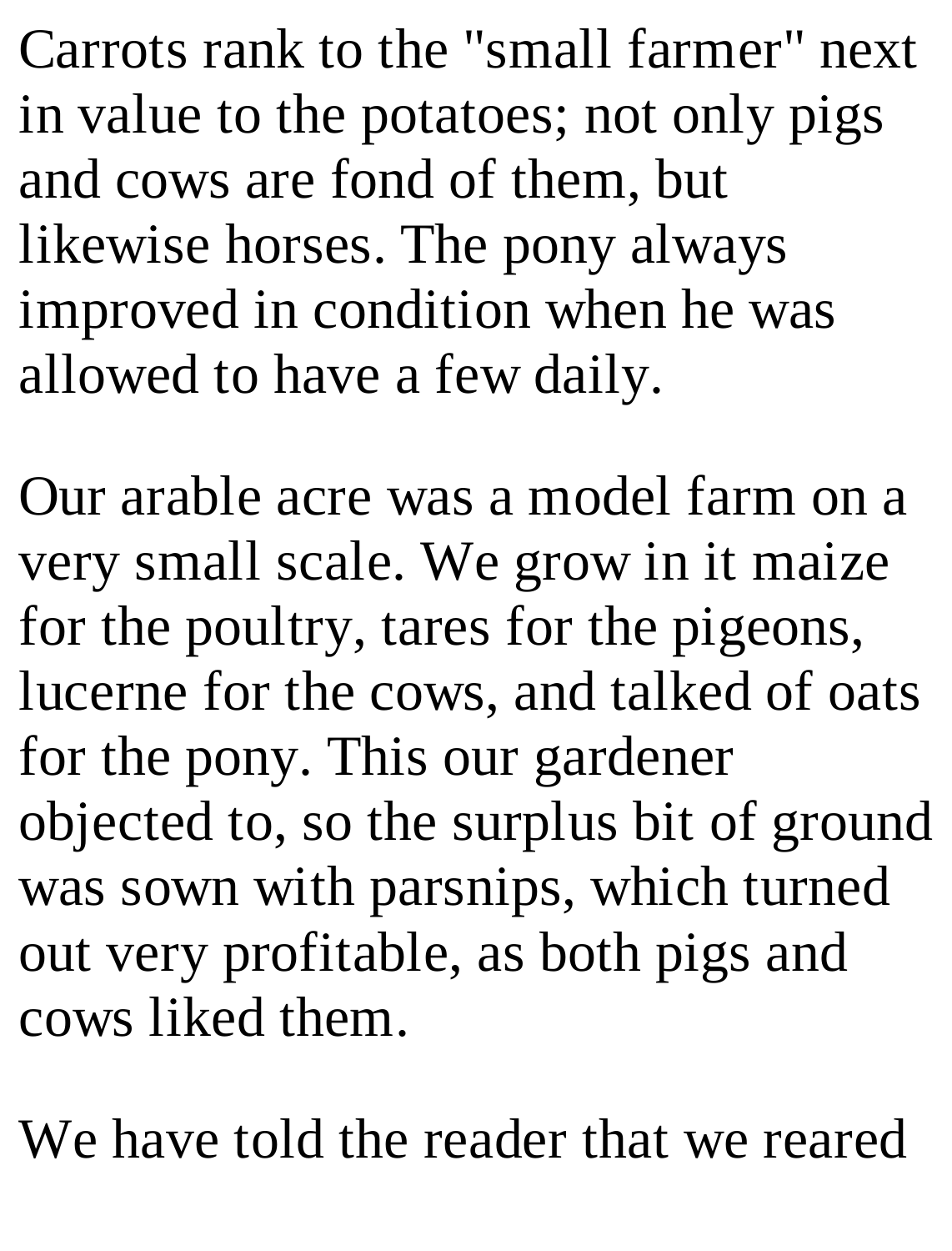Carrots rank to the "small farmer" next in value to the potatoes; not only pigs and cows are fond of them, but likewise horses. The pony always improved in condition when he was allowed to have a few daily.

Our arable acre was a model farm on a very small scale. We grow in it maize for the poultry, tares for the pigeons, lucerne for the cows, and talked of oats for the pony. This our gardener objected to, so the surplus bit of ground was sown with parsnips, which turned out very profitable, as both pigs and cows liked them.

We have told the reader that we reared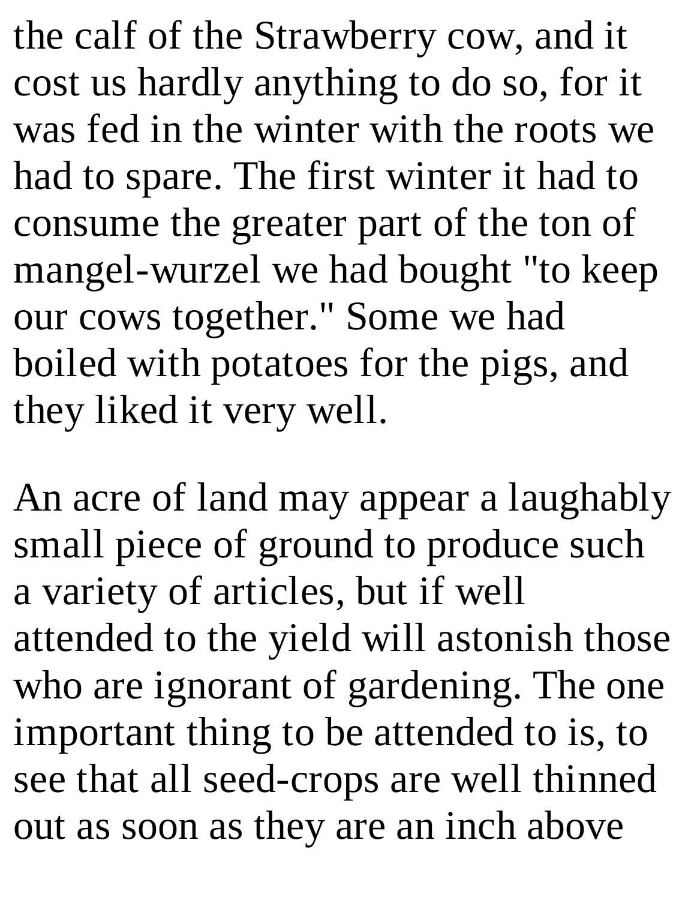the calf of the Strawberry cow, and it cost us hardly anything to do so, for it was fed in the winter with the roots we had to spare. The first winter it had to consume the greater part of the ton of mangel-wurzel we had bought "to keep our cows together." Some we had boiled with potatoes for the pigs, and they liked it very well.

An acre of land may appear a laughably small piece of ground to produce such a variety of articles, but if well attended to the yield will astonish those who are ignorant of gardening. The one important thing to be attended to is, to see that all seed-crops are well thinned out as soon as they are an inch above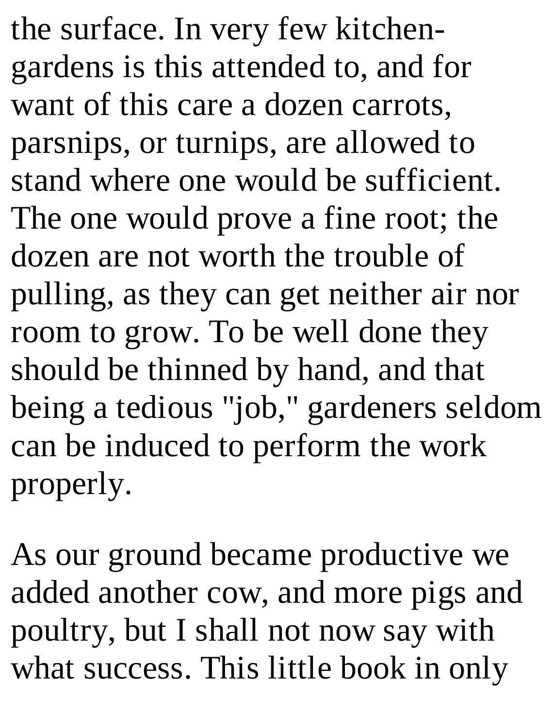the surface. In very few kitchen-gardens is this attended to, and for want of this care a dozen carrots, parsnips, or turnips, are allowed to stand where one would be sufficient. The one would prove a fine root; the dozen are not worth the trouble of pulling, as they can get neither air nor room to grow. To be well done they should be thinned by hand, and that being a tedious "job," gardeners seldom can be induced to perform the work properly.

As our ground became productive we added another cow, and more pigs and poultry, but I shall not now say with what success. This little book in only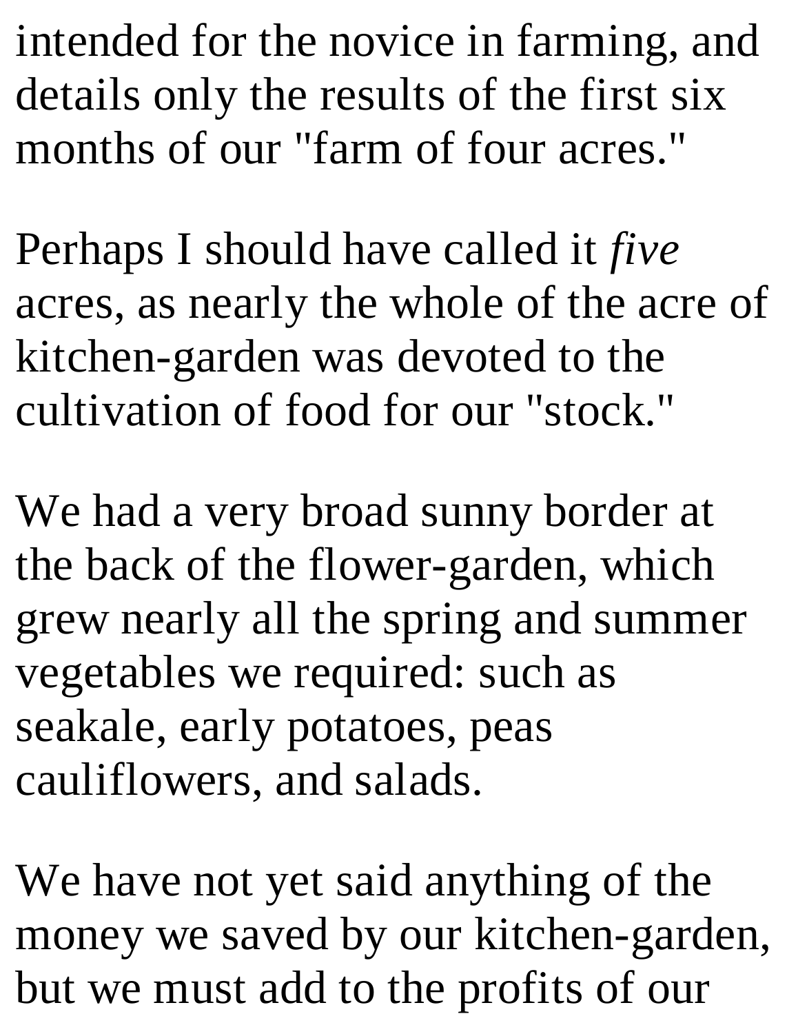intended for the novice in farming, and details only the results of the first six months of our "farm of four acres."

Perhaps I should have called it *five* acres, as nearly the whole of the acre of kitchen-garden was devoted to the cultivation of food for our "stock."

We had a very broad sunny border at the back of the flower-garden, which grew nearly all the spring and summer vegetables we required: such as seakale, early potatoes, peas cauliflowers, and salads.

We have not yet said anything of the money we saved by our kitchen-garden, but we must add to the profits of our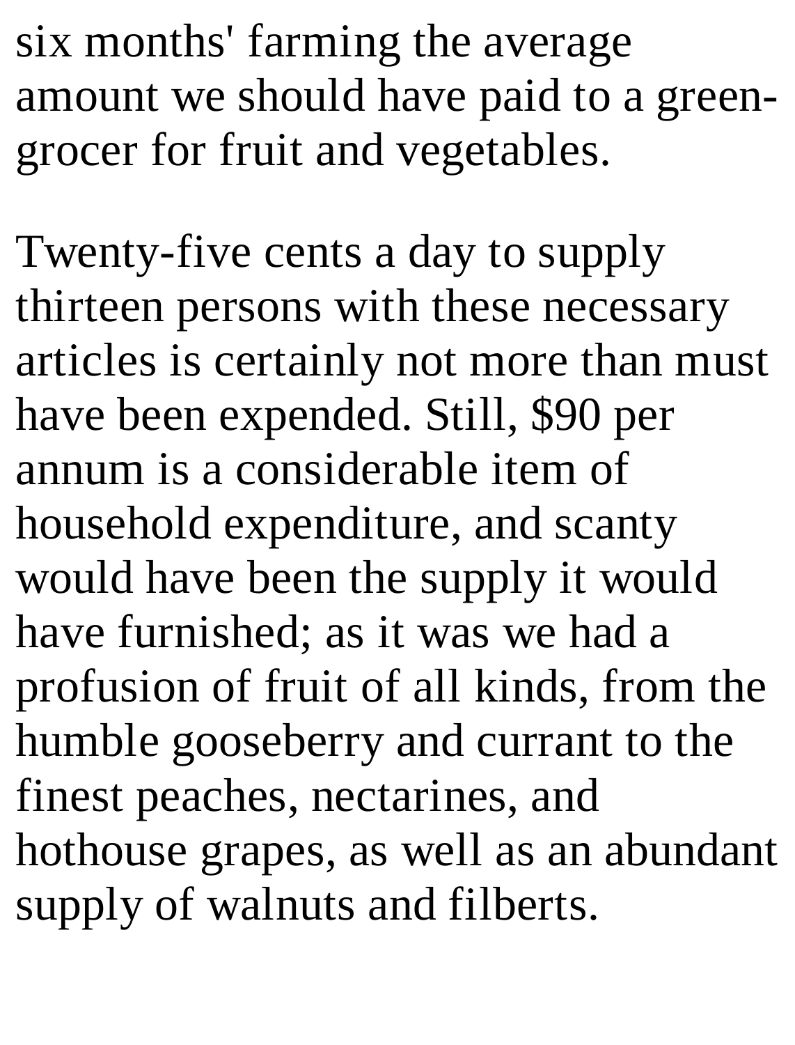six months' farming the average amount we should have paid to a green-grocer for fruit and vegetables.

Twenty-five cents a day to supply thirteen persons with these necessary articles is certainly not more than must have been expended. Still, $90 per annum is a considerable item of household expenditure, and scanty would have been the supply it would have furnished; as it was we had a profusion of fruit of all kinds, from the humble gooseberry and currant to the finest peaches, nectarines, and hothouse grapes, as well as an abundant supply of walnuts and filberts.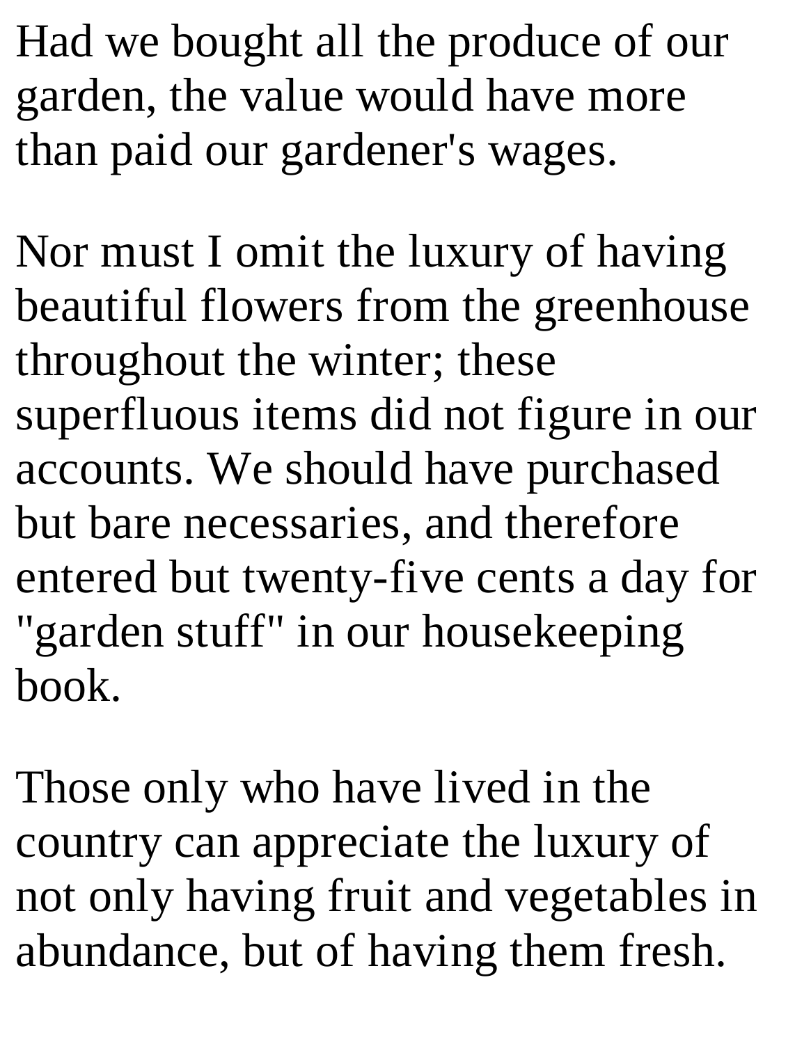Had we bought all the produce of our garden, the value would have more than paid our gardener's wages.

Nor must I omit the luxury of having beautiful flowers from the greenhouse throughout the winter; these superfluous items did not figure in our accounts. We should have purchased but bare necessaries, and therefore entered but twenty-five cents a day for "garden stuff" in our housekeeping book.

Those only who have lived in the country can appreciate the luxury of not only having fruit and vegetables in abundance, but of having them fresh.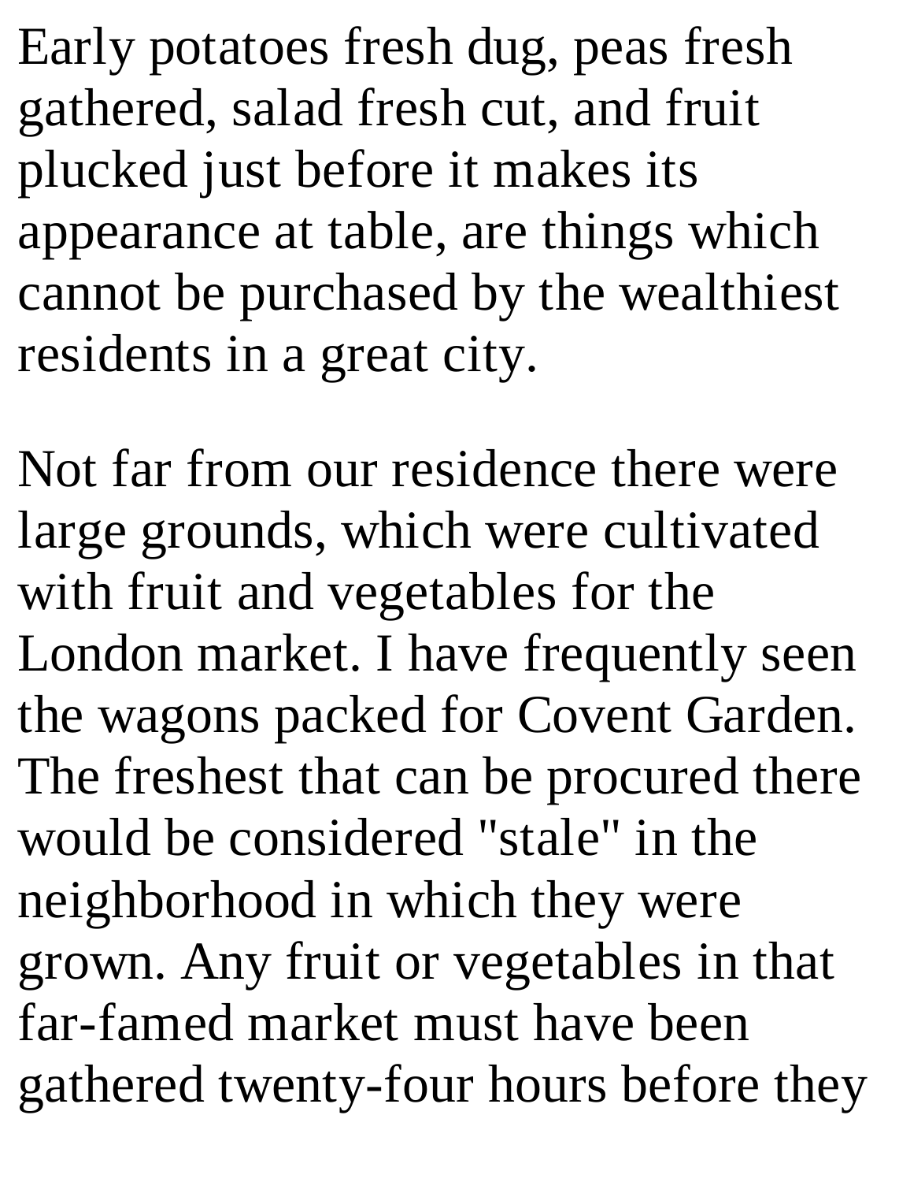Early potatoes fresh dug, peas fresh gathered, salad fresh cut, and fruit plucked just before it makes its appearance at table, are things which cannot be purchased by the wealthiest residents in a great city.

Not far from our residence there were large grounds, which were cultivated with fruit and vegetables for the London market. I have frequently seen the wagons packed for Covent Garden. The freshest that can be procured there would be considered "stale" in the neighborhood in which they were grown. Any fruit or vegetables in that far-famed market must have been gathered twenty-four hours before they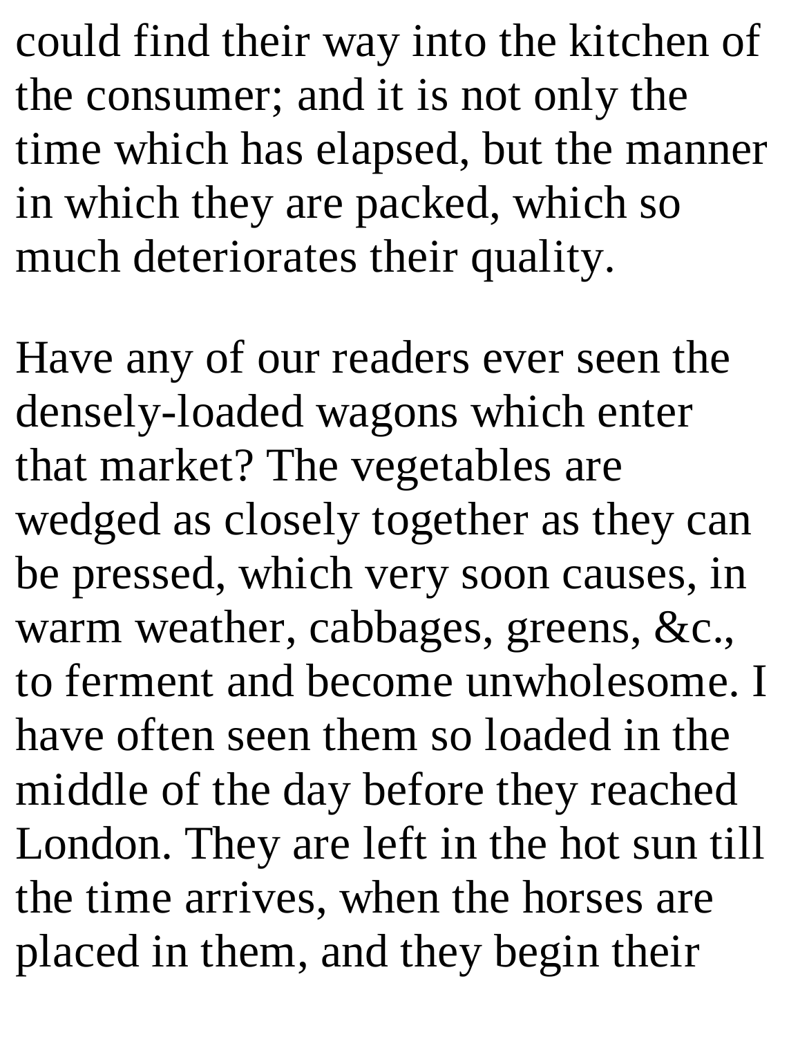could find their way into the kitchen of the consumer; and it is not only the time which has elapsed, but the manner in which they are packed, which so much deteriorates their quality.

Have any of our readers ever seen the densely-loaded wagons which enter that market? The vegetables are wedged as closely together as they can be pressed, which very soon causes, in warm weather, cabbages, greens, &c., to ferment and become unwholesome. I have often seen them so loaded in the middle of the day before they reached London. They are left in the hot sun till the time arrives, when the horses are placed in them, and they begin their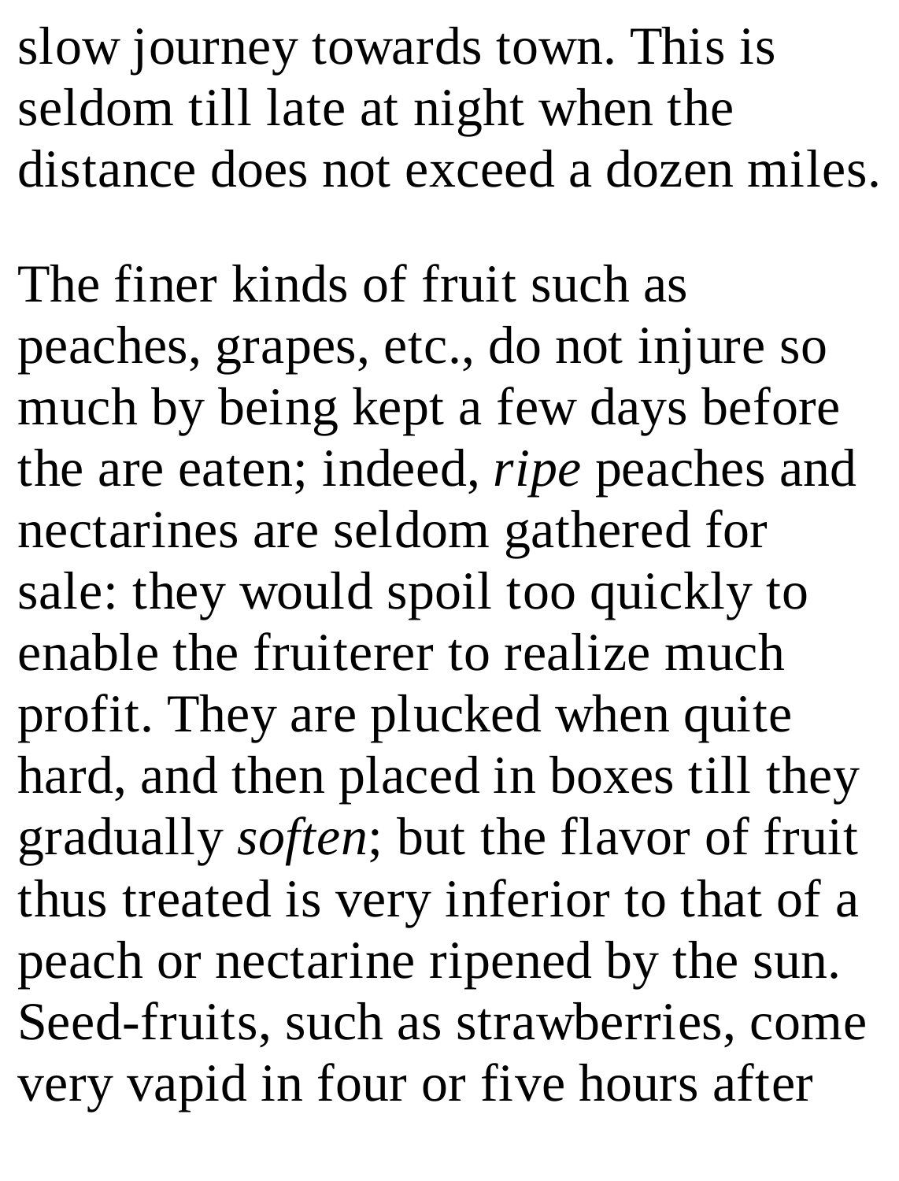slow journey towards town. This is seldom till late at night when the distance does not exceed a dozen miles.

The finer kinds of fruit such as peaches, grapes, etc., do not injure so much by being kept a few days before the are eaten; indeed, *ripe* peaches and nectarines are seldom gathered for sale: they would spoil too quickly to enable the fruiterer to realize much profit. They are plucked when quite hard, and then placed in boxes till they gradually *soften*; but the flavor of fruit thus treated is very inferior to that of a peach or nectarine ripened by the sun. Seed-fruits, such as strawberries, come very vapid in four or five hours after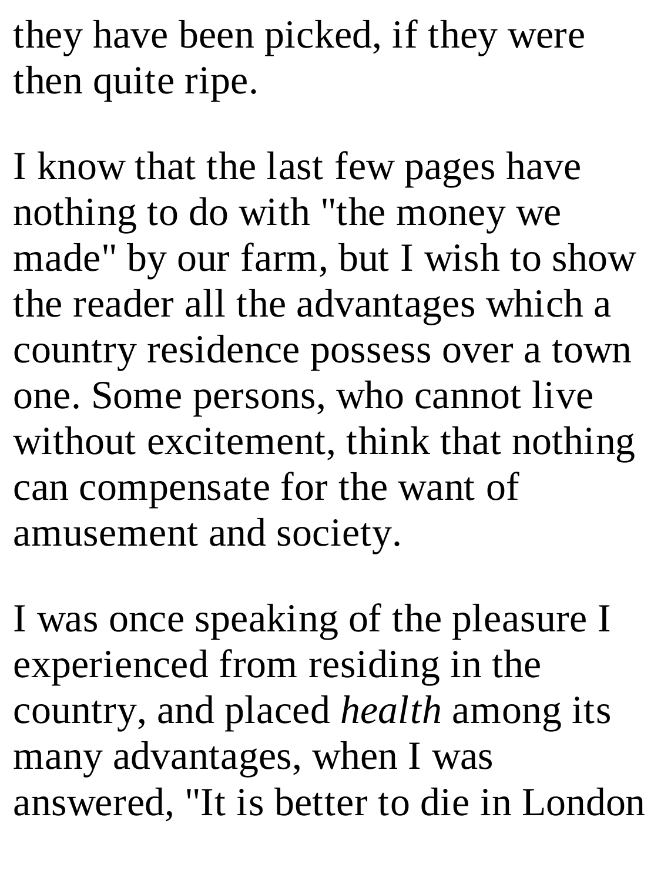they have been picked, if they were then quite ripe.

I know that the last few pages have nothing to do with "the money we made" by our farm, but I wish to show the reader all the advantages which a country residence possess over a town one. Some persons, who cannot live without excitement, think that nothing can compensate for the want of amusement and society.

I was once speaking of the pleasure I experienced from residing in the country, and placed *health* among its many advantages, when I was answered, "It is better to die in London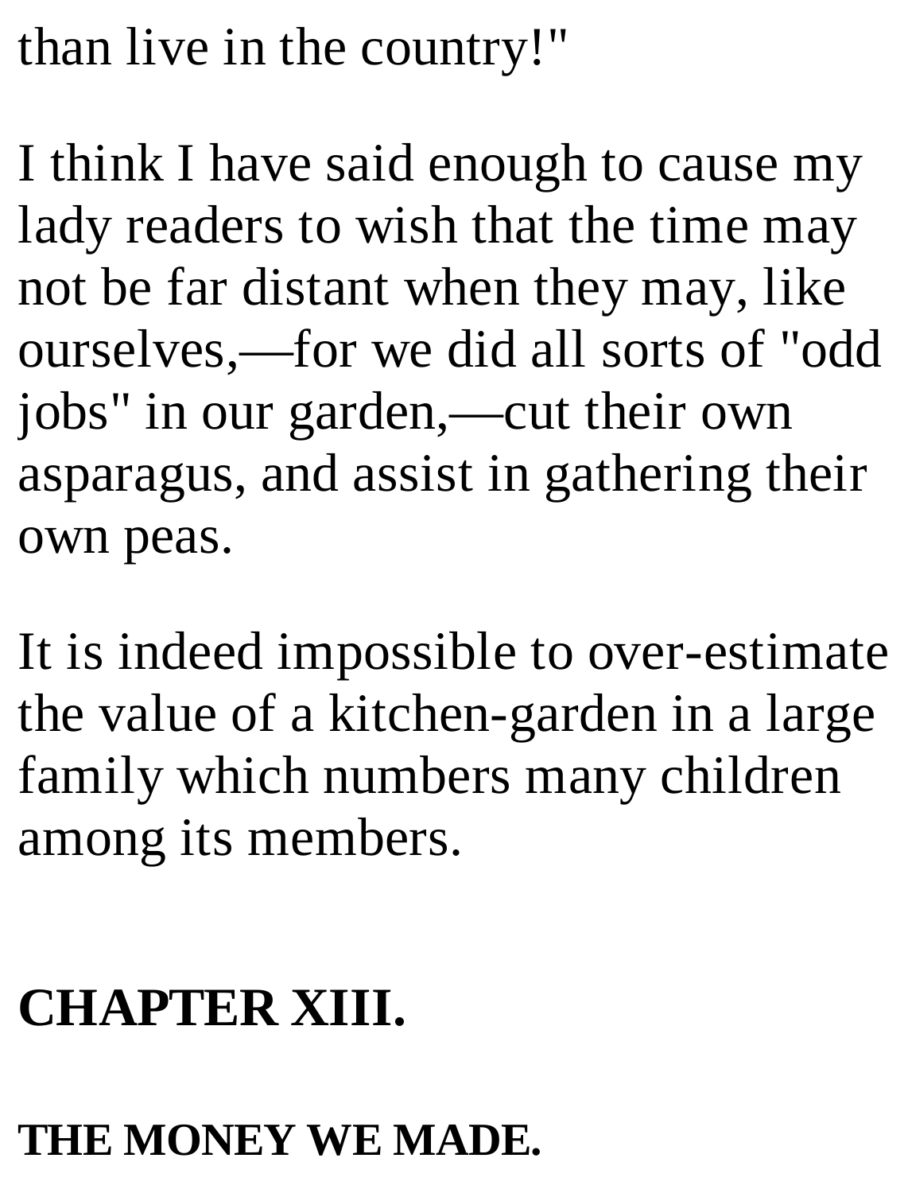than live in the country!"

I think I have said enough to cause my lady readers to wish that the time may not be far distant when they may, like ourselves,—for we did all sorts of "odd jobs" in our garden,—cut their own asparagus, and assist in gathering their own peas.

It is indeed impossible to over-estimate the value of a kitchen-garden in a large family which numbers many children among its members.

## CHAPTER XIII.

### THE MONEY WE MADE.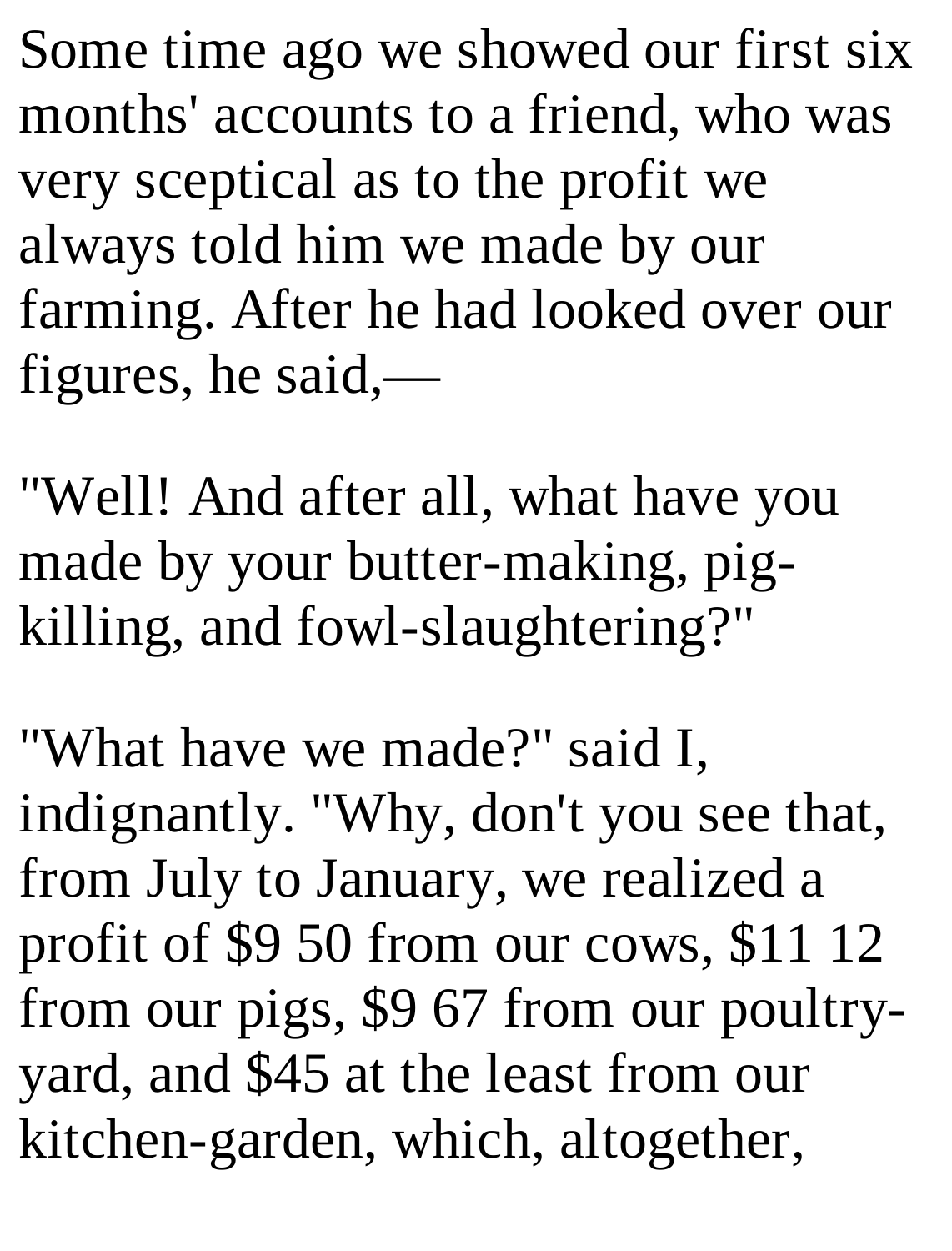Some time ago we showed our first six months' accounts to a friend, who was very sceptical as to the profit we always told him we made by our farming. After he had looked over our figures, he said,—

"Well! And after all, what have you made by your butter-making, pig-killing, and fowl-slaughtering?"

"What have we made?" said I, indignantly. "Why, don't you see that, from July to January, we realized a profit of $9 50 from our cows, $11 12 from our pigs, $9 67 from our poultry-yard, and $45 at the least from our kitchen-garden, which, altogether,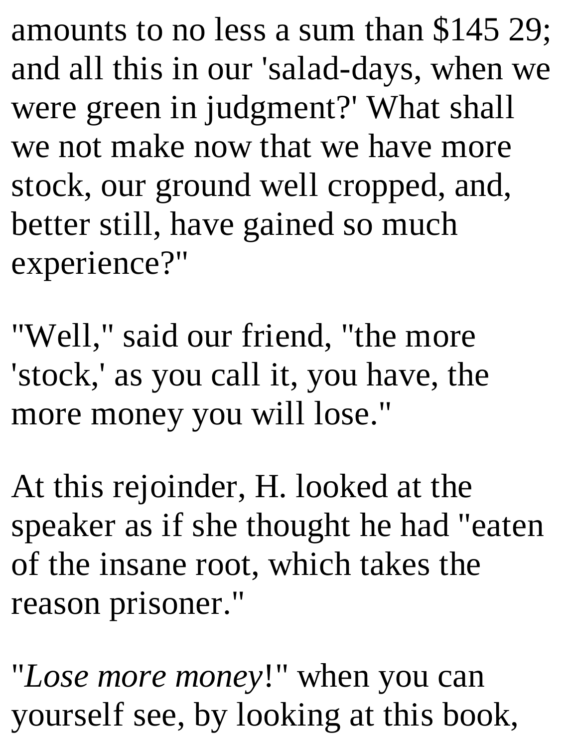amounts to no less a sum than $145 29; and all this in our 'salad-days, when we were green in judgment?' What shall we not make now that we have more stock, our ground well cropped, and, better still, have gained so much experience?"

"Well," said our friend, "the more 'stock,' as you call it, you have, the more money you will lose."

At this rejoinder, H. looked at the speaker as if she thought he had "eaten of the insane root, which takes the reason prisoner."

"*Lose more money*!" when you can yourself see, by looking at this book,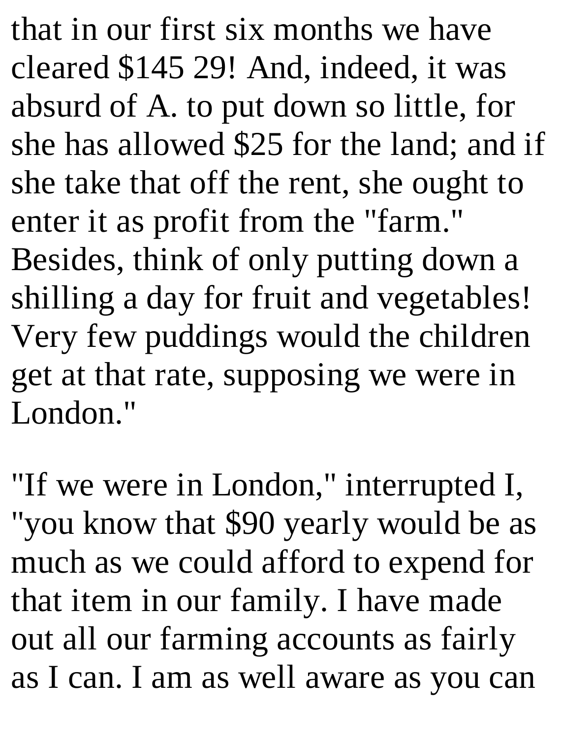that in our first six months we have cleared $145 29! And, indeed, it was absurd of A. to put down so little, for she has allowed $25 for the land; and if she take that off the rent, she ought to enter it as profit from the "farm." Besides, think of only putting down a shilling a day for fruit and vegetables! Very few puddings would the children get at that rate, supposing we were in London."

"If we were in London," interrupted I, "you know that $90 yearly would be as much as we could afford to expend for that item in our family. I have made out all our farming accounts as fairly as I can. I am as well aware as you can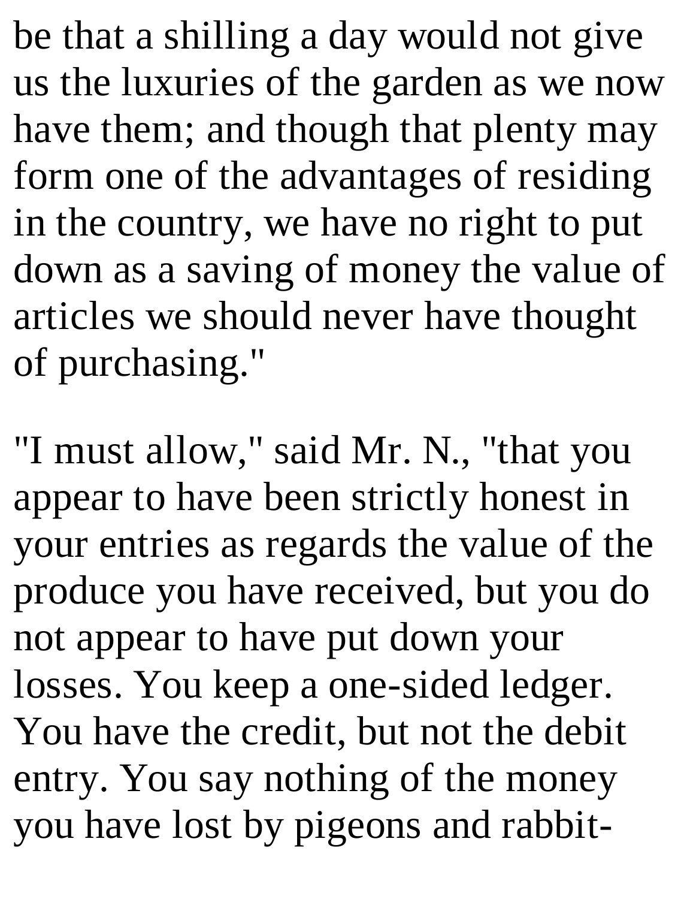be that a shilling a day would not give us the luxuries of the garden as we now have them; and though that plenty may form one of the advantages of residing in the country, we have no right to put down as a saving of money the value of articles we should never have thought of purchasing."

"I must allow," said Mr. N., "that you appear to have been strictly honest in your entries as regards the value of the produce you have received, but you do not appear to have put down your losses. You keep a one-sided ledger. You have the credit, but not the debit entry. You say nothing of the money you have lost by pigeons and rabbit-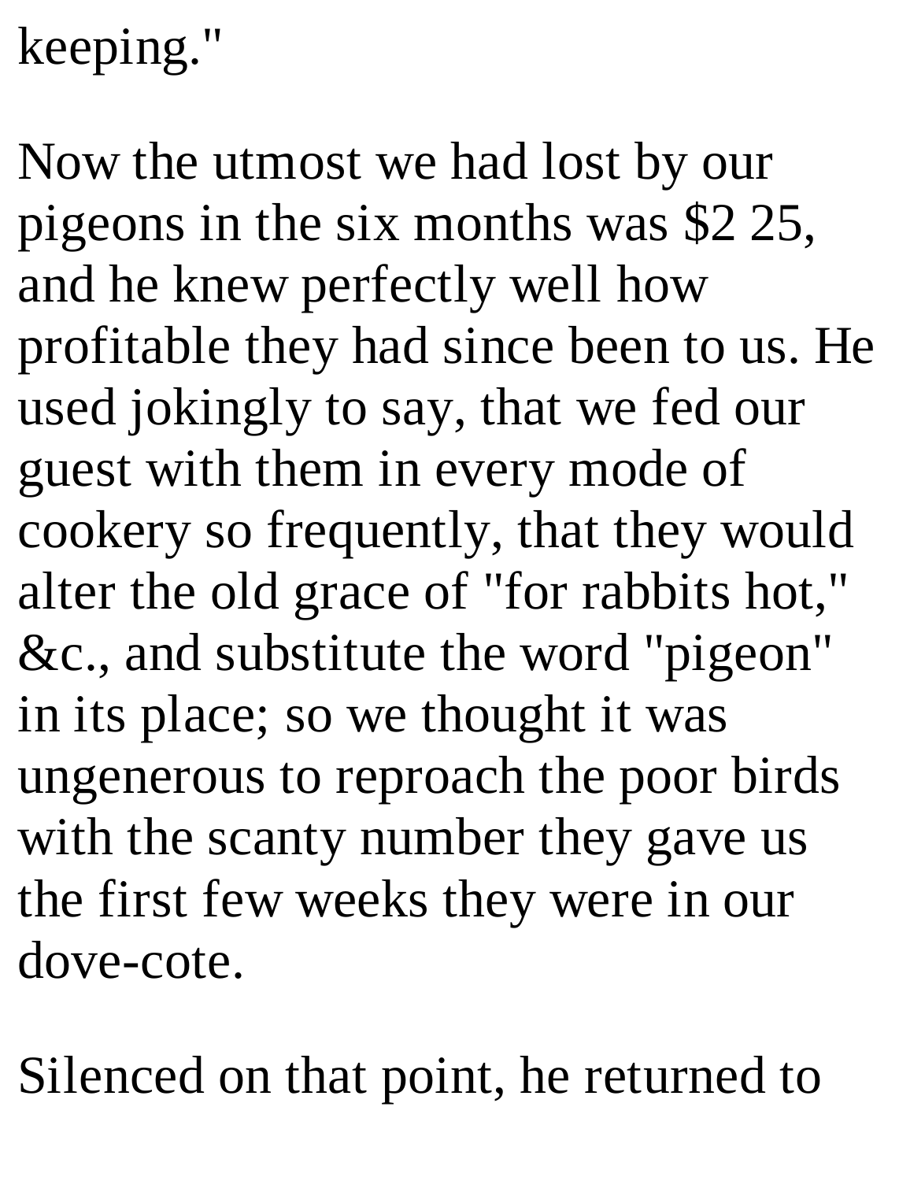keeping."

Now the utmost we had lost by our pigeons in the six months was $2 25, and he knew perfectly well how profitable they had since been to us. He used jokingly to say, that we fed our guest with them in every mode of cookery so frequently, that they would alter the old grace of "for rabbits hot," &c., and substitute the word "pigeon" in its place; so we thought it was ungenerous to reproach the poor birds with the scanty number they gave us the first few weeks they were in our dove-cote.

Silenced on that point, he returned to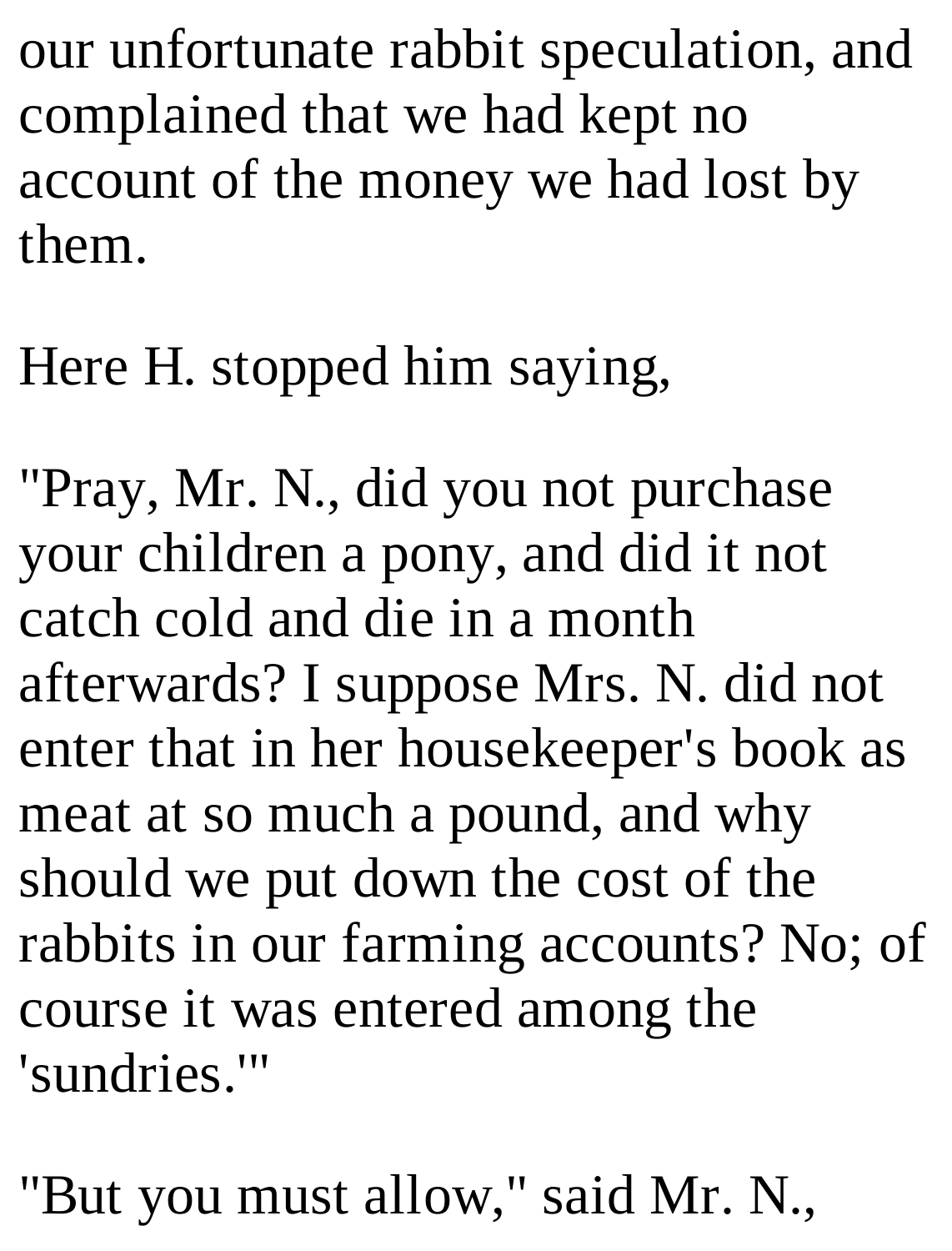our unfortunate rabbit speculation, and complained that we had kept no account of the money we had lost by them.

Here H. stopped him saying,

"Pray, Mr. N., did you not purchase your children a pony, and did it not catch cold and die in a month afterwards? I suppose Mrs. N. did not enter that in her housekeeper's book as meat at so much a pound, and why should we put down the cost of the rabbits in our farming accounts? No; of course it was entered among the 'sundries.'"

"But you must allow," said Mr. N.,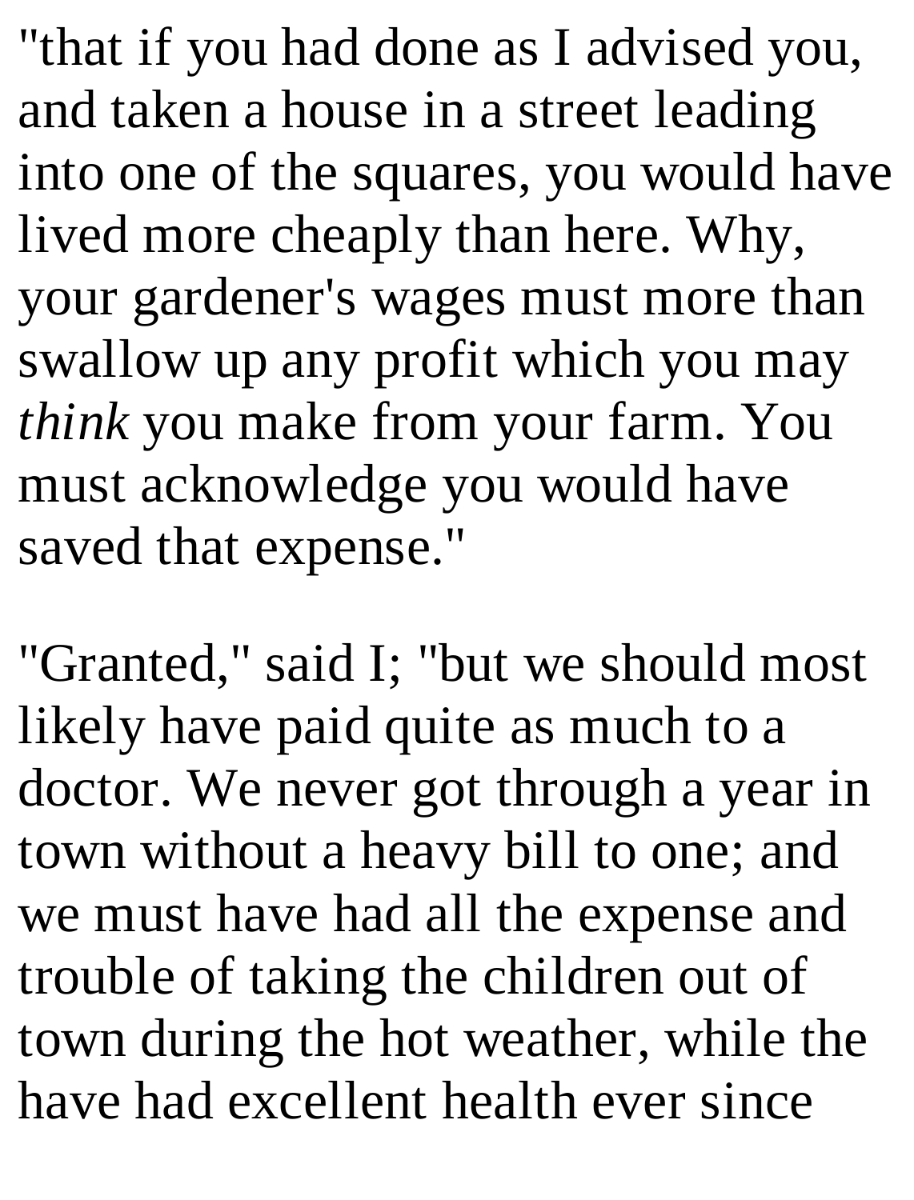"that if you had done as I advised you, and taken a house in a street leading into one of the squares, you would have lived more cheaply than here. Why, your gardener's wages must more than swallow up any profit which you may *think* you make from your farm. You must acknowledge you would have saved that expense."

"Granted," said I; "but we should most likely have paid quite as much to a doctor. We never got through a year in town without a heavy bill to one; and we must have had all the expense and trouble of taking the children out of town during the hot weather, while the have had excellent health ever since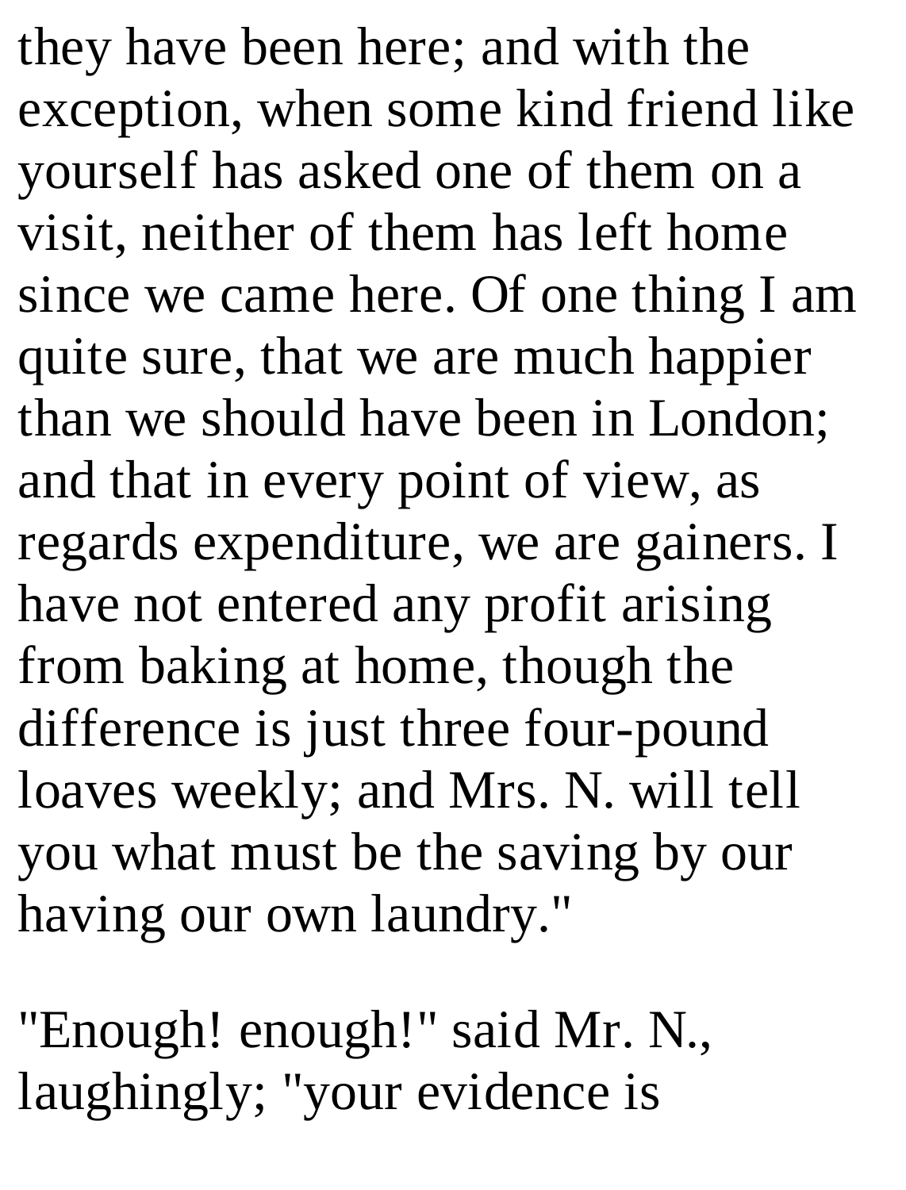they have been here; and with the exception, when some kind friend like yourself has asked one of them on a visit, neither of them has left home since we came here. Of one thing I am quite sure, that we are much happier than we should have been in London; and that in every point of view, as regards expenditure, we are gainers. I have not entered any profit arising from baking at home, though the difference is just three four-pound loaves weekly; and Mrs. N. will tell you what must be the saving by our having our own laundry."

"Enough! enough!" said Mr. N., laughingly; "your evidence is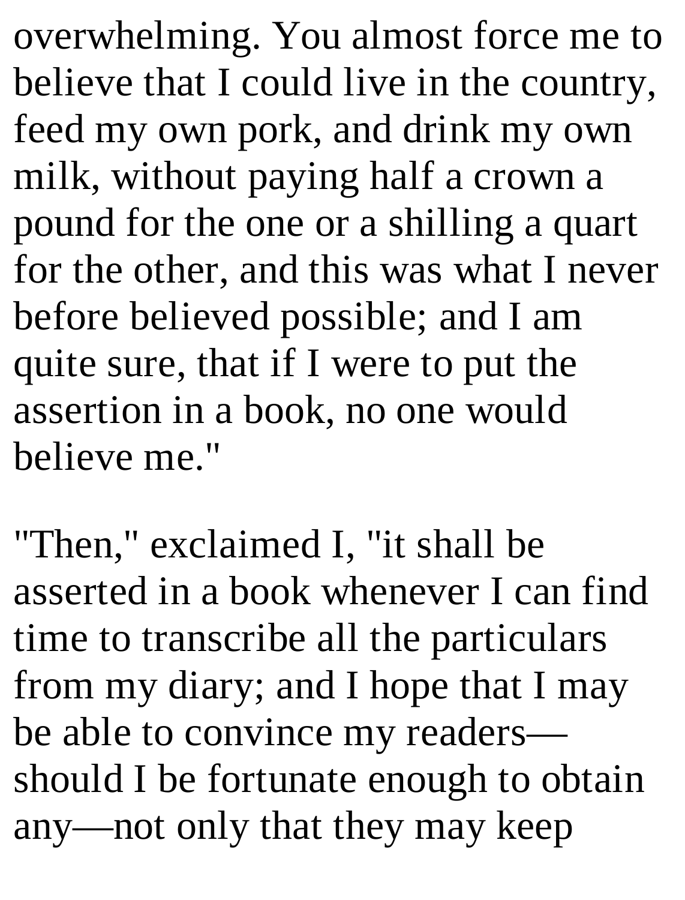overwhelming. You almost force me to believe that I could live in the country, feed my own pork, and drink my own milk, without paying half a crown a pound for the one or a shilling a quart for the other, and this was what I never before believed possible; and I am quite sure, that if I were to put the assertion in a book, no one would believe me."

"Then," exclaimed I, "it shall be asserted in a book whenever I can find time to transcribe all the particulars from my diary; and I hope that I may be able to convince my readers—should I be fortunate enough to obtain any—not only that they may keep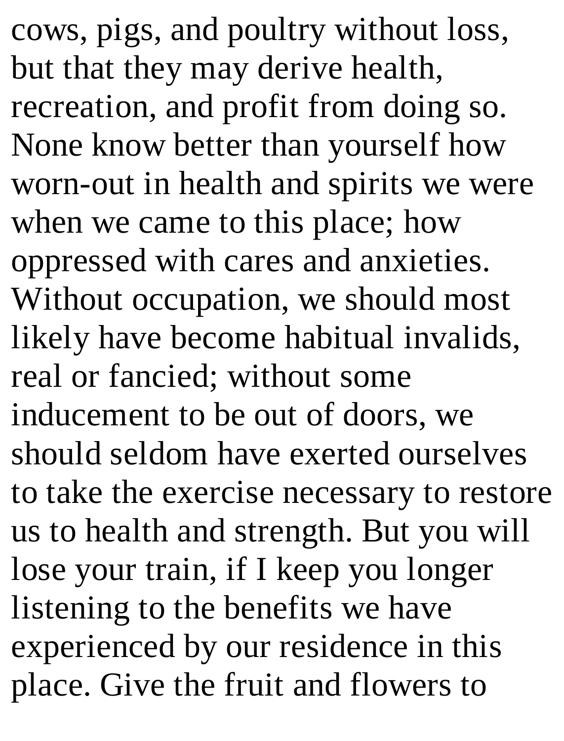cows, pigs, and poultry without loss, but that they may derive health, recreation, and profit from doing so. None know better than yourself how worn-out in health and spirits we were when we came to this place; how oppressed with cares and anxieties. Without occupation, we should most likely have become habitual invalids, real or fancied; without some inducement to be out of doors, we should seldom have exerted ourselves to take the exercise necessary to restore us to health and strength. But you will lose your train, if I keep you longer listening to the benefits we have experienced by our residence in this place. Give the fruit and flowers to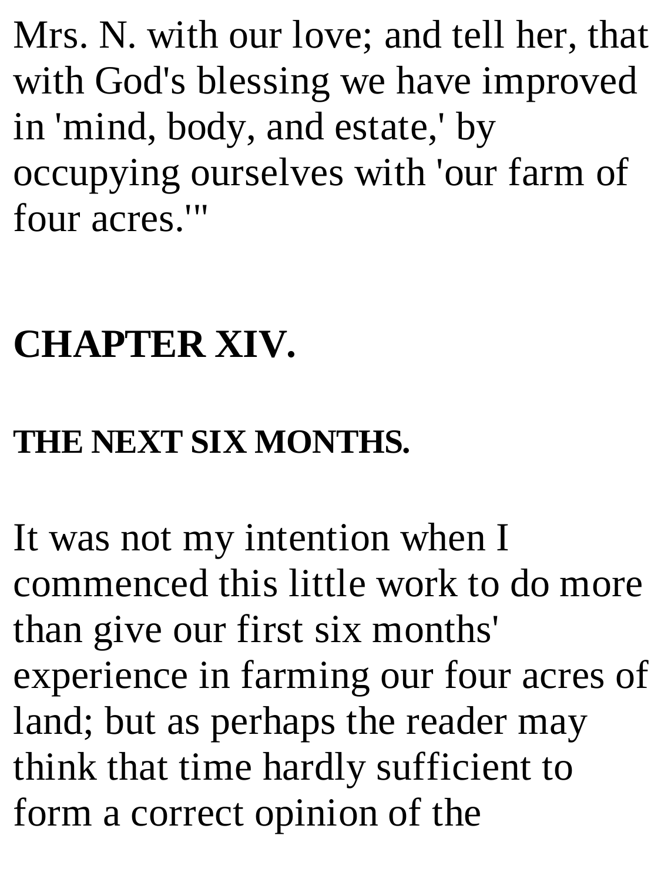Mrs. N. with our love; and tell her, that with God's blessing we have improved in 'mind, body, and estate,' by occupying ourselves with 'our farm of four acres.'"

## CHAPTER XIV.

### THE NEXT SIX MONTHS.

It was not my intention when I commenced this little work to do more than give our first six months' experience in farming our four acres of land; but as perhaps the reader may think that time hardly sufficient to form a correct opinion of the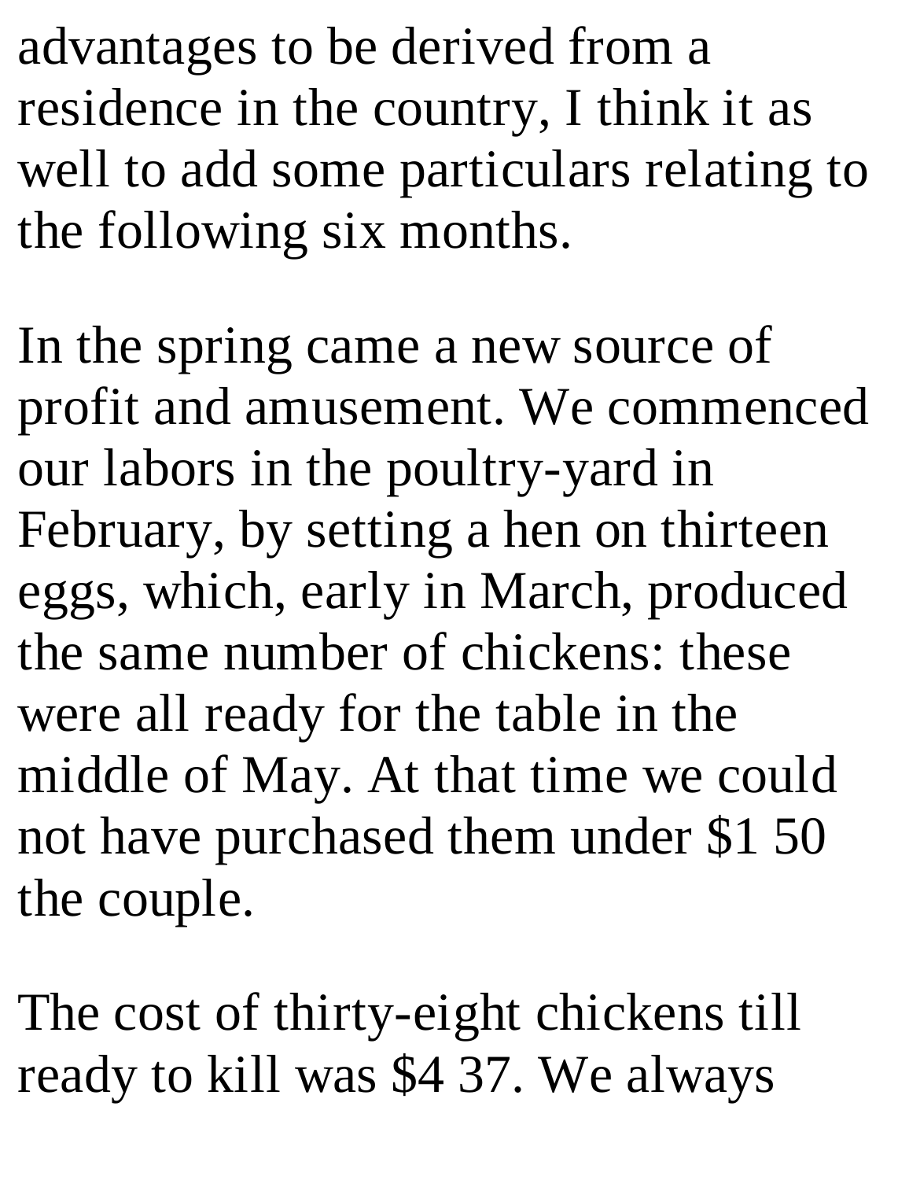advantages to be derived from a residence in the country, I think it as well to add some particulars relating to the following six months.

In the spring came a new source of profit and amusement. We commenced our labors in the poultry-yard in February, by setting a hen on thirteen eggs, which, early in March, produced the same number of chickens: these were all ready for the table in the middle of May. At that time we could not have purchased them under $1 50 the couple.

The cost of thirty-eight chickens till ready to kill was $4 37. We always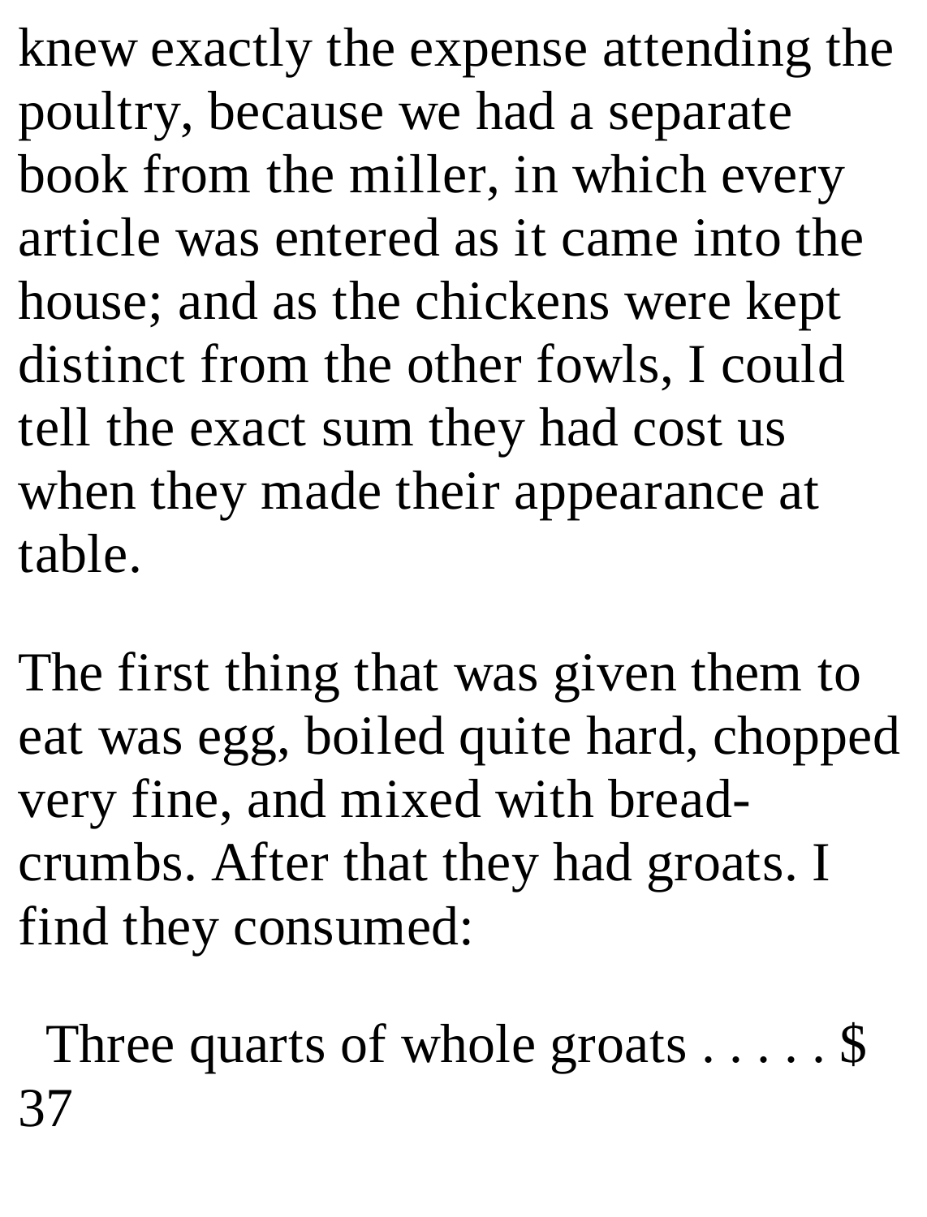knew exactly the expense attending the poultry, because we had a separate book from the miller, in which every article was entered as it came into the house; and as the chickens were kept distinct from the other fowls, I could tell the exact sum they had cost us when they made their appearance at table.

The first thing that was given them to eat was egg, boiled quite hard, chopped very fine, and mixed with bread-crumbs. After that they had groats. I find they consumed:

Three quarts of whole groats . . . . . $ 37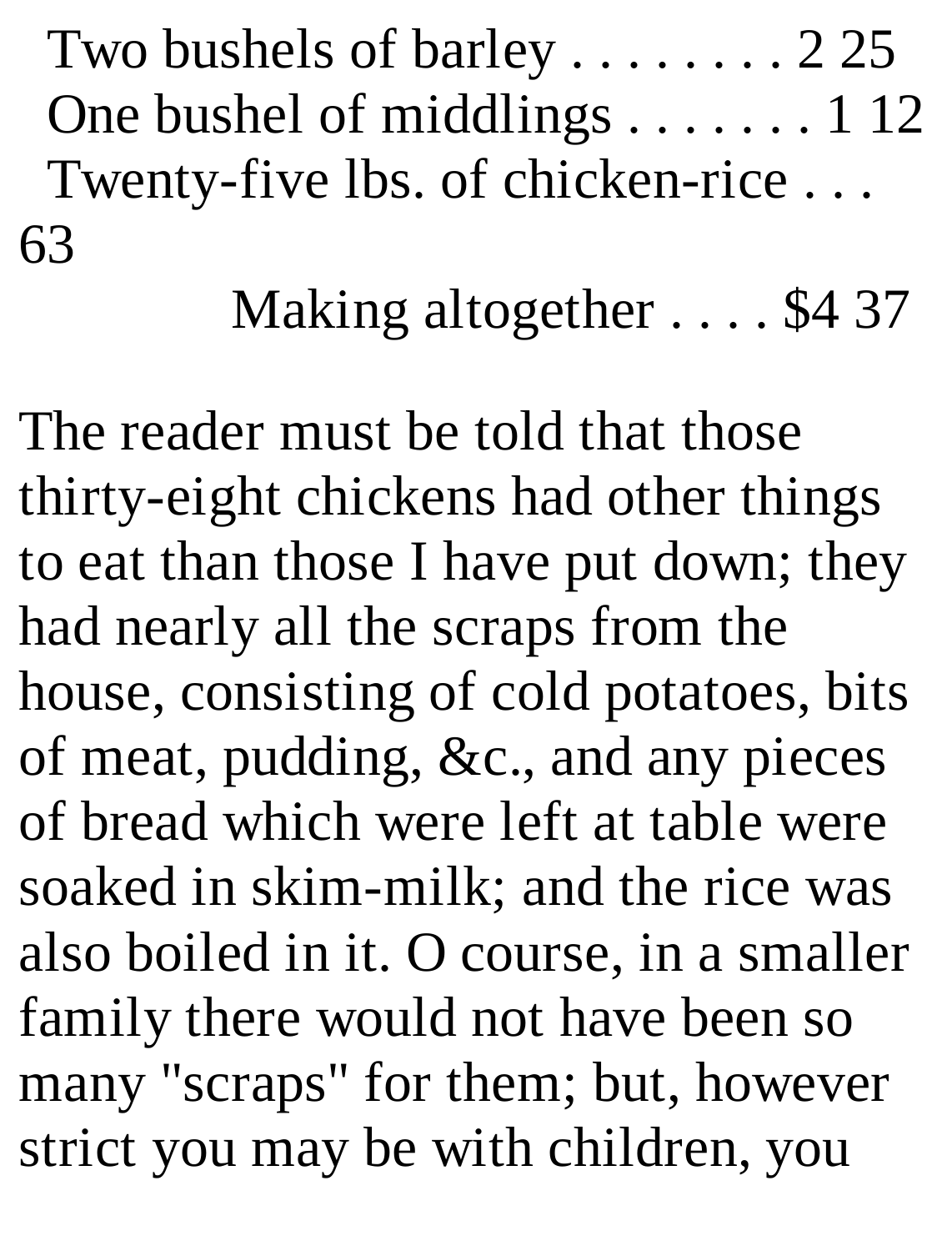Two bushels of barley . . . . . . . . 2 25
One bushel of middlings . . . . . . . 1 12
Twenty-five lbs. of chicken-rice . . . 63
Making altogether . . . . $4 37

The reader must be told that those thirty-eight chickens had other things to eat than those I have put down; they had nearly all the scraps from the house, consisting of cold potatoes, bits of meat, pudding, &c., and any pieces of bread which were left at table were soaked in skim-milk; and the rice was also boiled in it. O course, in a smaller family there would not have been so many "scraps" for them; but, however strict you may be with children, you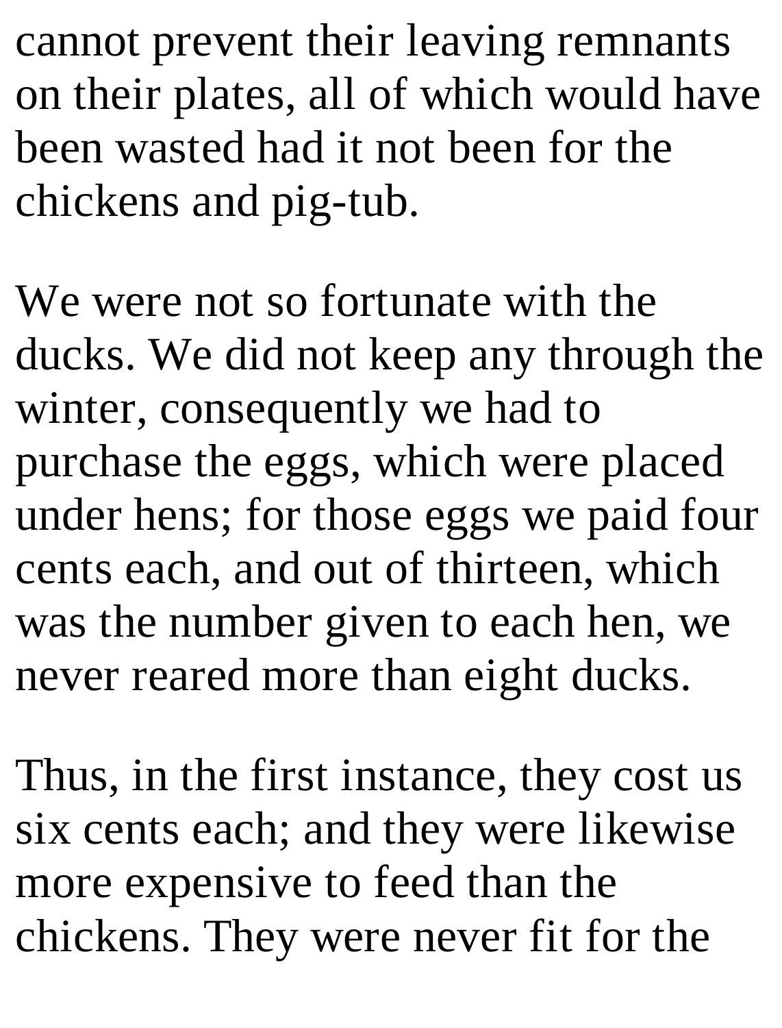cannot prevent their leaving remnants on their plates, all of which would have been wasted had it not been for the chickens and pig-tub.

We were not so fortunate with the ducks. We did not keep any through the winter, consequently we had to purchase the eggs, which were placed under hens; for those eggs we paid four cents each, and out of thirteen, which was the number given to each hen, we never reared more than eight ducks.

Thus, in the first instance, they cost us six cents each; and they were likewise more expensive to feed than the chickens. They were never fit for the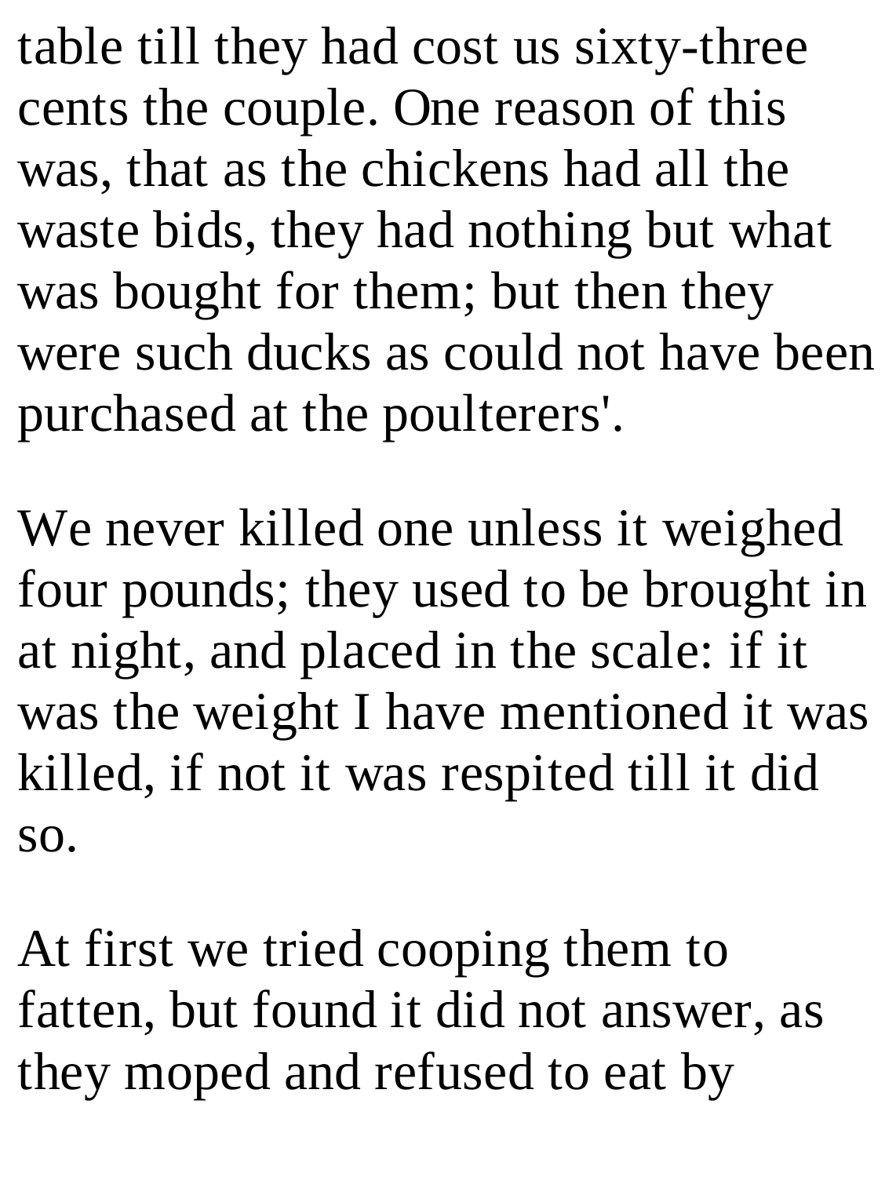table till they had cost us sixty-three cents the couple. One reason of this was, that as the chickens had all the waste bids, they had nothing but what was bought for them; but then they were such ducks as could not have been purchased at the poulterers'.

We never killed one unless it weighed four pounds; they used to be brought in at night, and placed in the scale: if it was the weight I have mentioned it was killed, if not it was respited till it did so.

At first we tried cooping them to fatten, but found it did not answer, as they moped and refused to eat by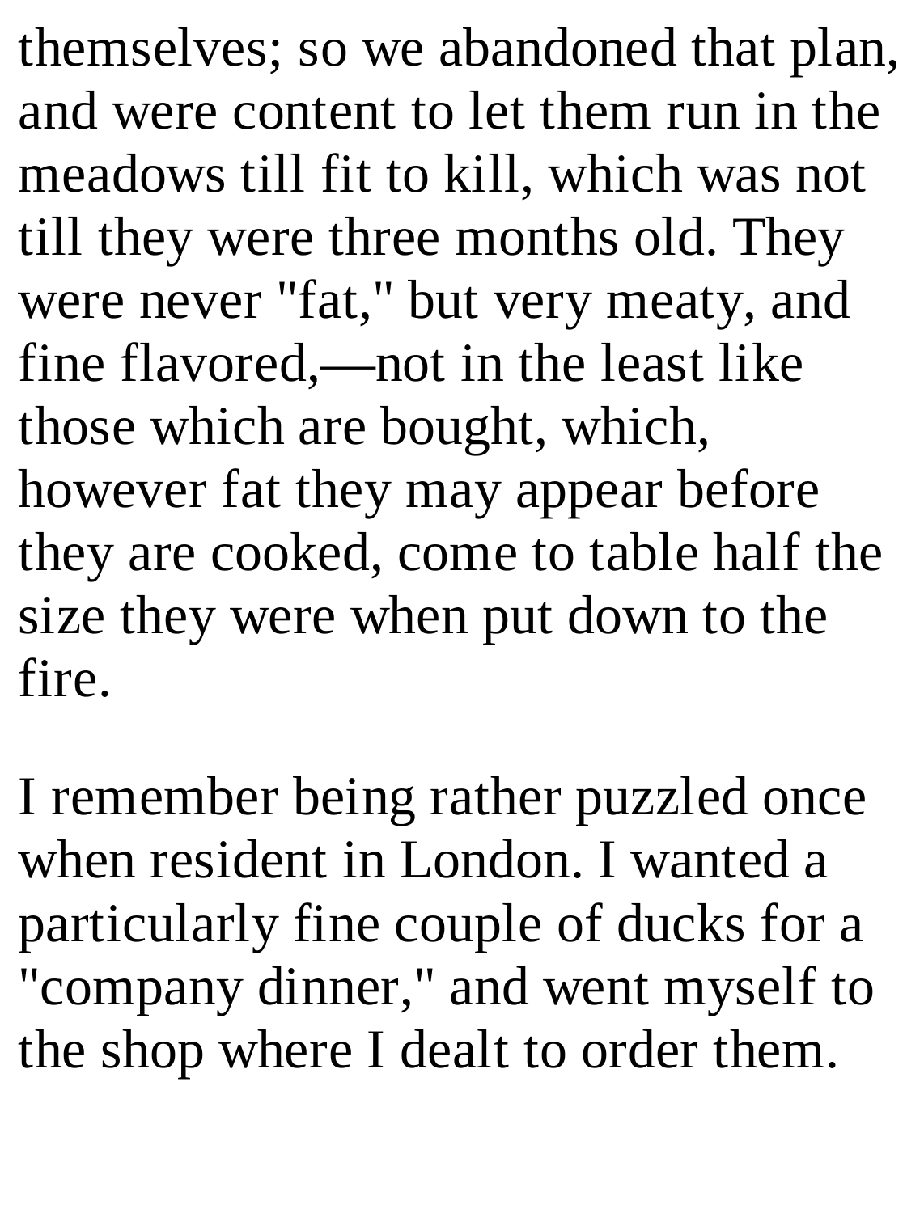themselves; so we abandoned that plan, and were content to let them run in the meadows till fit to kill, which was not till they were three months old. They were never "fat," but very meaty, and fine flavored,—not in the least like those which are bought, which, however fat they may appear before they are cooked, come to table half the size they were when put down to the fire.

I remember being rather puzzled once when resident in London. I wanted a particularly fine couple of ducks for a "company dinner," and went myself to the shop where I dealt to order them.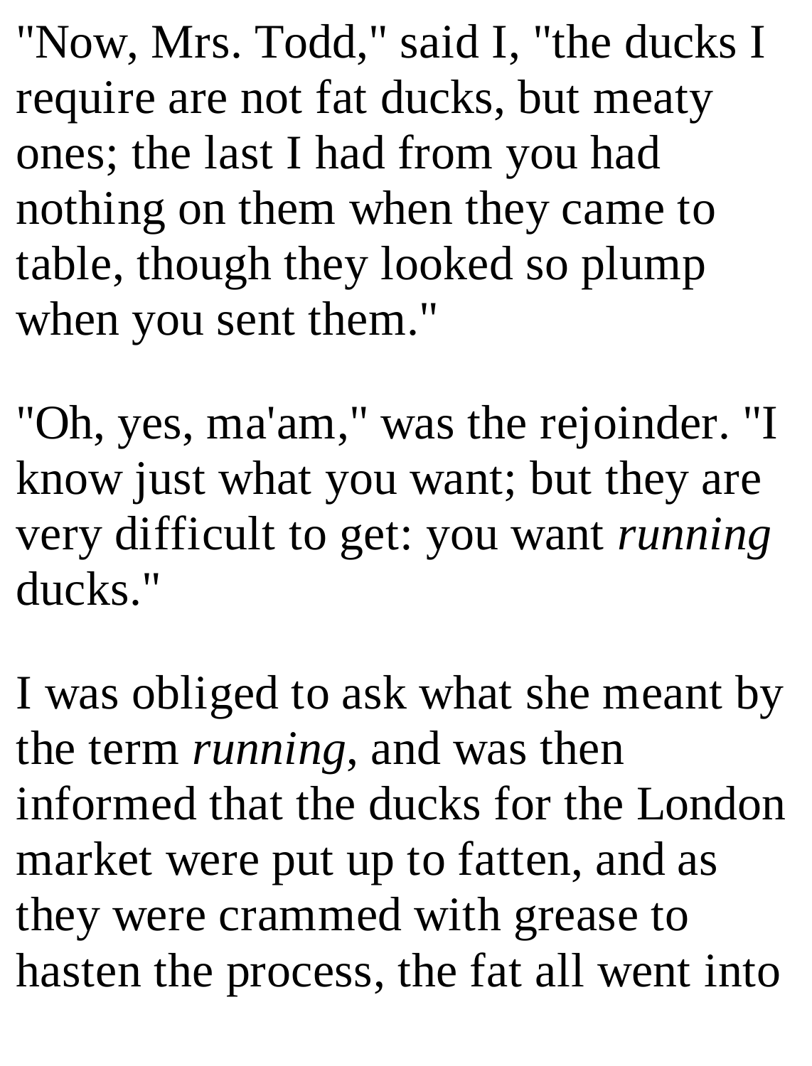"Now, Mrs. Todd," said I, "the ducks I require are not fat ducks, but meaty ones; the last I had from you had nothing on them when they came to table, though they looked so plump when you sent them."

"Oh, yes, ma'am," was the rejoinder. "I know just what you want; but they are very difficult to get: you want *running* ducks."

I was obliged to ask what she meant by the term *running*, and was then informed that the ducks for the London market were put up to fatten, and as they were crammed with grease to hasten the process, the fat all went into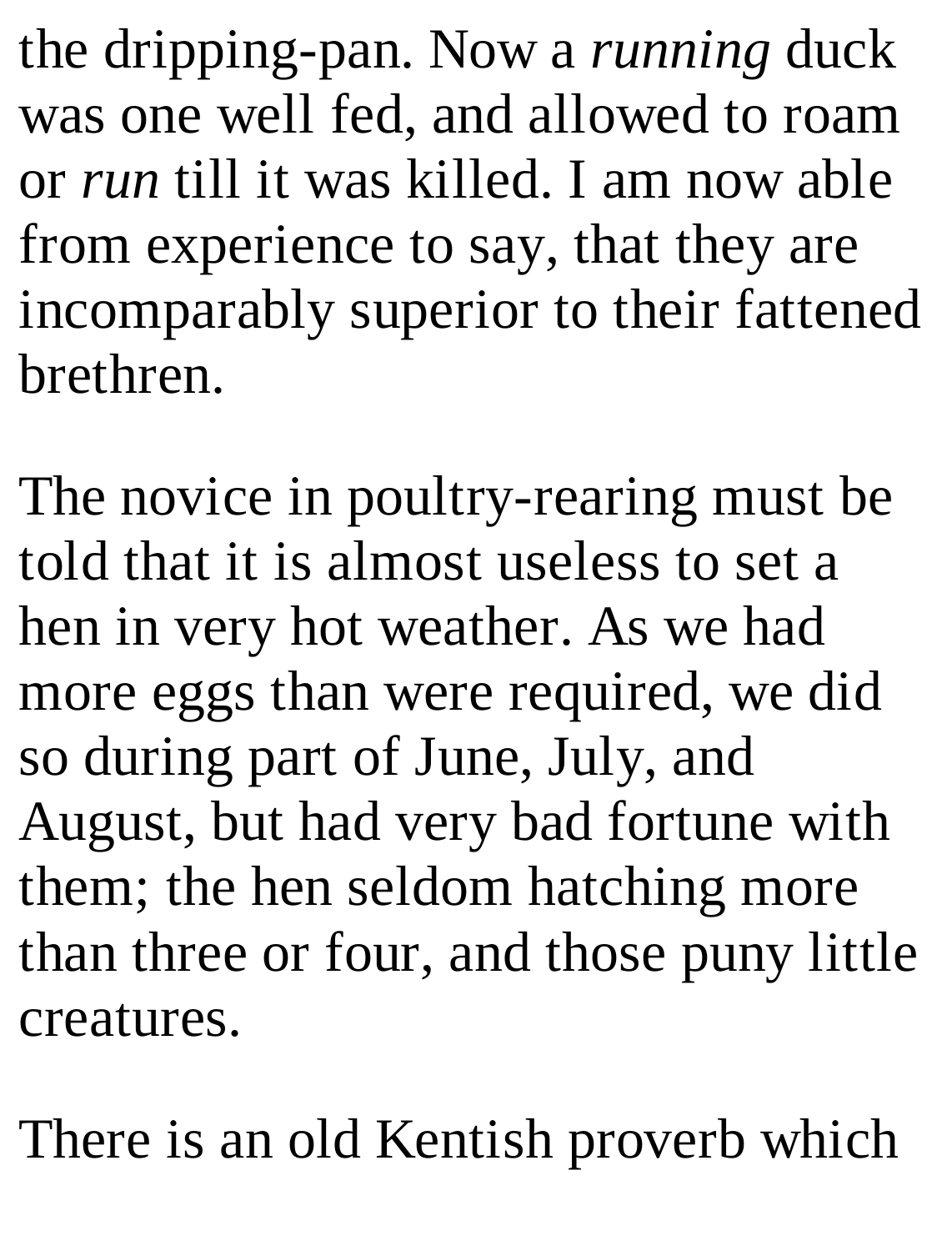the dripping-pan. Now a *running* duck was one well fed, and allowed to roam or *run* till it was killed. I am now able from experience to say, that they are incomparably superior to their fattened brethren.

The novice in poultry-rearing must be told that it is almost useless to set a hen in very hot weather. As we had more eggs than were required, we did so during part of June, July, and August, but had very bad fortune with them; the hen seldom hatching more than three or four, and those puny little creatures.

There is an old Kentish proverb which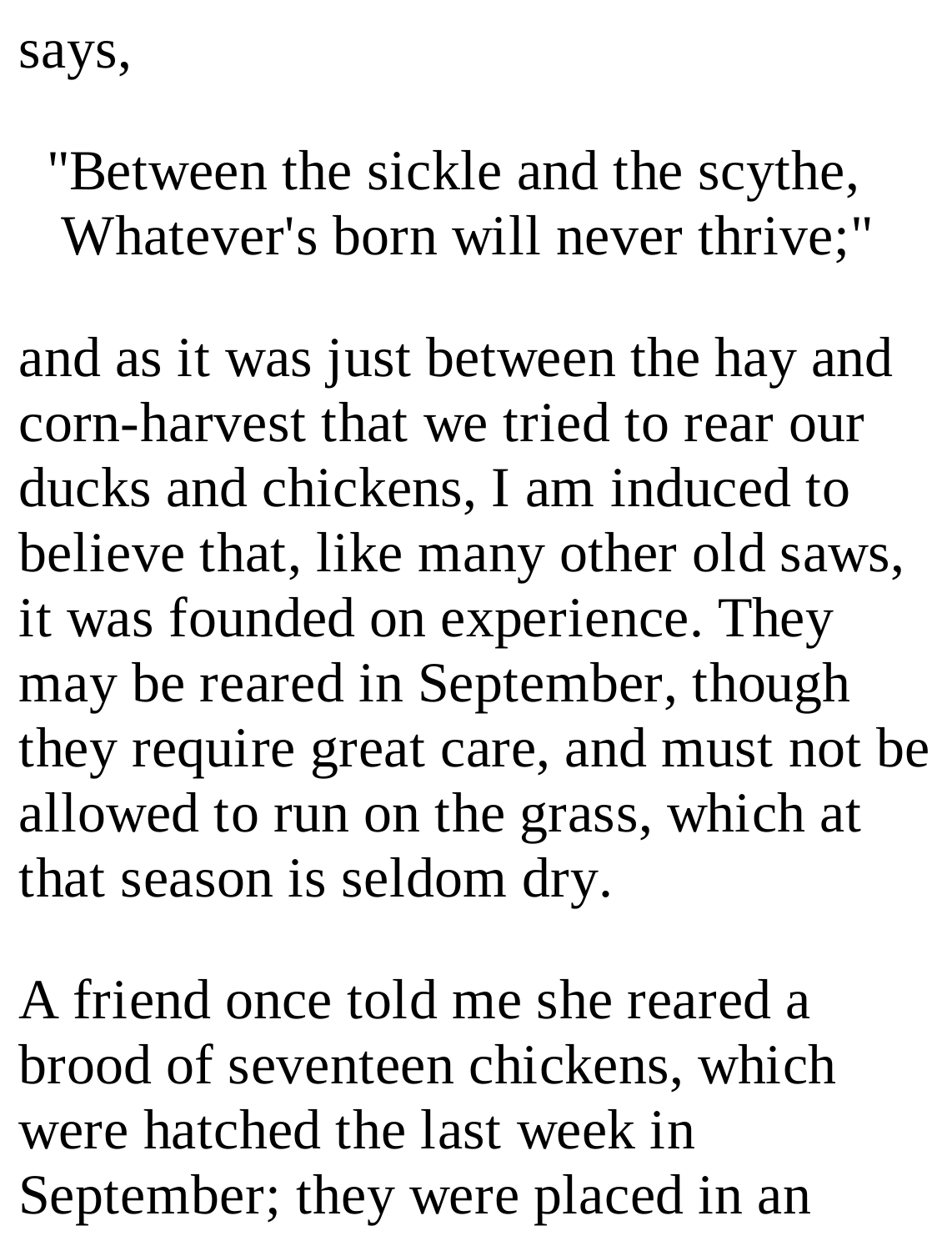says,

> "Between the sickle and the scythe,
> Whatever's born will never thrive;"

and as it was just between the hay and corn-harvest that we tried to rear our ducks and chickens, I am induced to believe that, like many other old saws, it was founded on experience. They may be reared in September, though they require great care, and must not be allowed to run on the grass, which at that season is seldom dry.

A friend once told me she reared a brood of seventeen chickens, which were hatched the last week in September; they were placed in an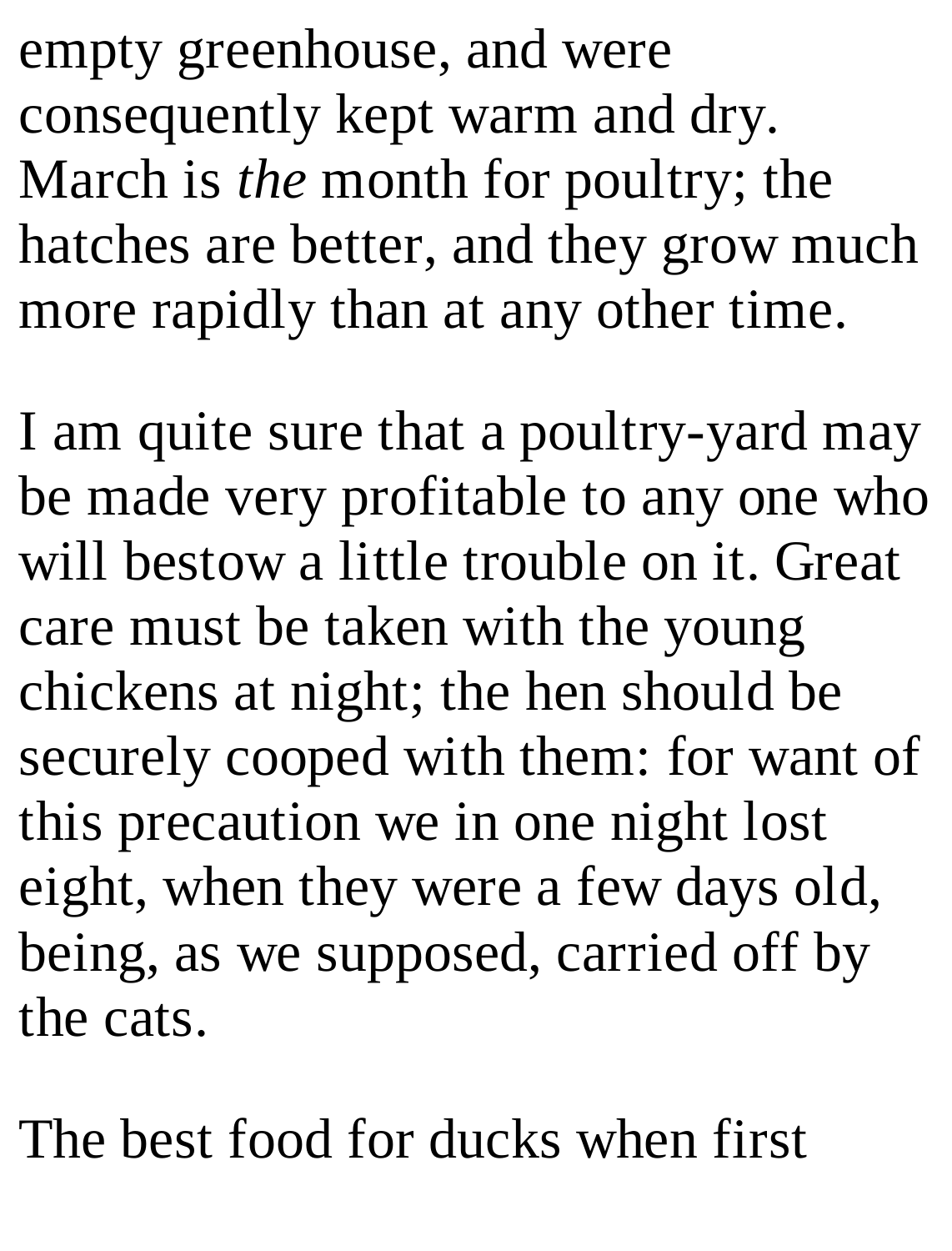empty greenhouse, and were consequently kept warm and dry. March is *the* month for poultry; the hatches are better, and they grow much more rapidly than at any other time.

I am quite sure that a poultry-yard may be made very profitable to any one who will bestow a little trouble on it. Great care must be taken with the young chickens at night; the hen should be securely cooped with them: for want of this precaution we in one night lost eight, when they were a few days old, being, as we supposed, carried off by the cats.

The best food for ducks when first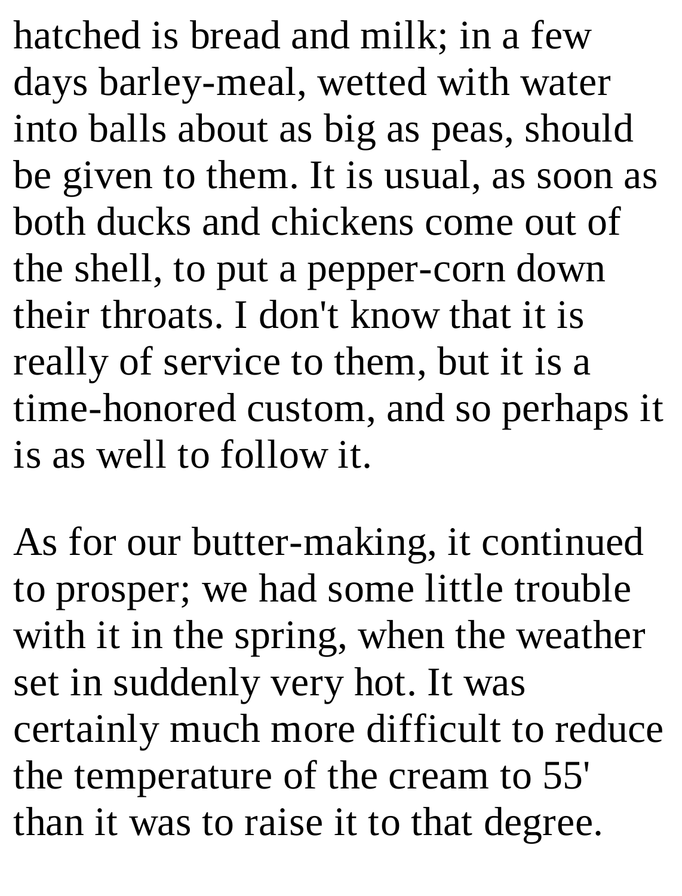hatched is bread and milk; in a few days barley-meal, wetted with water into balls about as big as peas, should be given to them. It is usual, as soon as both ducks and chickens come out of the shell, to put a pepper-corn down their throats. I don't know that it is really of service to them, but it is a time-honored custom, and so perhaps it is as well to follow it.

As for our butter-making, it continued to prosper; we had some little trouble with it in the spring, when the weather set in suddenly very hot. It was certainly much more difficult to reduce the temperature of the cream to 55' than it was to raise it to that degree.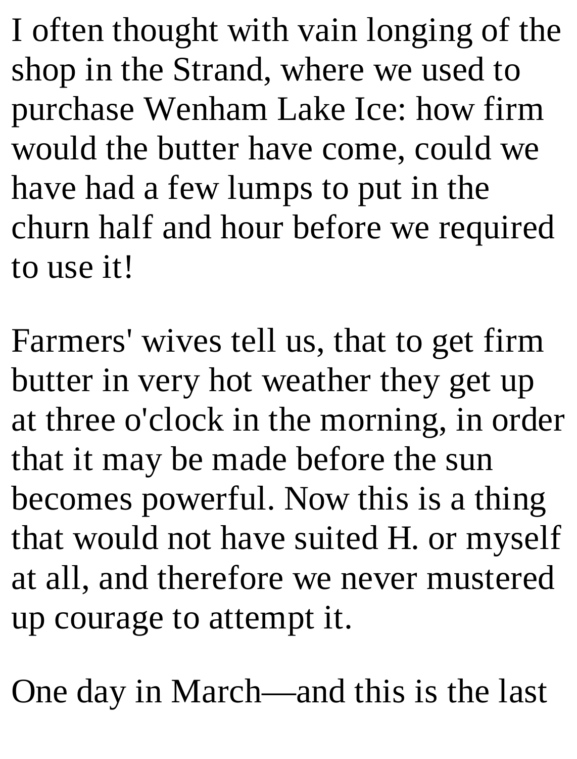I often thought with vain longing of the shop in the Strand, where we used to purchase Wenham Lake Ice: how firm would the butter have come, could we have had a few lumps to put in the churn half and hour before we required to use it!

Farmers' wives tell us, that to get firm butter in very hot weather they get up at three o'clock in the morning, in order that it may be made before the sun becomes powerful. Now this is a thing that would not have suited H. or myself at all, and therefore we never mustered up courage to attempt it.

One day in March—and this is the last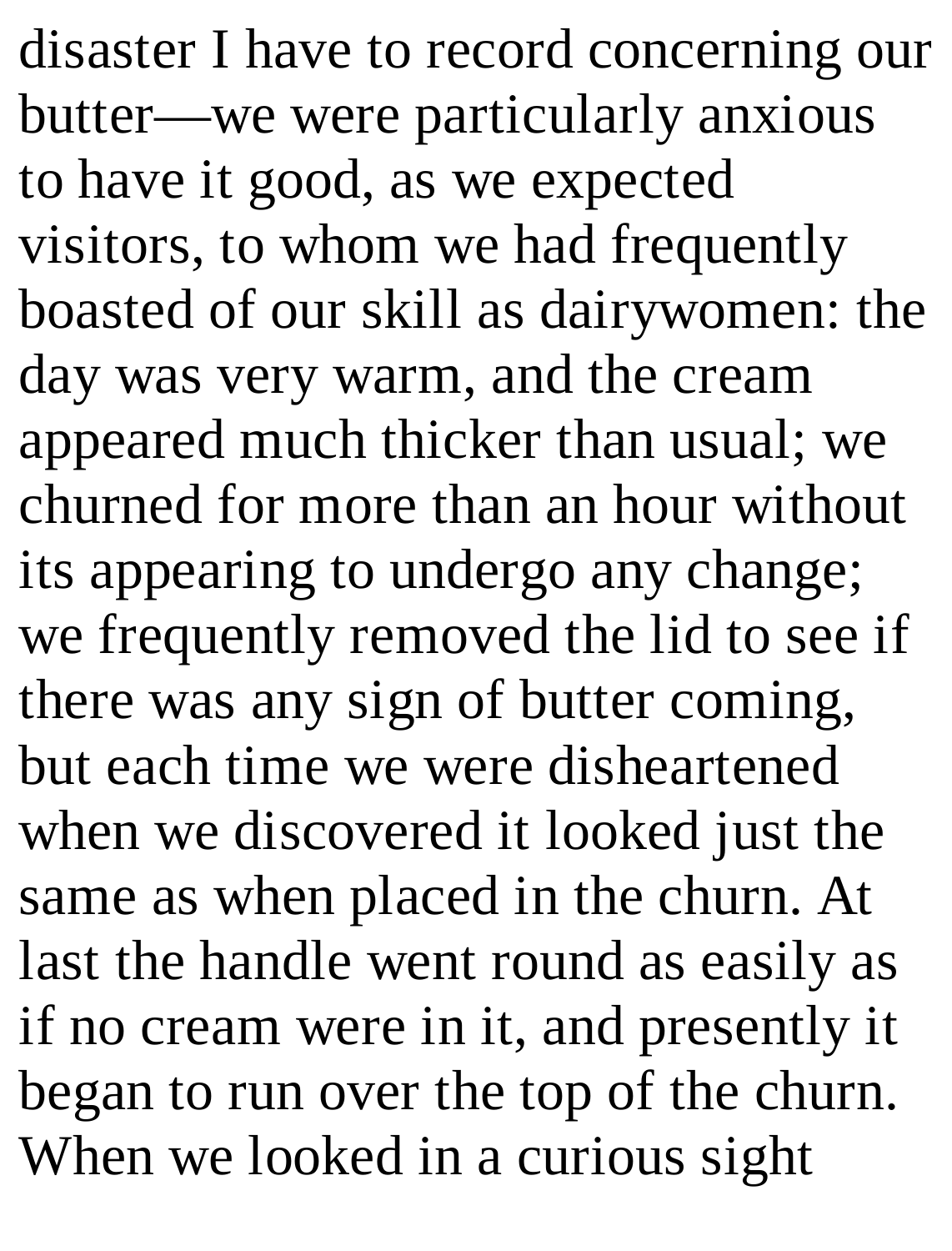disaster I have to record concerning our butter—we were particularly anxious to have it good, as we expected visitors, to whom we had frequently boasted of our skill as dairywomen: the day was very warm, and the cream appeared much thicker than usual; we churned for more than an hour without its appearing to undergo any change; we frequently removed the lid to see if there was any sign of butter coming, but each time we were disheartened when we discovered it looked just the same as when placed in the churn. At last the handle went round as easily as if no cream were in it, and presently it began to run over the top of the churn. When we looked in a curious sight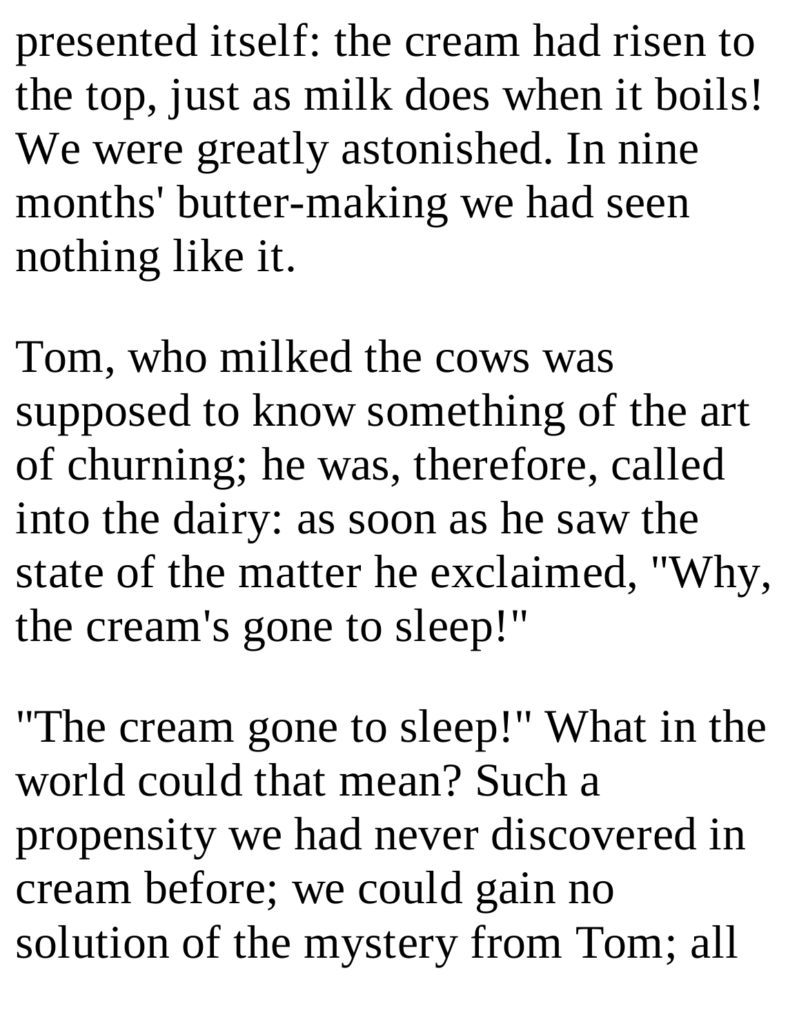presented itself: the cream had risen to the top, just as milk does when it boils! We were greatly astonished. In nine months' butter-making we had seen nothing like it.

Tom, who milked the cows was supposed to know something of the art of churning; he was, therefore, called into the dairy: as soon as he saw the state of the matter he exclaimed, "Why, the cream's gone to sleep!"

"The cream gone to sleep!" What in the world could that mean? Such a propensity we had never discovered in cream before; we could gain no solution of the mystery from Tom; all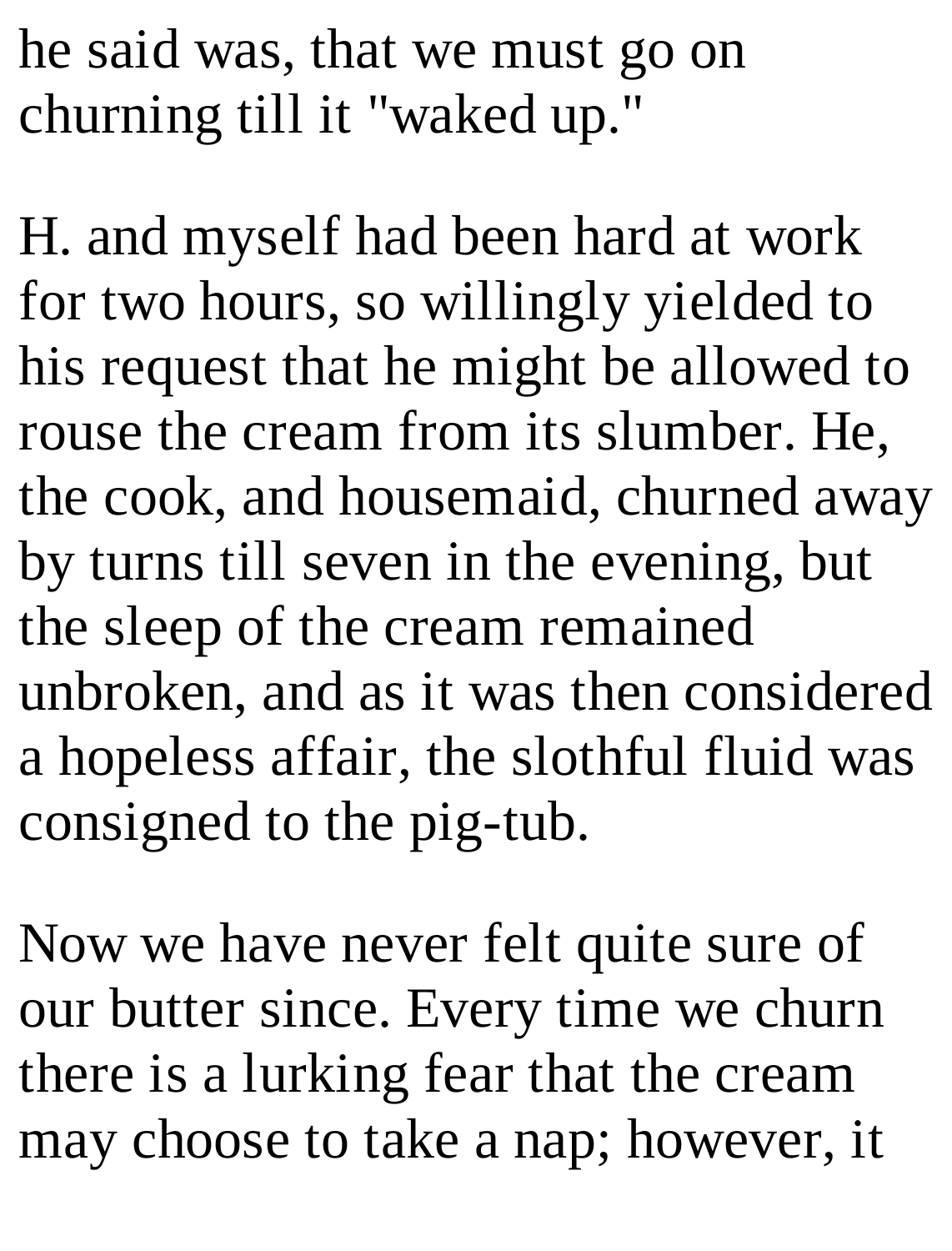he said was, that we must go on churning till it "waked up."

H. and myself had been hard at work for two hours, so willingly yielded to his request that he might be allowed to rouse the cream from its slumber. He, the cook, and housemaid, churned away by turns till seven in the evening, but the sleep of the cream remained unbroken, and as it was then considered a hopeless affair, the slothful fluid was consigned to the pig-tub.

Now we have never felt quite sure of our butter since. Every time we churn there is a lurking fear that the cream may choose to take a nap; however, it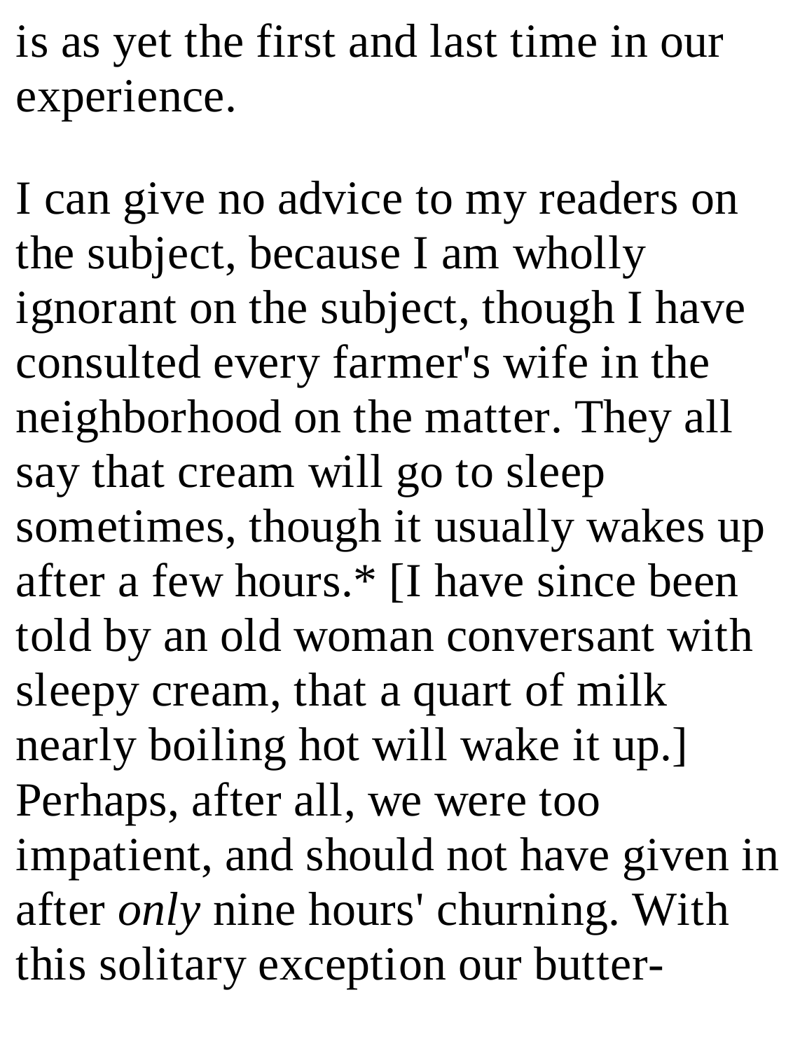is as yet the first and last time in our experience.

I can give no advice to my readers on the subject, because I am wholly ignorant on the subject, though I have consulted every farmer's wife in the neighborhood on the matter. They all say that cream will go to sleep sometimes, though it usually wakes up after a few hours.* [I have since been told by an old woman conversant with sleepy cream, that a quart of milk nearly boiling hot will wake it up.] Perhaps, after all, we were too impatient, and should not have given in after *only* nine hours' churning. With this solitary exception our butter-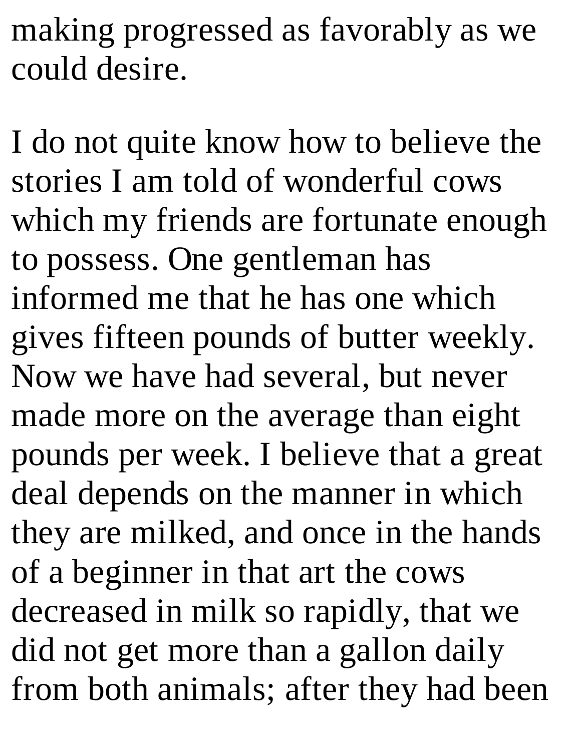making progressed as favorably as we could desire.

I do not quite know how to believe the stories I am told of wonderful cows which my friends are fortunate enough to possess. One gentleman has informed me that he has one which gives fifteen pounds of butter weekly. Now we have had several, but never made more on the average than eight pounds per week. I believe that a great deal depends on the manner in which they are milked, and once in the hands of a beginner in that art the cows decreased in milk so rapidly, that we did not get more than a gallon daily from both animals; after they had been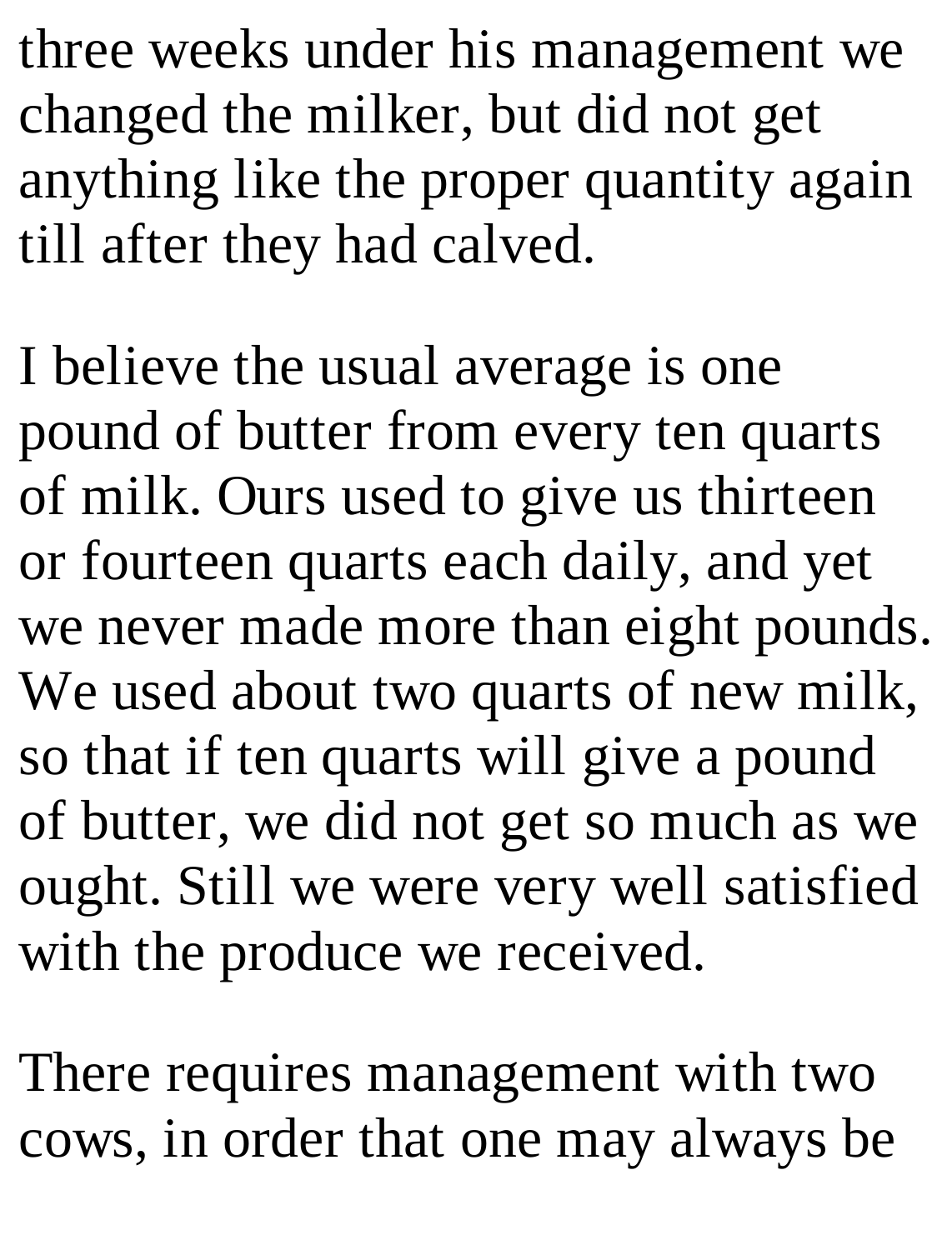three weeks under his management we changed the milker, but did not get anything like the proper quantity again till after they had calved.

I believe the usual average is one pound of butter from every ten quarts of milk. Ours used to give us thirteen or fourteen quarts each daily, and yet we never made more than eight pounds. We used about two quarts of new milk, so that if ten quarts will give a pound of butter, we did not get so much as we ought. Still we were very well satisfied with the produce we received.

There requires management with two cows, in order that one may always be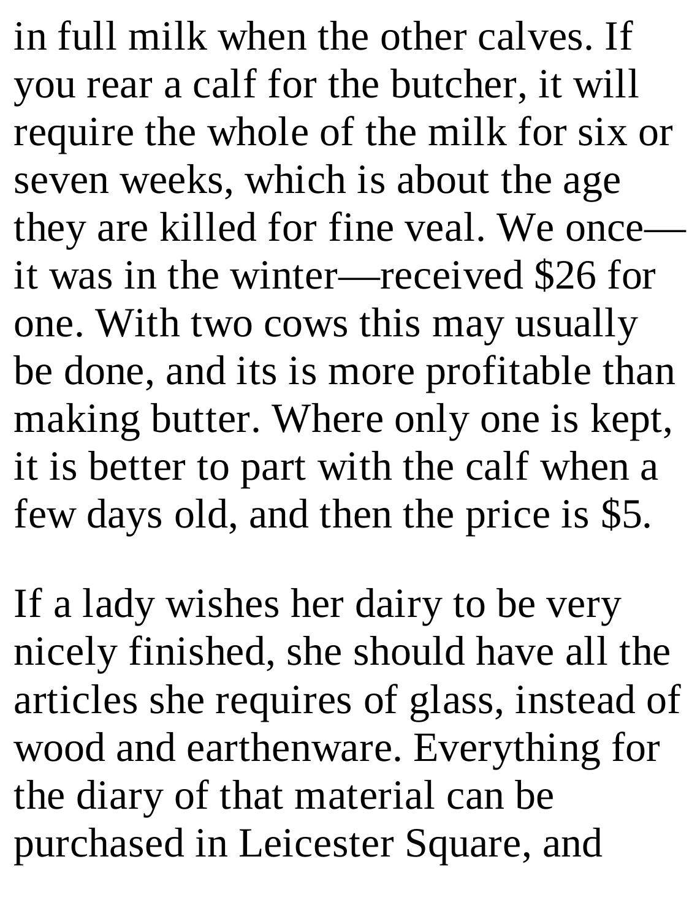in full milk when the other calves. If you rear a calf for the butcher, it will require the whole of the milk for six or seven weeks, which is about the age they are killed for fine veal. We once—it was in the winter—received $26 for one. With two cows this may usually be done, and its is more profitable than making butter. Where only one is kept, it is better to part with the calf when a few days old, and then the price is $5.

If a lady wishes her dairy to be very nicely finished, she should have all the articles she requires of glass, instead of wood and earthenware. Everything for the diary of that material can be purchased in Leicester Square, and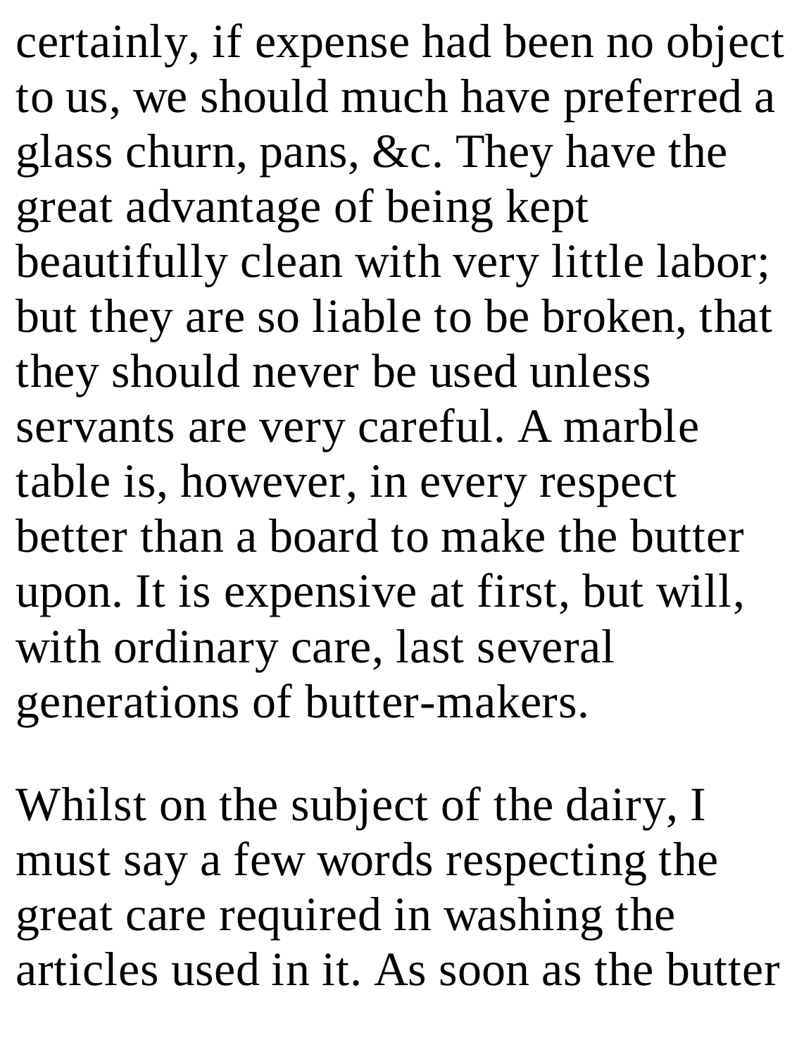certainly, if expense had been no object to us, we should much have preferred a glass churn, pans, &c. They have the great advantage of being kept beautifully clean with very little labor; but they are so liable to be broken, that they should never be used unless servants are very careful. A marble table is, however, in every respect better than a board to make the butter upon. It is expensive at first, but will, with ordinary care, last several generations of butter-makers.

Whilst on the subject of the dairy, I must say a few words respecting the great care required in washing the articles used in it. As soon as the butter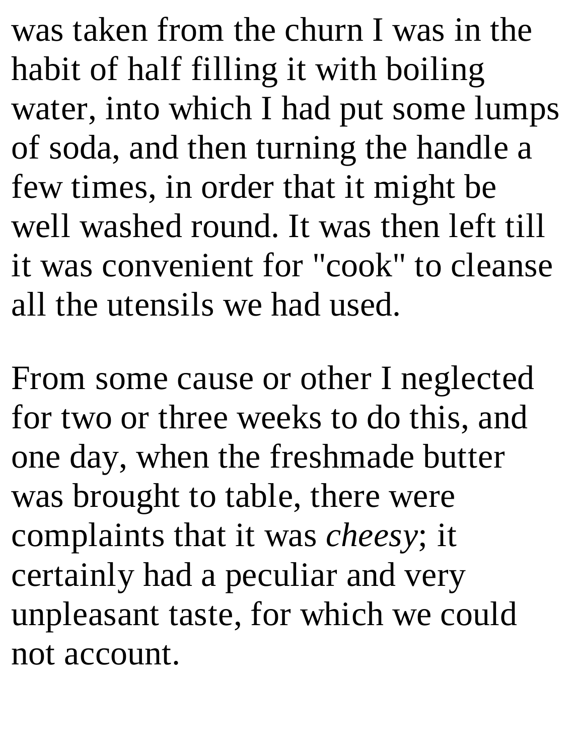was taken from the churn I was in the habit of half filling it with boiling water, into which I had put some lumps of soda, and then turning the handle a few times, in order that it might be well washed round. It was then left till it was convenient for "cook" to cleanse all the utensils we had used.

From some cause or other I neglected for two or three weeks to do this, and one day, when the freshmade butter was brought to table, there were complaints that it was *cheesy*; it certainly had a peculiar and very unpleasant taste, for which we could not account.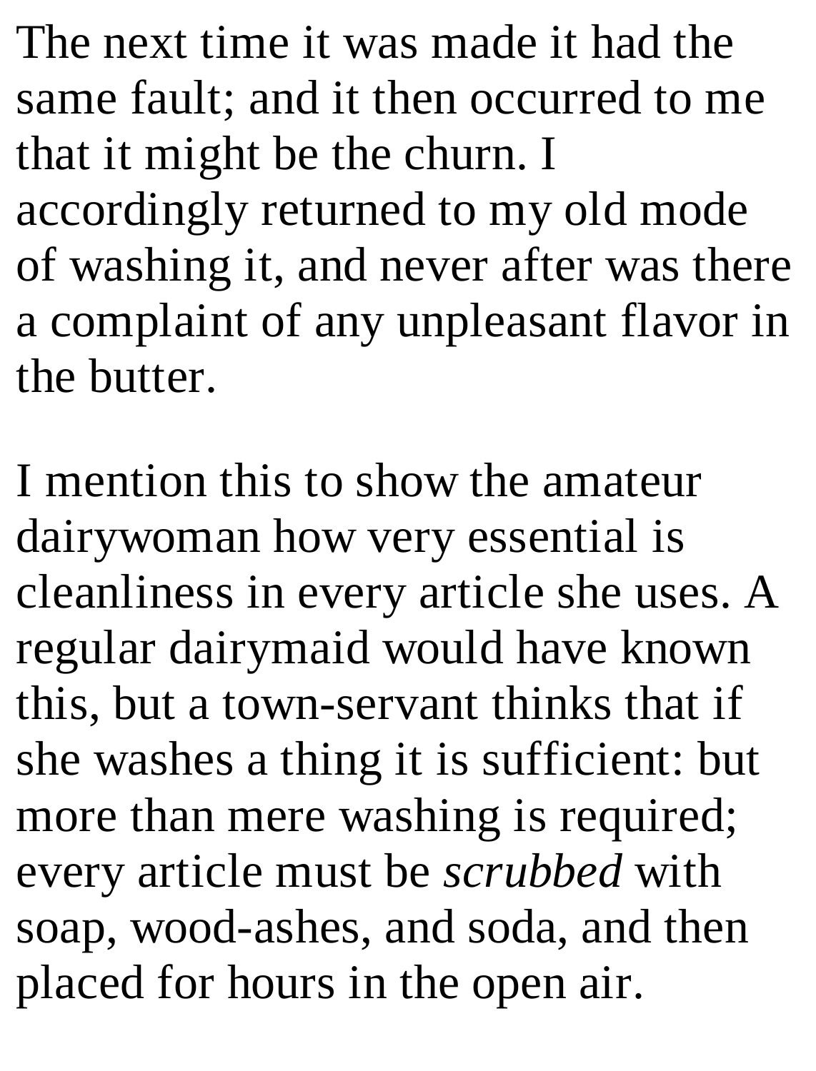The next time it was made it had the same fault; and it then occurred to me that it might be the churn. I accordingly returned to my old mode of washing it, and never after was there a complaint of any unpleasant flavor in the butter.

I mention this to show the amateur dairywoman how very essential is cleanliness in every article she uses. A regular dairymaid would have known this, but a town-servant thinks that if she washes a thing it is sufficient: but more than mere washing is required; every article must be *scrubbed* with soap, wood-ashes, and soda, and then placed for hours in the open air.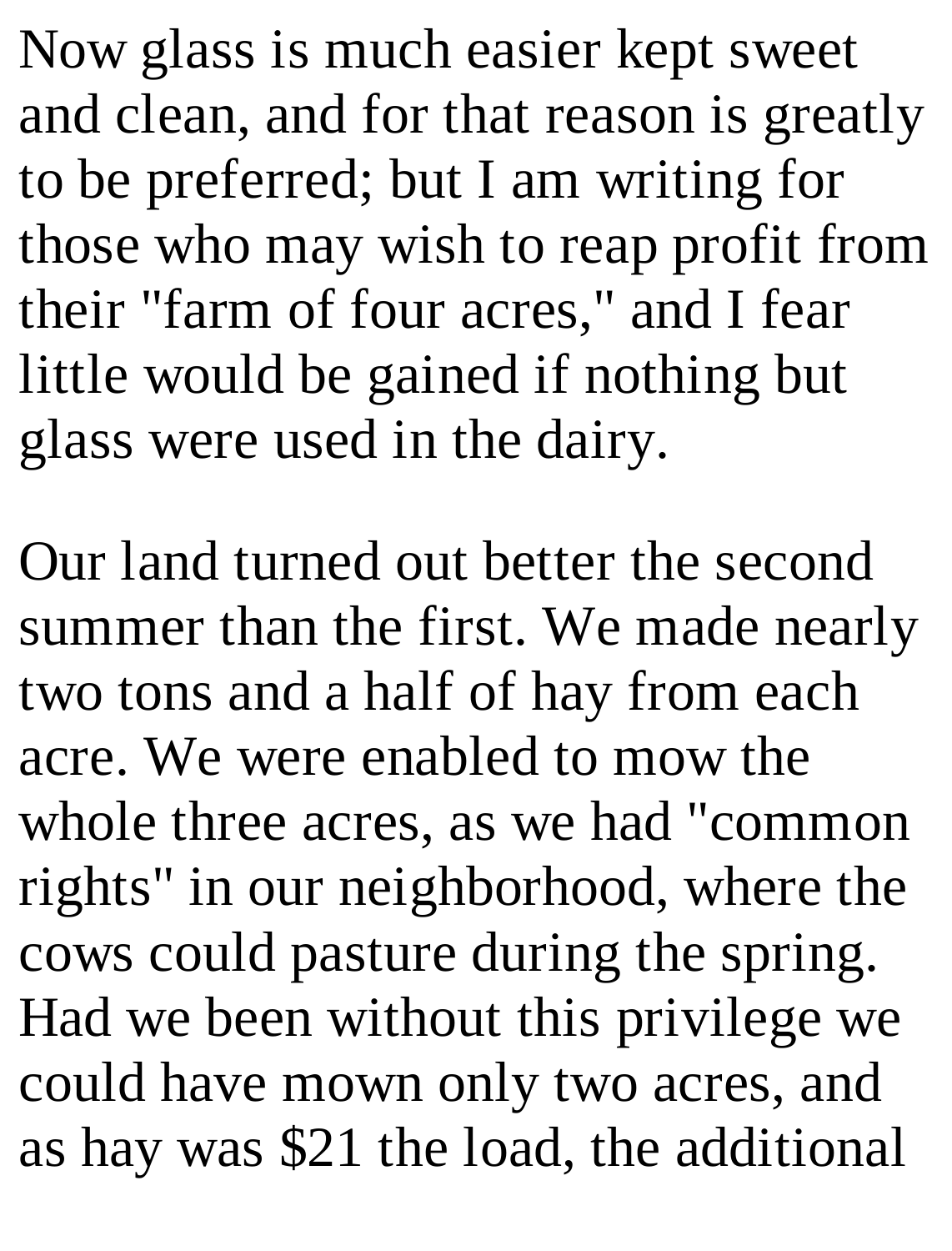Now glass is much easier kept sweet and clean, and for that reason is greatly to be preferred; but I am writing for those who may wish to reap profit from their "farm of four acres," and I fear little would be gained if nothing but glass were used in the dairy.

Our land turned out better the second summer than the first. We made nearly two tons and a half of hay from each acre. We were enabled to mow the whole three acres, as we had "common rights" in our neighborhood, where the cows could pasture during the spring. Had we been without this privilege we could have mown only two acres, and as hay was $21 the load, the additional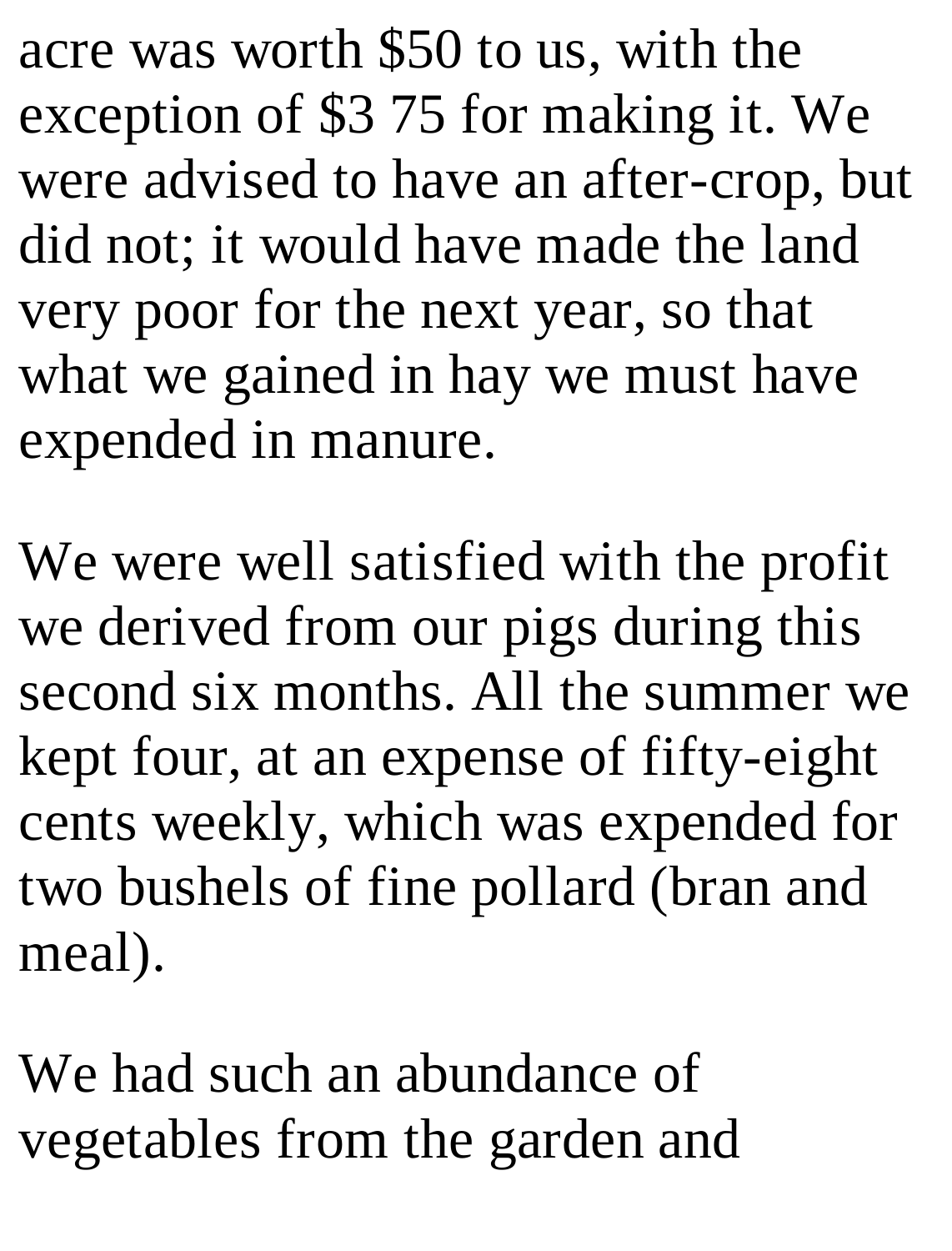acre was worth $50 to us, with the exception of $3 75 for making it. We were advised to have an after-crop, but did not; it would have made the land very poor for the next year, so that what we gained in hay we must have expended in manure.

We were well satisfied with the profit we derived from our pigs during this second six months. All the summer we kept four, at an expense of fifty-eight cents weekly, which was expended for two bushels of fine pollard (bran and meal).

We had such an abundance of vegetables from the garden and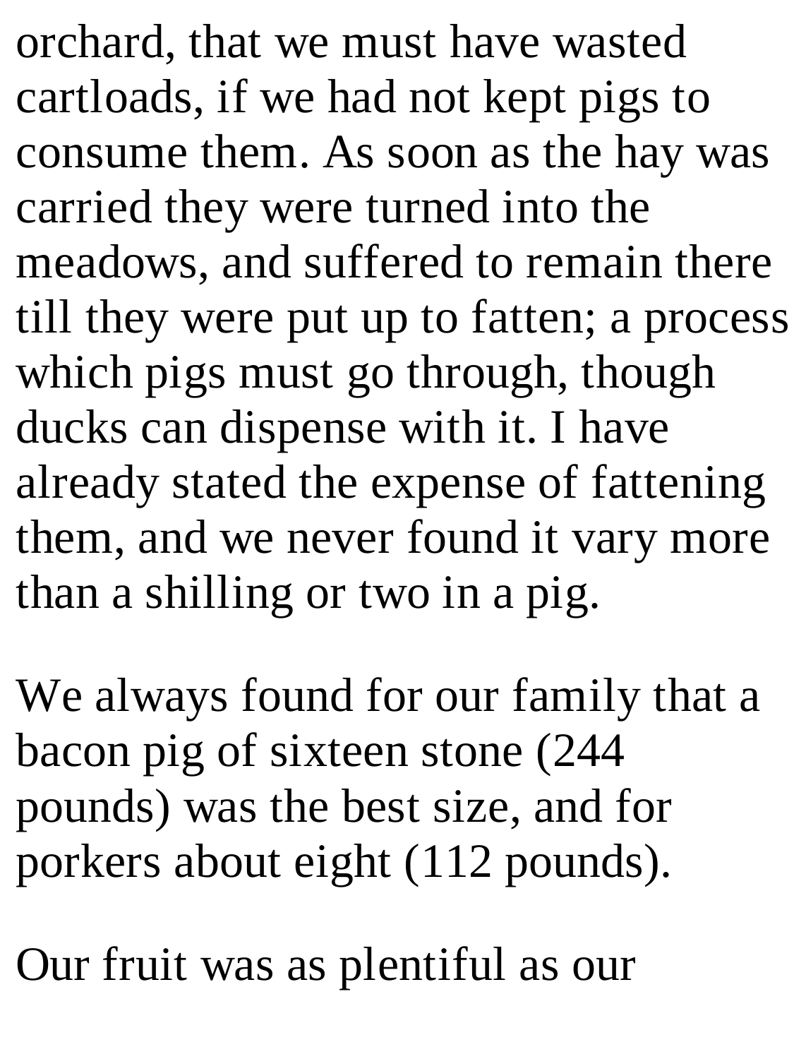orchard, that we must have wasted cartloads, if we had not kept pigs to consume them. As soon as the hay was carried they were turned into the meadows, and suffered to remain there till they were put up to fatten; a process which pigs must go through, though ducks can dispense with it. I have already stated the expense of fattening them, and we never found it vary more than a shilling or two in a pig.

We always found for our family that a bacon pig of sixteen stone (244 pounds) was the best size, and for porkers about eight (112 pounds).

Our fruit was as plentiful as our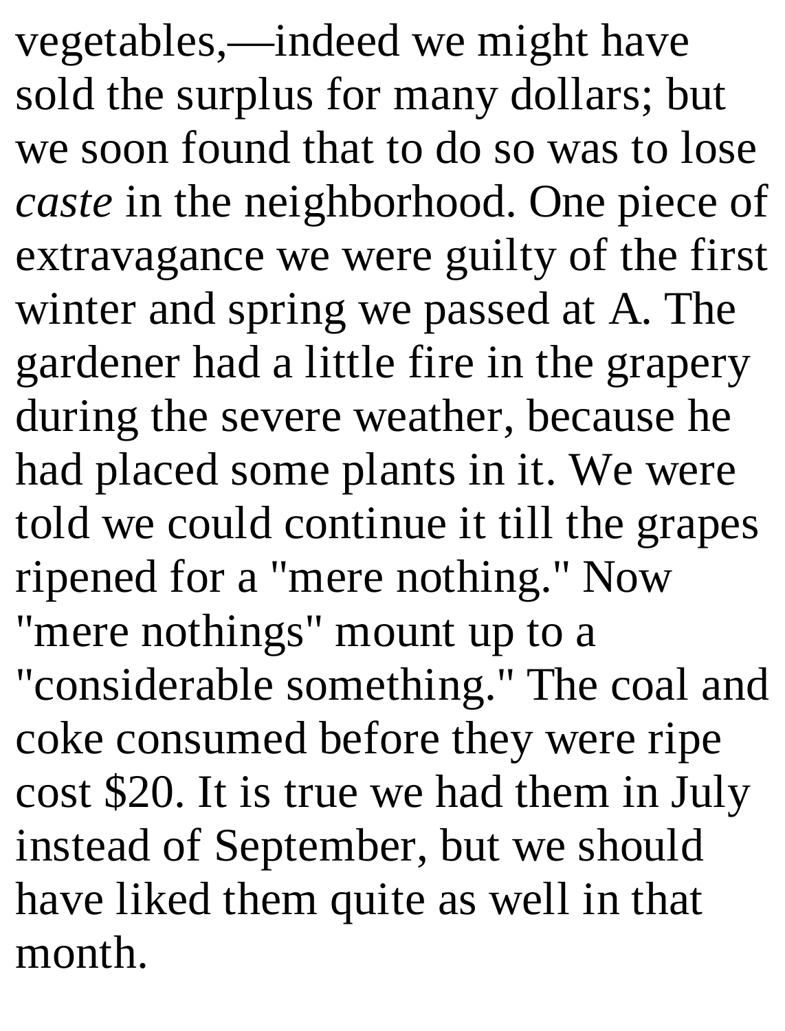vegetables,—indeed we might have sold the surplus for many dollars; but we soon found that to do so was to lose *caste* in the neighborhood. One piece of extravagance we were guilty of the first winter and spring we passed at A. The gardener had a little fire in the grapery during the severe weather, because he had placed some plants in it. We were told we could continue it till the grapes ripened for a "mere nothing." Now "mere nothings" mount up to a "considerable something." The coal and coke consumed before they were ripe cost $20. It is true we had them in July instead of September, but we should have liked them quite as well in that month.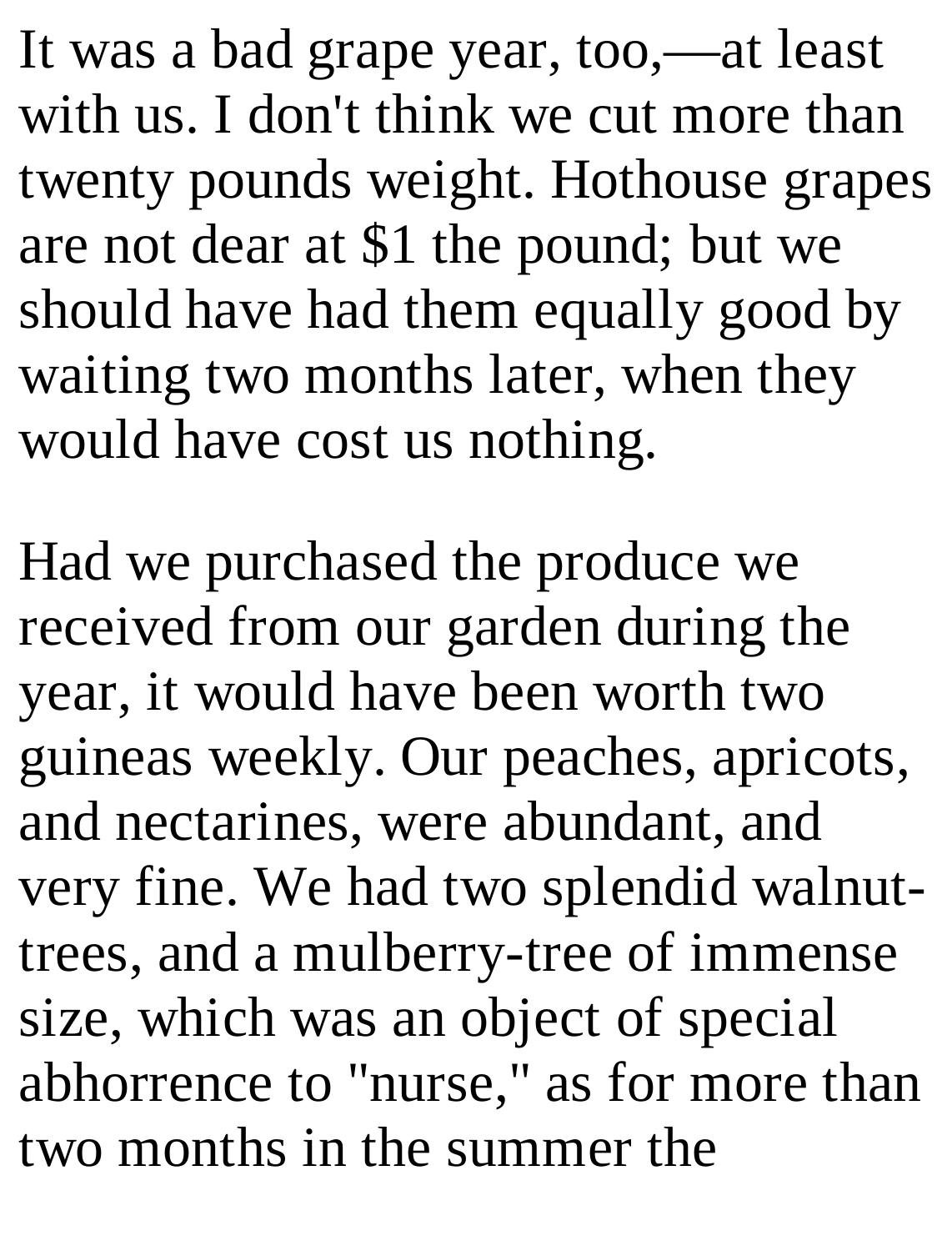It was a bad grape year, too,—at least with us. I don't think we cut more than twenty pounds weight. Hothouse grapes are not dear at $1 the pound; but we should have had them equally good by waiting two months later, when they would have cost us nothing.

Had we purchased the produce we received from our garden during the year, it would have been worth two guineas weekly. Our peaches, apricots, and nectarines, were abundant, and very fine. We had two splendid walnut-trees, and a mulberry-tree of immense size, which was an object of special abhorrence to "nurse," as for more than two months in the summer the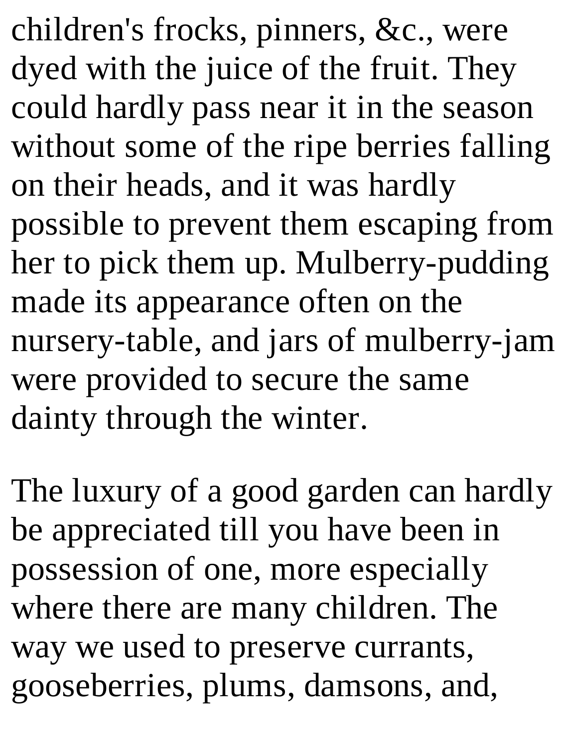children's frocks, pinners, &c., were dyed with the juice of the fruit. They could hardly pass near it in the season without some of the ripe berries falling on their heads, and it was hardly possible to prevent them escaping from her to pick them up. Mulberry-pudding made its appearance often on the nursery-table, and jars of mulberry-jam were provided to secure the same dainty through the winter.

The luxury of a good garden can hardly be appreciated till you have been in possession of one, more especially where there are many children. The way we used to preserve currants, gooseberries, plums, damsons, and,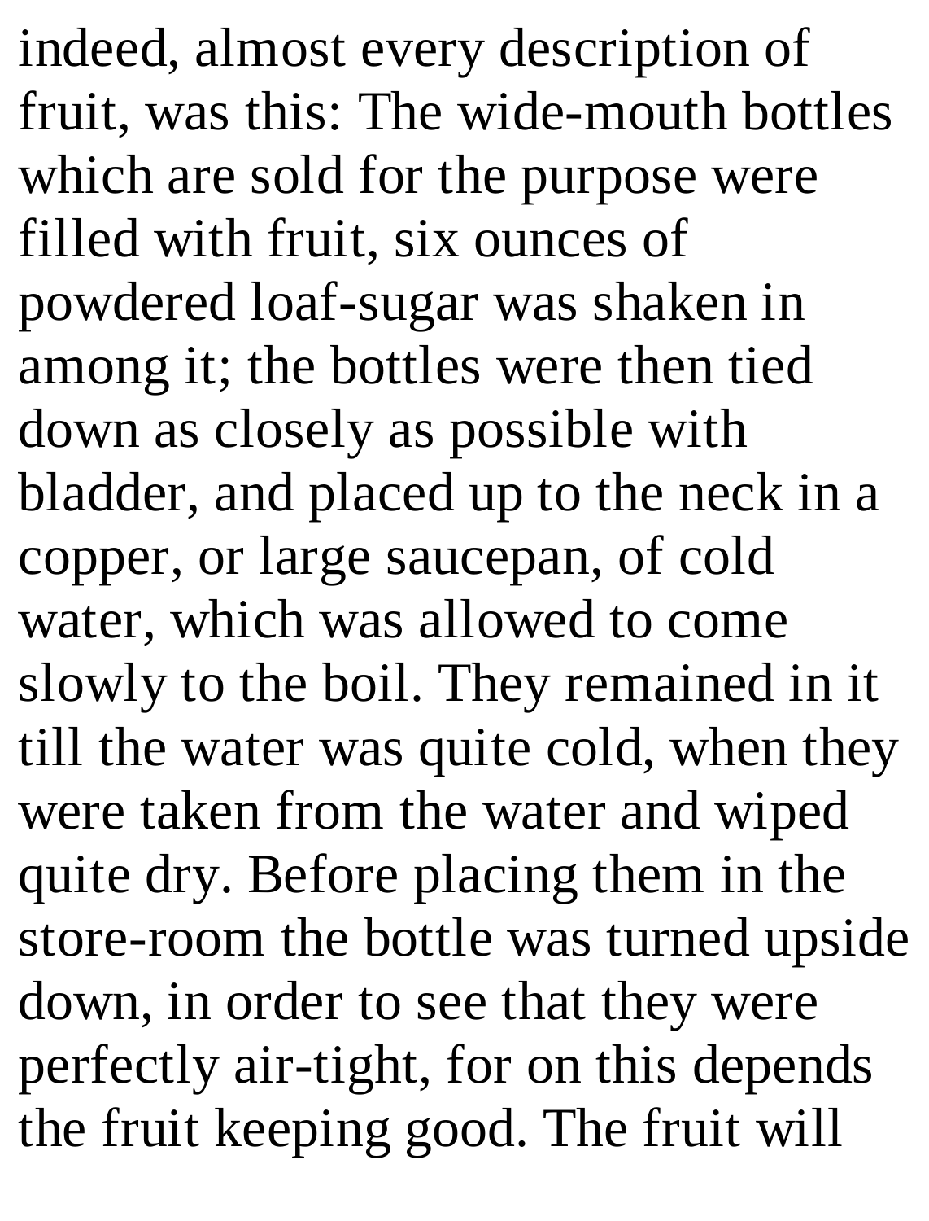indeed, almost every description of fruit, was this: The wide-mouth bottles which are sold for the purpose were filled with fruit, six ounces of powdered loaf-sugar was shaken in among it; the bottles were then tied down as closely as possible with bladder, and placed up to the neck in a copper, or large saucepan, of cold water, which was allowed to come slowly to the boil. They remained in it till the water was quite cold, when they were taken from the water and wiped quite dry. Before placing them in the store-room the bottle was turned upside down, in order to see that they were perfectly air-tight, for on this depends the fruit keeping good. The fruit will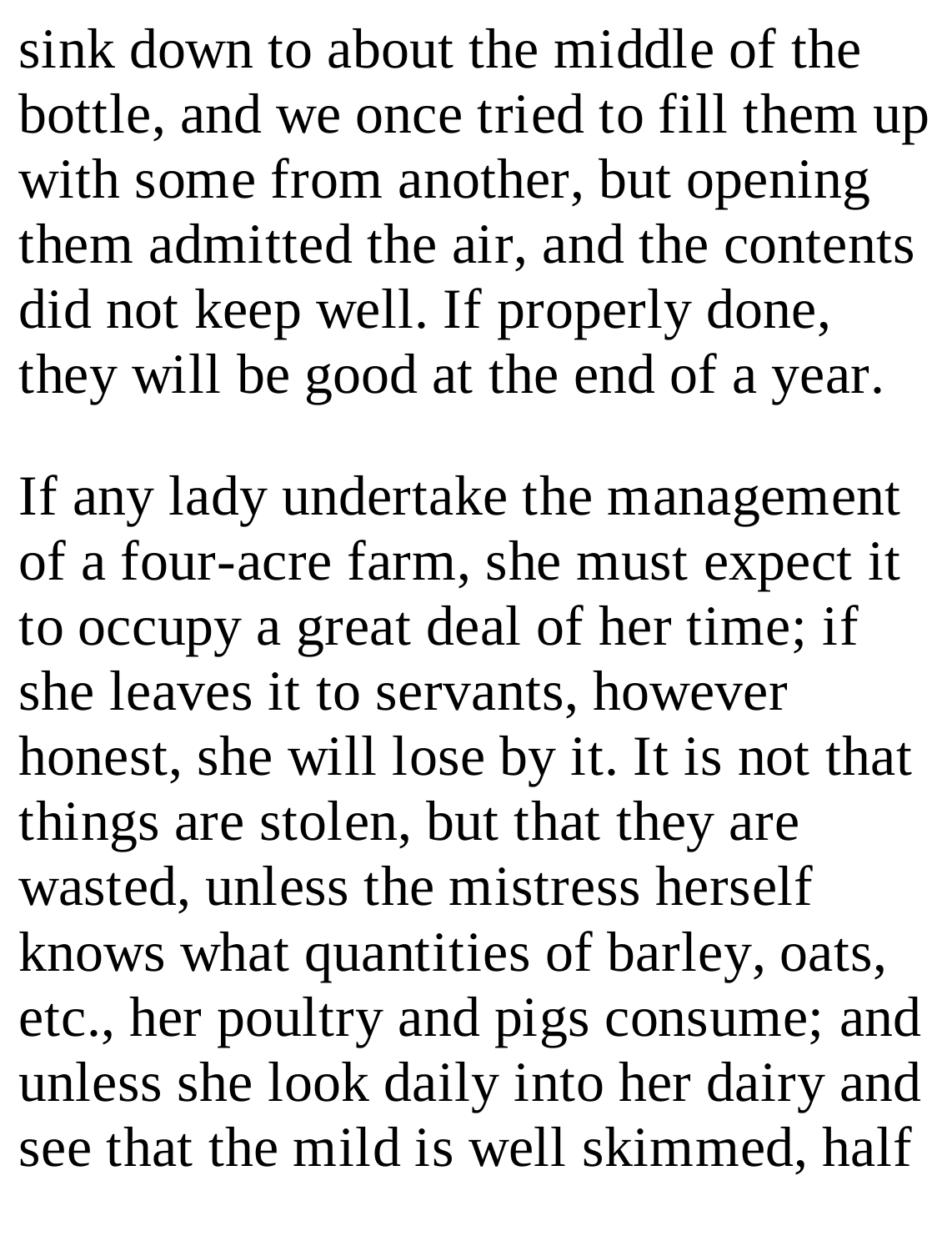sink down to about the middle of the bottle, and we once tried to fill them up with some from another, but opening them admitted the air, and the contents did not keep well. If properly done, they will be good at the end of a year.

If any lady undertake the management of a four-acre farm, she must expect it to occupy a great deal of her time; if she leaves it to servants, however honest, she will lose by it. It is not that things are stolen, but that they are wasted, unless the mistress herself knows what quantities of barley, oats, etc., her poultry and pigs consume; and unless she look daily into her dairy and see that the mild is well skimmed, half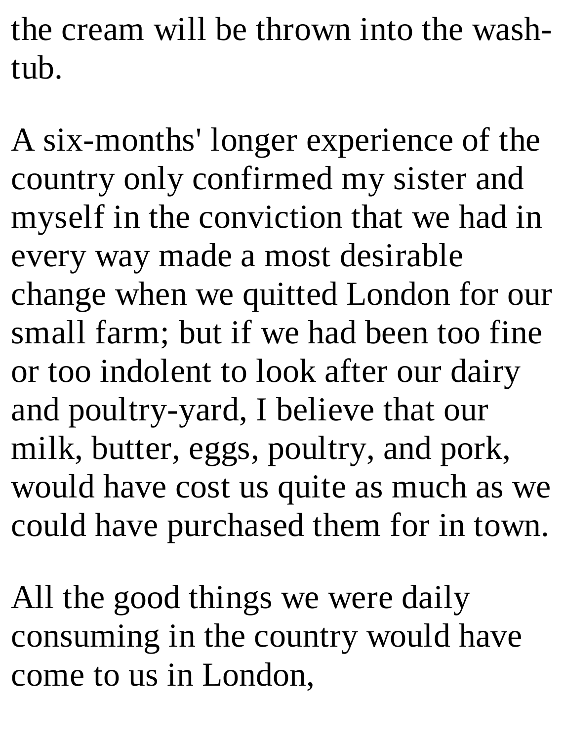the cream will be thrown into the wash-tub.

A six-months' longer experience of the country only confirmed my sister and myself in the conviction that we had in every way made a most desirable change when we quitted London for our small farm; but if we had been too fine or too indolent to look after our dairy and poultry-yard, I believe that our milk, butter, eggs, poultry, and pork, would have cost us quite as much as we could have purchased them for in town.

All the good things we were daily consuming in the country would have come to us in London,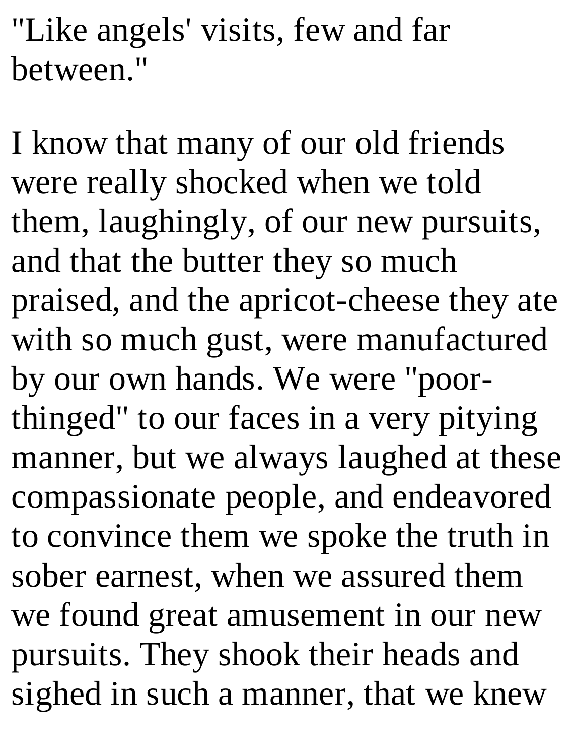"Like angels' visits, few and far between."

I know that many of our old friends were really shocked when we told them, laughingly, of our new pursuits, and that the butter they so much praised, and the apricot-cheese they ate with so much gust, were manufactured by our own hands. We were "poor-thinged" to our faces in a very pitying manner, but we always laughed at these compassionate people, and endeavored to convince them we spoke the truth in sober earnest, when we assured them we found great amusement in our new pursuits. They shook their heads and sighed in such a manner, that we knew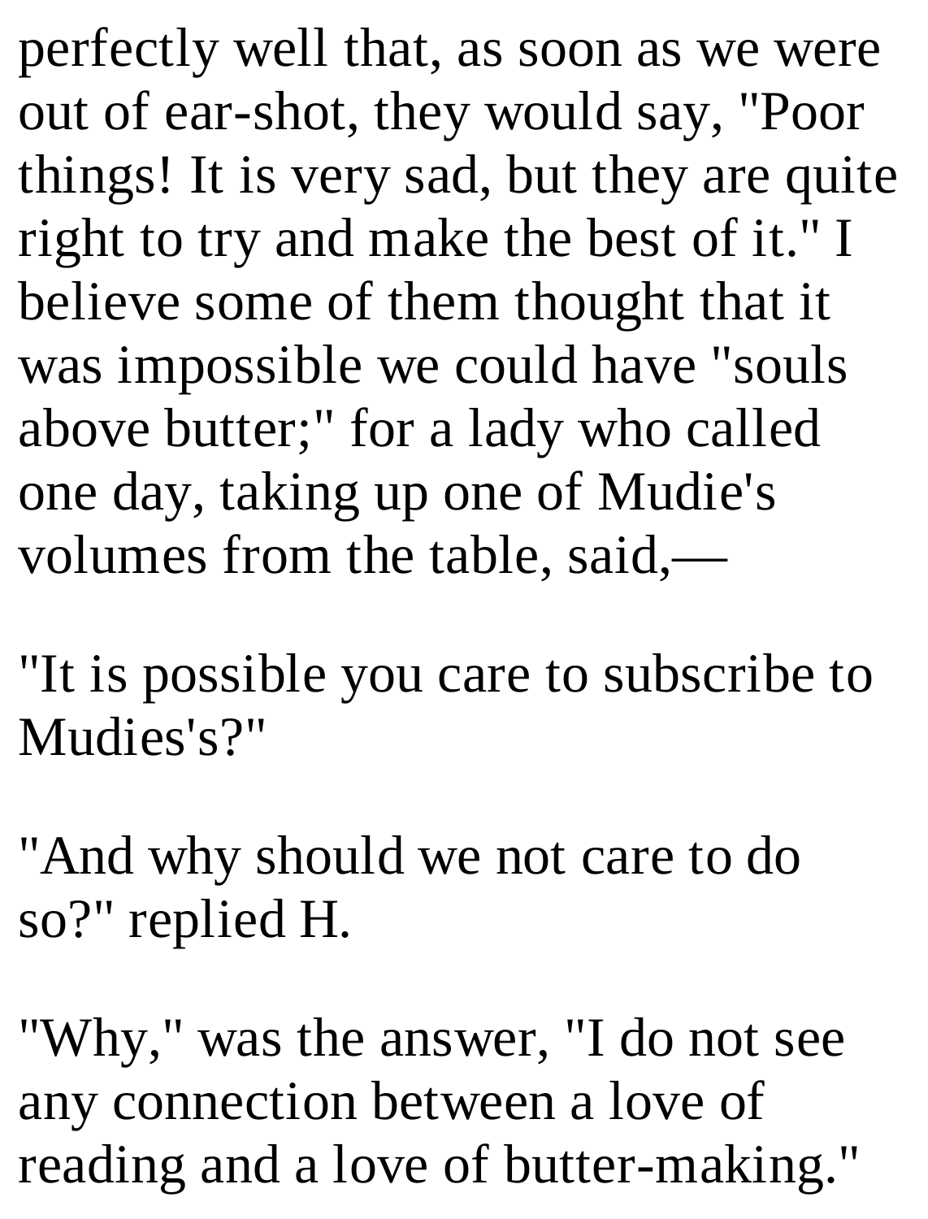perfectly well that, as soon as we were out of ear-shot, they would say, "Poor things! It is very sad, but they are quite right to try and make the best of it." I believe some of them thought that it was impossible we could have "souls above butter;" for a lady who called one day, taking up one of Mudie's volumes from the table, said,—

"It is possible you care to subscribe to Mudies's?"

"And why should we not care to do so?" replied H.

"Why," was the answer, "I do not see any connection between a love of reading and a love of butter-making."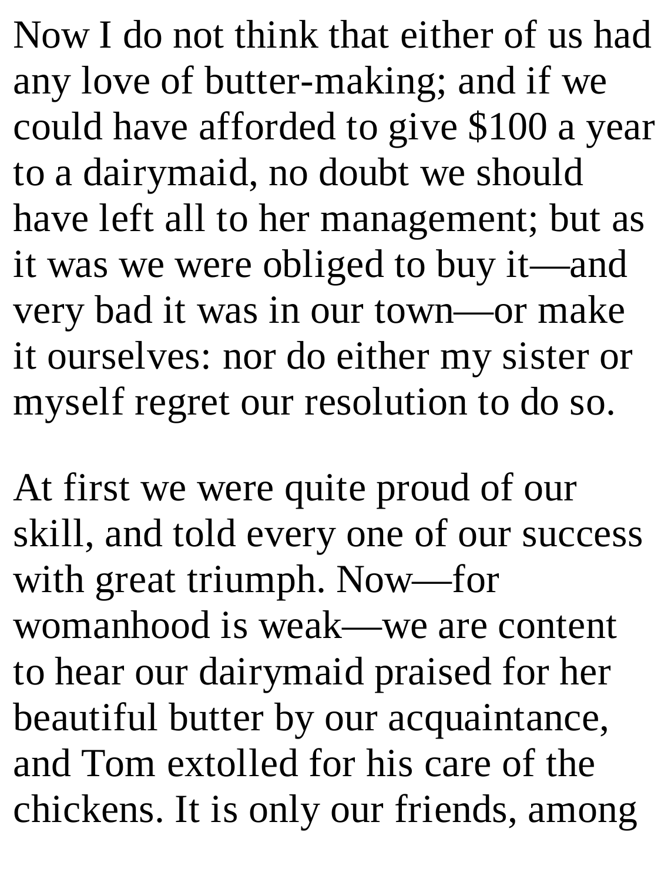Now I do not think that either of us had any love of butter-making; and if we could have afforded to give $100 a year to a dairymaid, no doubt we should have left all to her management; but as it was we were obliged to buy it—and very bad it was in our town—or make it ourselves: nor do either my sister or myself regret our resolution to do so.

At first we were quite proud of our skill, and told every one of our success with great triumph. Now—for womanhood is weak—we are content to hear our dairymaid praised for her beautiful butter by our acquaintance, and Tom extolled for his care of the chickens. It is only our friends, among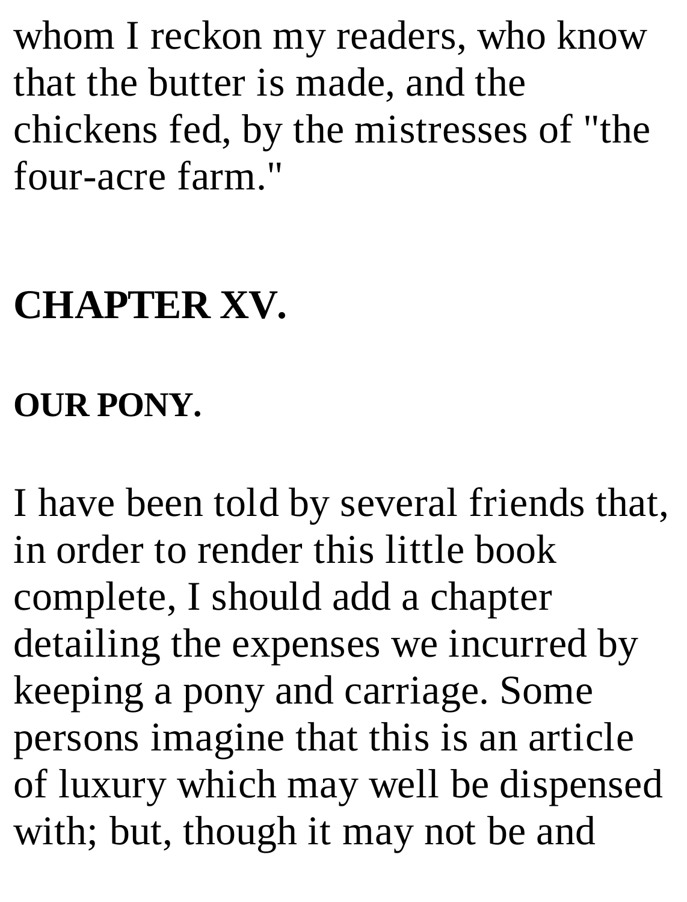whom I reckon my readers, who know that the butter is made, and the chickens fed, by the mistresses of "the four-acre farm."

## CHAPTER XV.

### OUR PONY.

I have been told by several friends that, in order to render this little book complete, I should add a chapter detailing the expenses we incurred by keeping a pony and carriage. Some persons imagine that this is an article of luxury which may well be dispensed with; but, though it may not be and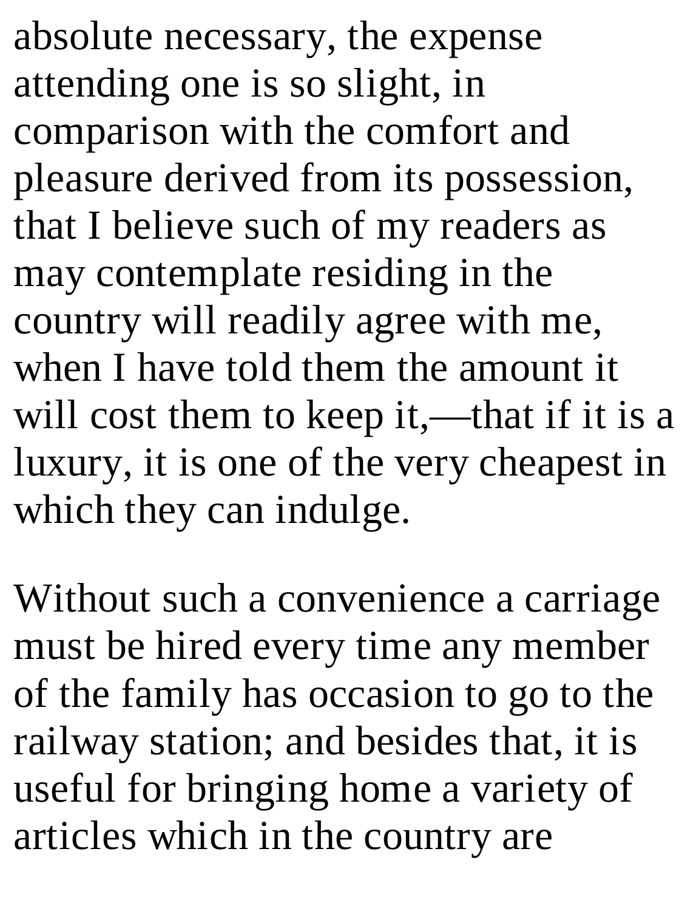absolute necessary, the expense attending one is so slight, in comparison with the comfort and pleasure derived from its possession, that I believe such of my readers as may contemplate residing in the country will readily agree with me, when I have told them the amount it will cost them to keep it,—that if it is a luxury, it is one of the very cheapest in which they can indulge.

Without such a convenience a carriage must be hired every time any member of the family has occasion to go to the railway station; and besides that, it is useful for bringing home a variety of articles which in the country are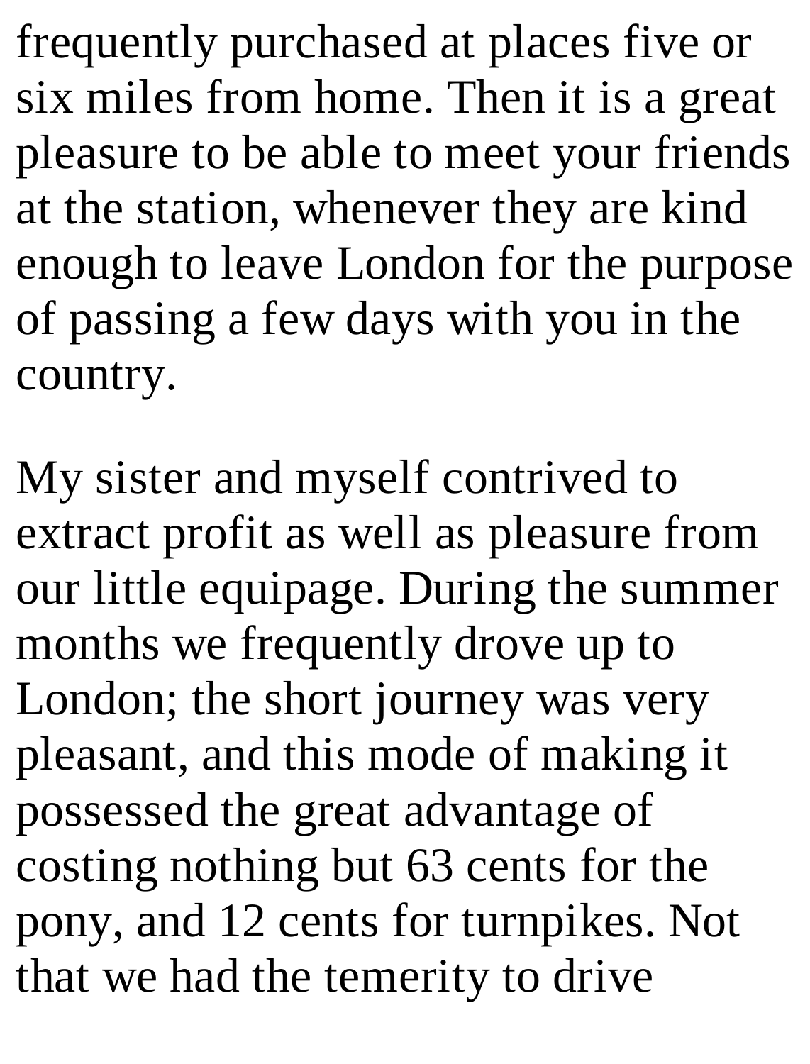frequently purchased at places five or six miles from home. Then it is a great pleasure to be able to meet your friends at the station, whenever they are kind enough to leave London for the purpose of passing a few days with you in the country.

My sister and myself contrived to extract profit as well as pleasure from our little equipage. During the summer months we frequently drove up to London; the short journey was very pleasant, and this mode of making it possessed the great advantage of costing nothing but 63 cents for the pony, and 12 cents for turnpikes. Not that we had the temerity to drive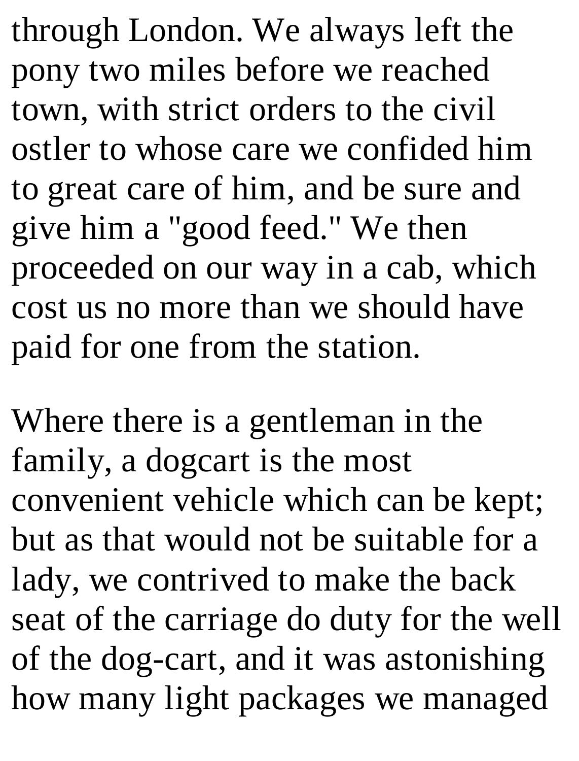through London. We always left the pony two miles before we reached town, with strict orders to the civil ostler to whose care we confided him to great care of him, and be sure and give him a "good feed." We then proceeded on our way in a cab, which cost us no more than we should have paid for one from the station.

Where there is a gentleman in the family, a dogcart is the most convenient vehicle which can be kept; but as that would not be suitable for a lady, we contrived to make the back seat of the carriage do duty for the well of the dog-cart, and it was astonishing how many light packages we managed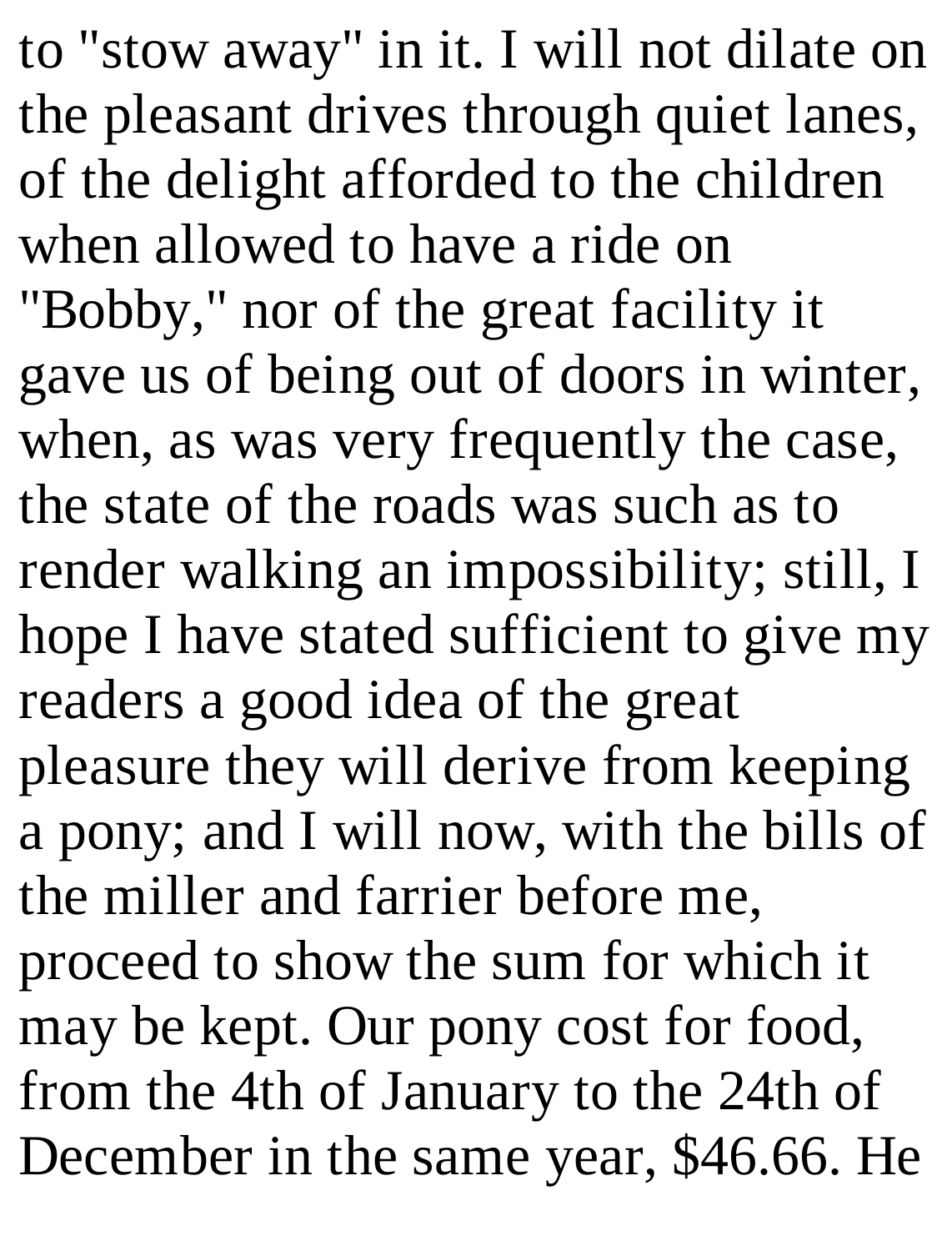to "stow away" in it. I will not dilate on the pleasant drives through quiet lanes, of the delight afforded to the children when allowed to have a ride on "Bobby," nor of the great facility it gave us of being out of doors in winter, when, as was very frequently the case, the state of the roads was such as to render walking an impossibility; still, I hope I have stated sufficient to give my readers a good idea of the great pleasure they will derive from keeping a pony; and I will now, with the bills of the miller and farrier before me, proceed to show the sum for which it may be kept. Our pony cost for food, from the 4th of January to the 24th of December in the same year, $46.66. He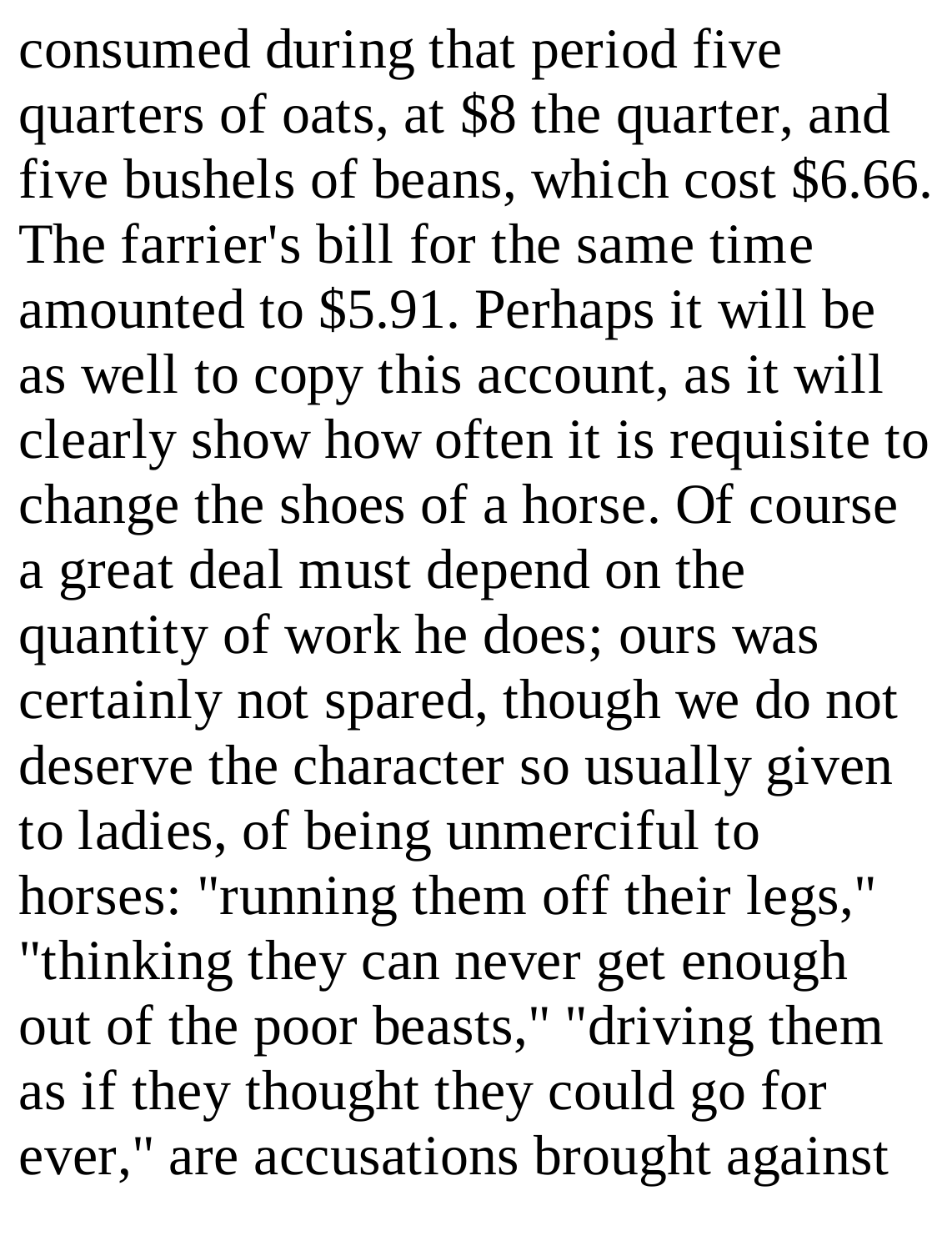consumed during that period five quarters of oats, at $8 the quarter, and five bushels of beans, which cost $6.66. The farrier's bill for the same time amounted to $5.91. Perhaps it will be as well to copy this account, as it will clearly show how often it is requisite to change the shoes of a horse. Of course a great deal must depend on the quantity of work he does; ours was certainly not spared, though we do not deserve the character so usually given to ladies, of being unmerciful to horses: "running them off their legs," "thinking they can never get enough out of the poor beasts," "driving them as if they thought they could go for ever," are accusations brought against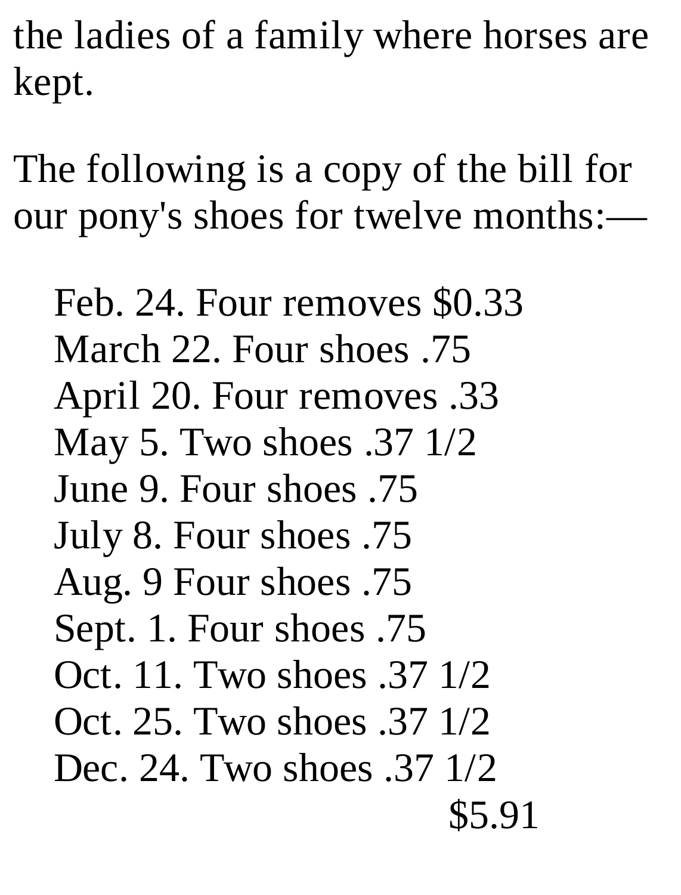the ladies of a family where horses are kept.

The following is a copy of the bill for our pony's shoes for twelve months:—

Feb. 24. Four removes $0.33  
March 22. Four shoes .75  
April 20. Four removes .33  
May 5. Two shoes .37 1/2  
June 9. Four shoes .75  
July 8. Four shoes .75  
Aug. 9 Four shoes .75  
Sept. 1. Four shoes .75  
Oct. 11. Two shoes .37 1/2  
Oct. 25. Two shoes .37 1/2  
Dec. 24. Two shoes .37 1/2  
$5.91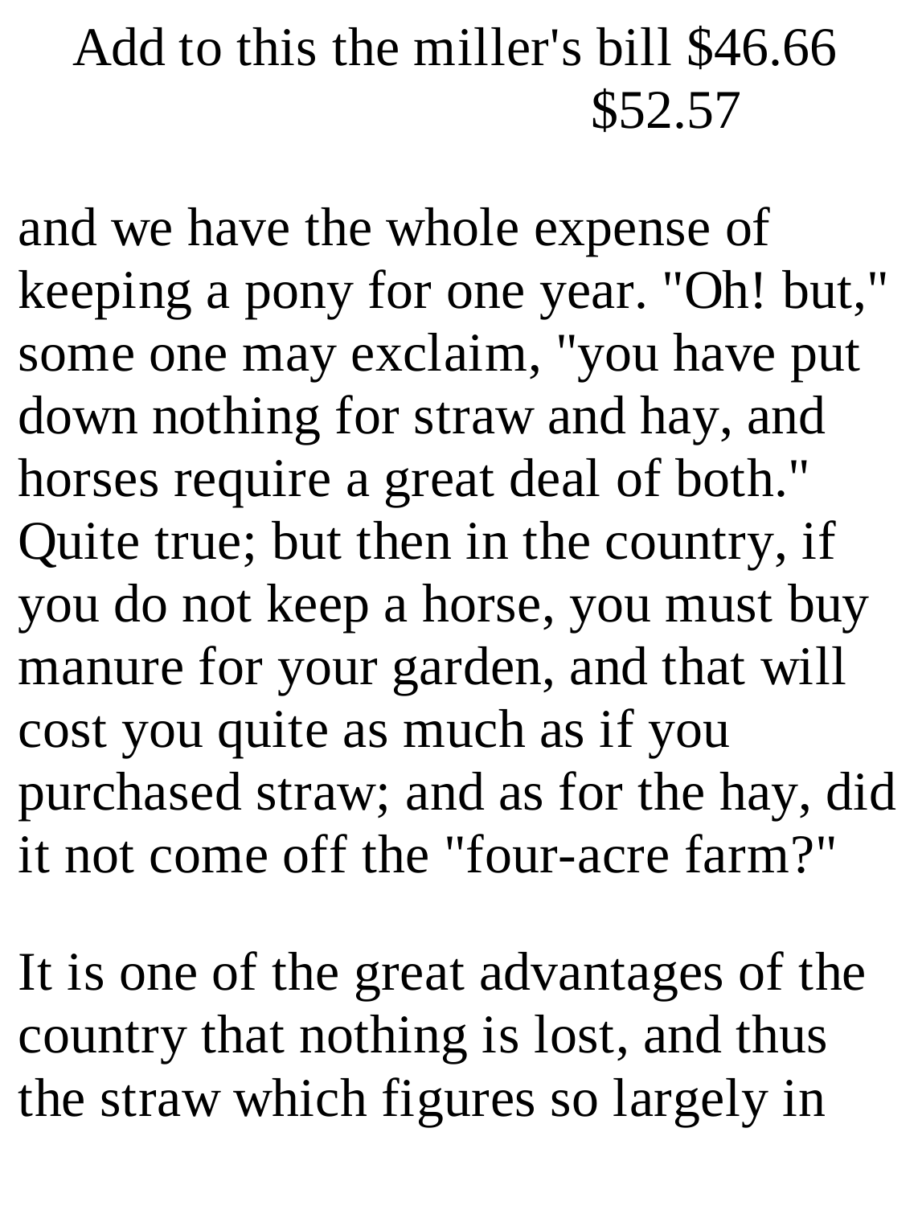Add to this the miller's bill $46.66
$52.57

and we have the whole expense of keeping a pony for one year. "Oh! but," some one may exclaim, "you have put down nothing for straw and hay, and horses require a great deal of both." Quite true; but then in the country, if you do not keep a horse, you must buy manure for your garden, and that will cost you quite as much as if you purchased straw; and as for the hay, did it not come off the "four-acre farm?"

It is one of the great advantages of the country that nothing is lost, and thus the straw which figures so largely in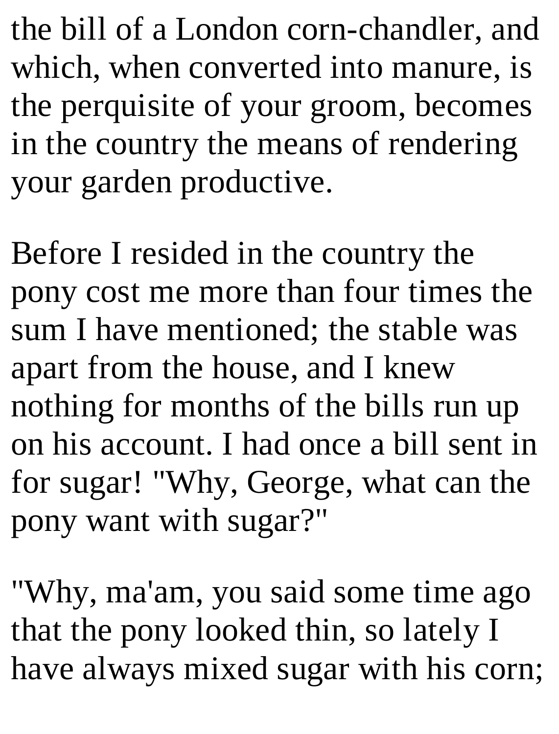the bill of a London corn-chandler, and which, when converted into manure, is the perquisite of your groom, becomes in the country the means of rendering your garden productive.

Before I resided in the country the pony cost me more than four times the sum I have mentioned; the stable was apart from the house, and I knew nothing for months of the bills run up on his account. I had once a bill sent in for sugar! "Why, George, what can the pony want with sugar?"

"Why, ma'am, you said some time ago that the pony looked thin, so lately I have always mixed sugar with his corn;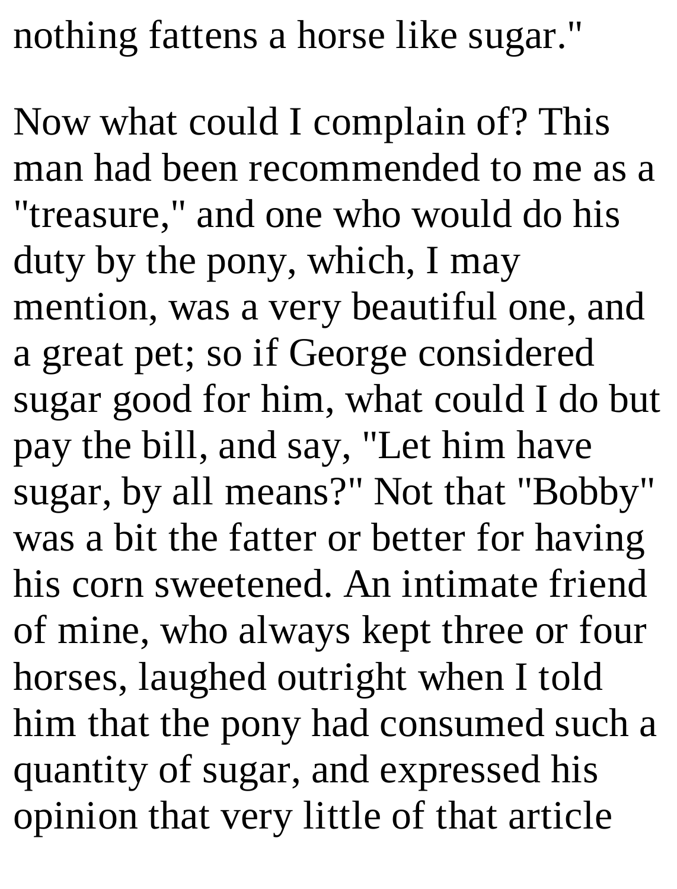nothing fattens a horse like sugar."

Now what could I complain of? This man had been recommended to me as a "treasure," and one who would do his duty by the pony, which, I may mention, was a very beautiful one, and a great pet; so if George considered sugar good for him, what could I do but pay the bill, and say, "Let him have sugar, by all means?" Not that "Bobby" was a bit the fatter or better for having his corn sweetened. An intimate friend of mine, who always kept three or four horses, laughed outright when I told him that the pony had consumed such a quantity of sugar, and expressed his opinion that very little of that article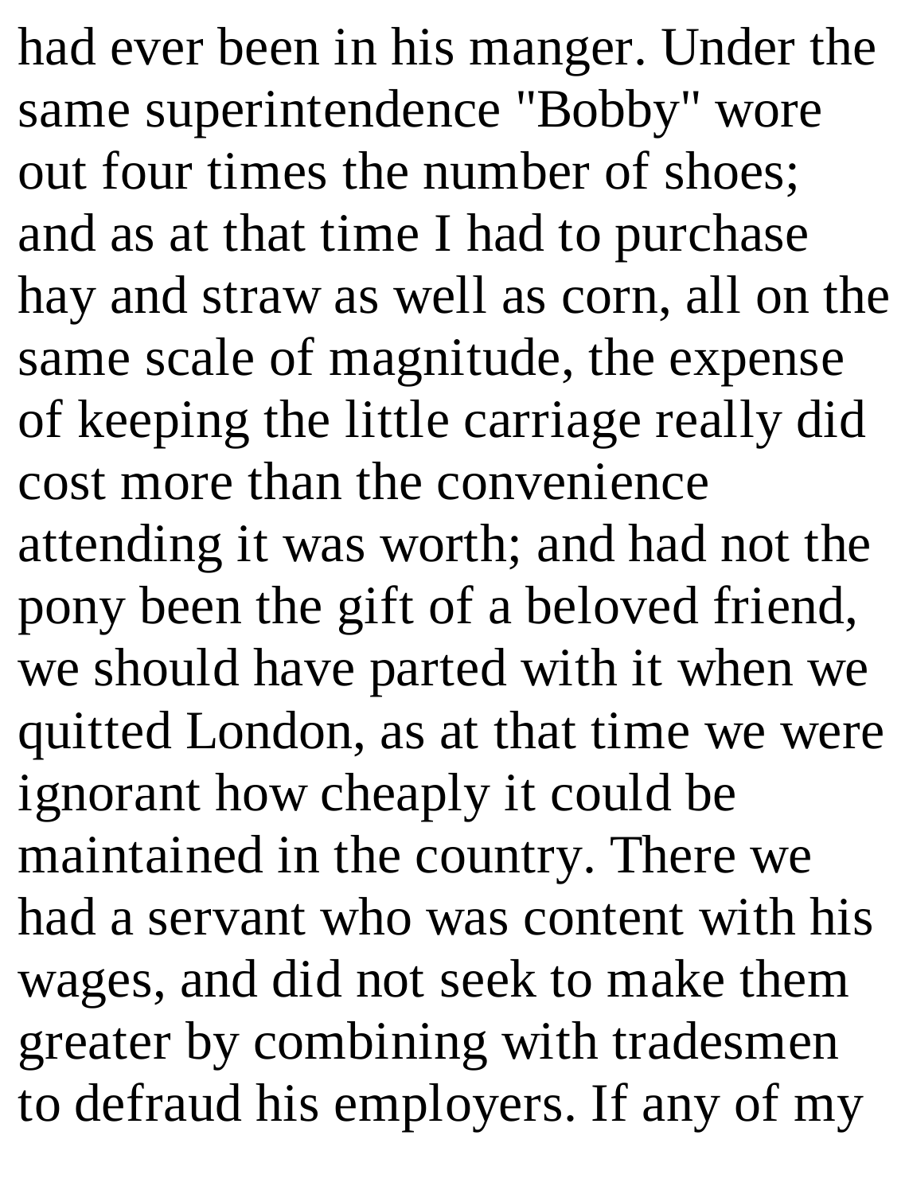had ever been in his manger. Under the same superintendence "Bobby" wore out four times the number of shoes; and as at that time I had to purchase hay and straw as well as corn, all on the same scale of magnitude, the expense of keeping the little carriage really did cost more than the convenience attending it was worth; and had not the pony been the gift of a beloved friend, we should have parted with it when we quitted London, as at that time we were ignorant how cheaply it could be maintained in the country. There we had a servant who was content with his wages, and did not seek to make them greater by combining with tradesmen to defraud his employers. If any of my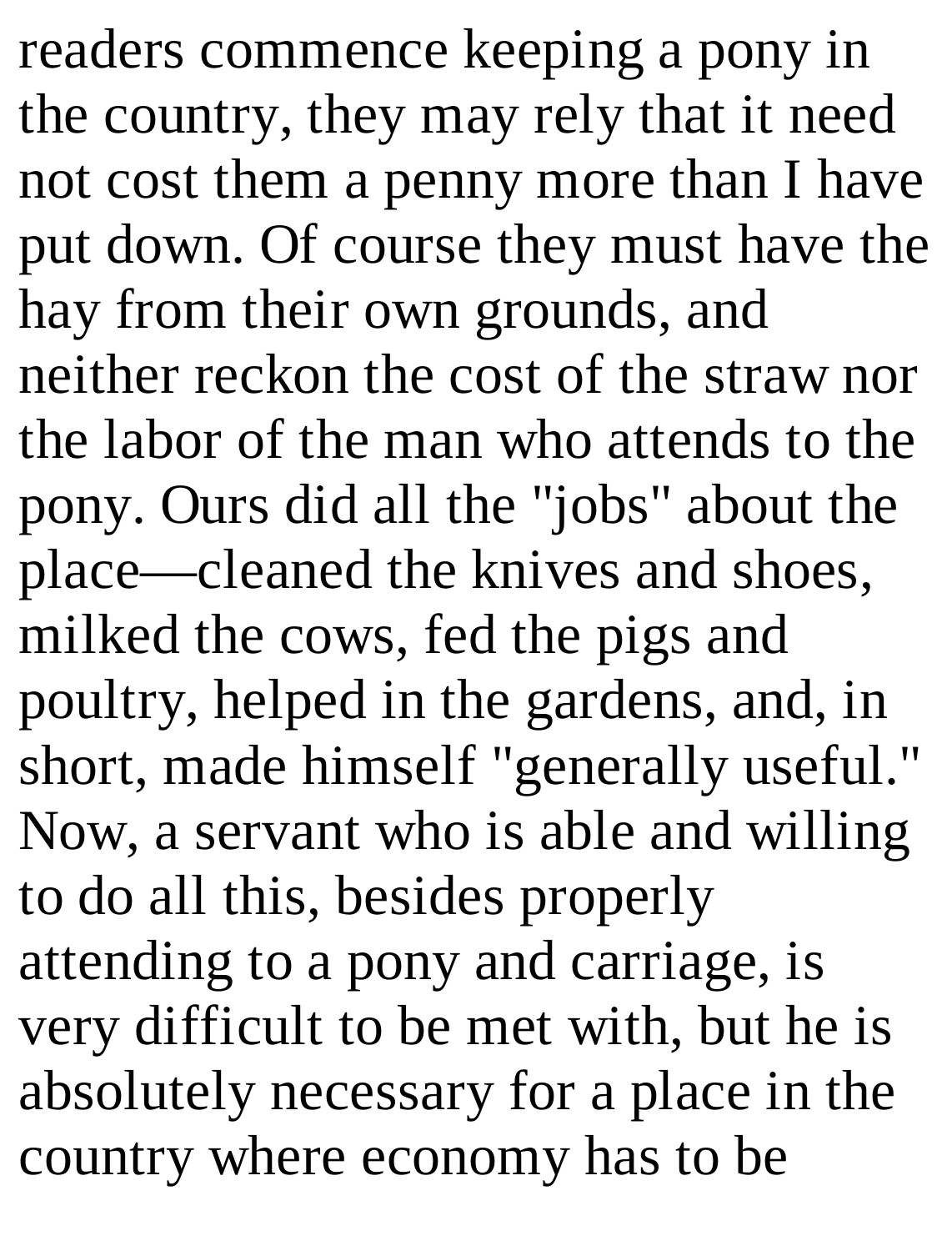readers commence keeping a pony in the country, they may rely that it need not cost them a penny more than I have put down. Of course they must have the hay from their own grounds, and neither reckon the cost of the straw nor the labor of the man who attends to the pony. Ours did all the "jobs" about the place—cleaned the knives and shoes, milked the cows, fed the pigs and poultry, helped in the gardens, and, in short, made himself "generally useful." Now, a servant who is able and willing to do all this, besides properly attending to a pony and carriage, is very difficult to be met with, but he is absolutely necessary for a place in the country where economy has to be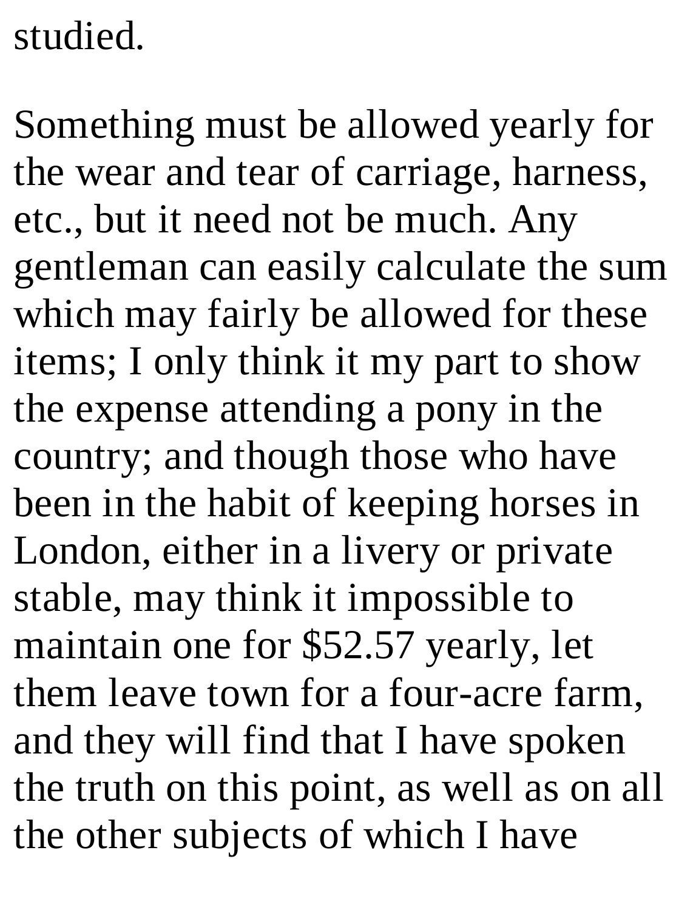studied.

Something must be allowed yearly for the wear and tear of carriage, harness, etc., but it need not be much. Any gentleman can easily calculate the sum which may fairly be allowed for these items; I only think it my part to show the expense attending a pony in the country; and though those who have been in the habit of keeping horses in London, either in a livery or private stable, may think it impossible to maintain one for $52.57 yearly, let them leave town for a four-acre farm, and they will find that I have spoken the truth on this point, as well as on all the other subjects of which I have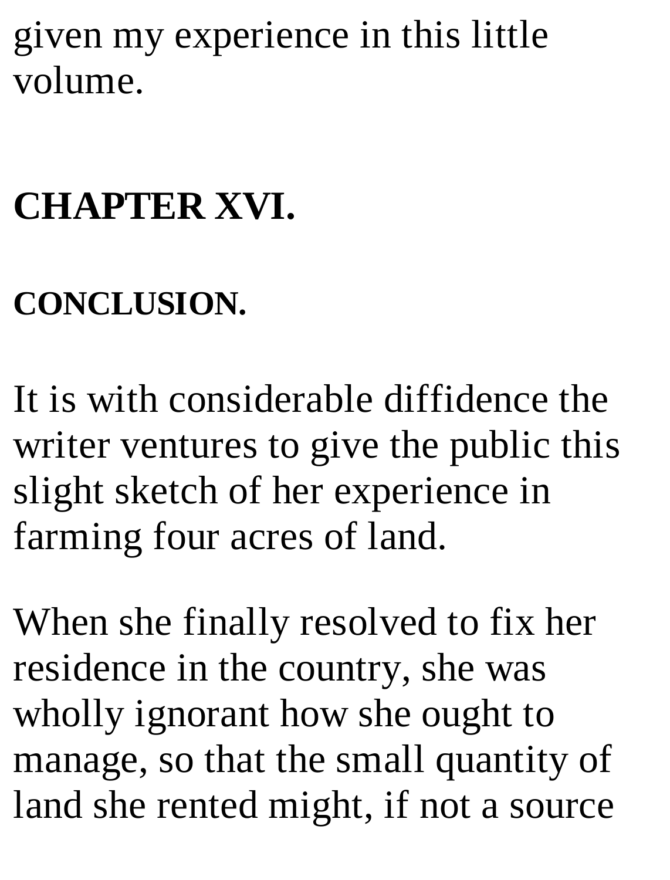given my experience in this little volume.

## CHAPTER XVI.

### CONCLUSION.

It is with considerable diffidence the writer ventures to give the public this slight sketch of her experience in farming four acres of land.

When she finally resolved to fix her residence in the country, she was wholly ignorant how she ought to manage, so that the small quantity of land she rented might, if not a source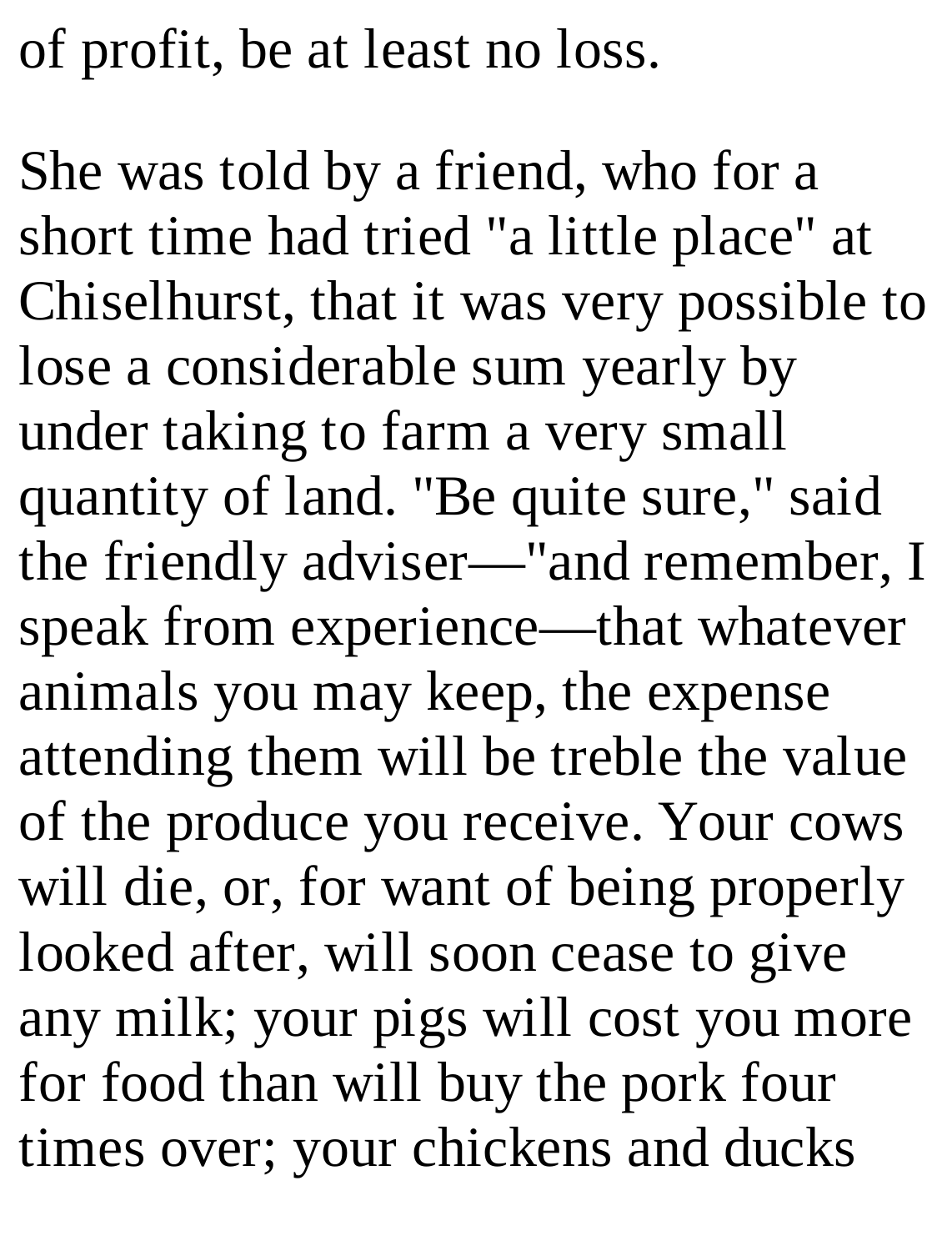of profit, be at least no loss.

She was told by a friend, who for a short time had tried "a little place" at Chiselhurst, that it was very possible to lose a considerable sum yearly by under taking to farm a very small quantity of land. "Be quite sure," said the friendly adviser—"and remember, I speak from experience—that whatever animals you may keep, the expense attending them will be treble the value of the produce you receive. Your cows will die, or, for want of being properly looked after, will soon cease to give any milk; your pigs will cost you more for food than will buy the pork four times over; your chickens and ducks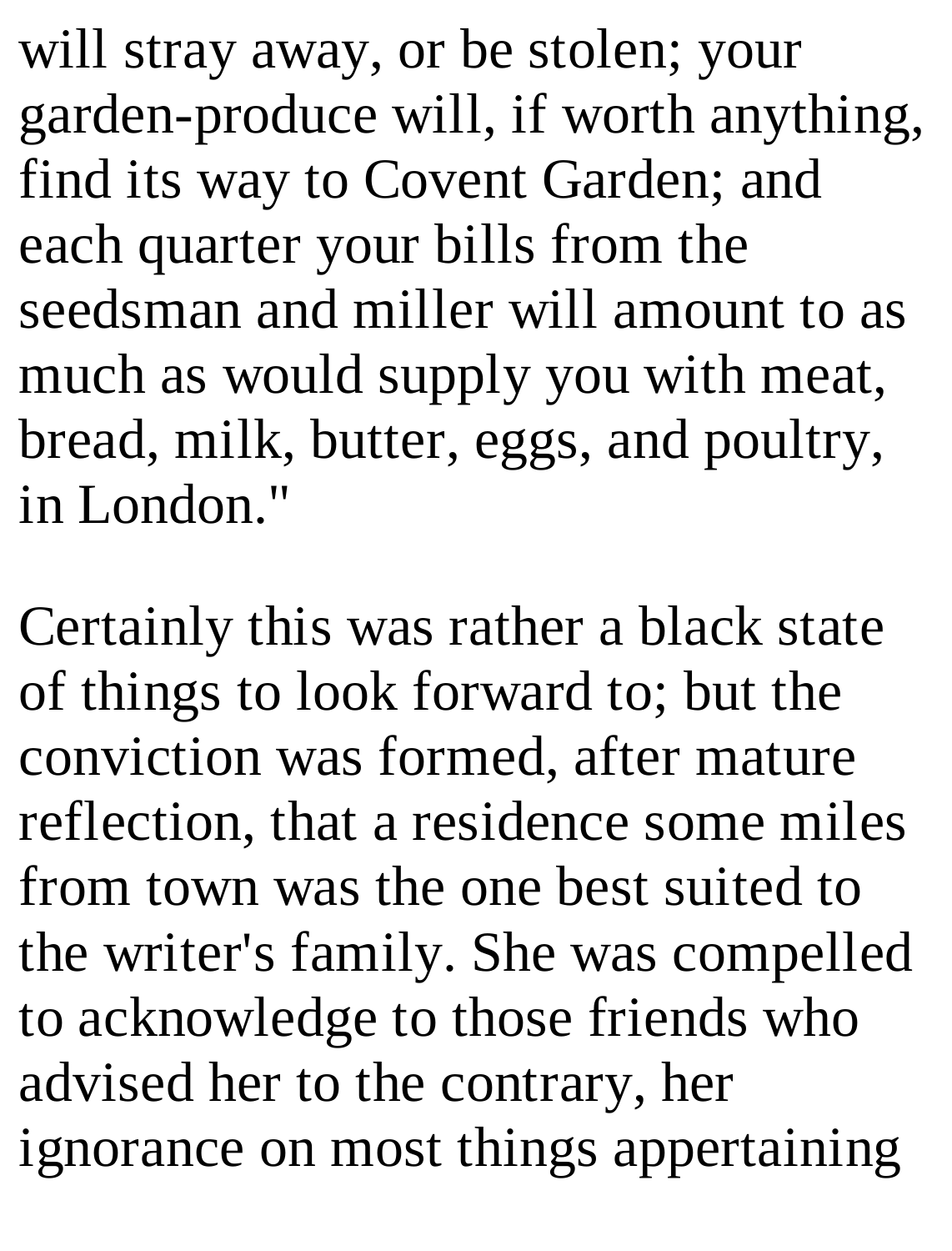will stray away, or be stolen; your garden-produce will, if worth anything, find its way to Covent Garden; and each quarter your bills from the seedsman and miller will amount to as much as would supply you with meat, bread, milk, butter, eggs, and poultry, in London."

Certainly this was rather a black state of things to look forward to; but the conviction was formed, after mature reflection, that a residence some miles from town was the one best suited to the writer's family. She was compelled to acknowledge to those friends who advised her to the contrary, her ignorance on most things appertaining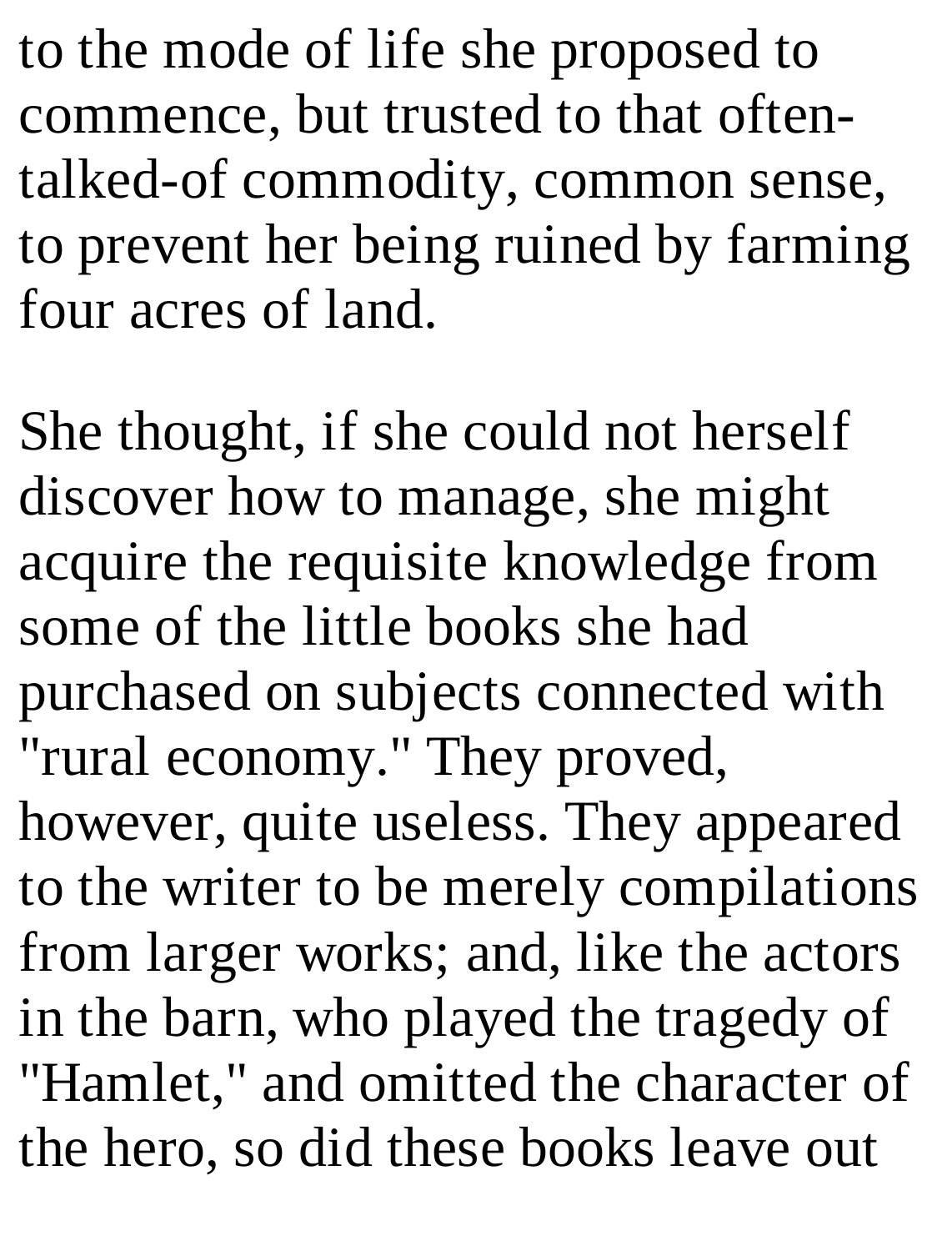to the mode of life she proposed to commence, but trusted to that often-talked-of commodity, common sense, to prevent her being ruined by farming four acres of land.

She thought, if she could not herself discover how to manage, she might acquire the requisite knowledge from some of the little books she had purchased on subjects connected with "rural economy." They proved, however, quite useless. They appeared to the writer to be merely compilations from larger works; and, like the actors in the barn, who played the tragedy of "Hamlet," and omitted the character of the hero, so did these books leave out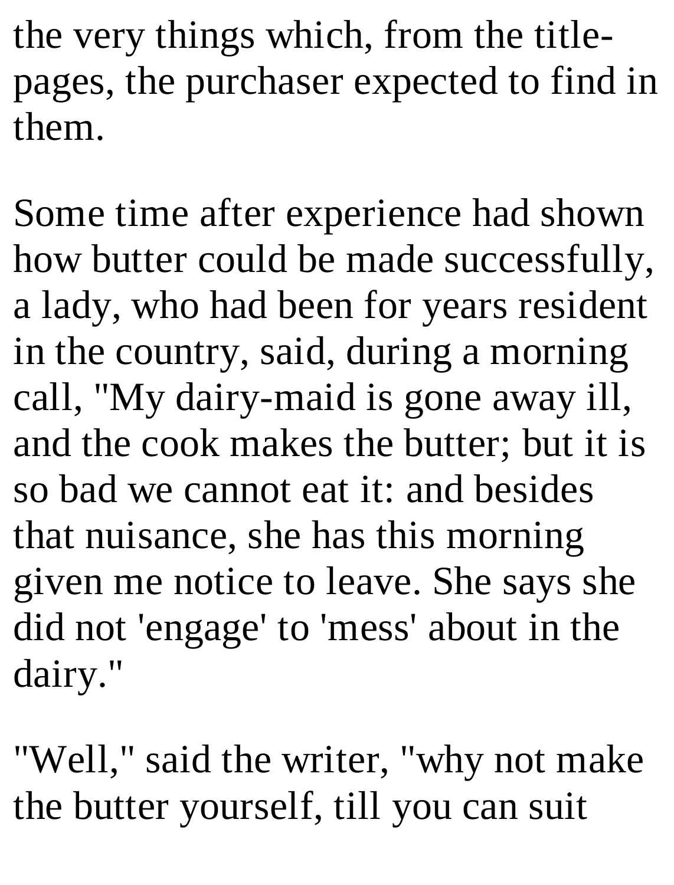the very things which, from the title-pages, the purchaser expected to find in them.

Some time after experience had shown how butter could be made successfully, a lady, who had been for years resident in the country, said, during a morning call, "My dairy-maid is gone away ill, and the cook makes the butter; but it is so bad we cannot eat it: and besides that nuisance, she has this morning given me notice to leave. She says she did not 'engage' to 'mess' about in the dairy."

"Well," said the writer, "why not make the butter yourself, till you can suit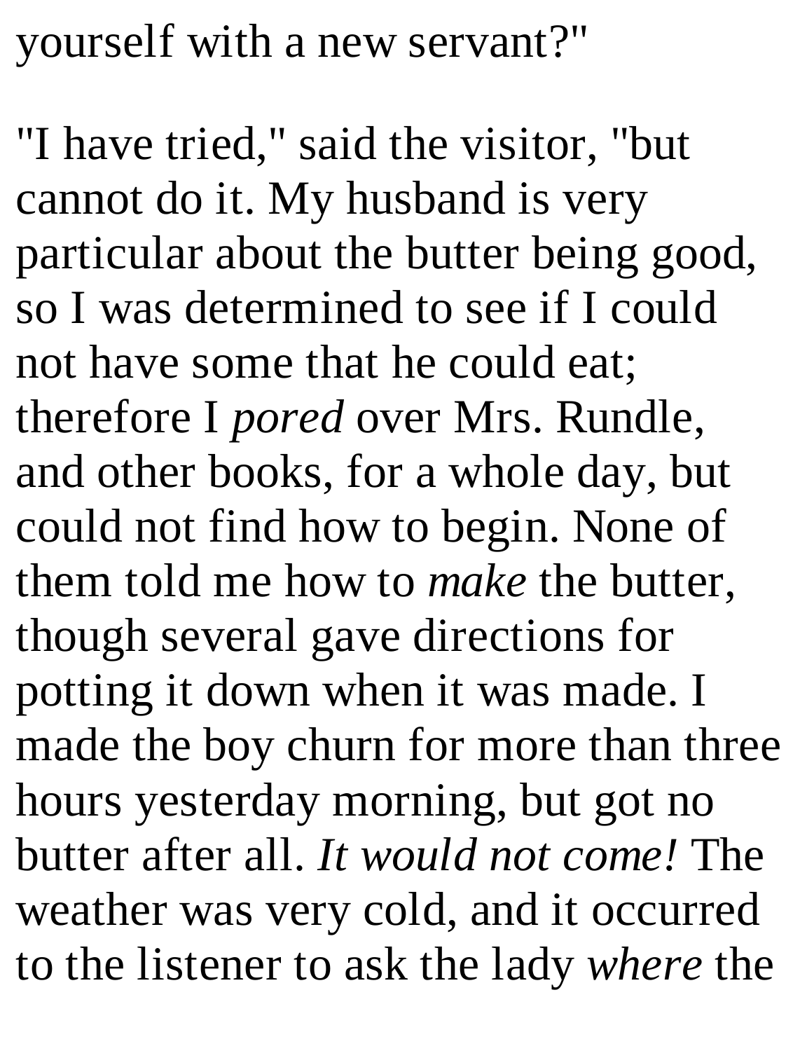yourself with a new servant?"

"I have tried," said the visitor, "but cannot do it. My husband is very particular about the butter being good, so I was determined to see if I could not have some that he could eat; therefore I *pored* over Mrs. Rundle, and other books, for a whole day, but could not find how to begin. None of them told me how to *make* the butter, though several gave directions for potting it down when it was made. I made the boy churn for more than three hours yesterday morning, but got no butter after all. *It would not come!* The weather was very cold, and it occurred to the listener to ask the lady *where* the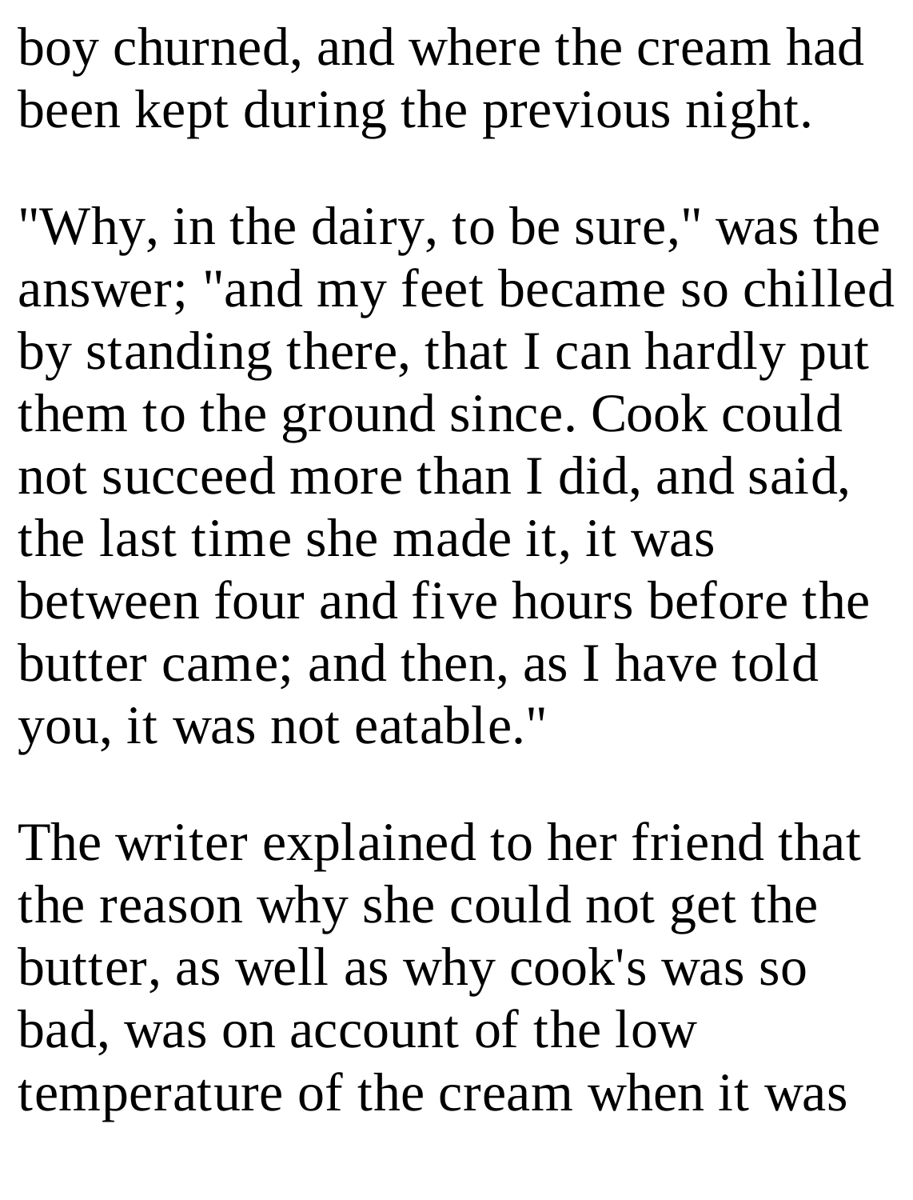boy churned, and where the cream had been kept during the previous night.

"Why, in the dairy, to be sure," was the answer; "and my feet became so chilled by standing there, that I can hardly put them to the ground since. Cook could not succeed more than I did, and said, the last time she made it, it was between four and five hours before the butter came; and then, as I have told you, it was not eatable."

The writer explained to her friend that the reason why she could not get the butter, as well as why cook's was so bad, was on account of the low temperature of the cream when it was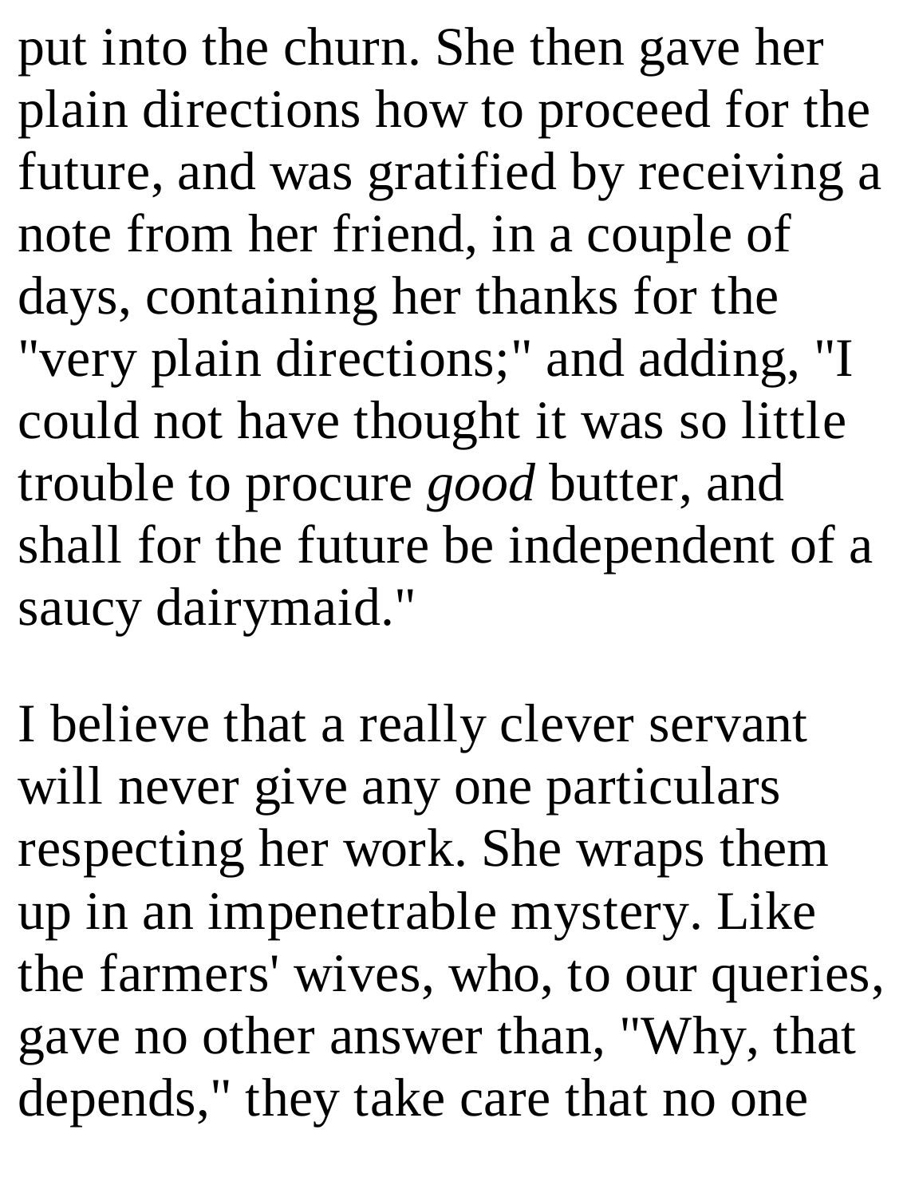put into the churn. She then gave her plain directions how to proceed for the future, and was gratified by receiving a note from her friend, in a couple of days, containing her thanks for the "very plain directions;" and adding, "I could not have thought it was so little trouble to procure *good* butter, and shall for the future be independent of a saucy dairymaid."

I believe that a really clever servant will never give any one particulars respecting her work. She wraps them up in an impenetrable mystery. Like the farmers' wives, who, to our queries, gave no other answer than, "Why, that depends," they take care that no one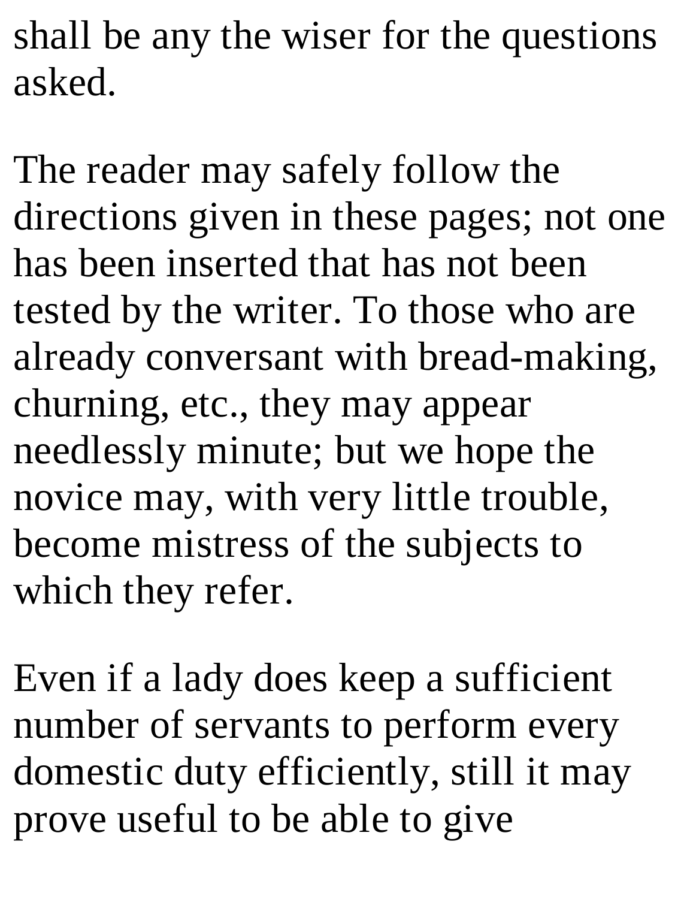shall be any the wiser for the questions asked.

The reader may safely follow the directions given in these pages; not one has been inserted that has not been tested by the writer. To those who are already conversant with bread-making, churning, etc., they may appear needlessly minute; but we hope the novice may, with very little trouble, become mistress of the subjects to which they refer.

Even if a lady does keep a sufficient number of servants to perform every domestic duty efficiently, still it may prove useful to be able to give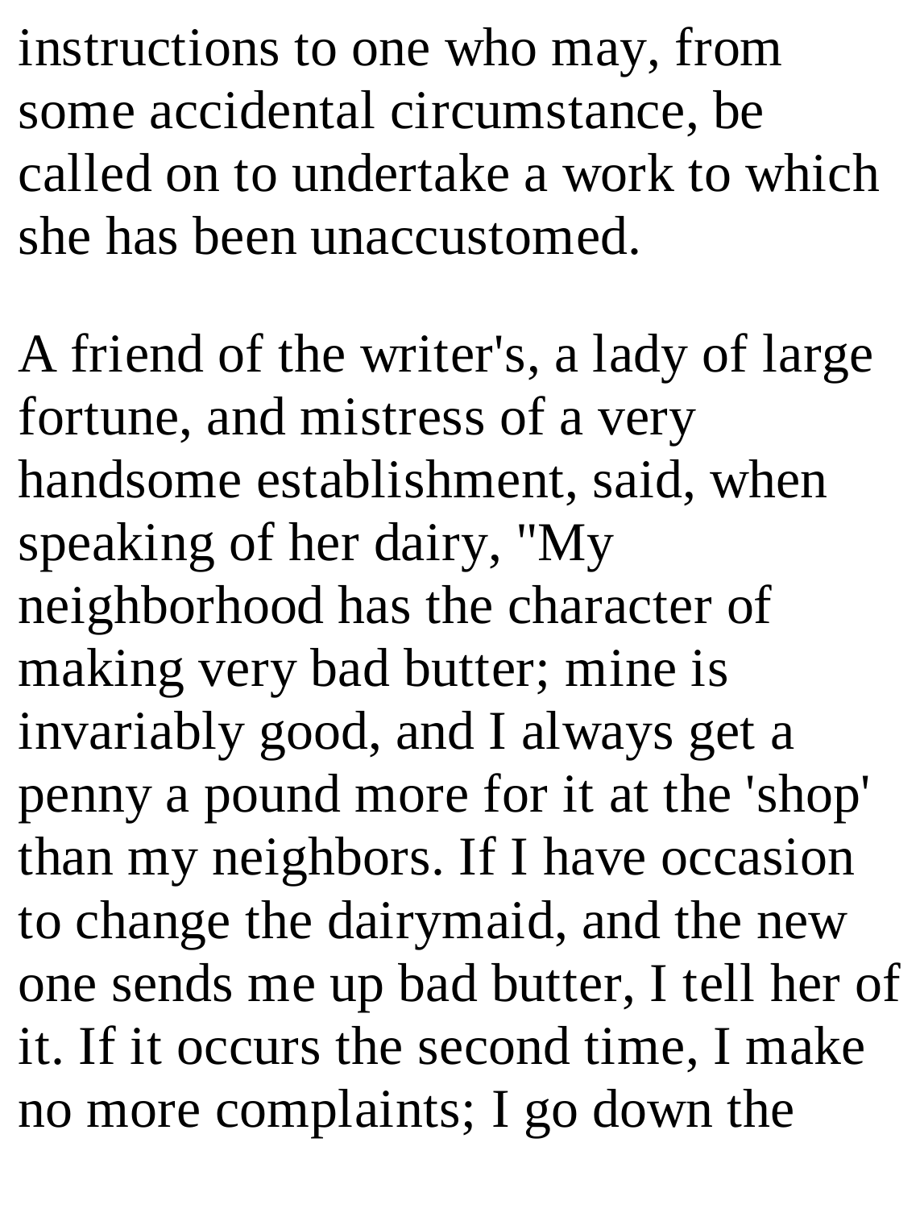instructions to one who may, from some accidental circumstance, be called on to undertake a work to which she has been unaccustomed.

A friend of the writer's, a lady of large fortune, and mistress of a very handsome establishment, said, when speaking of her dairy, "My neighborhood has the character of making very bad butter; mine is invariably good, and I always get a penny a pound more for it at the 'shop' than my neighbors. If I have occasion to change the dairymaid, and the new one sends me up bad butter, I tell her of it. If it occurs the second time, I make no more complaints; I go down the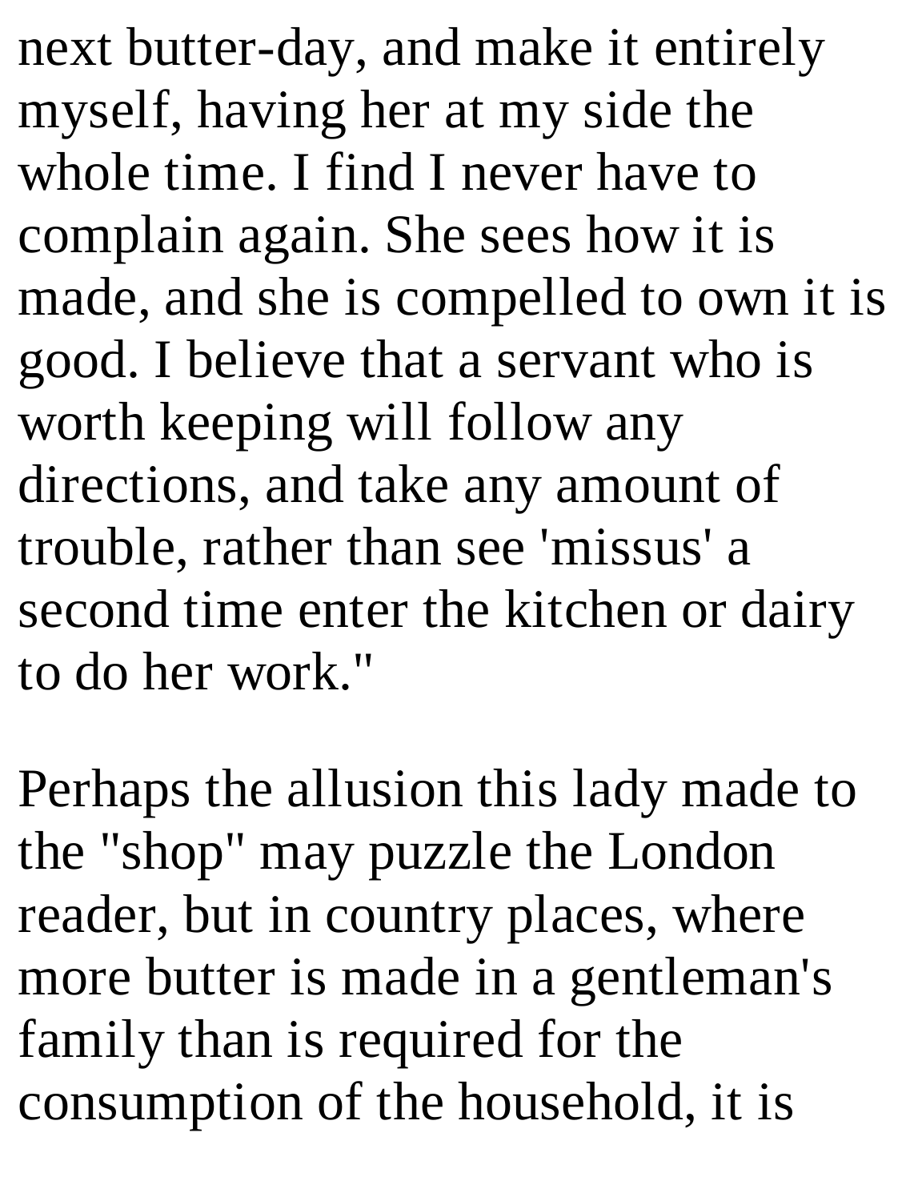next butter-day, and make it entirely myself, having her at my side the whole time. I find I never have to complain again. She sees how it is made, and she is compelled to own it is good. I believe that a servant who is worth keeping will follow any directions, and take any amount of trouble, rather than see 'missus' a second time enter the kitchen or dairy to do her work."

Perhaps the allusion this lady made to the "shop" may puzzle the London reader, but in country places, where more butter is made in a gentleman's family than is required for the consumption of the household, it is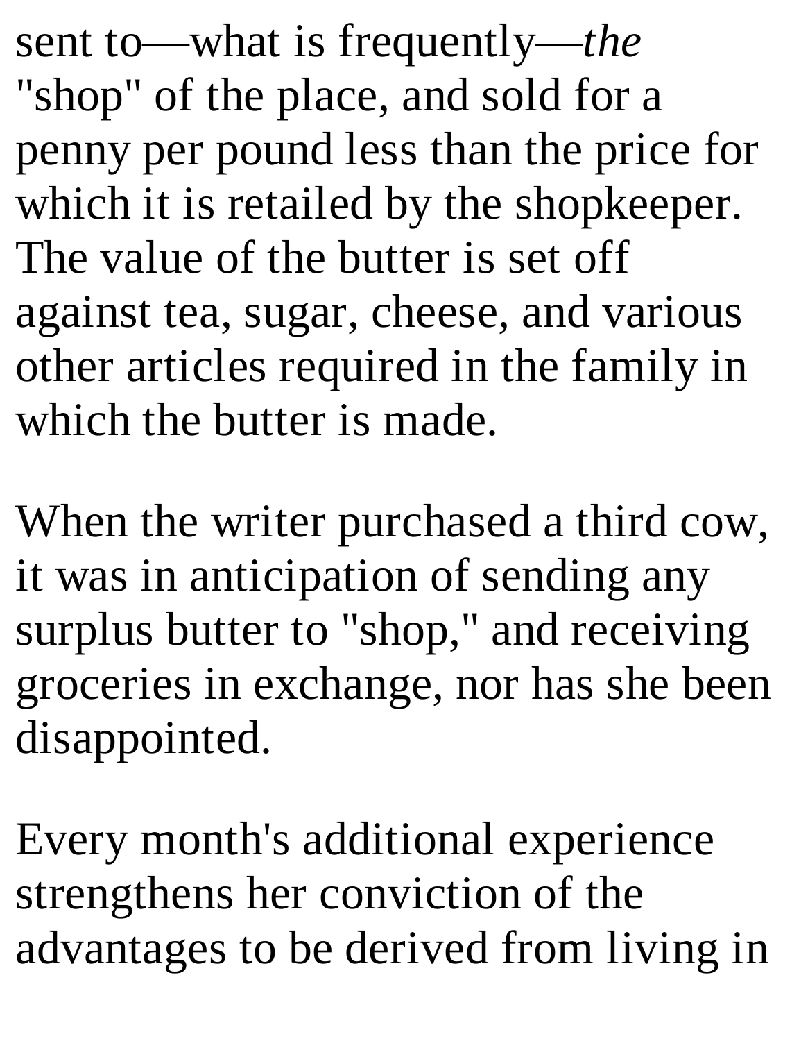sent to—what is frequently—*the* "shop" of the place, and sold for a penny per pound less than the price for which it is retailed by the shopkeeper. The value of the butter is set off against tea, sugar, cheese, and various other articles required in the family in which the butter is made.

When the writer purchased a third cow, it was in anticipation of sending any surplus butter to "shop," and receiving groceries in exchange, nor has she been disappointed.

Every month's additional experience strengthens her conviction of the advantages to be derived from living in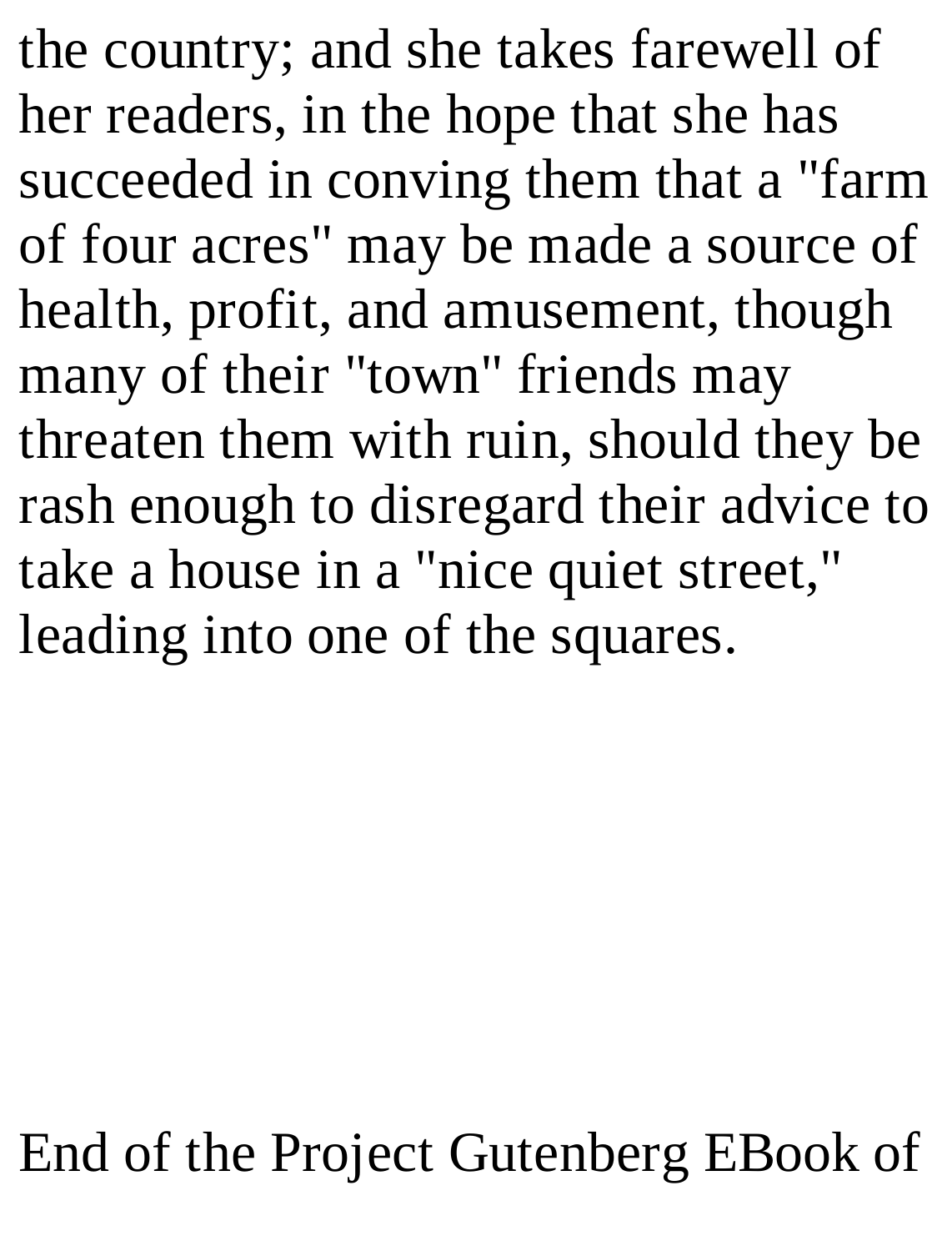the country; and she takes farewell of her readers, in the hope that she has succeeded in conving them that a "farm of four acres" may be made a source of health, profit, and amusement, though many of their "town" friends may threaten them with ruin, should they be rash enough to disregard their advice to take a house in a "nice quiet street," leading into one of the squares.

End of the Project Gutenberg EBook of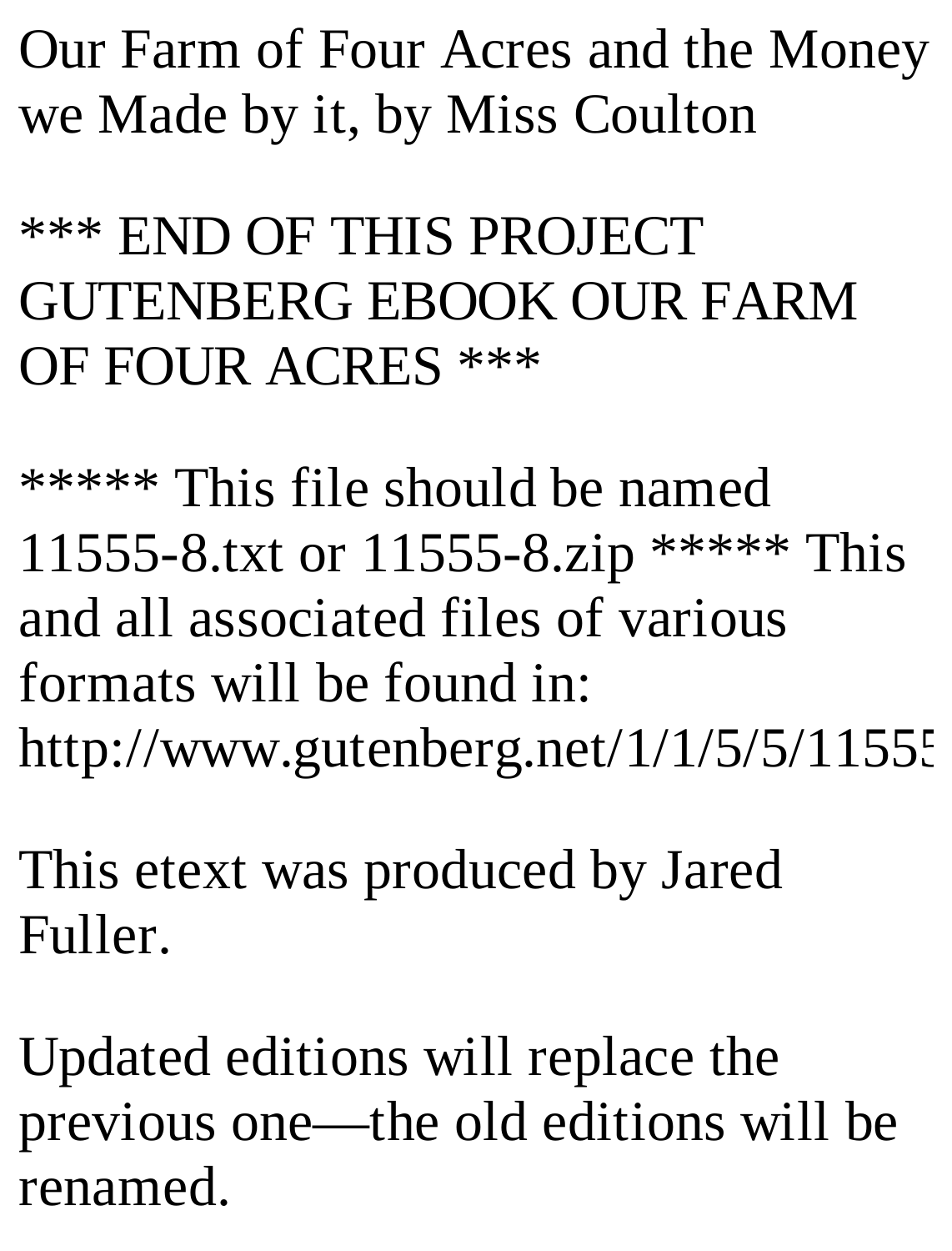Our Farm of Four Acres and the Money we Made by it, by Miss Coulton

*** END OF THIS PROJECT GUTENBERG EBOOK OUR FARM OF FOUR ACRES ***

***** This file should be named 11555-8.txt or 11555-8.zip ***** This and all associated files of various formats will be found in: http://www.gutenberg.net/1/1/5/5/11555

This etext was produced by Jared Fuller.

Updated editions will replace the previous one—the old editions will be renamed.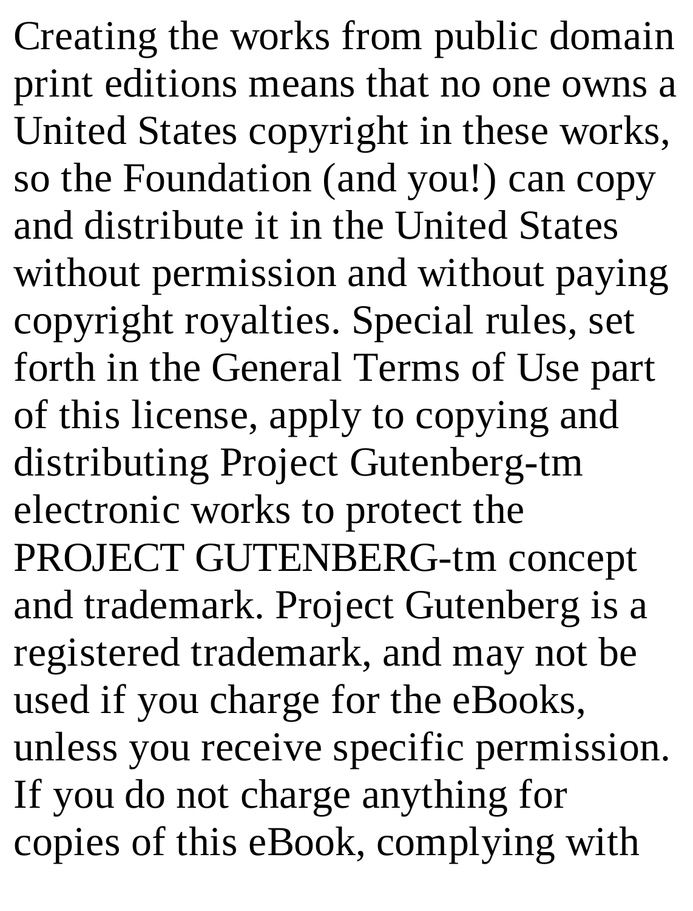Creating the works from public domain print editions means that no one owns a United States copyright in these works, so the Foundation (and you!) can copy and distribute it in the United States without permission and without paying copyright royalties. Special rules, set forth in the General Terms of Use part of this license, apply to copying and distributing Project Gutenberg-tm electronic works to protect the PROJECT GUTENBERG-tm concept and trademark. Project Gutenberg is a registered trademark, and may not be used if you charge for the eBooks, unless you receive specific permission. If you do not charge anything for copies of this eBook, complying with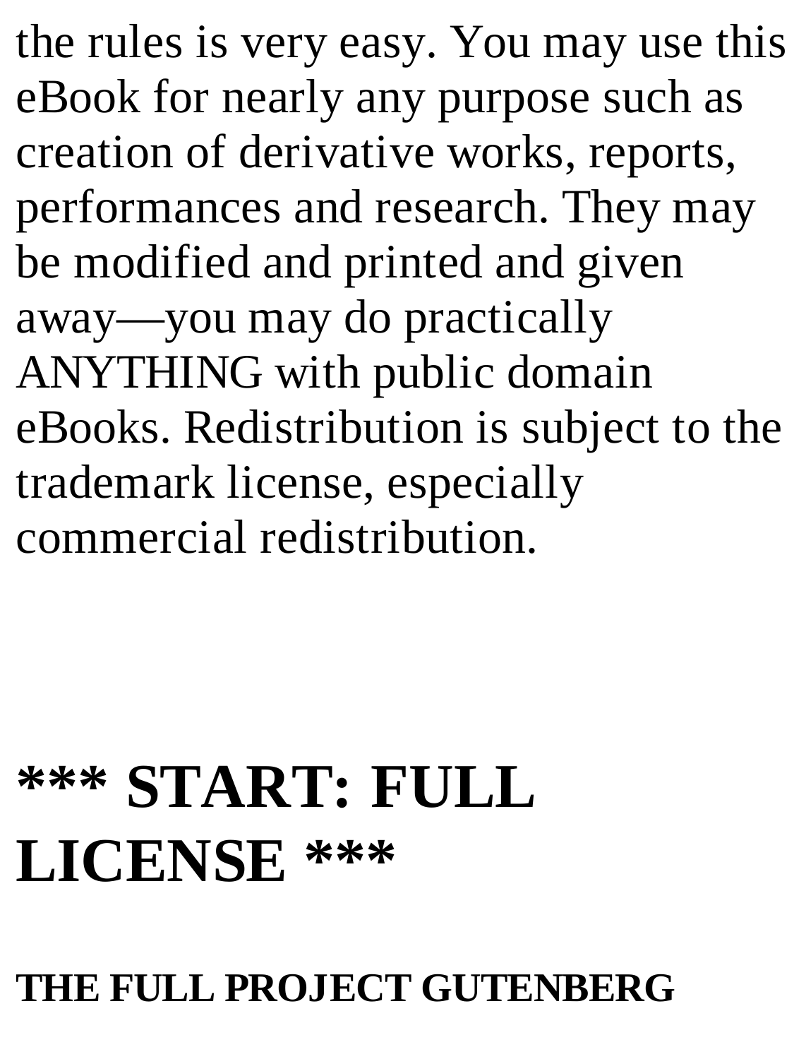the rules is very easy. You may use this eBook for nearly any purpose such as creation of derivative works, reports, performances and research. They may be modified and printed and given away—you may do practically ANYTHING with public domain eBooks. Redistribution is subject to the trademark license, especially commercial redistribution.

# *** START: FULL LICENSE ***

### THE FULL PROJECT GUTENBERG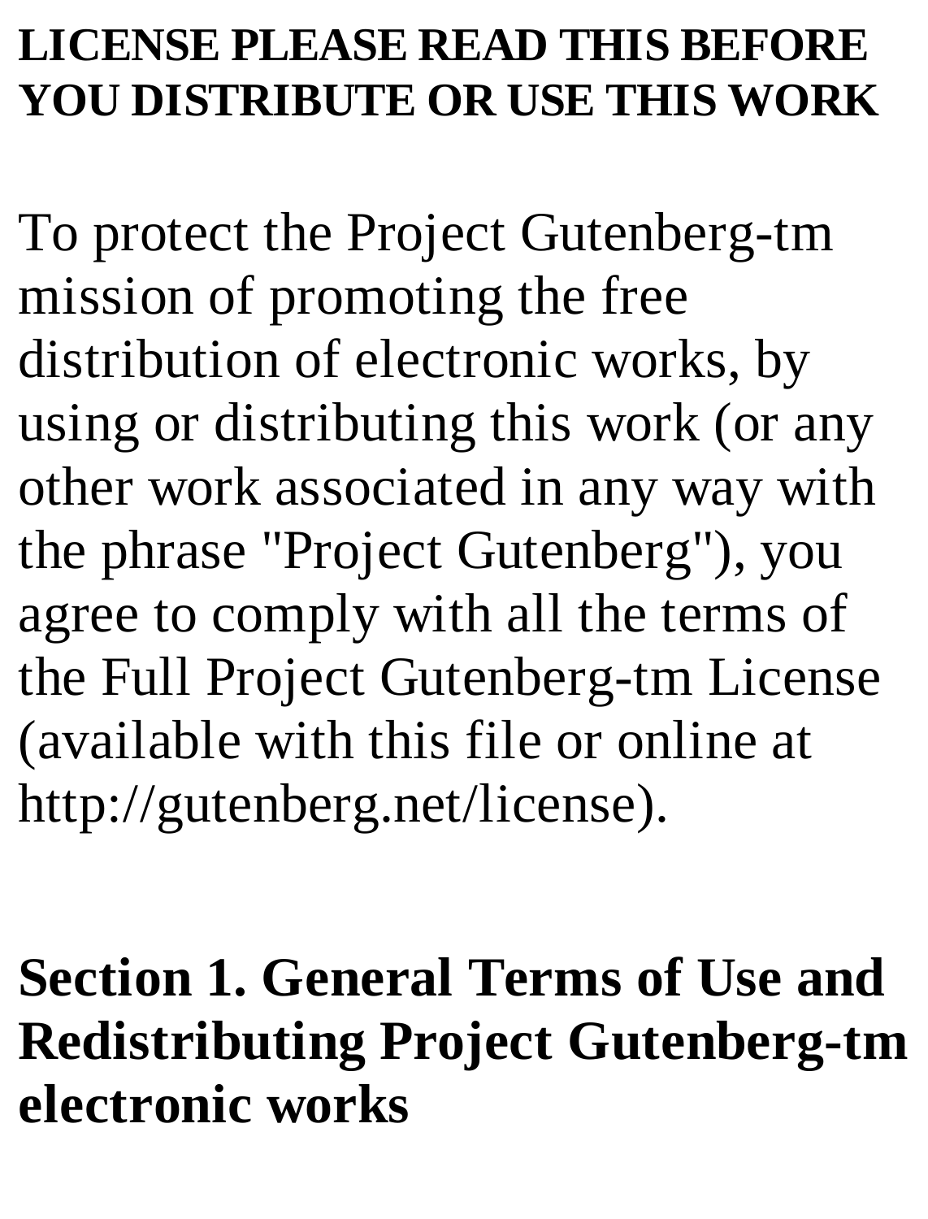**LICENSE PLEASE READ THIS BEFORE YOU DISTRIBUTE OR USE THIS WORK**

To protect the Project Gutenberg-tm mission of promoting the free distribution of electronic works, by using or distributing this work (or any other work associated in any way with the phrase "Project Gutenberg"), you agree to comply with all the terms of the Full Project Gutenberg-tm License (available with this file or online at http://gutenberg.net/license).

## Section 1. General Terms of Use and Redistributing Project Gutenberg-tm electronic works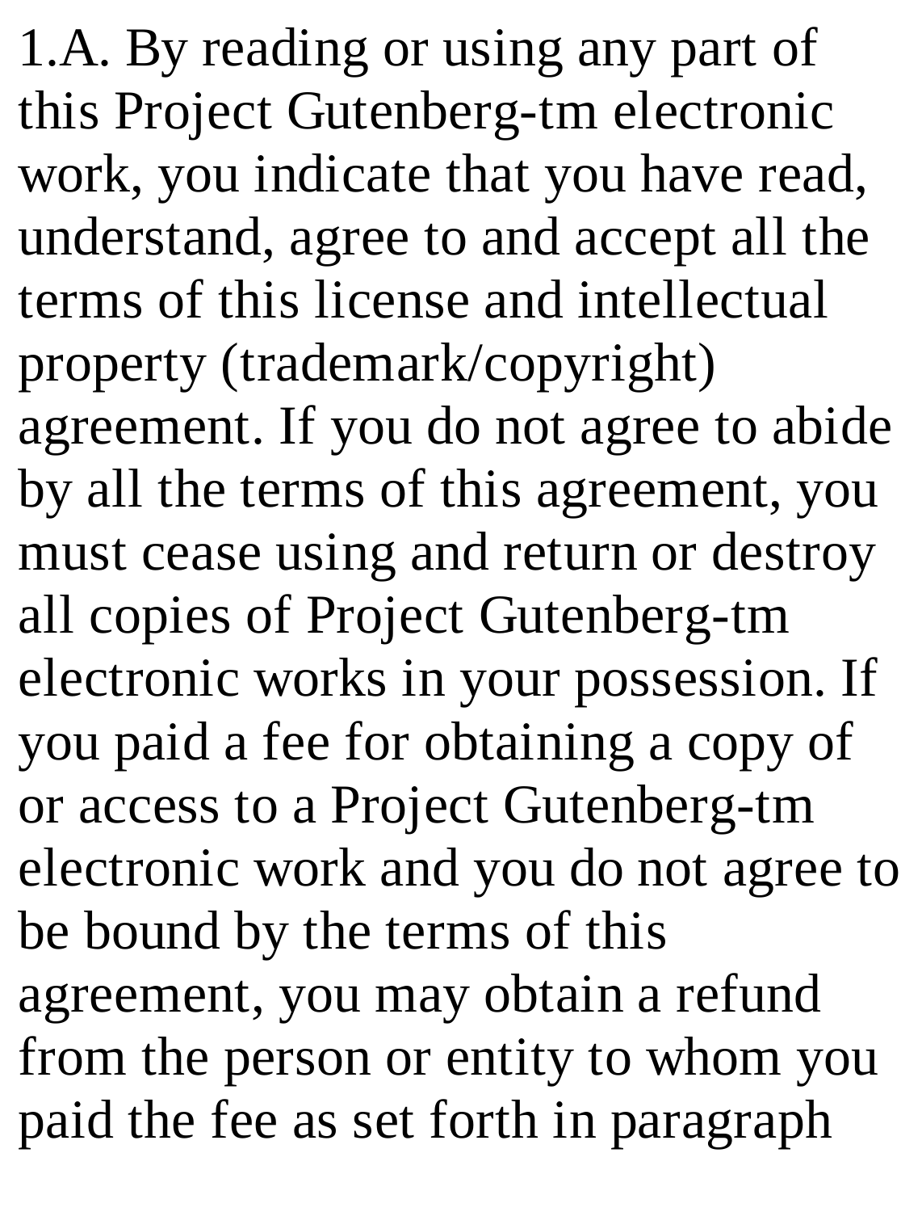1.A. By reading or using any part of this Project Gutenberg-tm electronic work, you indicate that you have read, understand, agree to and accept all the terms of this license and intellectual property (trademark/copyright) agreement. If you do not agree to abide by all the terms of this agreement, you must cease using and return or destroy all copies of Project Gutenberg-tm electronic works in your possession. If you paid a fee for obtaining a copy of or access to a Project Gutenberg-tm electronic work and you do not agree to be bound by the terms of this agreement, you may obtain a refund from the person or entity to whom you paid the fee as set forth in paragraph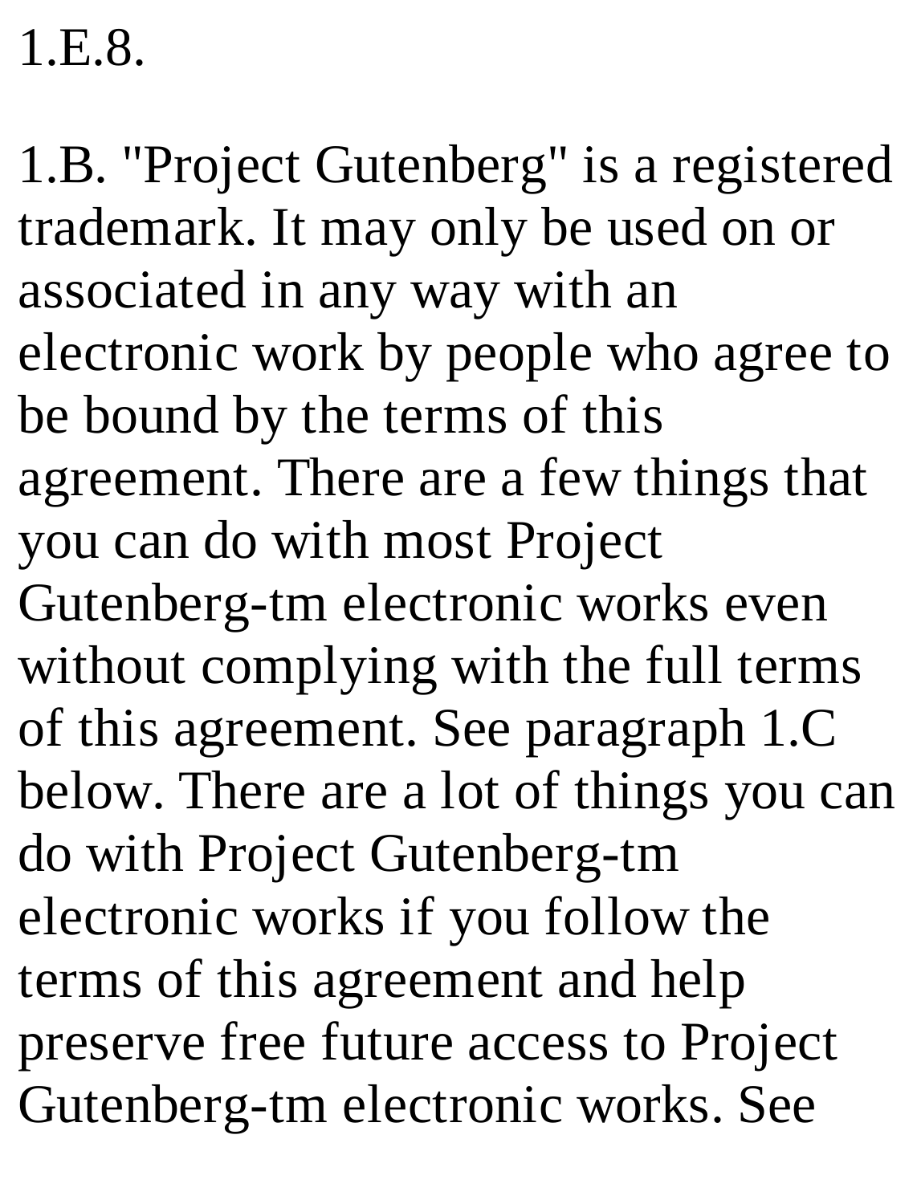1.E.8.

1.B. "Project Gutenberg" is a registered trademark. It may only be used on or associated in any way with an electronic work by people who agree to be bound by the terms of this agreement. There are a few things that you can do with most Project Gutenberg-tm electronic works even without complying with the full terms of this agreement. See paragraph 1.C below. There are a lot of things you can do with Project Gutenberg-tm electronic works if you follow the terms of this agreement and help preserve free future access to Project Gutenberg-tm electronic works. See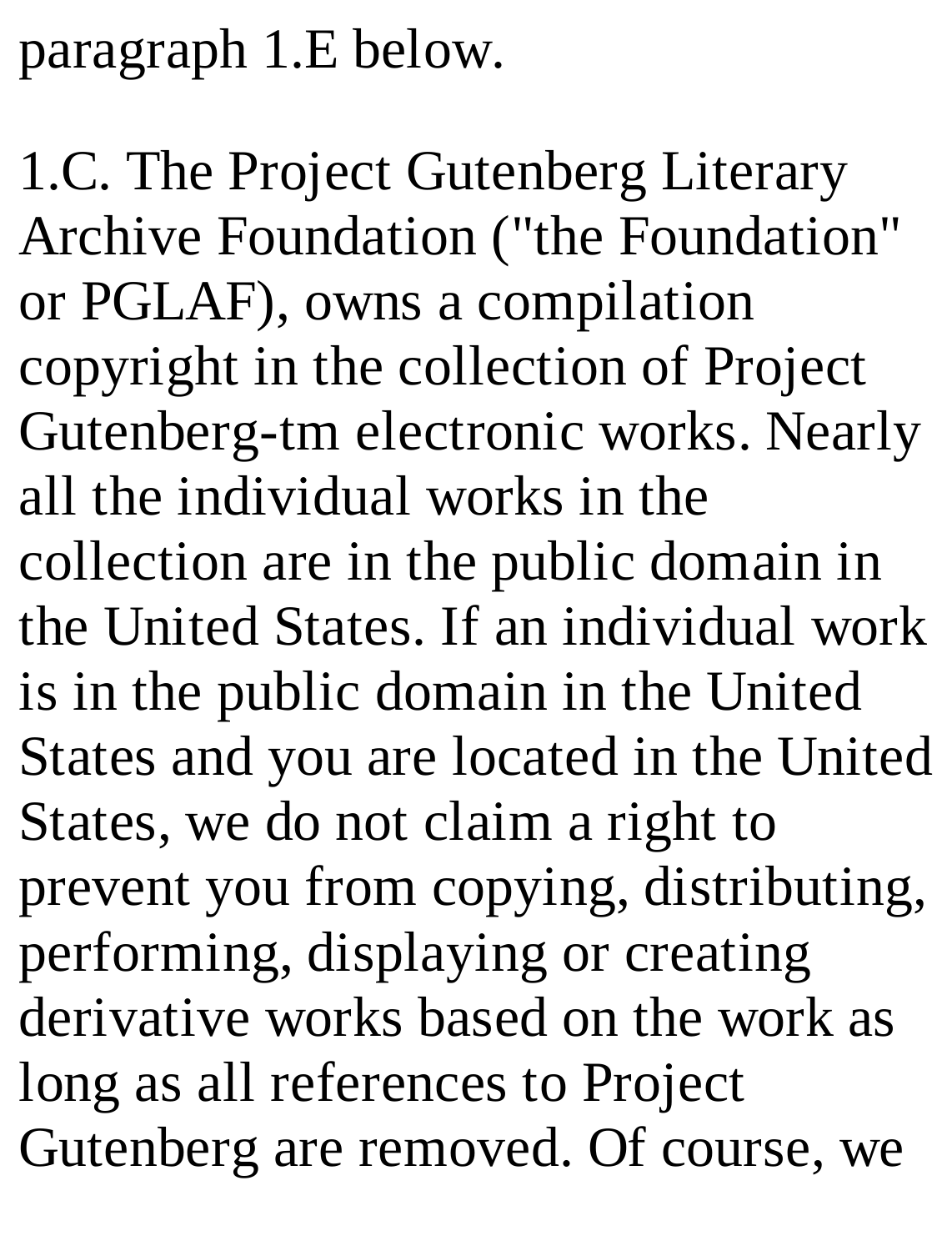paragraph 1.E below.

1.C. The Project Gutenberg Literary Archive Foundation ("the Foundation" or PGLAF), owns a compilation copyright in the collection of Project Gutenberg-tm electronic works. Nearly all the individual works in the collection are in the public domain in the United States. If an individual work is in the public domain in the United States and you are located in the United States, we do not claim a right to prevent you from copying, distributing, performing, displaying or creating derivative works based on the work as long as all references to Project Gutenberg are removed. Of course, we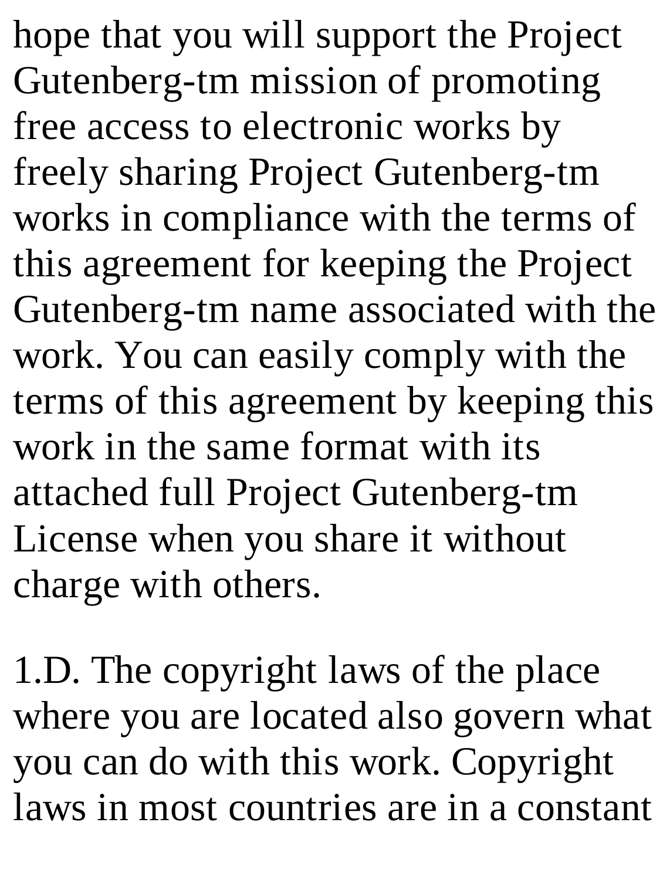hope that you will support the Project Gutenberg-tm mission of promoting free access to electronic works by freely sharing Project Gutenberg-tm works in compliance with the terms of this agreement for keeping the Project Gutenberg-tm name associated with the work. You can easily comply with the terms of this agreement by keeping this work in the same format with its attached full Project Gutenberg-tm License when you share it without charge with others.

1.D. The copyright laws of the place where you are located also govern what you can do with this work. Copyright laws in most countries are in a constant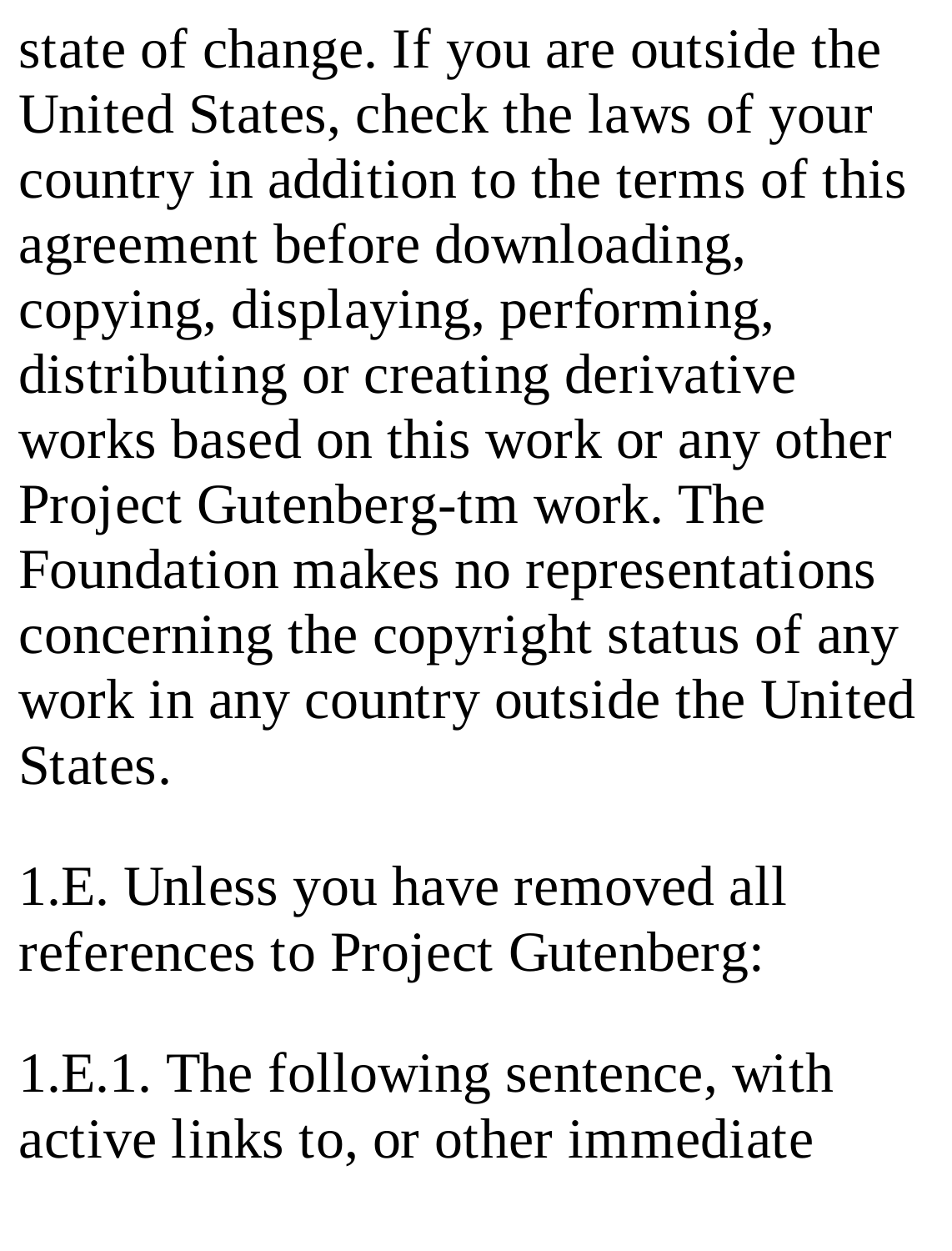state of change. If you are outside the United States, check the laws of your country in addition to the terms of this agreement before downloading, copying, displaying, performing, distributing or creating derivative works based on this work or any other Project Gutenberg-tm work. The Foundation makes no representations concerning the copyright status of any work in any country outside the United States.

1.E. Unless you have removed all references to Project Gutenberg:

1.E.1. The following sentence, with active links to, or other immediate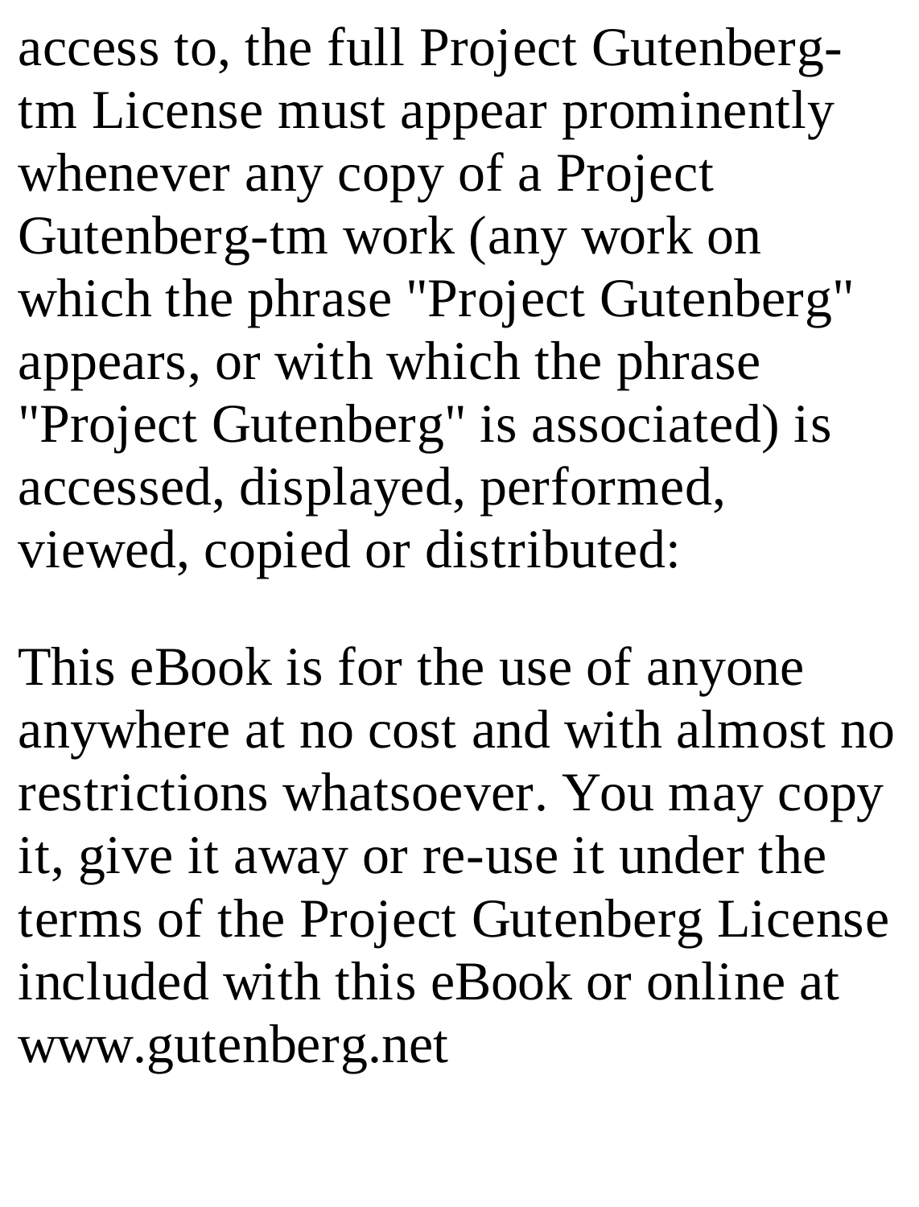access to, the full Project Gutenberg-tm License must appear prominently whenever any copy of a Project Gutenberg-tm work (any work on which the phrase "Project Gutenberg" appears, or with which the phrase "Project Gutenberg" is associated) is accessed, displayed, performed, viewed, copied or distributed:

This eBook is for the use of anyone anywhere at no cost and with almost no restrictions whatsoever. You may copy it, give it away or re-use it under the terms of the Project Gutenberg License included with this eBook or online at www.gutenberg.net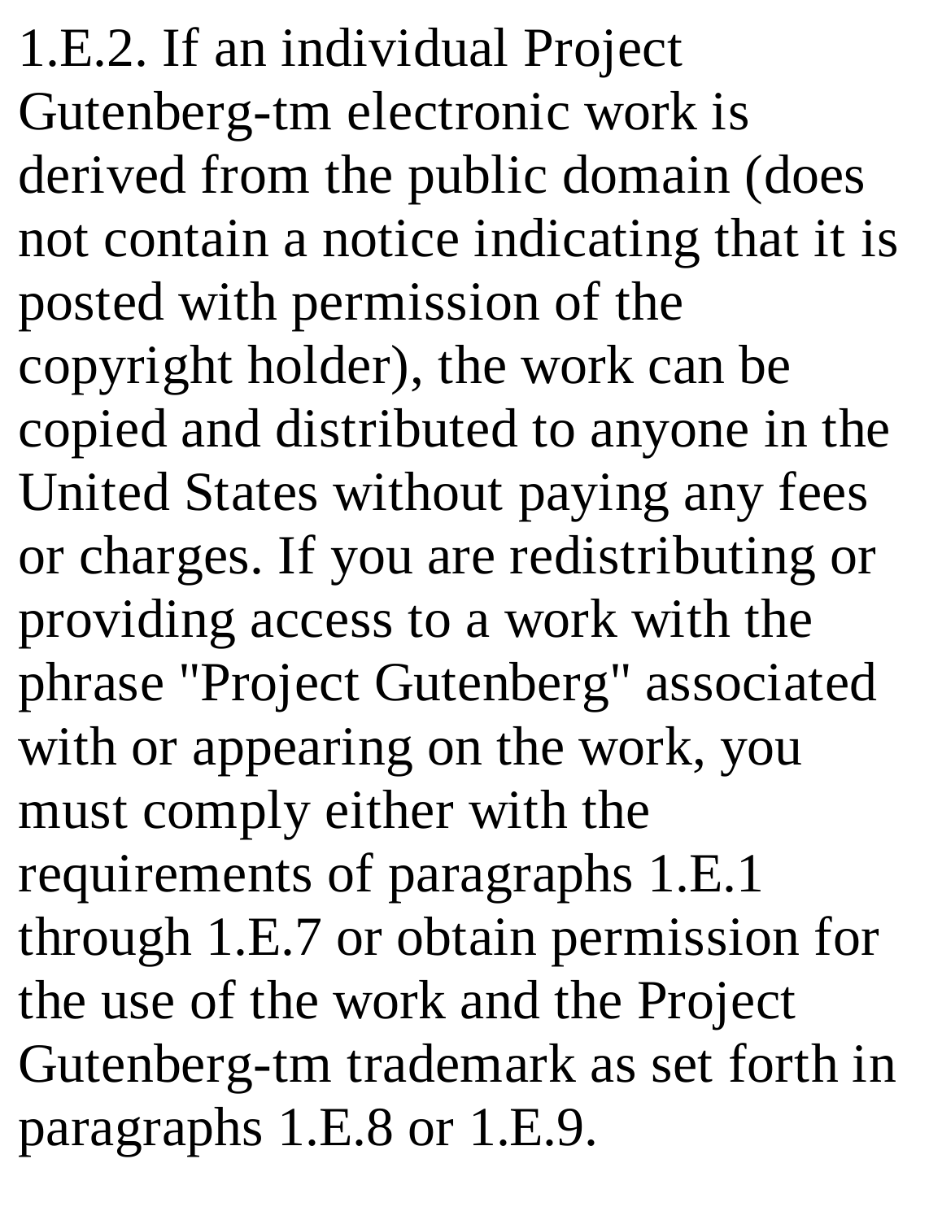1.E.2. If an individual Project Gutenberg-tm electronic work is derived from the public domain (does not contain a notice indicating that it is posted with permission of the copyright holder), the work can be copied and distributed to anyone in the United States without paying any fees or charges. If you are redistributing or providing access to a work with the phrase "Project Gutenberg" associated with or appearing on the work, you must comply either with the requirements of paragraphs 1.E.1 through 1.E.7 or obtain permission for the use of the work and the Project Gutenberg-tm trademark as set forth in paragraphs 1.E.8 or 1.E.9.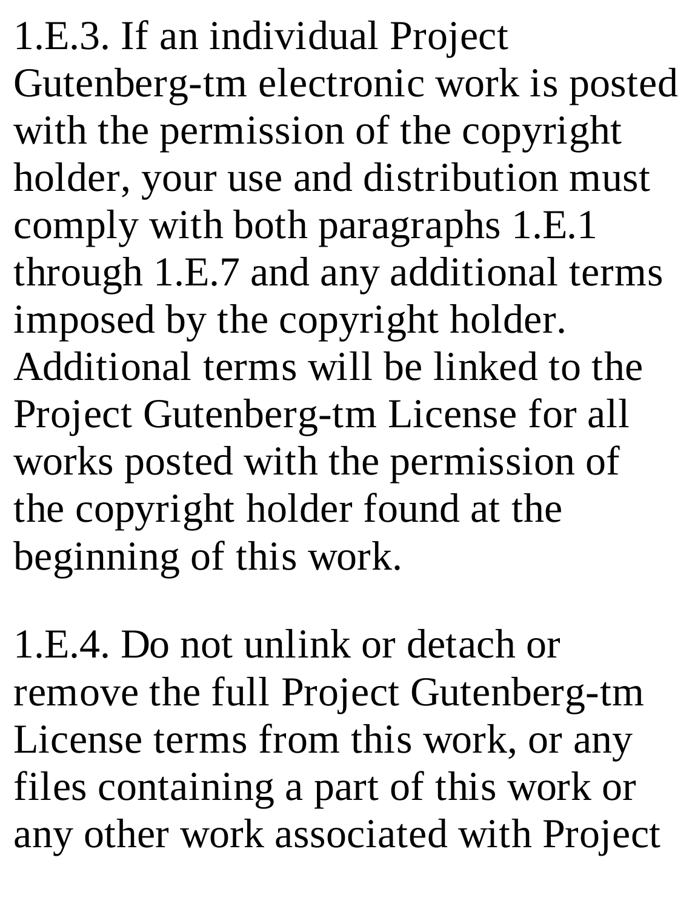1.E.3. If an individual Project Gutenberg-tm electronic work is posted with the permission of the copyright holder, your use and distribution must comply with both paragraphs 1.E.1 through 1.E.7 and any additional terms imposed by the copyright holder. Additional terms will be linked to the Project Gutenberg-tm License for all works posted with the permission of the copyright holder found at the beginning of this work.

1.E.4. Do not unlink or detach or remove the full Project Gutenberg-tm License terms from this work, or any files containing a part of this work or any other work associated with Project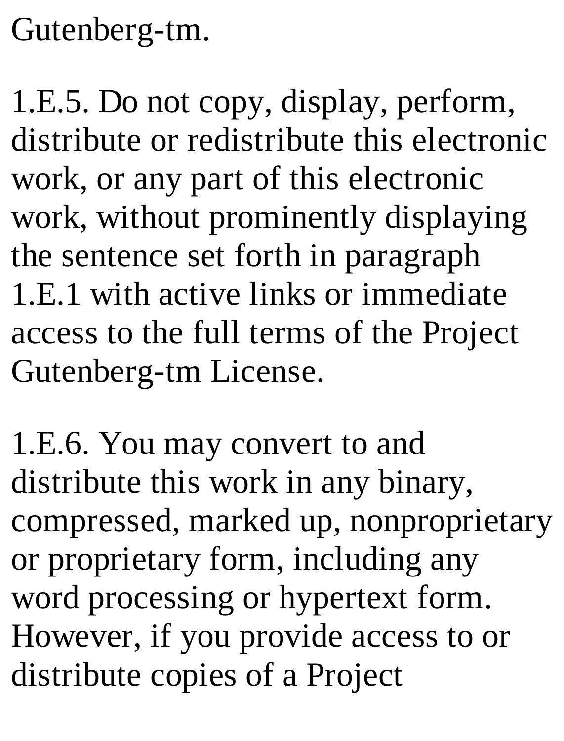Gutenberg-tm.

1.E.5. Do not copy, display, perform, distribute or redistribute this electronic work, or any part of this electronic work, without prominently displaying the sentence set forth in paragraph 1.E.1 with active links or immediate access to the full terms of the Project Gutenberg-tm License.

1.E.6. You may convert to and distribute this work in any binary, compressed, marked up, nonproprietary or proprietary form, including any word processing or hypertext form. However, if you provide access to or distribute copies of a Project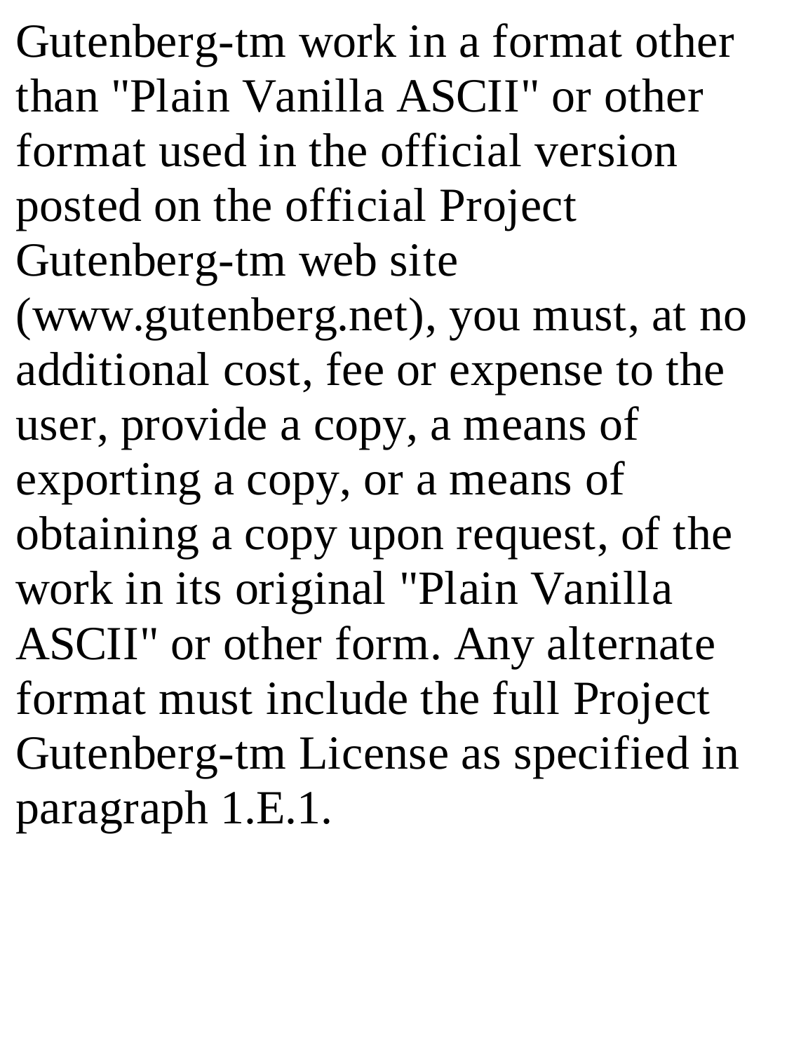Gutenberg-tm work in a format other than "Plain Vanilla ASCII" or other format used in the official version posted on the official Project Gutenberg-tm web site (www.gutenberg.net), you must, at no additional cost, fee or expense to the user, provide a copy, a means of exporting a copy, or a means of obtaining a copy upon request, of the work in its original "Plain Vanilla ASCII" or other form. Any alternate format must include the full Project Gutenberg-tm License as specified in paragraph 1.E.1.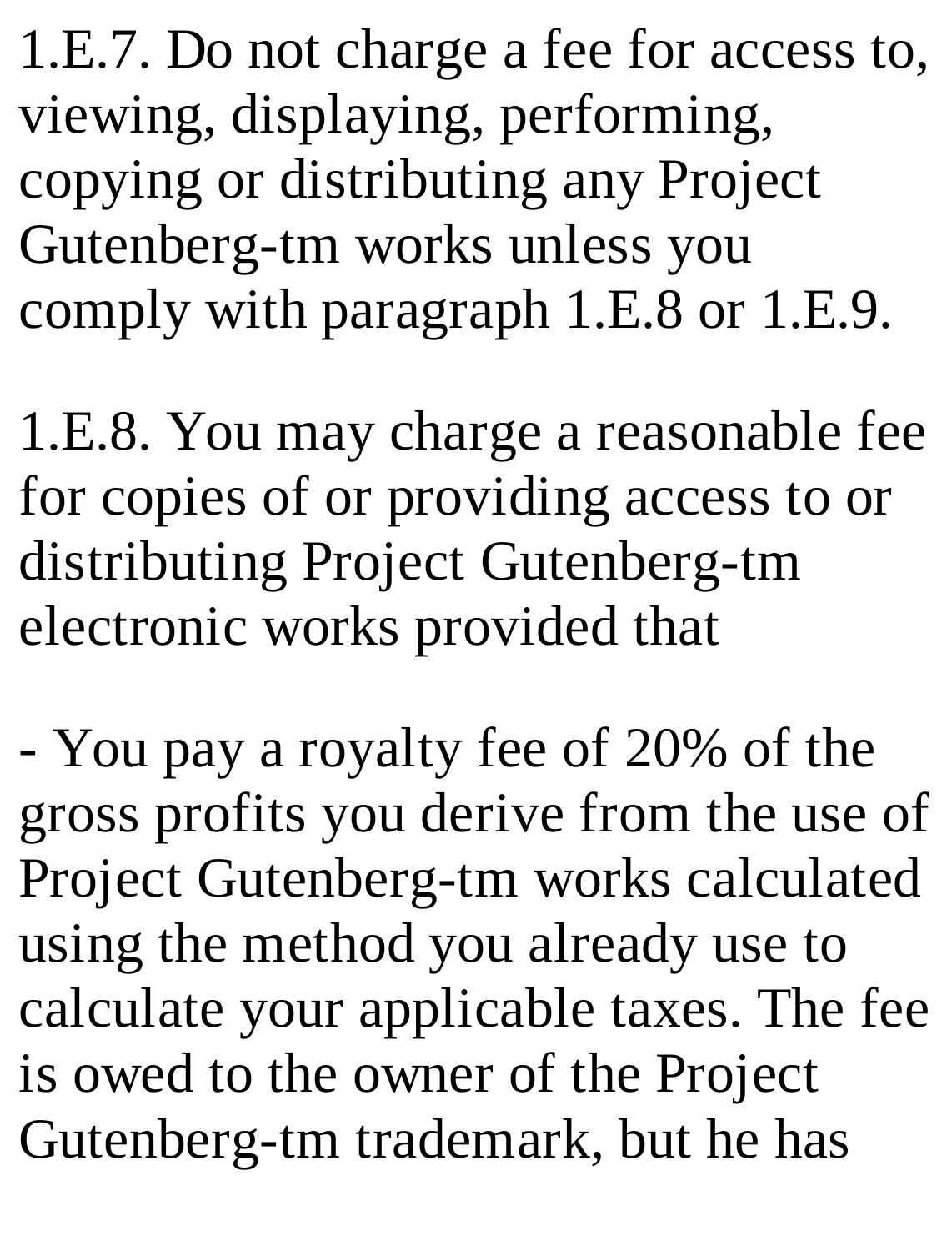1.E.7. Do not charge a fee for access to, viewing, displaying, performing, copying or distributing any Project Gutenberg-tm works unless you comply with paragraph 1.E.8 or 1.E.9.

1.E.8. You may charge a reasonable fee for copies of or providing access to or distributing Project Gutenberg-tm electronic works provided that

- You pay a royalty fee of 20% of the gross profits you derive from the use of Project Gutenberg-tm works calculated using the method you already use to calculate your applicable taxes. The fee is owed to the owner of the Project Gutenberg-tm trademark, but he has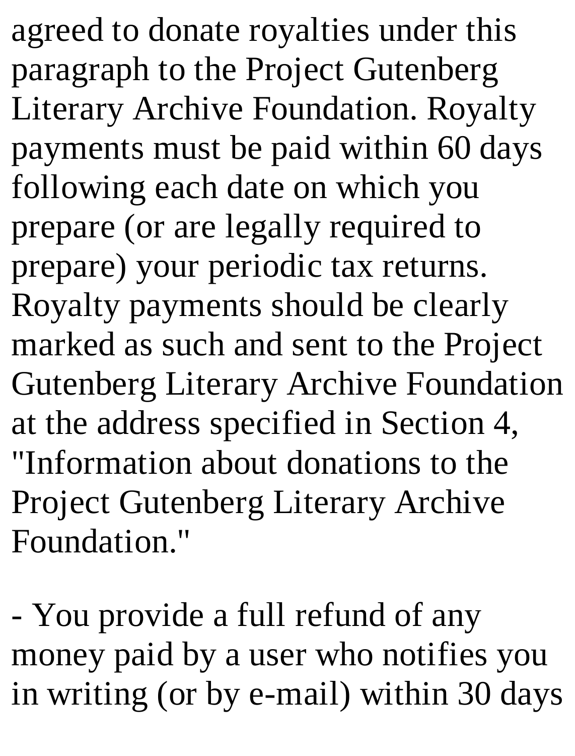agreed to donate royalties under this paragraph to the Project Gutenberg Literary Archive Foundation. Royalty payments must be paid within 60 days following each date on which you prepare (or are legally required to prepare) your periodic tax returns. Royalty payments should be clearly marked as such and sent to the Project Gutenberg Literary Archive Foundation at the address specified in Section 4, "Information about donations to the Project Gutenberg Literary Archive Foundation."

- You provide a full refund of any money paid by a user who notifies you in writing (or by e-mail) within 30 days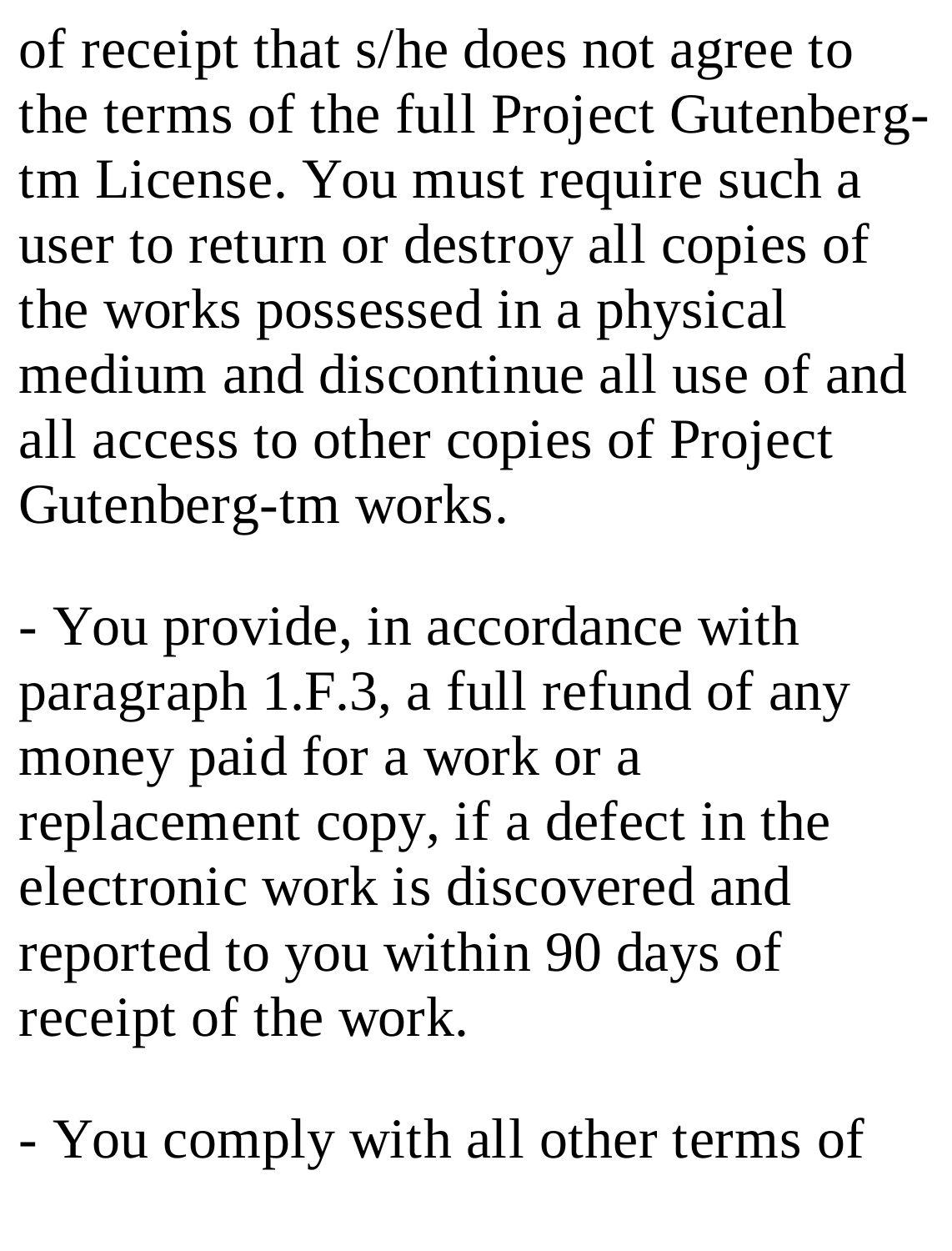of receipt that s/he does not agree to the terms of the full Project Gutenberg-tm License. You must require such a user to return or destroy all copies of the works possessed in a physical medium and discontinue all use of and all access to other copies of Project Gutenberg-tm works.

- You provide, in accordance with paragraph 1.F.3, a full refund of any money paid for a work or a replacement copy, if a defect in the electronic work is discovered and reported to you within 90 days of receipt of the work.

- You comply with all other terms of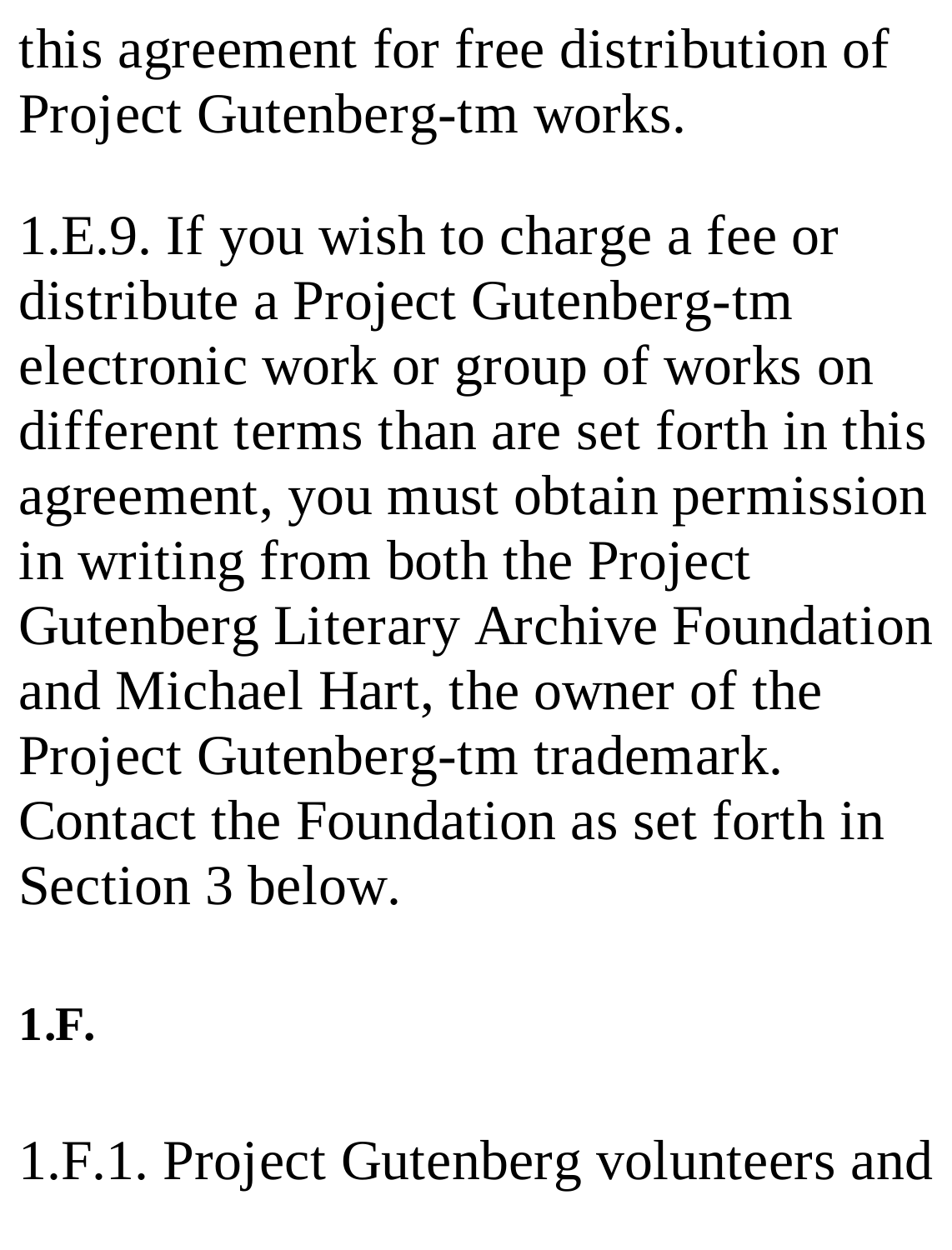this agreement for free distribution of Project Gutenberg-tm works.

1.E.9. If you wish to charge a fee or distribute a Project Gutenberg-tm electronic work or group of works on different terms than are set forth in this agreement, you must obtain permission in writing from both the Project Gutenberg Literary Archive Foundation and Michael Hart, the owner of the Project Gutenberg-tm trademark. Contact the Foundation as set forth in Section 3 below.

**1.F.**

1.F.1. Project Gutenberg volunteers and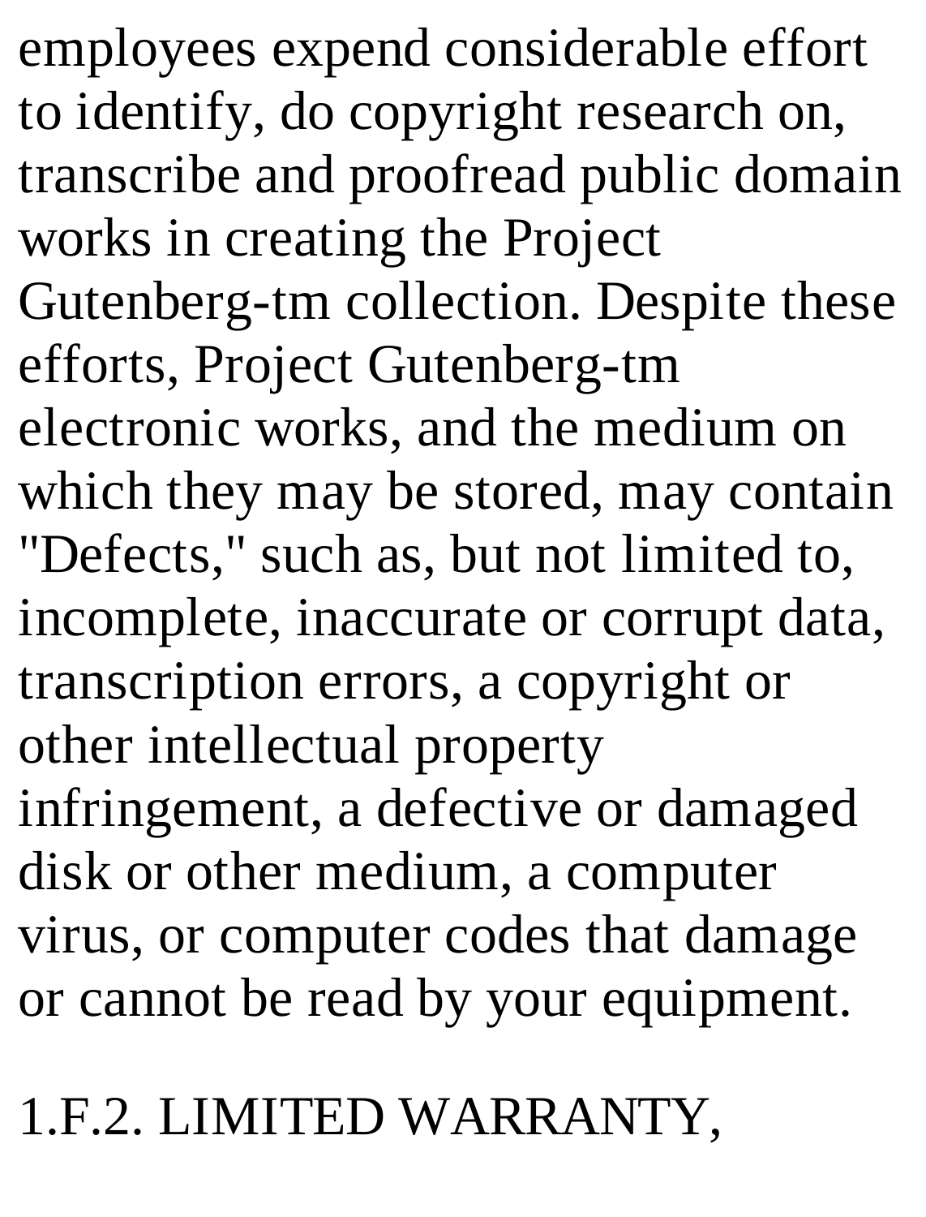employees expend considerable effort to identify, do copyright research on, transcribe and proofread public domain works in creating the Project Gutenberg-tm collection. Despite these efforts, Project Gutenberg-tm electronic works, and the medium on which they may be stored, may contain "Defects," such as, but not limited to, incomplete, inaccurate or corrupt data, transcription errors, a copyright or other intellectual property infringement, a defective or damaged disk or other medium, a computer virus, or computer codes that damage or cannot be read by your equipment.

1.F.2. LIMITED WARRANTY,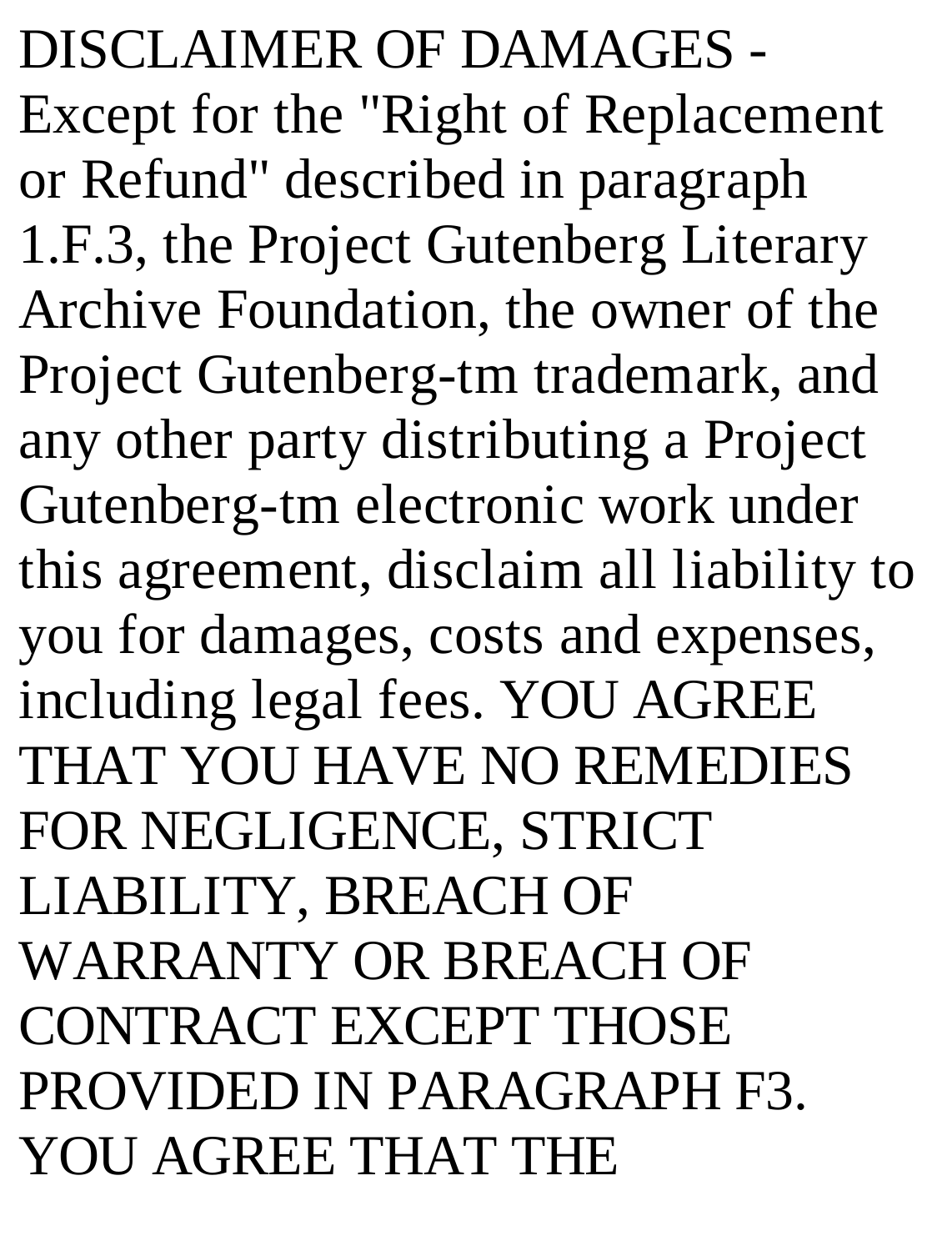DISCLAIMER OF DAMAGES - Except for the "Right of Replacement or Refund" described in paragraph 1.F.3, the Project Gutenberg Literary Archive Foundation, the owner of the Project Gutenberg-tm trademark, and any other party distributing a Project Gutenberg-tm electronic work under this agreement, disclaim all liability to you for damages, costs and expenses, including legal fees. YOU AGREE THAT YOU HAVE NO REMEDIES FOR NEGLIGENCE, STRICT LIABILITY, BREACH OF WARRANTY OR BREACH OF CONTRACT EXCEPT THOSE PROVIDED IN PARAGRAPH F3. YOU AGREE THAT THE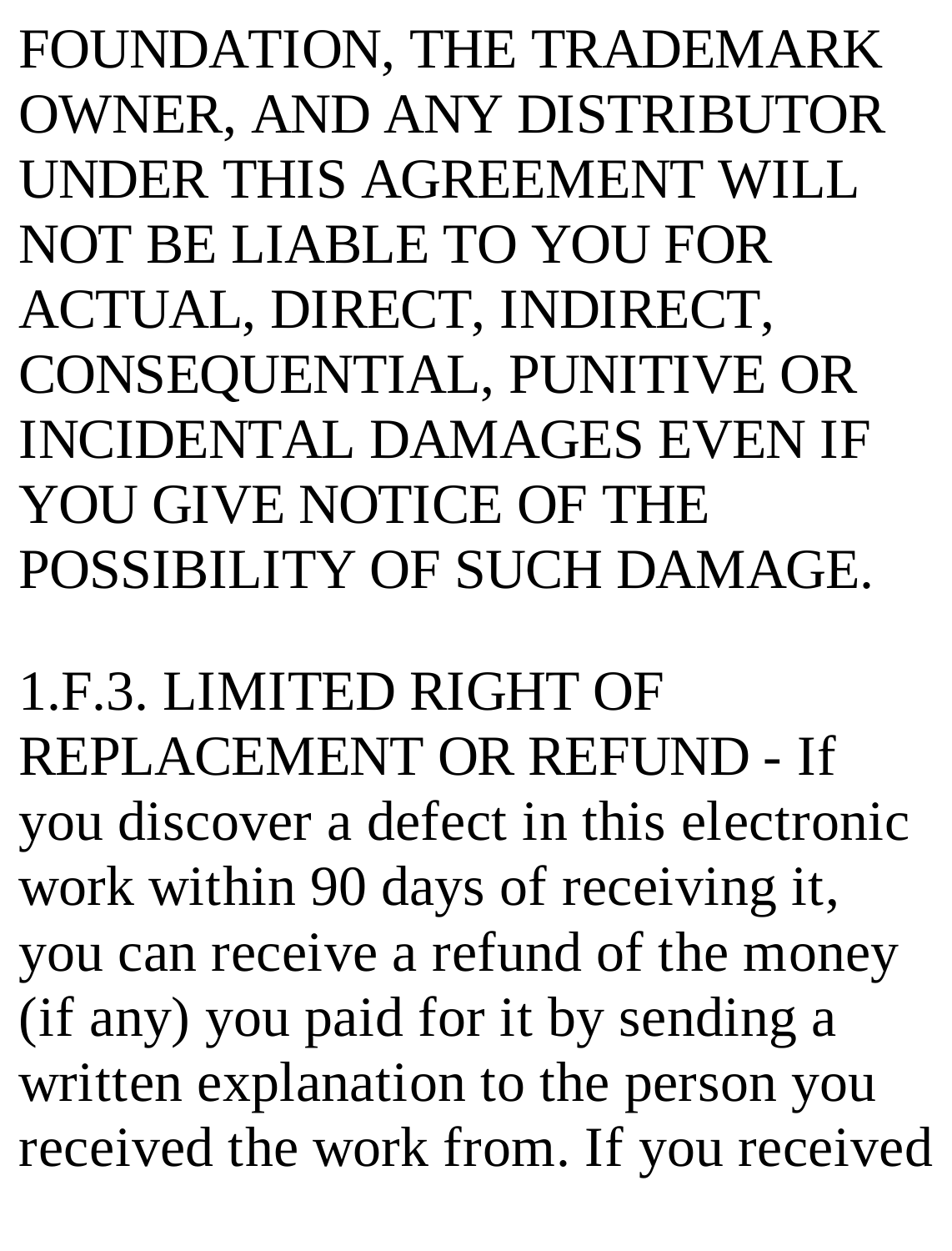FOUNDATION, THE TRADEMARK OWNER, AND ANY DISTRIBUTOR UNDER THIS AGREEMENT WILL NOT BE LIABLE TO YOU FOR ACTUAL, DIRECT, INDIRECT, CONSEQUENTIAL, PUNITIVE OR INCIDENTAL DAMAGES EVEN IF YOU GIVE NOTICE OF THE POSSIBILITY OF SUCH DAMAGE.

1.F.3. LIMITED RIGHT OF REPLACEMENT OR REFUND - If you discover a defect in this electronic work within 90 days of receiving it, you can receive a refund of the money (if any) you paid for it by sending a written explanation to the person you received the work from. If you received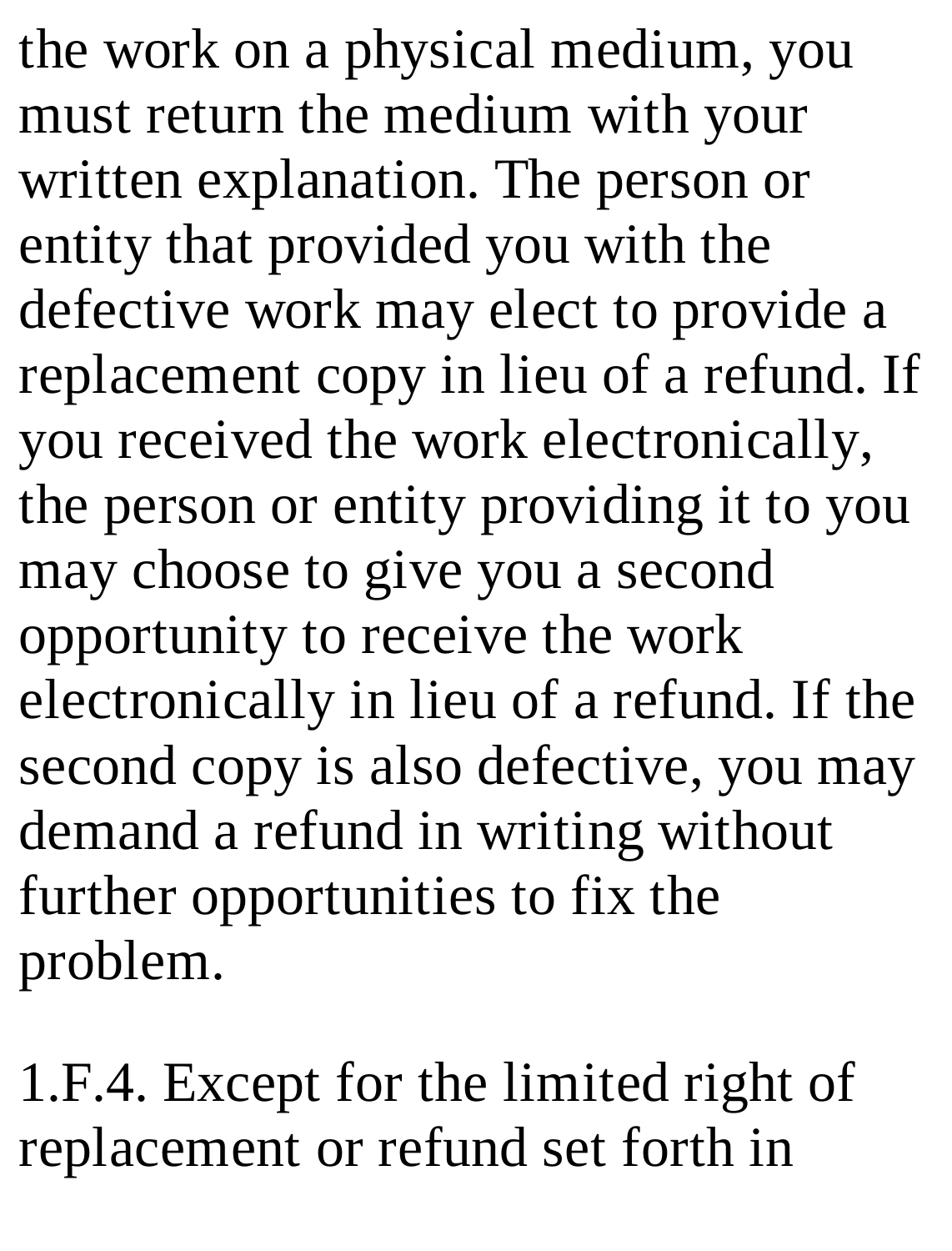the work on a physical medium, you must return the medium with your written explanation. The person or entity that provided you with the defective work may elect to provide a replacement copy in lieu of a refund. If you received the work electronically, the person or entity providing it to you may choose to give you a second opportunity to receive the work electronically in lieu of a refund. If the second copy is also defective, you may demand a refund in writing without further opportunities to fix the problem.

1.F.4. Except for the limited right of replacement or refund set forth in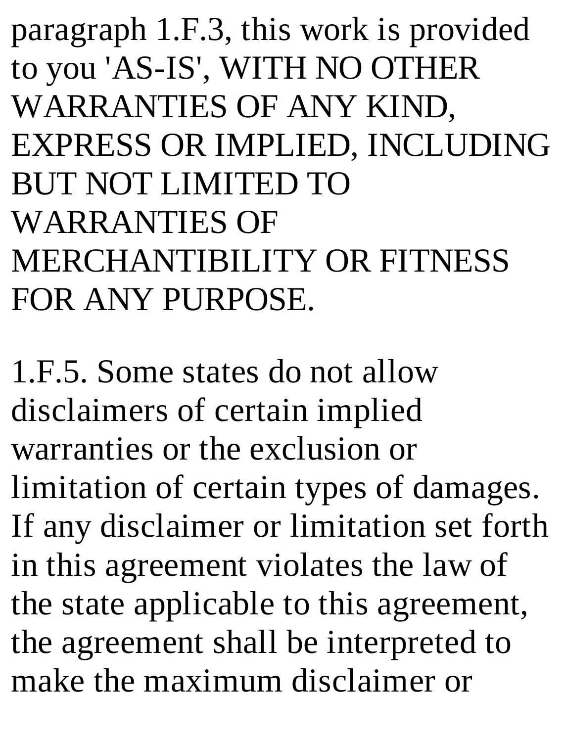paragraph 1.F.3, this work is provided to you 'AS-IS', WITH NO OTHER WARRANTIES OF ANY KIND, EXPRESS OR IMPLIED, INCLUDING BUT NOT LIMITED TO WARRANTIES OF MERCHANTIBILITY OR FITNESS FOR ANY PURPOSE.

1.F.5. Some states do not allow disclaimers of certain implied warranties or the exclusion or limitation of certain types of damages. If any disclaimer or limitation set forth in this agreement violates the law of the state applicable to this agreement, the agreement shall be interpreted to make the maximum disclaimer or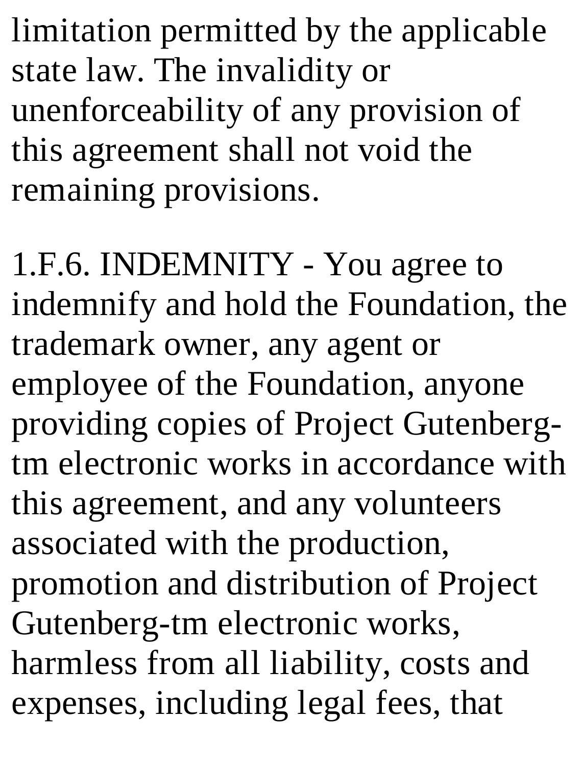limitation permitted by the applicable state law. The invalidity or unenforceability of any provision of this agreement shall not void the remaining provisions.

1.F.6. INDEMNITY - You agree to indemnify and hold the Foundation, the trademark owner, any agent or employee of the Foundation, anyone providing copies of Project Gutenberg-tm electronic works in accordance with this agreement, and any volunteers associated with the production, promotion and distribution of Project Gutenberg-tm electronic works, harmless from all liability, costs and expenses, including legal fees, that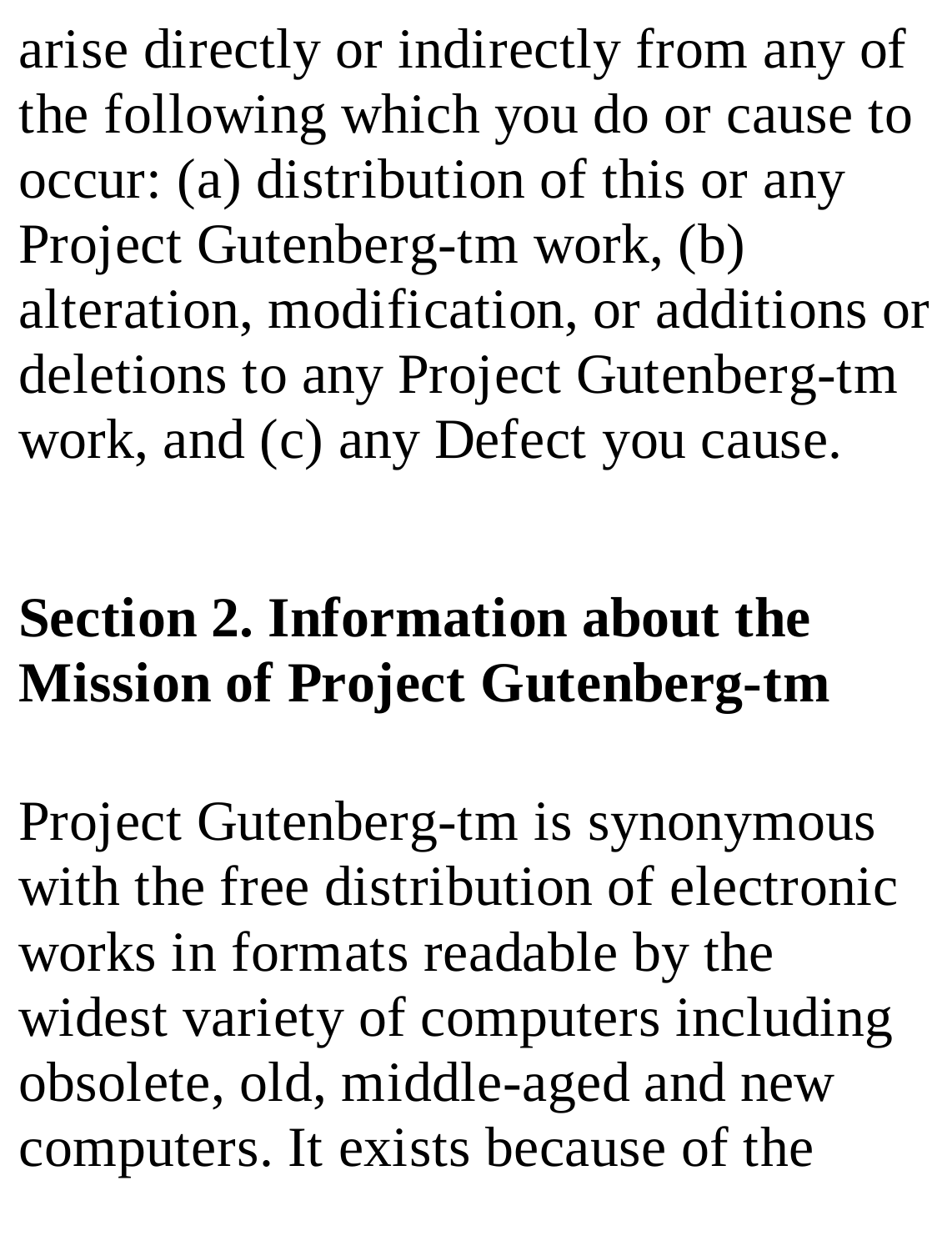arise directly or indirectly from any of the following which you do or cause to occur: (a) distribution of this or any Project Gutenberg-tm work, (b) alteration, modification, or additions or deletions to any Project Gutenberg-tm work, and (c) any Defect you cause.

## Section 2. Information about the Mission of Project Gutenberg-tm

Project Gutenberg-tm is synonymous with the free distribution of electronic works in formats readable by the widest variety of computers including obsolete, old, middle-aged and new computers. It exists because of the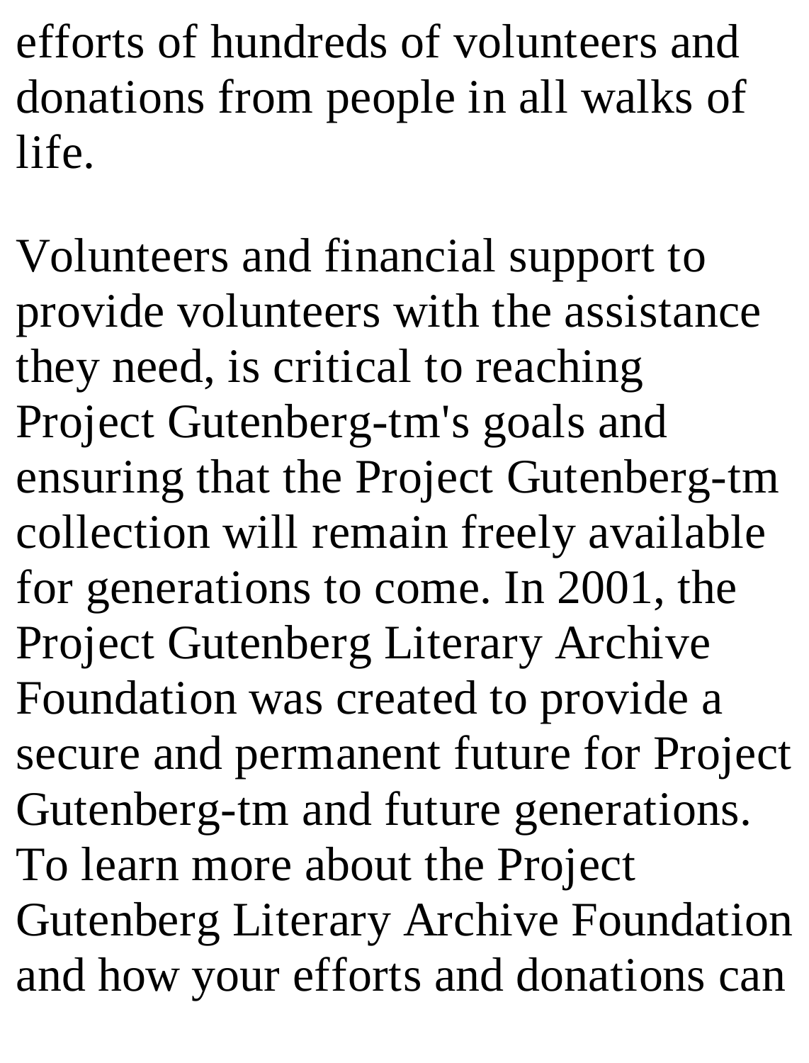efforts of hundreds of volunteers and donations from people in all walks of life.

Volunteers and financial support to provide volunteers with the assistance they need, is critical to reaching Project Gutenberg-tm's goals and ensuring that the Project Gutenberg-tm collection will remain freely available for generations to come. In 2001, the Project Gutenberg Literary Archive Foundation was created to provide a secure and permanent future for Project Gutenberg-tm and future generations. To learn more about the Project Gutenberg Literary Archive Foundation and how your efforts and donations can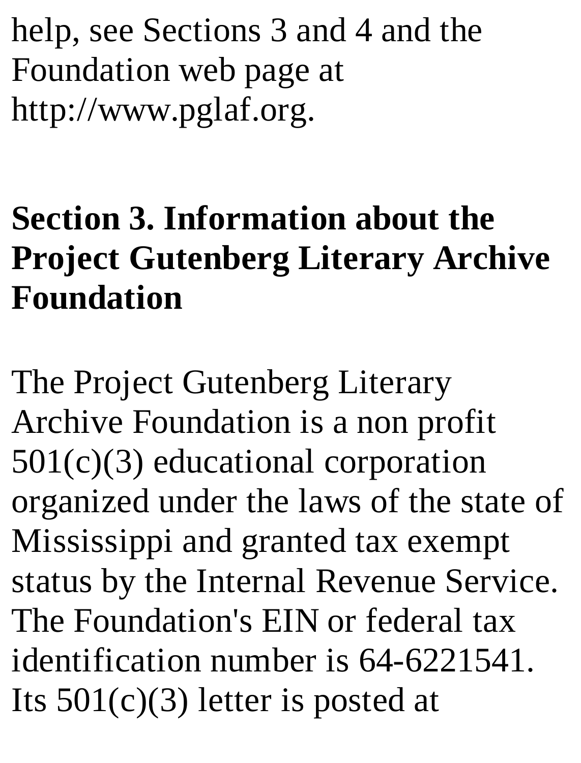help, see Sections 3 and 4 and the Foundation web page at http://www.pglaf.org.

## Section 3. Information about the Project Gutenberg Literary Archive Foundation

The Project Gutenberg Literary Archive Foundation is a non profit 501(c)(3) educational corporation organized under the laws of the state of Mississippi and granted tax exempt status by the Internal Revenue Service. The Foundation's EIN or federal tax identification number is 64-6221541. Its 501(c)(3) letter is posted at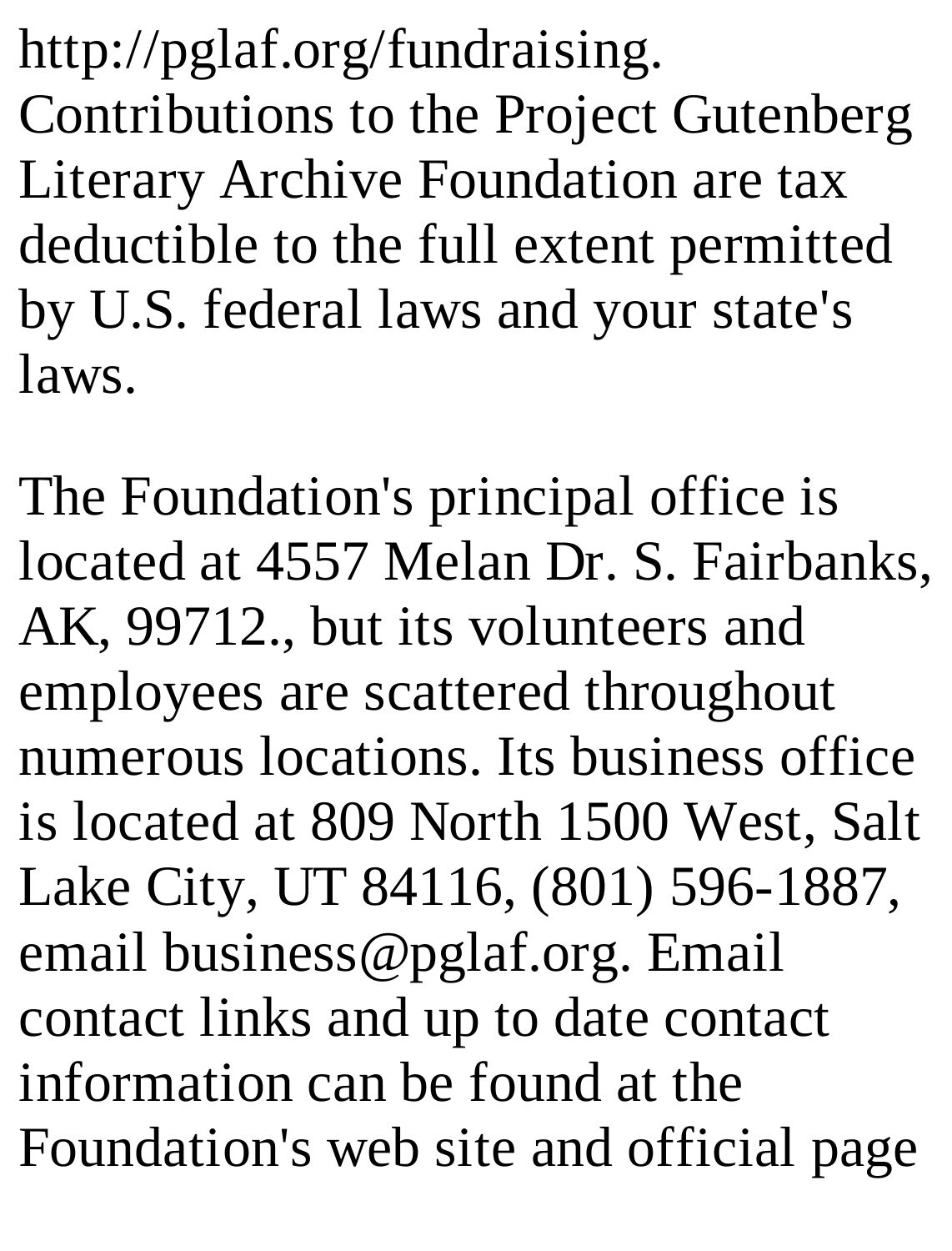http://pglaf.org/fundraising. Contributions to the Project Gutenberg Literary Archive Foundation are tax deductible to the full extent permitted by U.S. federal laws and your state's laws.

The Foundation's principal office is located at 4557 Melan Dr. S. Fairbanks, AK, 99712., but its volunteers and employees are scattered throughout numerous locations. Its business office is located at 809 North 1500 West, Salt Lake City, UT 84116, (801) 596-1887, email business@pglaf.org. Email contact links and up to date contact information can be found at the Foundation's web site and official page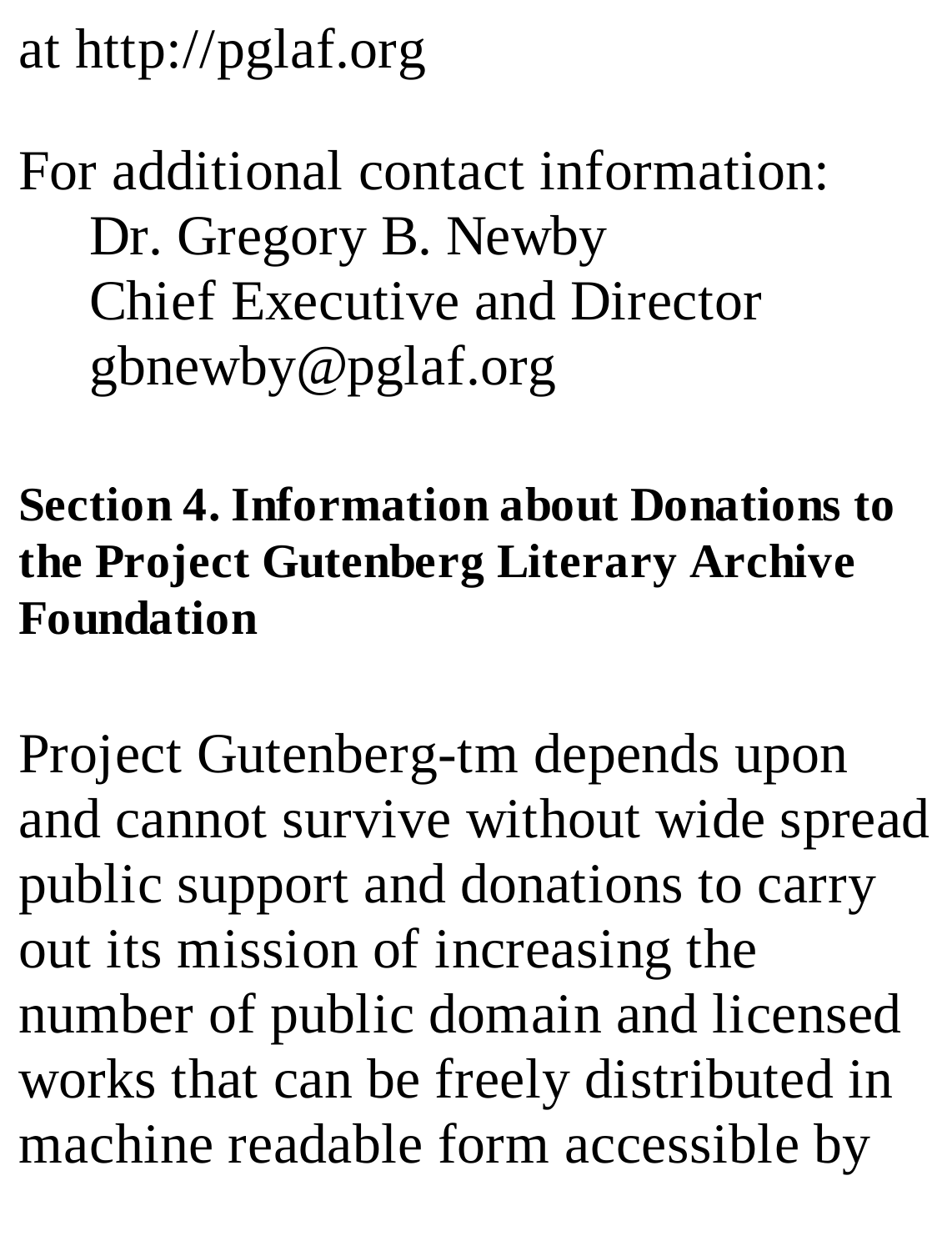at http://pglaf.org

For additional contact information:
    Dr. Gregory B. Newby
    Chief Executive and Director
    gbnewby@pglaf.org

### Section 4. Information about Donations to the Project Gutenberg Literary Archive Foundation

Project Gutenberg-tm depends upon and cannot survive without wide spread public support and donations to carry out its mission of increasing the number of public domain and licensed works that can be freely distributed in machine readable form accessible by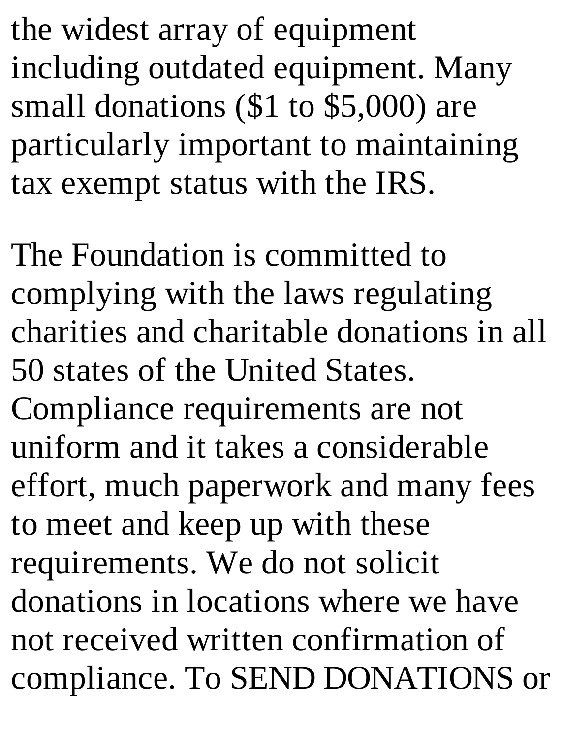the widest array of equipment including outdated equipment. Many small donations ($1 to $5,000) are particularly important to maintaining tax exempt status with the IRS.

The Foundation is committed to complying with the laws regulating charities and charitable donations in all 50 states of the United States. Compliance requirements are not uniform and it takes a considerable effort, much paperwork and many fees to meet and keep up with these requirements. We do not solicit donations in locations where we have not received written confirmation of compliance. To SEND DONATIONS or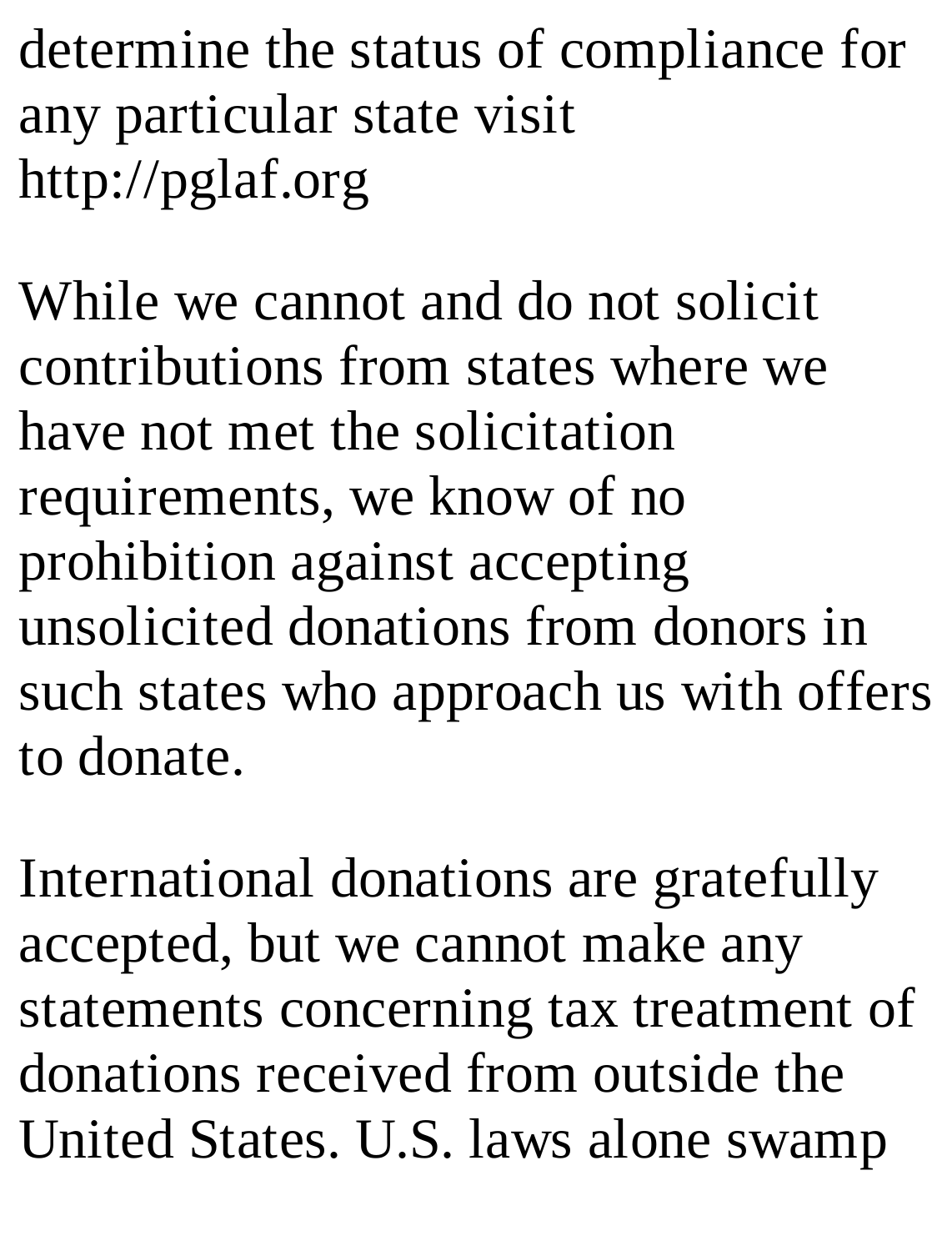determine the status of compliance for any particular state visit http://pglaf.org

While we cannot and do not solicit contributions from states where we have not met the solicitation requirements, we know of no prohibition against accepting unsolicited donations from donors in such states who approach us with offers to donate.

International donations are gratefully accepted, but we cannot make any statements concerning tax treatment of donations received from outside the United States. U.S. laws alone swamp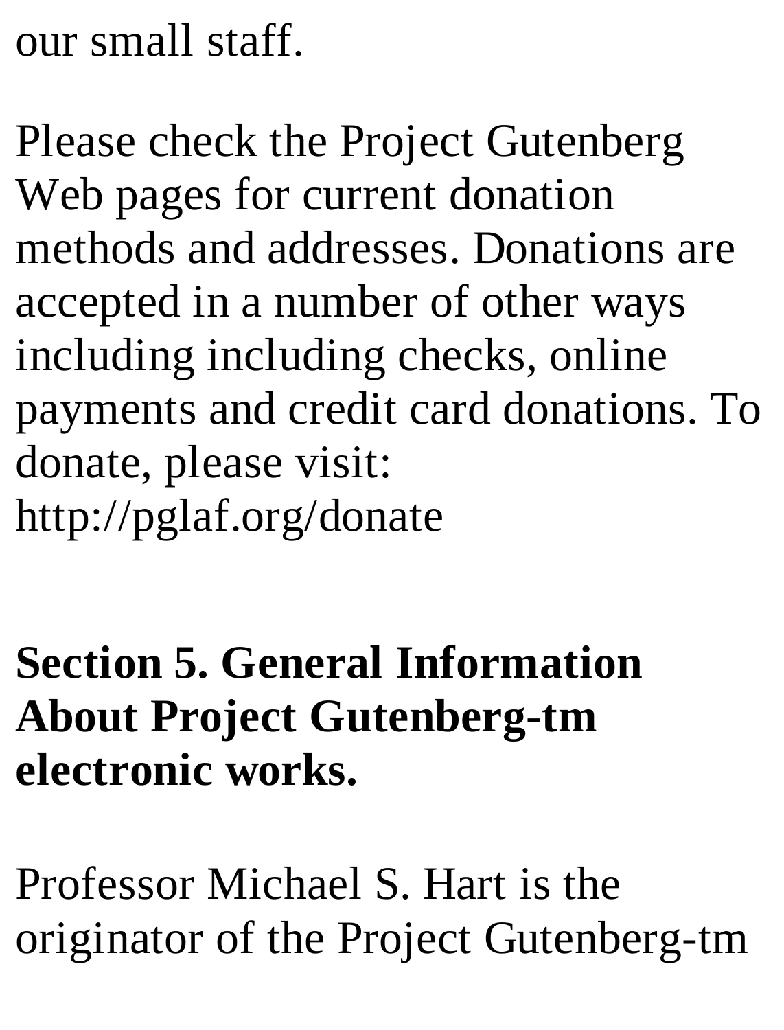our small staff.

Please check the Project Gutenberg Web pages for current donation methods and addresses. Donations are accepted in a number of other ways including including checks, online payments and credit card donations. To donate, please visit: http://pglaf.org/donate

## Section 5. General Information About Project Gutenberg-tm electronic works.

Professor Michael S. Hart is the originator of the Project Gutenberg-tm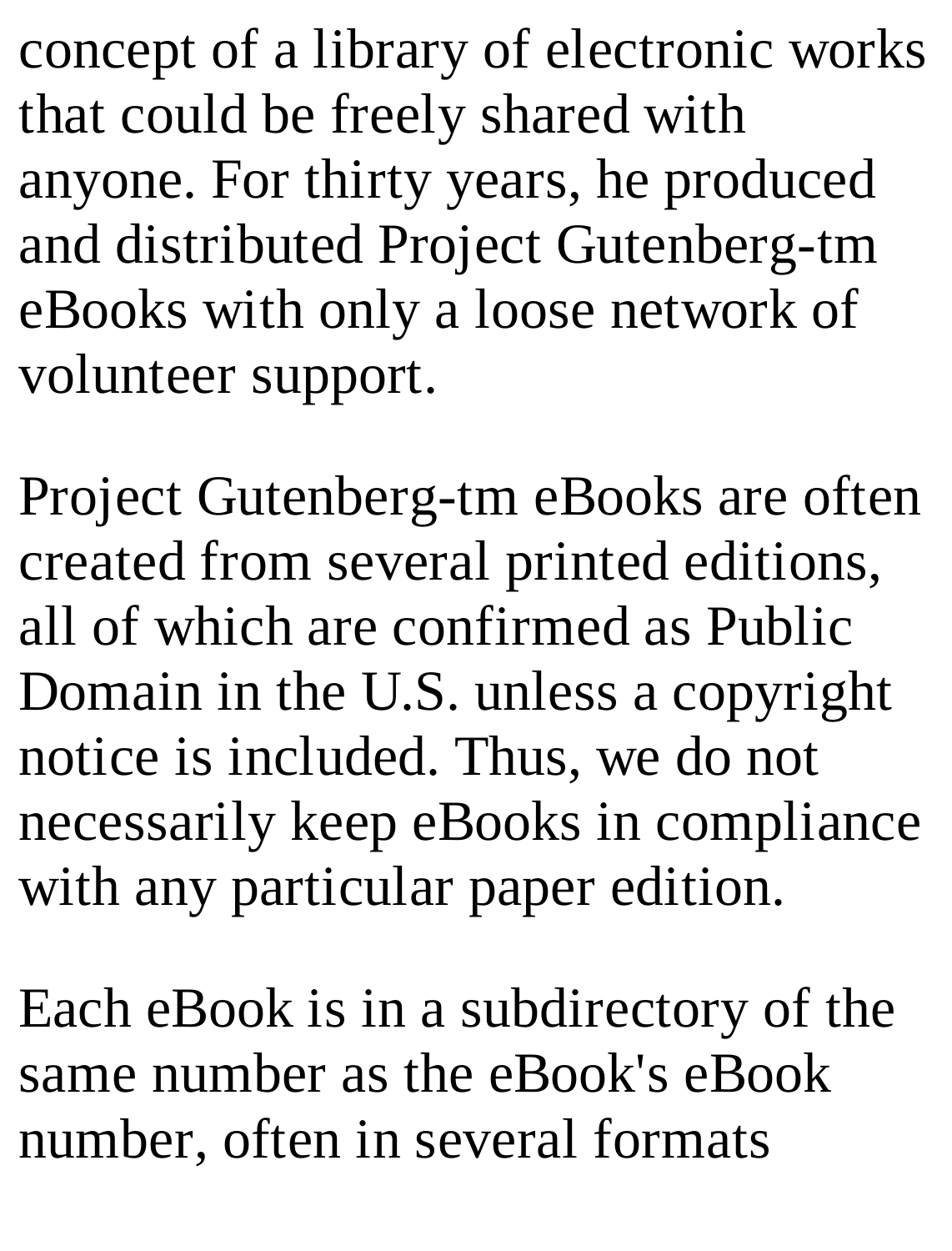concept of a library of electronic works that could be freely shared with anyone. For thirty years, he produced and distributed Project Gutenberg-tm eBooks with only a loose network of volunteer support.

Project Gutenberg-tm eBooks are often created from several printed editions, all of which are confirmed as Public Domain in the U.S. unless a copyright notice is included. Thus, we do not necessarily keep eBooks in compliance with any particular paper edition.

Each eBook is in a subdirectory of the same number as the eBook's eBook number, often in several formats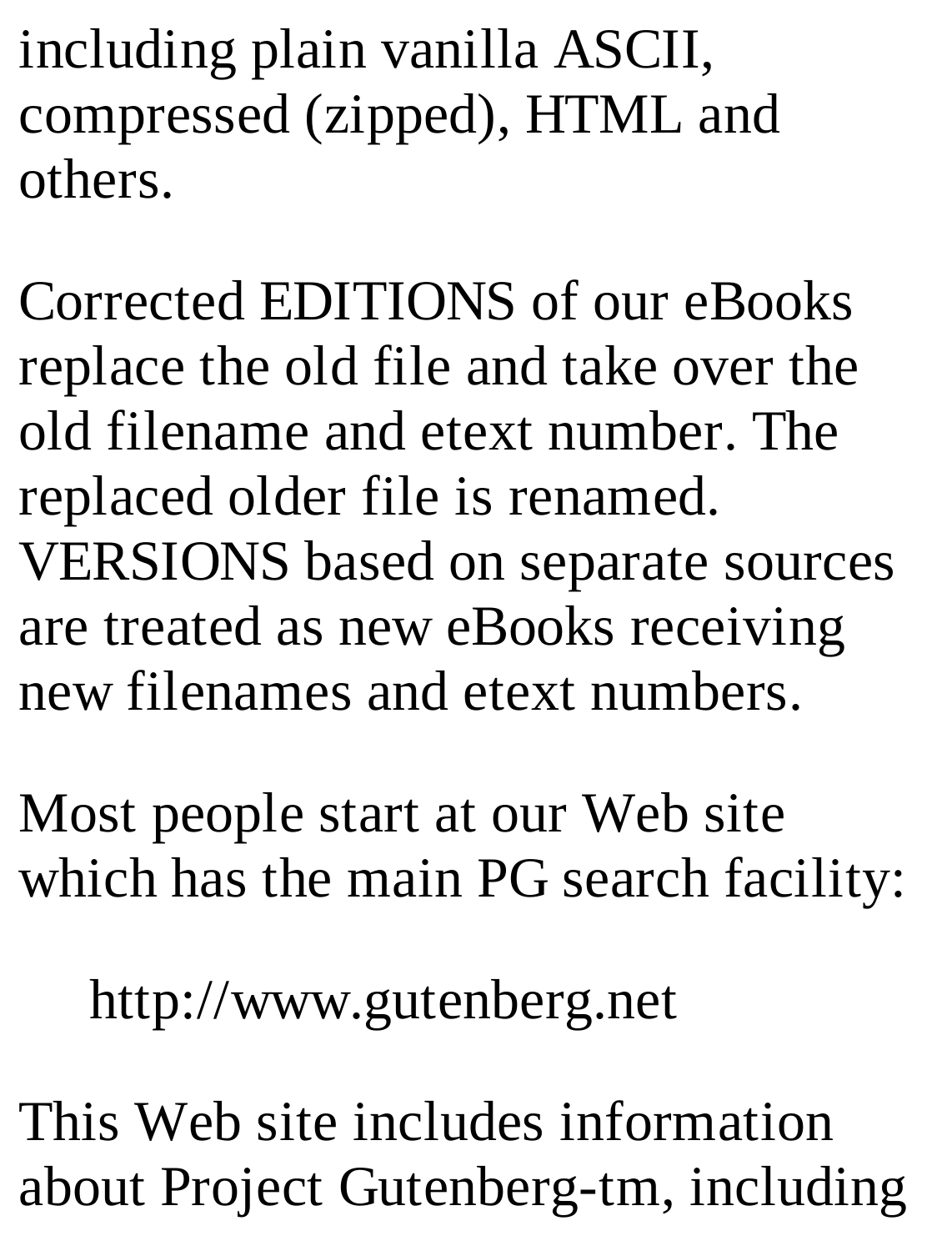including plain vanilla ASCII, compressed (zipped), HTML and others.

Corrected EDITIONS of our eBooks replace the old file and take over the old filename and etext number. The replaced older file is renamed. VERSIONS based on separate sources are treated as new eBooks receiving new filenames and etext numbers.

Most people start at our Web site which has the main PG search facility:

http://www.gutenberg.net

This Web site includes information about Project Gutenberg-tm, including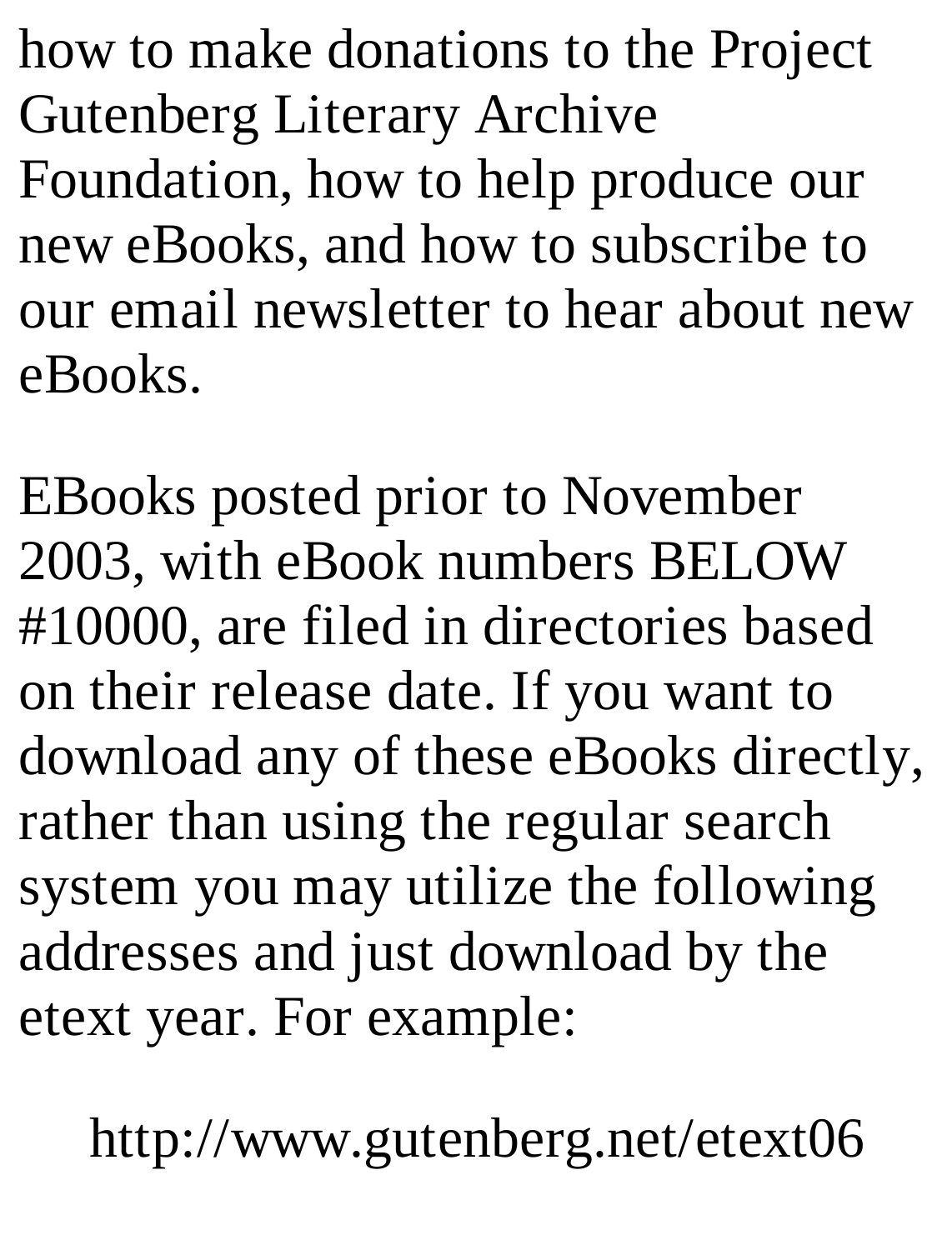how to make donations to the Project Gutenberg Literary Archive Foundation, how to help produce our new eBooks, and how to subscribe to our email newsletter to hear about new eBooks.

EBooks posted prior to November 2003, with eBook numbers BELOW #10000, are filed in directories based on their release date. If you want to download any of these eBooks directly, rather than using the regular search system you may utilize the following addresses and just download by the etext year. For example:

http://www.gutenberg.net/etext06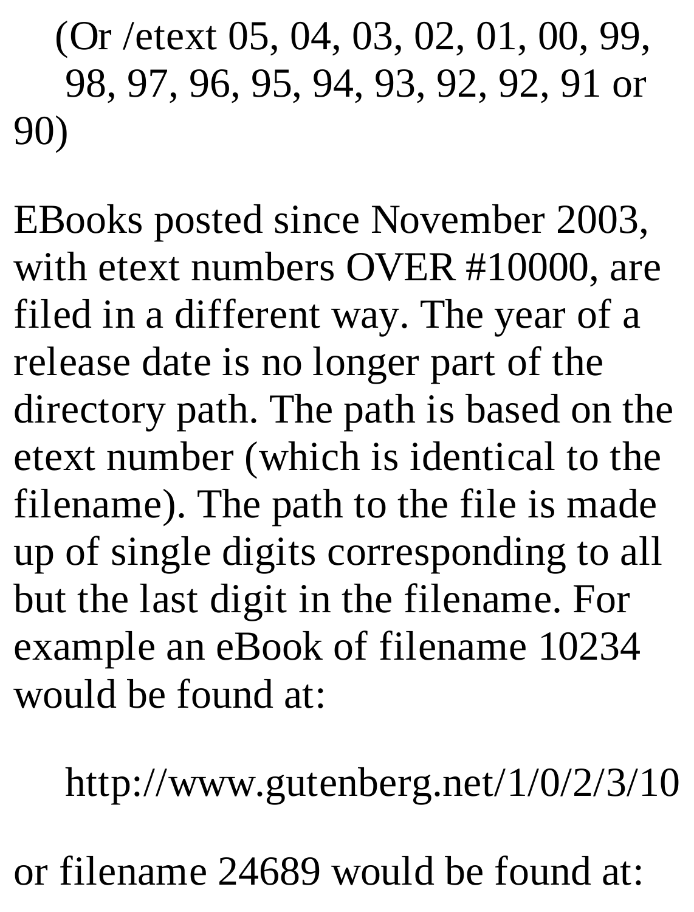(Or /etext 05, 04, 03, 02, 01, 00, 99, 98, 97, 96, 95, 94, 93, 92, 92, 91 or 90)

EBooks posted since November 2003, with etext numbers OVER #10000, are filed in a different way. The year of a release date is no longer part of the directory path. The path is based on the etext number (which is identical to the filename). The path to the file is made up of single digits corresponding to all but the last digit in the filename. For example an eBook of filename 10234 would be found at:

http://www.gutenberg.net/1/0/2/3/10

or filename 24689 would be found at: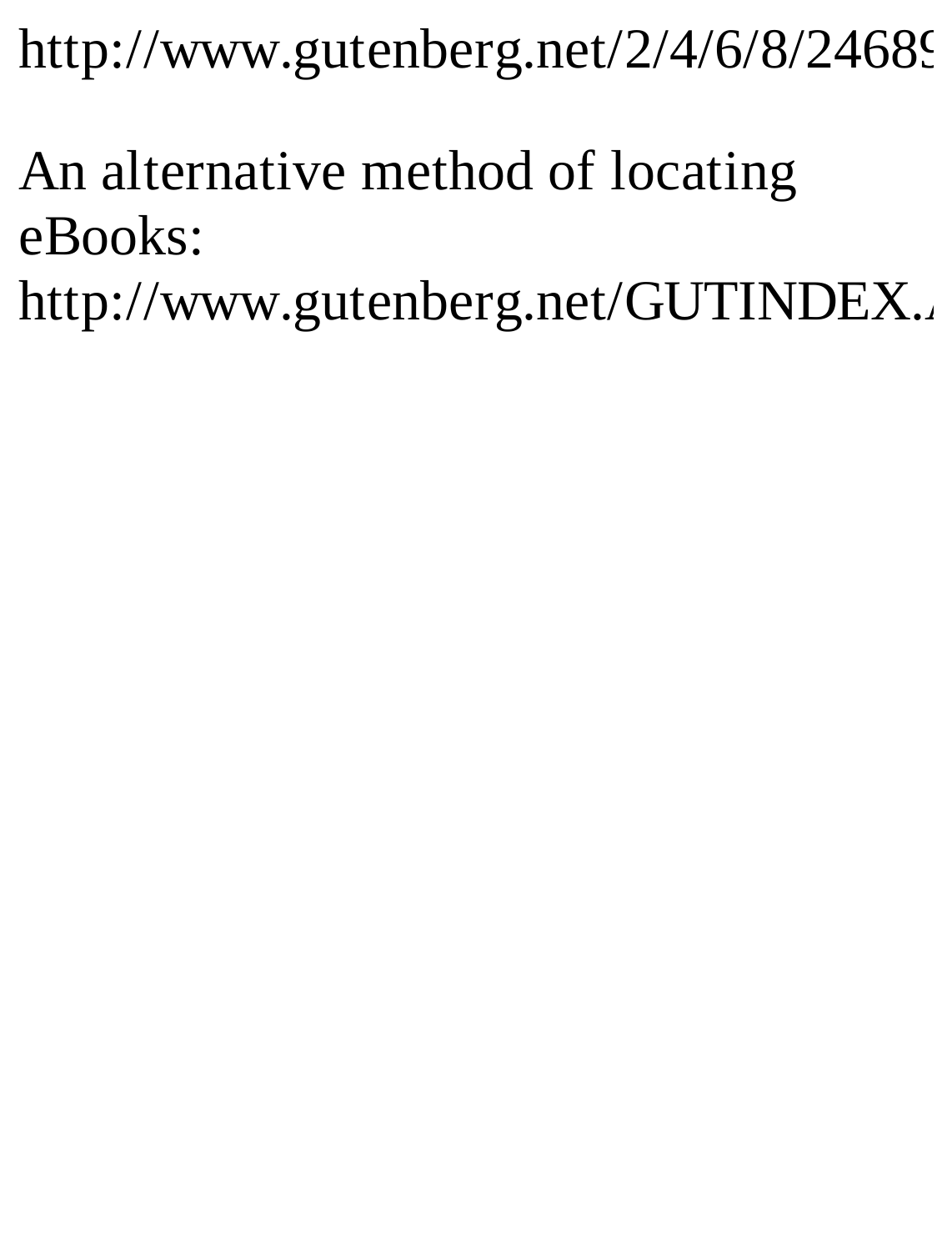http://www.gutenberg.net/2/4/6/8/24689

An alternative method of locating eBooks:
http://www.gutenberg.net/GUTINDEX.A